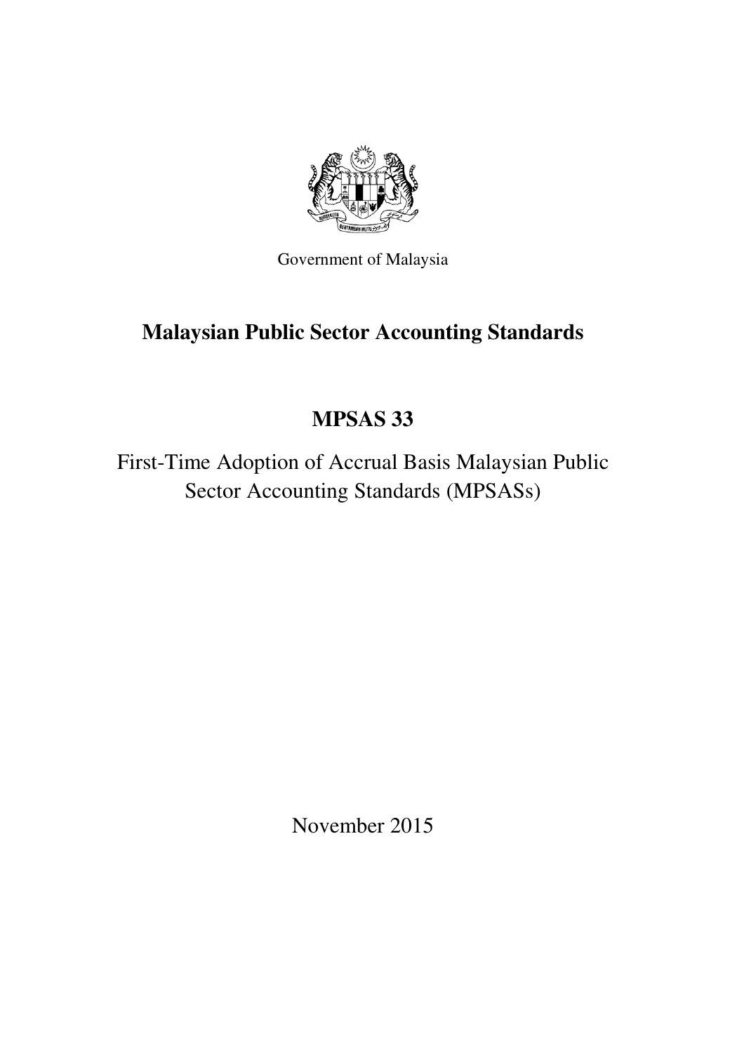Government of Malaysia

# Malaysian Public Sector Accounting Standards

## MPSAS 33

First-Time Adoption of Accrual Basis Malaysian Public Sector Accounting Standards (MPSASs)

November 2015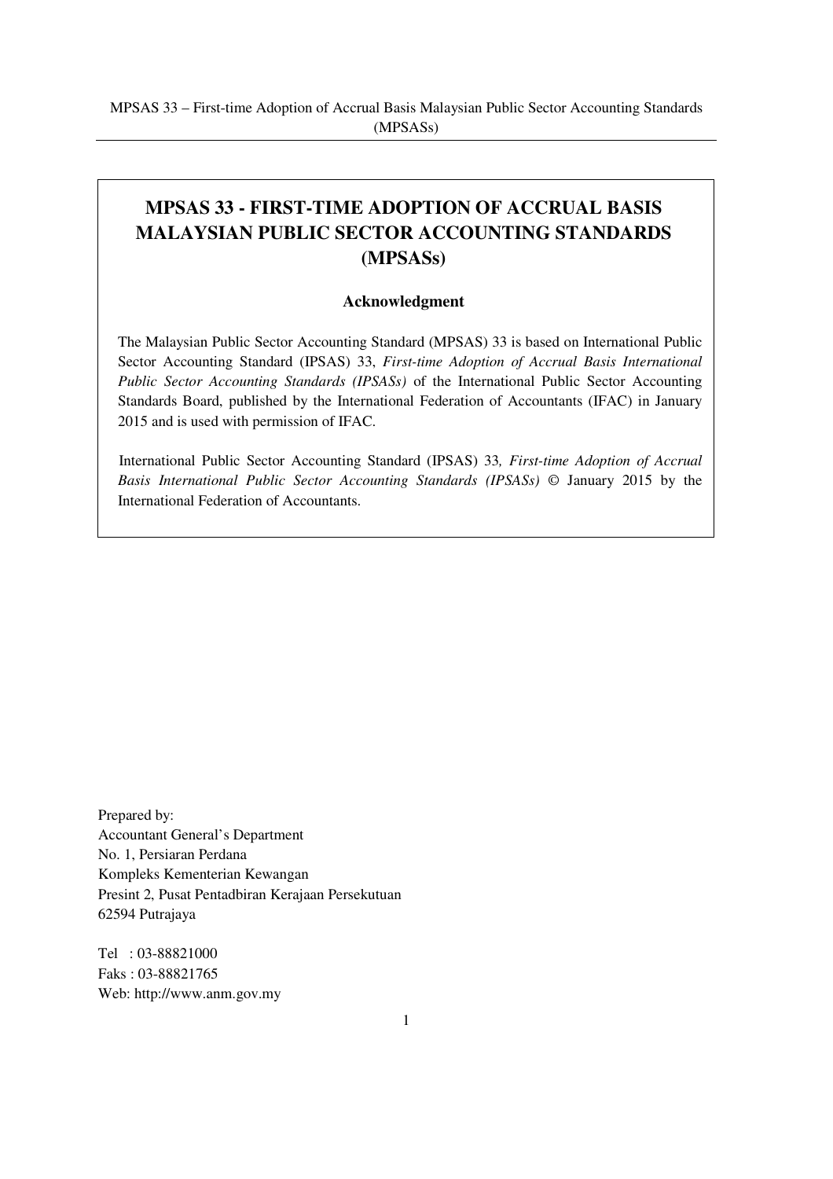# MPSAS 33 - FIRST-TIME ADOPTION OF ACCRUAL BASIS MALAYSIAN PUBLIC SECTOR ACCOUNTING STANDARDS (MPSASs)

## Acknowledgment

The Malaysian Public Sector Accounting Standard (MPSAS) 33 is based on International Public Sector Accounting Standard (IPSAS) 33, *First-time Adoption of Accrual Basis International Public Sector Accounting Standards (IPSASs)* of the International Public Sector Accounting Standards Board, published by the International Federation of Accountants (IFAC) in January 2015 and is used with permission of IFAC.

International Public Sector Accounting Standard (IPSAS) 33, *First-time Adoption of Accrual Basis International Public Sector Accounting Standards (IPSASs)* © January 2015 by the International Federation of Accountants.

Prepared by:
Accountant General's Department
No. 1, Persiaran Perdana
Kompleks Kementerian Kewangan
Presint 2, Pusat Pentadbiran Kerajaan Persekutuan
62594 Putrajaya

Tel : 03-88821000
Faks : 03-88821765
Web: http://www.anm.gov.my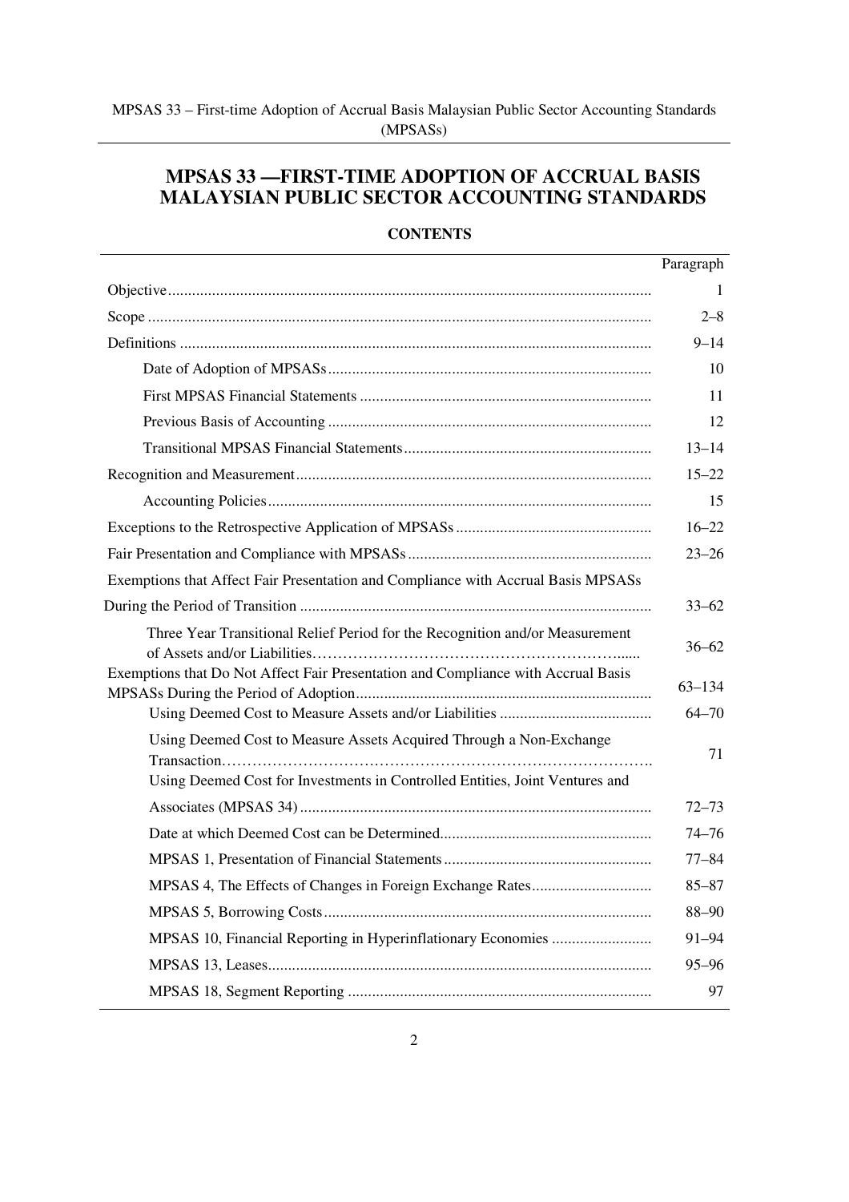# MPSAS 33 —FIRST-TIME ADOPTION OF ACCRUAL BASIS MALAYSIAN PUBLIC SECTOR ACCOUNTING STANDARDS

**CONTENTS**

| | Paragraph |
|---|---|
| Objective | 1 |
| Scope | 2–8 |
| Definitions | 9–14 |
| Date of Adoption of MPSASs | 10 |
| First MPSAS Financial Statements | 11 |
| Previous Basis of Accounting | 12 |
| Transitional MPSAS Financial Statements | 13–14 |
| Recognition and Measurement | 15–22 |
| Accounting Policies | 15 |
| Exceptions to the Retrospective Application of MPSASs | 16–22 |
| Fair Presentation and Compliance with MPSASs | 23–26 |
| Exemptions that Affect Fair Presentation and Compliance with Accrual Basis MPSASs During the Period of Transition | 33–62 |
| Three Year Transitional Relief Period for the Recognition and/or Measurement of Assets and/or Liabilities | 36–62 |
| Exemptions that Do Not Affect Fair Presentation and Compliance with Accrual Basis MPSASs During the Period of Adoption | 63–134 |
| Using Deemed Cost to Measure Assets and/or Liabilities | 64–70 |
| Using Deemed Cost to Measure Assets Acquired Through a Non-Exchange Transaction | 71 |
| Using Deemed Cost for Investments in Controlled Entities, Joint Ventures and Associates (MPSAS 34) | 72–73 |
| Date at which Deemed Cost can be Determined | 74–76 |
| MPSAS 1, Presentation of Financial Statements | 77–84 |
| MPSAS 4, The Effects of Changes in Foreign Exchange Rates | 85–87 |
| MPSAS 5, Borrowing Costs | 88–90 |
| MPSAS 10, Financial Reporting in Hyperinflationary Economies | 91–94 |
| MPSAS 13, Leases | 95–96 |
| MPSAS 18, Segment Reporting | 97 |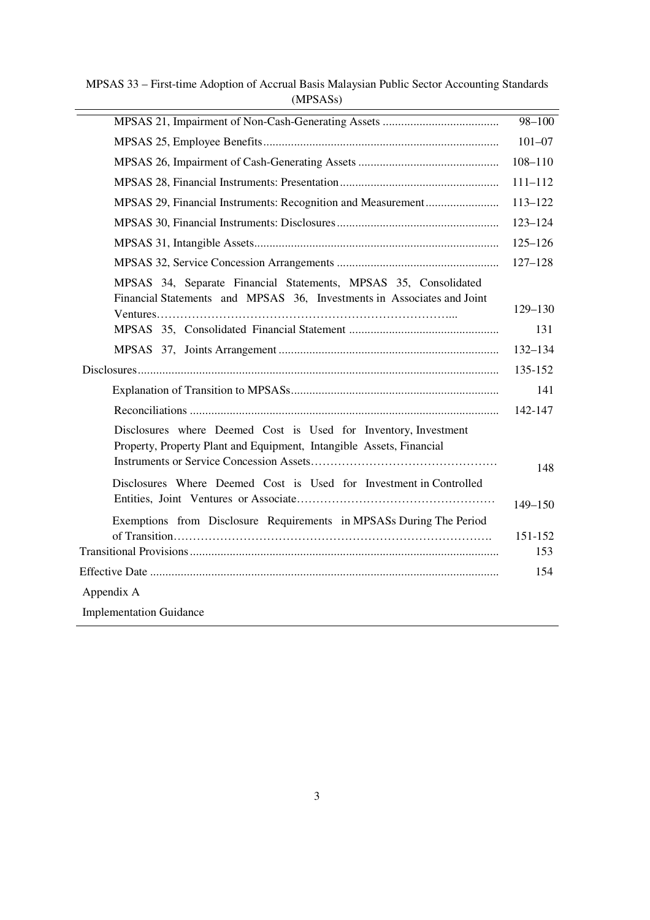| | |
|---|---|
| MPSAS 21, Impairment of Non-Cash-Generating Assets | 98–100 |
| MPSAS 25, Employee Benefits | 101–07 |
| MPSAS 26, Impairment of Cash-Generating Assets | 108–110 |
| MPSAS 28, Financial Instruments: Presentation | 111–112 |
| MPSAS 29, Financial Instruments: Recognition and Measurement | 113–122 |
| MPSAS 30, Financial Instruments: Disclosures | 123–124 |
| MPSAS 31, Intangible Assets | 125–126 |
| MPSAS 32, Service Concession Arrangements | 127–128 |
| MPSAS 34, Separate Financial Statements, MPSAS 35, Consolidated Financial Statements and MPSAS 36, Investments in Associates and Joint Ventures | 129–130 |
| MPSAS 35, Consolidated Financial Statement | 131 |
| MPSAS 37, Joints Arrangement | 132–134 |
| Disclosures | 135-152 |
| Explanation of Transition to MPSASs | 141 |
| Reconciliations | 142-147 |
| Disclosures where Deemed Cost is Used for Inventory, Investment Property, Property Plant and Equipment, Intangible Assets, Financial Instruments or Service Concession Assets | 148 |
| Disclosures Where Deemed Cost is Used for Investment in Controlled Entities, Joint Ventures or Associate | 149–150 |
| Exemptions from Disclosure Requirements in MPSASs During The Period of Transition | 151-152 |
| Transitional Provisions | 153 |
| Effective Date | 154 |
| Appendix A | |
| Implementation Guidance | |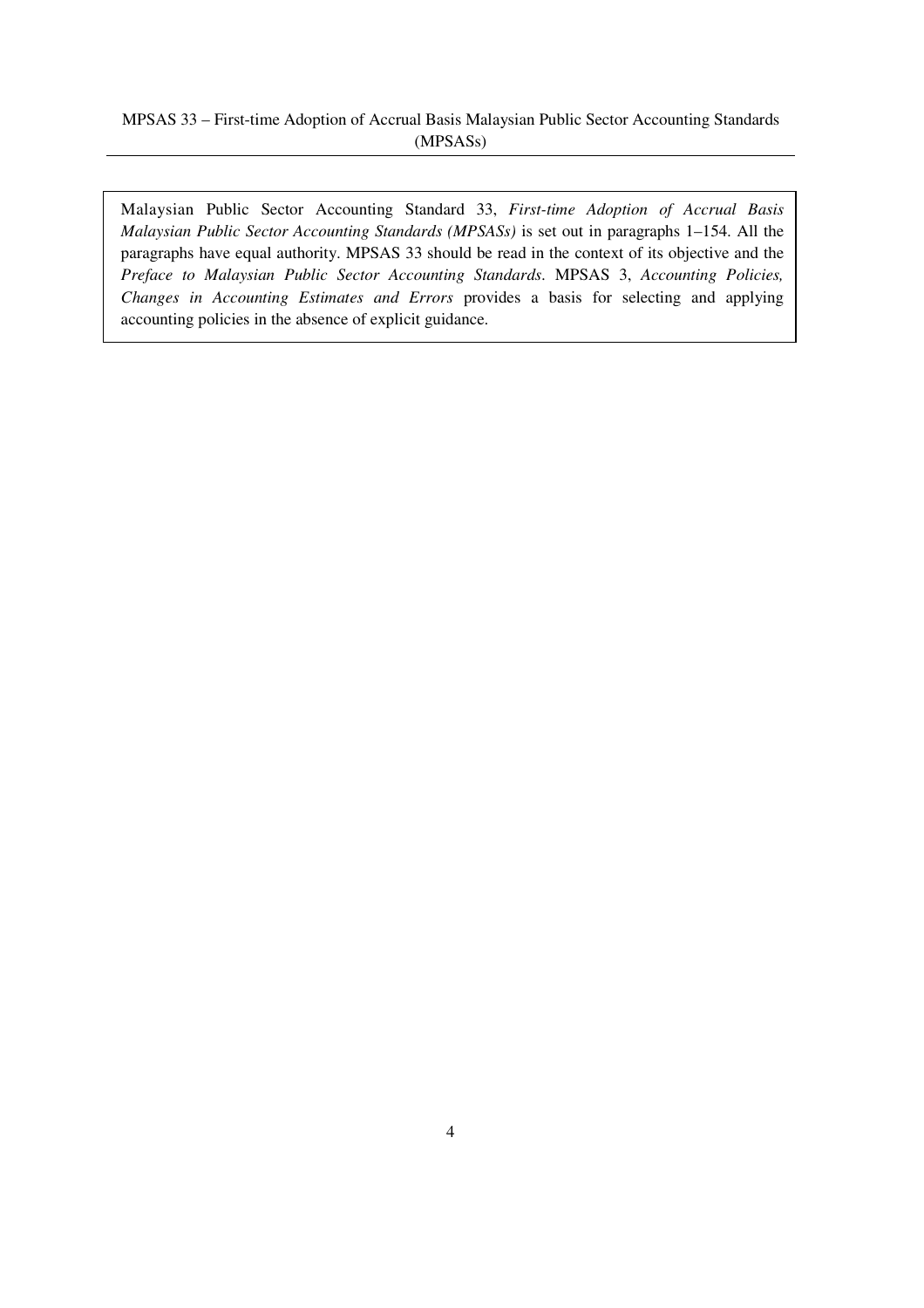Malaysian Public Sector Accounting Standard 33, *First-time Adoption of Accrual Basis Malaysian Public Sector Accounting Standards (MPSASs)* is set out in paragraphs 1–154. All the paragraphs have equal authority. MPSAS 33 should be read in the context of its objective and the *Preface to Malaysian Public Sector Accounting Standards*. MPSAS 3, *Accounting Policies, Changes in Accounting Estimates and Errors* provides a basis for selecting and applying accounting policies in the absence of explicit guidance.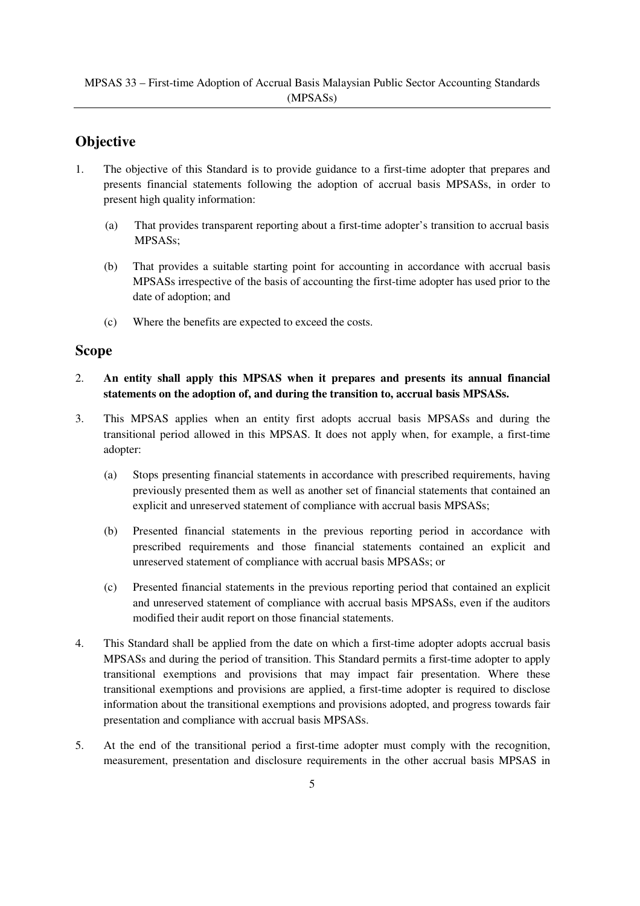## Objective

1. The objective of this Standard is to provide guidance to a first-time adopter that prepares and presents financial statements following the adoption of accrual basis MPSASs, in order to present high quality information:

   (a) That provides transparent reporting about a first-time adopter's transition to accrual basis MPSASs;

   (b) That provides a suitable starting point for accounting in accordance with accrual basis MPSASs irrespective of the basis of accounting the first-time adopter has used prior to the date of adoption; and

   (c) Where the benefits are expected to exceed the costs.

## Scope

2. **An entity shall apply this MPSAS when it prepares and presents its annual financial statements on the adoption of, and during the transition to, accrual basis MPSASs.**

3. This MPSAS applies when an entity first adopts accrual basis MPSASs and during the transitional period allowed in this MPSAS. It does not apply when, for example, a first-time adopter:

   (a) Stops presenting financial statements in accordance with prescribed requirements, having previously presented them as well as another set of financial statements that contained an explicit and unreserved statement of compliance with accrual basis MPSASs;

   (b) Presented financial statements in the previous reporting period in accordance with prescribed requirements and those financial statements contained an explicit and unreserved statement of compliance with accrual basis MPSASs; or

   (c) Presented financial statements in the previous reporting period that contained an explicit and unreserved statement of compliance with accrual basis MPSASs, even if the auditors modified their audit report on those financial statements.

4. This Standard shall be applied from the date on which a first-time adopter adopts accrual basis MPSASs and during the period of transition. This Standard permits a first-time adopter to apply transitional exemptions and provisions that may impact fair presentation. Where these transitional exemptions and provisions are applied, a first-time adopter is required to disclose information about the transitional exemptions and provisions adopted, and progress towards fair presentation and compliance with accrual basis MPSASs.

5. At the end of the transitional period a first-time adopter must comply with the recognition, measurement, presentation and disclosure requirements in the other accrual basis MPSAS in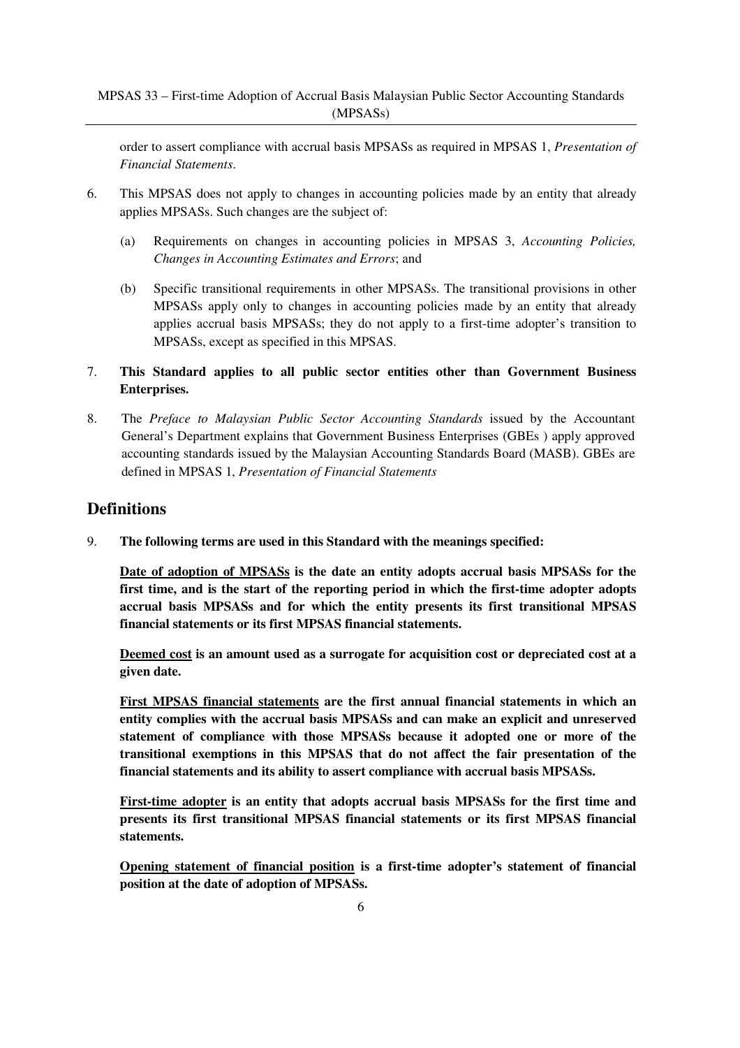order to assert compliance with accrual basis MPSASs as required in MPSAS 1, *Presentation of Financial Statements*.

6. This MPSAS does not apply to changes in accounting policies made by an entity that already applies MPSASs. Such changes are the subject of:

   (a) Requirements on changes in accounting policies in MPSAS 3, *Accounting Policies, Changes in Accounting Estimates and Errors*; and

   (b) Specific transitional requirements in other MPSASs. The transitional provisions in other MPSASs apply only to changes in accounting policies made by an entity that already applies accrual basis MPSASs; they do not apply to a first-time adopter's transition to MPSASs, except as specified in this MPSAS.

7. **This Standard applies to all public sector entities other than Government Business Enterprises.**

8. The *Preface to Malaysian Public Sector Accounting Standards* issued by the Accountant General's Department explains that Government Business Enterprises (GBEs ) apply approved accounting standards issued by the Malaysian Accounting Standards Board (MASB). GBEs are defined in MPSAS 1, *Presentation of Financial Statements*

## Definitions

9. **The following terms are used in this Standard with the meanings specified:**

   **<u>Date of adoption of MPSASs</u> is the date an entity adopts accrual basis MPSASs for the first time, and is the start of the reporting period in which the first-time adopter adopts accrual basis MPSASs and for which the entity presents its first transitional MPSAS financial statements or its first MPSAS financial statements.**

   **<u>Deemed cost</u> is an amount used as a surrogate for acquisition cost or depreciated cost at a given date.**

   **<u>First MPSAS financial statements</u> are the first annual financial statements in which an entity complies with the accrual basis MPSASs and can make an explicit and unreserved statement of compliance with those MPSASs because it adopted one or more of the transitional exemptions in this MPSAS that do not affect the fair presentation of the financial statements and its ability to assert compliance with accrual basis MPSASs.**

   **<u>First-time adopter</u> is an entity that adopts accrual basis MPSASs for the first time and presents its first transitional MPSAS financial statements or its first MPSAS financial statements.**

   **<u>Opening statement of financial position</u> is a first-time adopter's statement of financial position at the date of adoption of MPSASs.**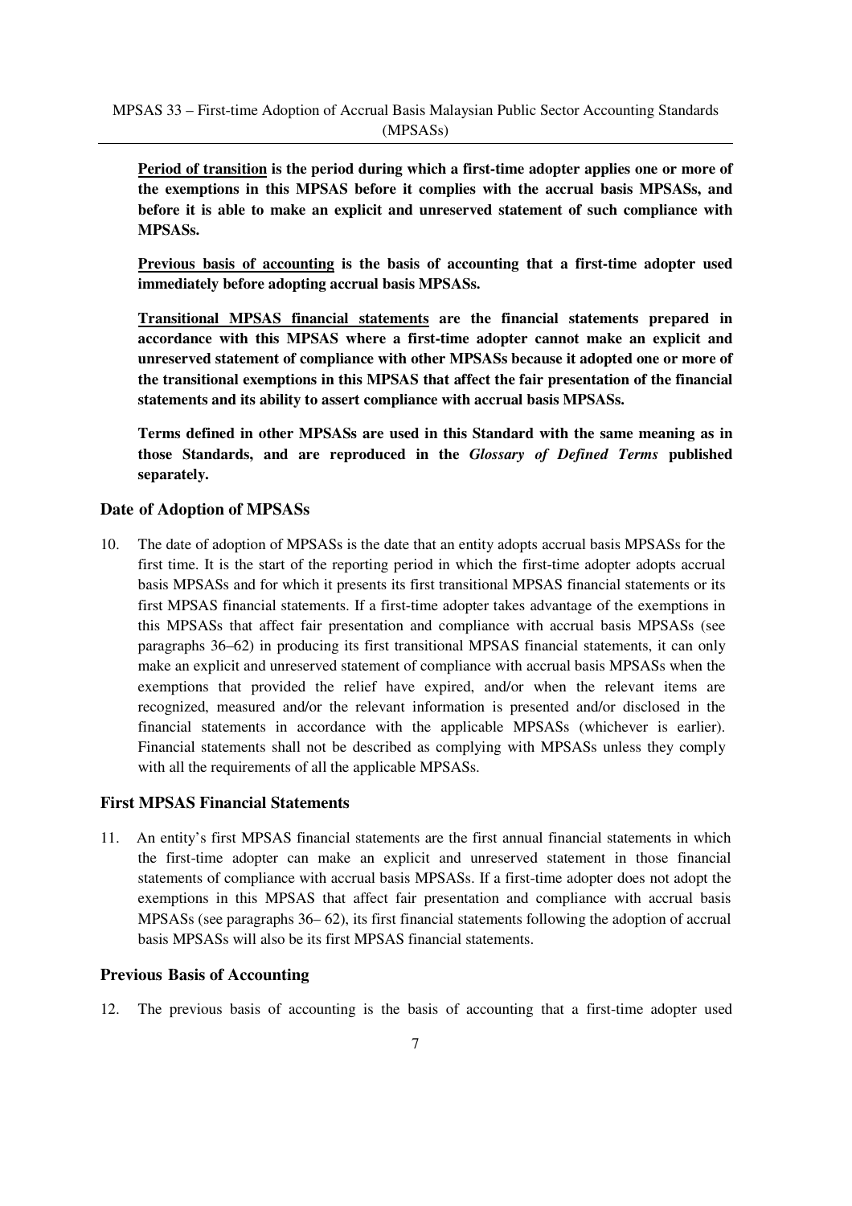**Period of transition is the period during which a first-time adopter applies one or more of the exemptions in this MPSAS before it complies with the accrual basis MPSASs, and before it is able to make an explicit and unreserved statement of such compliance with MPSASs.**

**Previous basis of accounting is the basis of accounting that a first-time adopter used immediately before adopting accrual basis MPSASs.**

**Transitional MPSAS financial statements are the financial statements prepared in accordance with this MPSAS where a first-time adopter cannot make an explicit and unreserved statement of compliance with other MPSASs because it adopted one or more of the transitional exemptions in this MPSAS that affect the fair presentation of the financial statements and its ability to assert compliance with accrual basis MPSASs.**

**Terms defined in other MPSASs are used in this Standard with the same meaning as in those Standards, and are reproduced in the *Glossary of Defined Terms* published separately.**

### Date of Adoption of MPSASs

10. The date of adoption of MPSASs is the date that an entity adopts accrual basis MPSASs for the first time. It is the start of the reporting period in which the first-time adopter adopts accrual basis MPSASs and for which it presents its first transitional MPSAS financial statements or its first MPSAS financial statements. If a first-time adopter takes advantage of the exemptions in this MPSASs that affect fair presentation and compliance with accrual basis MPSASs (see paragraphs 36–62) in producing its first transitional MPSAS financial statements, it can only make an explicit and unreserved statement of compliance with accrual basis MPSASs when the exemptions that provided the relief have expired, and/or when the relevant items are recognized, measured and/or the relevant information is presented and/or disclosed in the financial statements in accordance with the applicable MPSASs (whichever is earlier). Financial statements shall not be described as complying with MPSASs unless they comply with all the requirements of all the applicable MPSASs.

### First MPSAS Financial Statements

11. An entity's first MPSAS financial statements are the first annual financial statements in which the first-time adopter can make an explicit and unreserved statement in those financial statements of compliance with accrual basis MPSASs. If a first-time adopter does not adopt the exemptions in this MPSAS that affect fair presentation and compliance with accrual basis MPSASs (see paragraphs 36– 62), its first financial statements following the adoption of accrual basis MPSASs will also be its first MPSAS financial statements.

### Previous Basis of Accounting

12. The previous basis of accounting is the basis of accounting that a first-time adopter used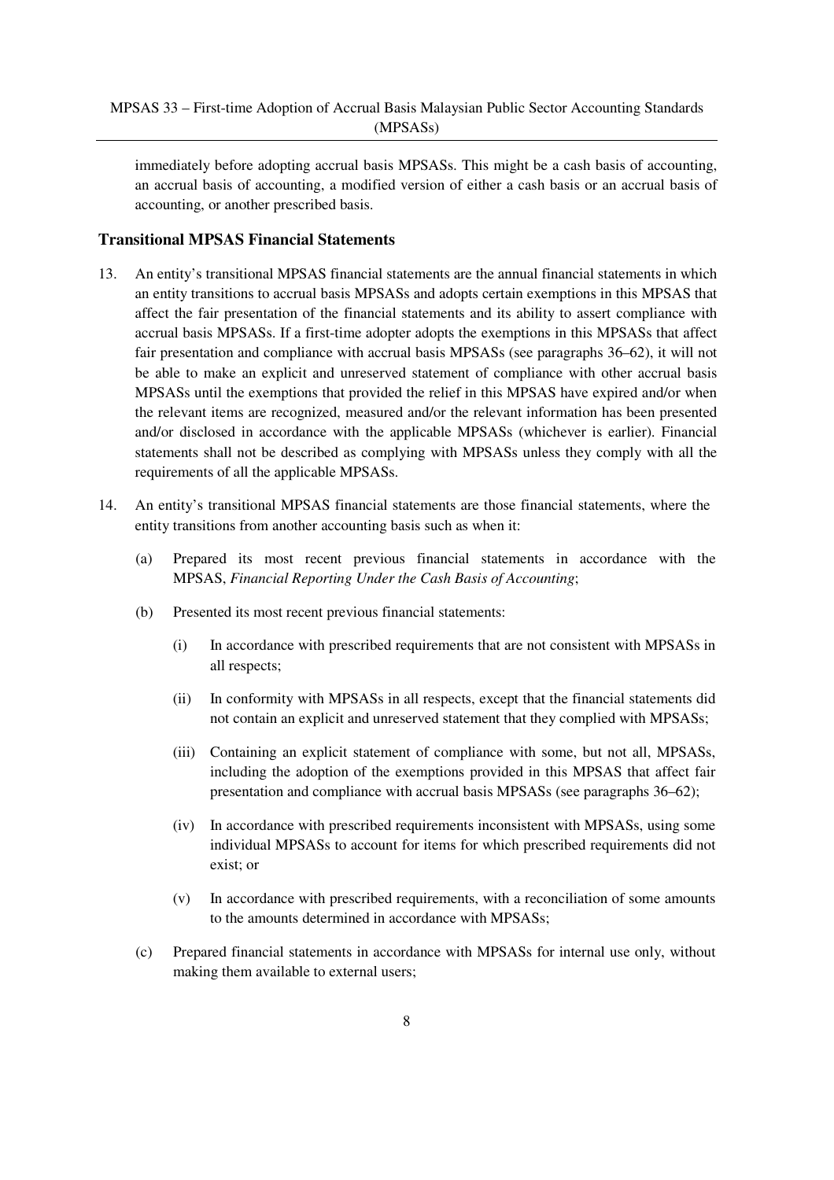immediately before adopting accrual basis MPSASs. This might be a cash basis of accounting, an accrual basis of accounting, a modified version of either a cash basis or an accrual basis of accounting, or another prescribed basis.

### Transitional MPSAS Financial Statements

13. An entity's transitional MPSAS financial statements are the annual financial statements in which an entity transitions to accrual basis MPSASs and adopts certain exemptions in this MPSAS that affect the fair presentation of the financial statements and its ability to assert compliance with accrual basis MPSASs. If a first-time adopter adopts the exemptions in this MPSASs that affect fair presentation and compliance with accrual basis MPSASs (see paragraphs 36–62), it will not be able to make an explicit and unreserved statement of compliance with other accrual basis MPSASs until the exemptions that provided the relief in this MPSAS have expired and/or when the relevant items are recognized, measured and/or the relevant information has been presented and/or disclosed in accordance with the applicable MPSASs (whichever is earlier). Financial statements shall not be described as complying with MPSASs unless they comply with all the requirements of all the applicable MPSASs.

14. An entity's transitional MPSAS financial statements are those financial statements, where the entity transitions from another accounting basis such as when it:

    (a) Prepared its most recent previous financial statements in accordance with the MPSAS, *Financial Reporting Under the Cash Basis of Accounting*;

    (b) Presented its most recent previous financial statements:

        (i) In accordance with prescribed requirements that are not consistent with MPSASs in all respects;

        (ii) In conformity with MPSASs in all respects, except that the financial statements did not contain an explicit and unreserved statement that they complied with MPSASs;

        (iii) Containing an explicit statement of compliance with some, but not all, MPSASs, including the adoption of the exemptions provided in this MPSAS that affect fair presentation and compliance with accrual basis MPSASs (see paragraphs 36–62);

        (iv) In accordance with prescribed requirements inconsistent with MPSASs, using some individual MPSASs to account for items for which prescribed requirements did not exist; or

        (v) In accordance with prescribed requirements, with a reconciliation of some amounts to the amounts determined in accordance with MPSASs;

    (c) Prepared financial statements in accordance with MPSASs for internal use only, without making them available to external users;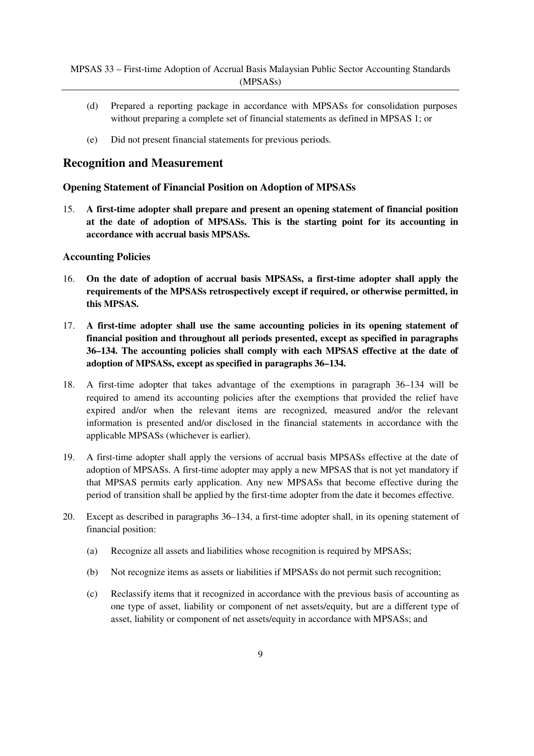(d) Prepared a reporting package in accordance with MPSASs for consolidation purposes without preparing a complete set of financial statements as defined in MPSAS 1; or

(e) Did not present financial statements for previous periods.

## Recognition and Measurement

### Opening Statement of Financial Position on Adoption of MPSASs

15. **A first-time adopter shall prepare and present an opening statement of financial position at the date of adoption of MPSASs. This is the starting point for its accounting in accordance with accrual basis MPSASs.**

### Accounting Policies

16. **On the date of adoption of accrual basis MPSASs, a first-time adopter shall apply the requirements of the MPSASs retrospectively except if required, or otherwise permitted, in this MPSAS.**

17. **A first-time adopter shall use the same accounting policies in its opening statement of financial position and throughout all periods presented, except as specified in paragraphs 36–134. The accounting policies shall comply with each MPSAS effective at the date of adoption of MPSASs, except as specified in paragraphs 36–134.**

18. A first-time adopter that takes advantage of the exemptions in paragraph 36–134 will be required to amend its accounting policies after the exemptions that provided the relief have expired and/or when the relevant items are recognized, measured and/or the relevant information is presented and/or disclosed in the financial statements in accordance with the applicable MPSASs (whichever is earlier).

19. A first-time adopter shall apply the versions of accrual basis MPSASs effective at the date of adoption of MPSASs. A first-time adopter may apply a new MPSAS that is not yet mandatory if that MPSAS permits early application. Any new MPSASs that become effective during the period of transition shall be applied by the first-time adopter from the date it becomes effective.

20. Except as described in paragraphs 36–134, a first-time adopter shall, in its opening statement of financial position:

    (a) Recognize all assets and liabilities whose recognition is required by MPSASs;

    (b) Not recognize items as assets or liabilities if MPSASs do not permit such recognition;

    (c) Reclassify items that it recognized in accordance with the previous basis of accounting as one type of asset, liability or component of net assets/equity, but are a different type of asset, liability or component of net assets/equity in accordance with MPSASs; and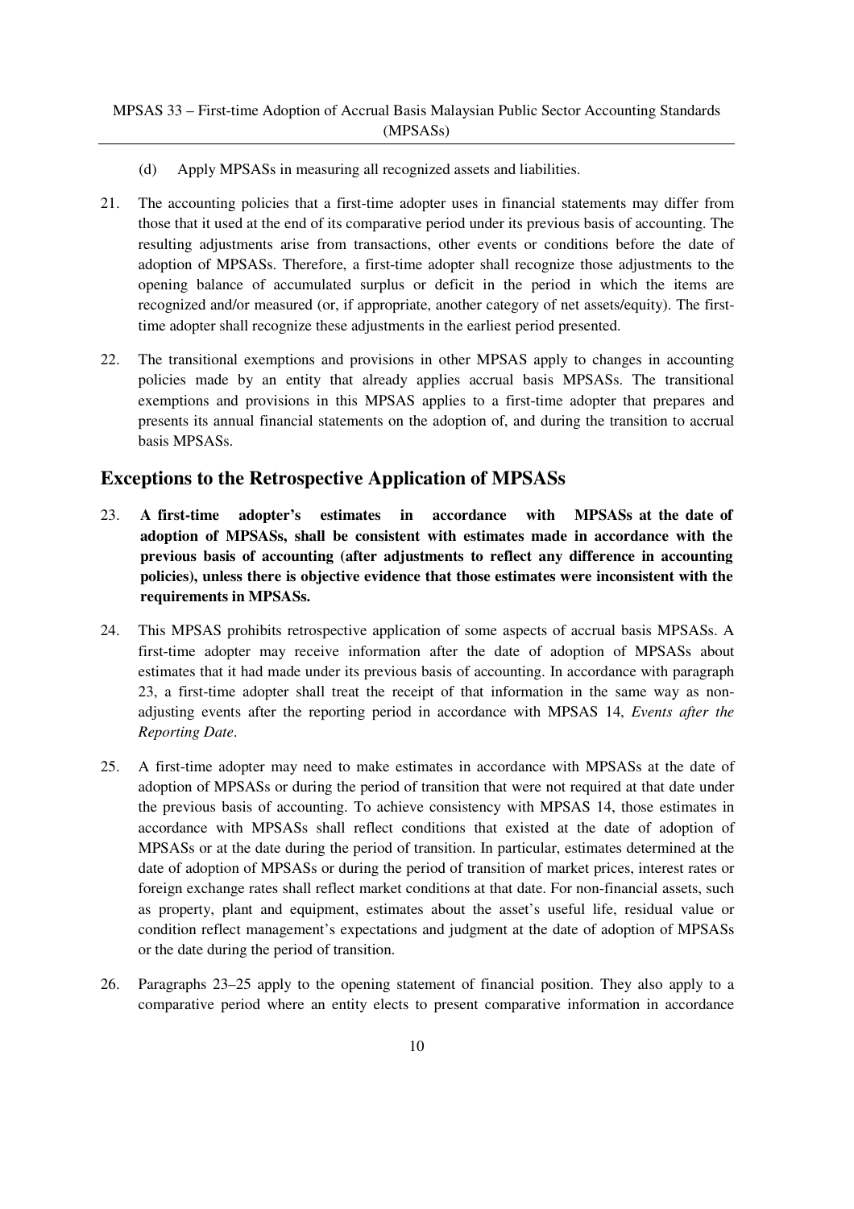(d) Apply MPSASs in measuring all recognized assets and liabilities.

21. The accounting policies that a first-time adopter uses in financial statements may differ from those that it used at the end of its comparative period under its previous basis of accounting. The resulting adjustments arise from transactions, other events or conditions before the date of adoption of MPSASs. Therefore, a first-time adopter shall recognize those adjustments to the opening balance of accumulated surplus or deficit in the period in which the items are recognized and/or measured (or, if appropriate, another category of net assets/equity). The first-time adopter shall recognize these adjustments in the earliest period presented.

22. The transitional exemptions and provisions in other MPSAS apply to changes in accounting policies made by an entity that already applies accrual basis MPSASs. The transitional exemptions and provisions in this MPSAS applies to a first-time adopter that prepares and presents its annual financial statements on the adoption of, and during the transition to accrual basis MPSASs.

## Exceptions to the Retrospective Application of MPSASs

23. **A first-time adopter's estimates in accordance with MPSASs at the date of adoption of MPSASs, shall be consistent with estimates made in accordance with the previous basis of accounting (after adjustments to reflect any difference in accounting policies), unless there is objective evidence that those estimates were inconsistent with the requirements in MPSASs.**

24. This MPSAS prohibits retrospective application of some aspects of accrual basis MPSASs. A first-time adopter may receive information after the date of adoption of MPSASs about estimates that it had made under its previous basis of accounting. In accordance with paragraph 23, a first-time adopter shall treat the receipt of that information in the same way as non-adjusting events after the reporting period in accordance with MPSAS 14, *Events after the Reporting Date*.

25. A first-time adopter may need to make estimates in accordance with MPSASs at the date of adoption of MPSASs or during the period of transition that were not required at that date under the previous basis of accounting. To achieve consistency with MPSAS 14, those estimates in accordance with MPSASs shall reflect conditions that existed at the date of adoption of MPSASs or at the date during the period of transition. In particular, estimates determined at the date of adoption of MPSASs or during the period of transition of market prices, interest rates or foreign exchange rates shall reflect market conditions at that date. For non-financial assets, such as property, plant and equipment, estimates about the asset's useful life, residual value or condition reflect management's expectations and judgment at the date of adoption of MPSASs or the date during the period of transition.

26. Paragraphs 23–25 apply to the opening statement of financial position. They also apply to a comparative period where an entity elects to present comparative information in accordance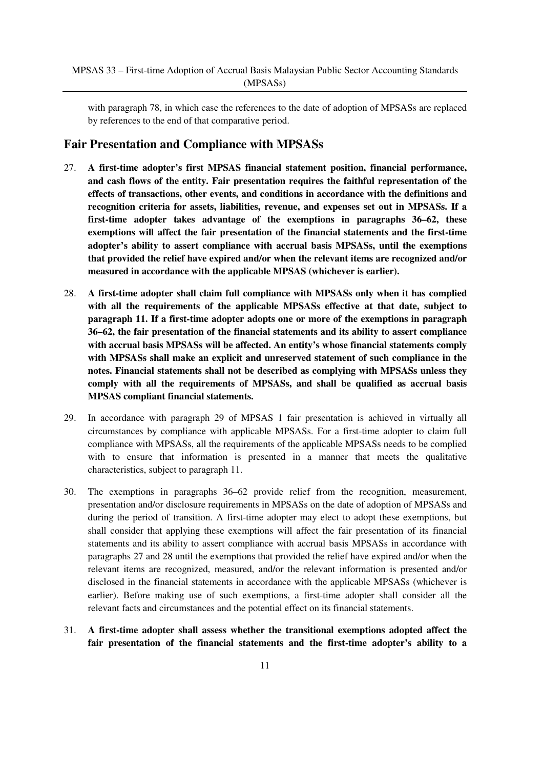with paragraph 78, in which case the references to the date of adoption of MPSASs are replaced by references to the end of that comparative period.

## Fair Presentation and Compliance with MPSASs

27. **A first-time adopter's first MPSAS financial statement position, financial performance, and cash flows of the entity. Fair presentation requires the faithful representation of the effects of transactions, other events, and conditions in accordance with the definitions and recognition criteria for assets, liabilities, revenue, and expenses set out in MPSASs. If a first-time adopter takes advantage of the exemptions in paragraphs 36–62, these exemptions will affect the fair presentation of the financial statements and the first-time adopter's ability to assert compliance with accrual basis MPSASs, until the exemptions that provided the relief have expired and/or when the relevant items are recognized and/or measured in accordance with the applicable MPSAS (whichever is earlier).**

28. **A first-time adopter shall claim full compliance with MPSASs only when it has complied with all the requirements of the applicable MPSASs effective at that date, subject to paragraph 11. If a first-time adopter adopts one or more of the exemptions in paragraph 36–62, the fair presentation of the financial statements and its ability to assert compliance with accrual basis MPSASs will be affected. An entity's whose financial statements comply with MPSASs shall make an explicit and unreserved statement of such compliance in the notes. Financial statements shall not be described as complying with MPSASs unless they comply with all the requirements of MPSASs, and shall be qualified as accrual basis MPSAS compliant financial statements.**

29. In accordance with paragraph 29 of MPSAS 1 fair presentation is achieved in virtually all circumstances by compliance with applicable MPSASs. For a first-time adopter to claim full compliance with MPSASs, all the requirements of the applicable MPSASs needs to be complied with to ensure that information is presented in a manner that meets the qualitative characteristics, subject to paragraph 11.

30. The exemptions in paragraphs 36–62 provide relief from the recognition, measurement, presentation and/or disclosure requirements in MPSASs on the date of adoption of MPSASs and during the period of transition. A first-time adopter may elect to adopt these exemptions, but shall consider that applying these exemptions will affect the fair presentation of its financial statements and its ability to assert compliance with accrual basis MPSASs in accordance with paragraphs 27 and 28 until the exemptions that provided the relief have expired and/or when the relevant items are recognized, measured, and/or the relevant information is presented and/or disclosed in the financial statements in accordance with the applicable MPSASs (whichever is earlier). Before making use of such exemptions, a first-time adopter shall consider all the relevant facts and circumstances and the potential effect on its financial statements.

31. **A first-time adopter shall assess whether the transitional exemptions adopted affect the fair presentation of the financial statements and the first-time adopter's ability to a**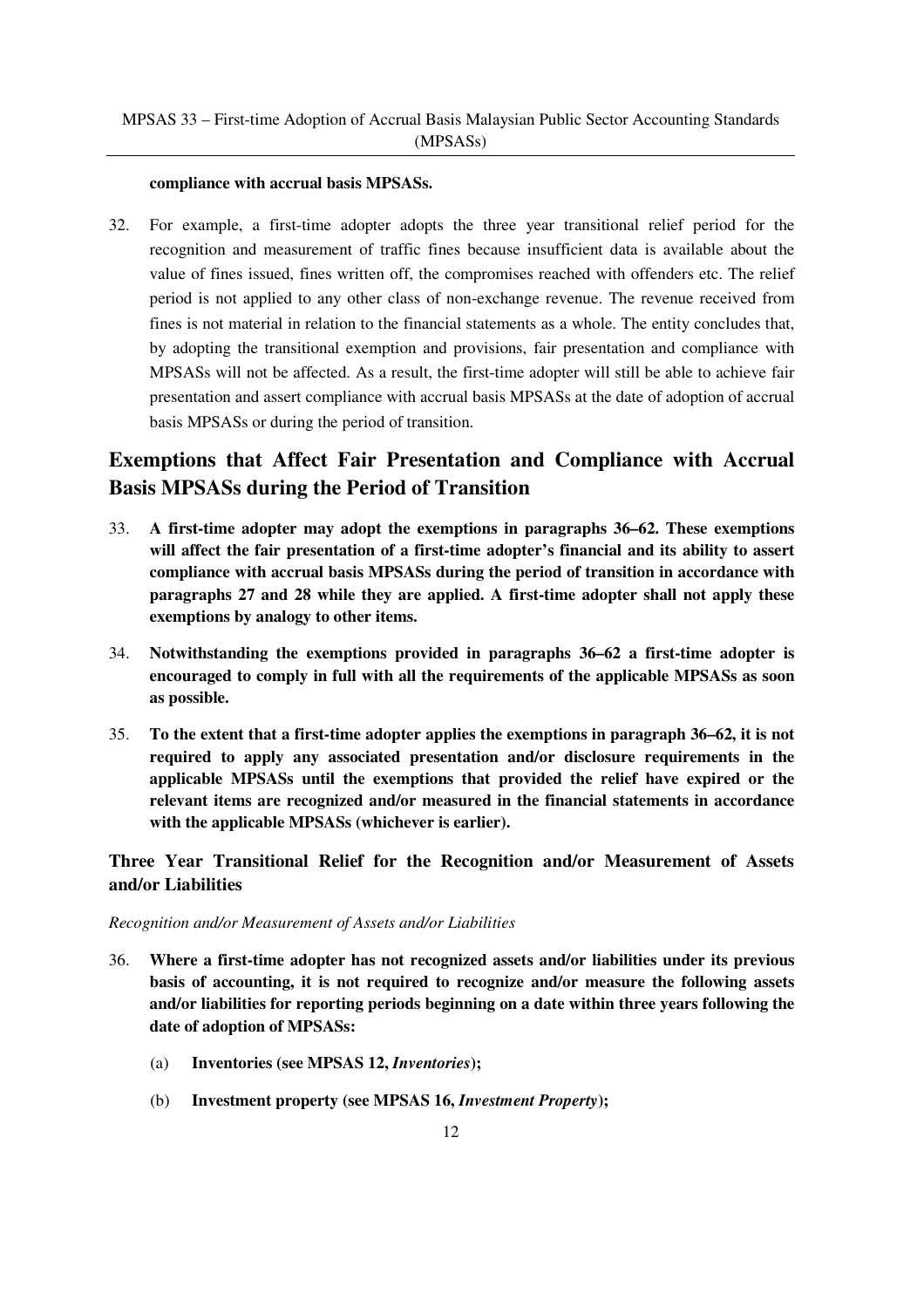**compliance with accrual basis MPSASs.**

32. For example, a first-time adopter adopts the three year transitional relief period for the recognition and measurement of traffic fines because insufficient data is available about the value of fines issued, fines written off, the compromises reached with offenders etc. The relief period is not applied to any other class of non-exchange revenue. The revenue received from fines is not material in relation to the financial statements as a whole. The entity concludes that, by adopting the transitional exemption and provisions, fair presentation and compliance with MPSASs will not be affected. As a result, the first-time adopter will still be able to achieve fair presentation and assert compliance with accrual basis MPSASs at the date of adoption of accrual basis MPSASs or during the period of transition.

## Exemptions that Affect Fair Presentation and Compliance with Accrual Basis MPSASs during the Period of Transition

33. **A first-time adopter may adopt the exemptions in paragraphs 36–62. These exemptions will affect the fair presentation of a first-time adopter's financial and its ability to assert compliance with accrual basis MPSASs during the period of transition in accordance with paragraphs 27 and 28 while they are applied. A first-time adopter shall not apply these exemptions by analogy to other items.**

34. **Notwithstanding the exemptions provided in paragraphs 36–62 a first-time adopter is encouraged to comply in full with all the requirements of the applicable MPSASs as soon as possible.**

35. **To the extent that a first-time adopter applies the exemptions in paragraph 36–62, it is not required to apply any associated presentation and/or disclosure requirements in the applicable MPSASs until the exemptions that provided the relief have expired or the relevant items are recognized and/or measured in the financial statements in accordance with the applicable MPSASs (whichever is earlier).**

### Three Year Transitional Relief for the Recognition and/or Measurement of Assets and/or Liabilities

*Recognition and/or Measurement of Assets and/or Liabilities*

36. **Where a first-time adopter has not recognized assets and/or liabilities under its previous basis of accounting, it is not required to recognize and/or measure the following assets and/or liabilities for reporting periods beginning on a date within three years following the date of adoption of MPSASs:**

    (a) **Inventories (see MPSAS 12, *Inventories*);**

    (b) **Investment property (see MPSAS 16, *Investment Property*);**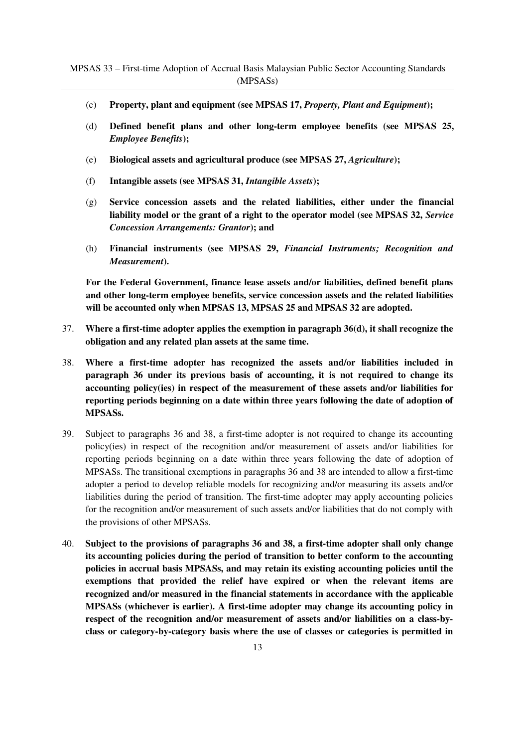(c) **Property, plant and equipment (see MPSAS 17, *Property, Plant and Equipment*);**

(d) **Defined benefit plans and other long-term employee benefits (see MPSAS 25, *Employee Benefits*);**

(e) **Biological assets and agricultural produce (see MPSAS 27, *Agriculture*);**

(f) **Intangible assets (see MPSAS 31, *Intangible Assets*);**

(g) **Service concession assets and the related liabilities, either under the financial liability model or the grant of a right to the operator model (see MPSAS 32, *Service Concession Arrangements: Grantor*); and**

(h) **Financial instruments (see MPSAS 29, *Financial Instruments; Recognition and Measurement*).**

**For the Federal Government, finance lease assets and/or liabilities, defined benefit plans and other long-term employee benefits, service concession assets and the related liabilities will be accounted only when MPSAS 13, MPSAS 25 and MPSAS 32 are adopted.**

37. **Where a first-time adopter applies the exemption in paragraph 36(d), it shall recognize the obligation and any related plan assets at the same time.**

38. **Where a first-time adopter has recognized the assets and/or liabilities included in paragraph 36 under its previous basis of accounting, it is not required to change its accounting policy(ies) in respect of the measurement of these assets and/or liabilities for reporting periods beginning on a date within three years following the date of adoption of MPSASs.**

39. Subject to paragraphs 36 and 38, a first-time adopter is not required to change its accounting policy(ies) in respect of the recognition and/or measurement of assets and/or liabilities for reporting periods beginning on a date within three years following the date of adoption of MPSASs. The transitional exemptions in paragraphs 36 and 38 are intended to allow a first-time adopter a period to develop reliable models for recognizing and/or measuring its assets and/or liabilities during the period of transition. The first-time adopter may apply accounting policies for the recognition and/or measurement of such assets and/or liabilities that do not comply with the provisions of other MPSASs.

40. **Subject to the provisions of paragraphs 36 and 38, a first-time adopter shall only change its accounting policies during the period of transition to better conform to the accounting policies in accrual basis MPSASs, and may retain its existing accounting policies until the exemptions that provided the relief have expired or when the relevant items are recognized and/or measured in the financial statements in accordance with the applicable MPSASs (whichever is earlier). A first-time adopter may change its accounting policy in respect of the recognition and/or measurement of assets and/or liabilities on a class-by-class or category-by-category basis where the use of classes or categories is permitted in**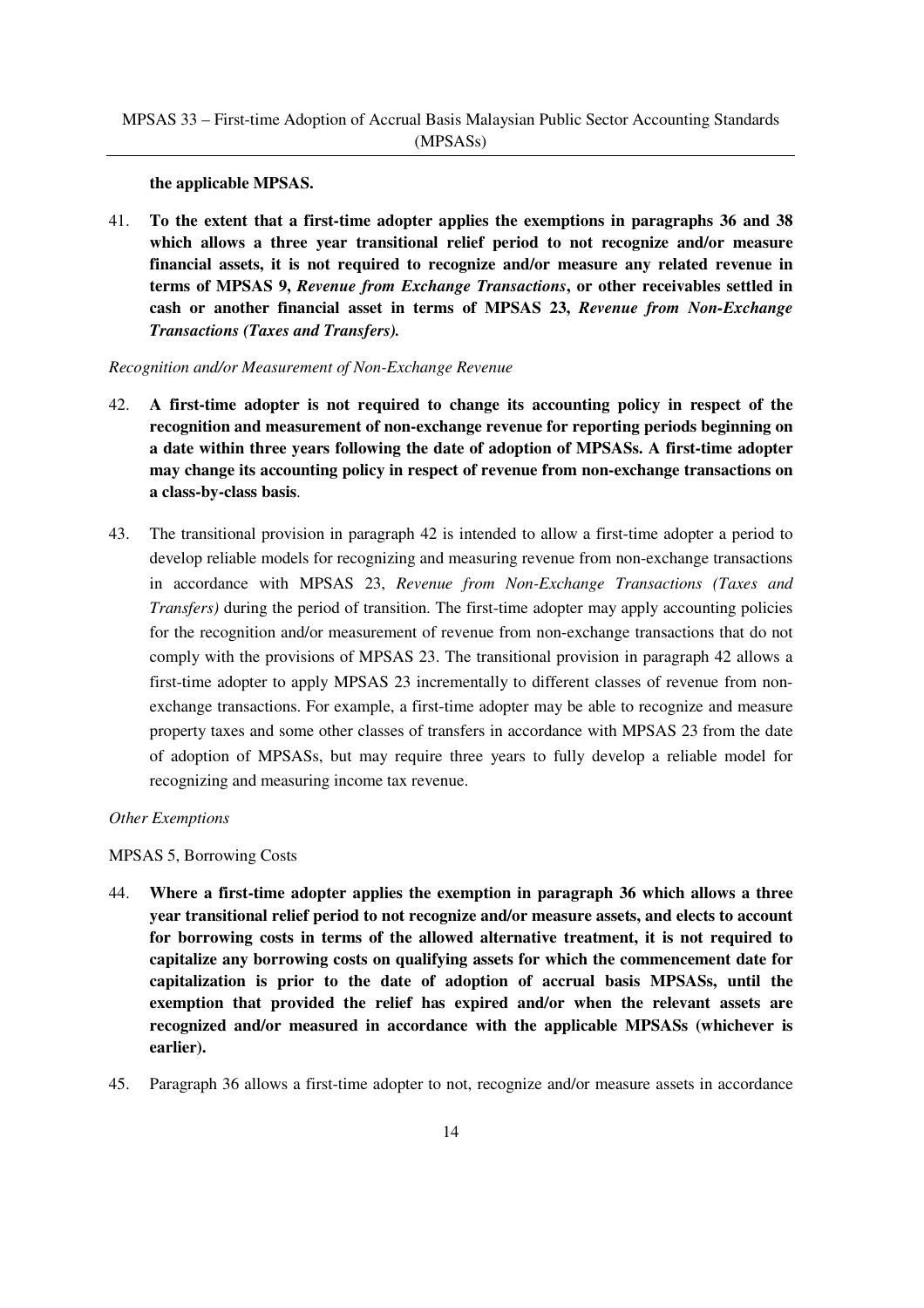**the applicable MPSAS.**

41. **To the extent that a first-time adopter applies the exemptions in paragraphs 36 and 38 which allows a three year transitional relief period to not recognize and/or measure financial assets, it is not required to recognize and/or measure any related revenue in terms of MPSAS 9, *Revenue from Exchange Transactions*, or other receivables settled in cash or another financial asset in terms of MPSAS 23, *Revenue from Non-Exchange Transactions (Taxes and Transfers).***

*Recognition and/or Measurement of Non-Exchange Revenue*

42. **A first-time adopter is not required to change its accounting policy in respect of the recognition and measurement of non-exchange revenue for reporting periods beginning on a date within three years following the date of adoption of MPSASs. A first-time adopter may change its accounting policy in respect of revenue from non-exchange transactions on a class-by-class basis**.

43. The transitional provision in paragraph 42 is intended to allow a first-time adopter a period to develop reliable models for recognizing and measuring revenue from non-exchange transactions in accordance with MPSAS 23, *Revenue from Non-Exchange Transactions (Taxes and Transfers)* during the period of transition. The first-time adopter may apply accounting policies for the recognition and/or measurement of revenue from non-exchange transactions that do not comply with the provisions of MPSAS 23. The transitional provision in paragraph 42 allows a first-time adopter to apply MPSAS 23 incrementally to different classes of revenue from non-exchange transactions. For example, a first-time adopter may be able to recognize and measure property taxes and some other classes of transfers in accordance with MPSAS 23 from the date of adoption of MPSASs, but may require three years to fully develop a reliable model for recognizing and measuring income tax revenue.

*Other Exemptions*

MPSAS 5, Borrowing Costs

44. **Where a first-time adopter applies the exemption in paragraph 36 which allows a three year transitional relief period to not recognize and/or measure assets, and elects to account for borrowing costs in terms of the allowed alternative treatment, it is not required to capitalize any borrowing costs on qualifying assets for which the commencement date for capitalization is prior to the date of adoption of accrual basis MPSASs, until the exemption that provided the relief has expired and/or when the relevant assets are recognized and/or measured in accordance with the applicable MPSASs (whichever is earlier).**

45. Paragraph 36 allows a first-time adopter to not, recognize and/or measure assets in accordance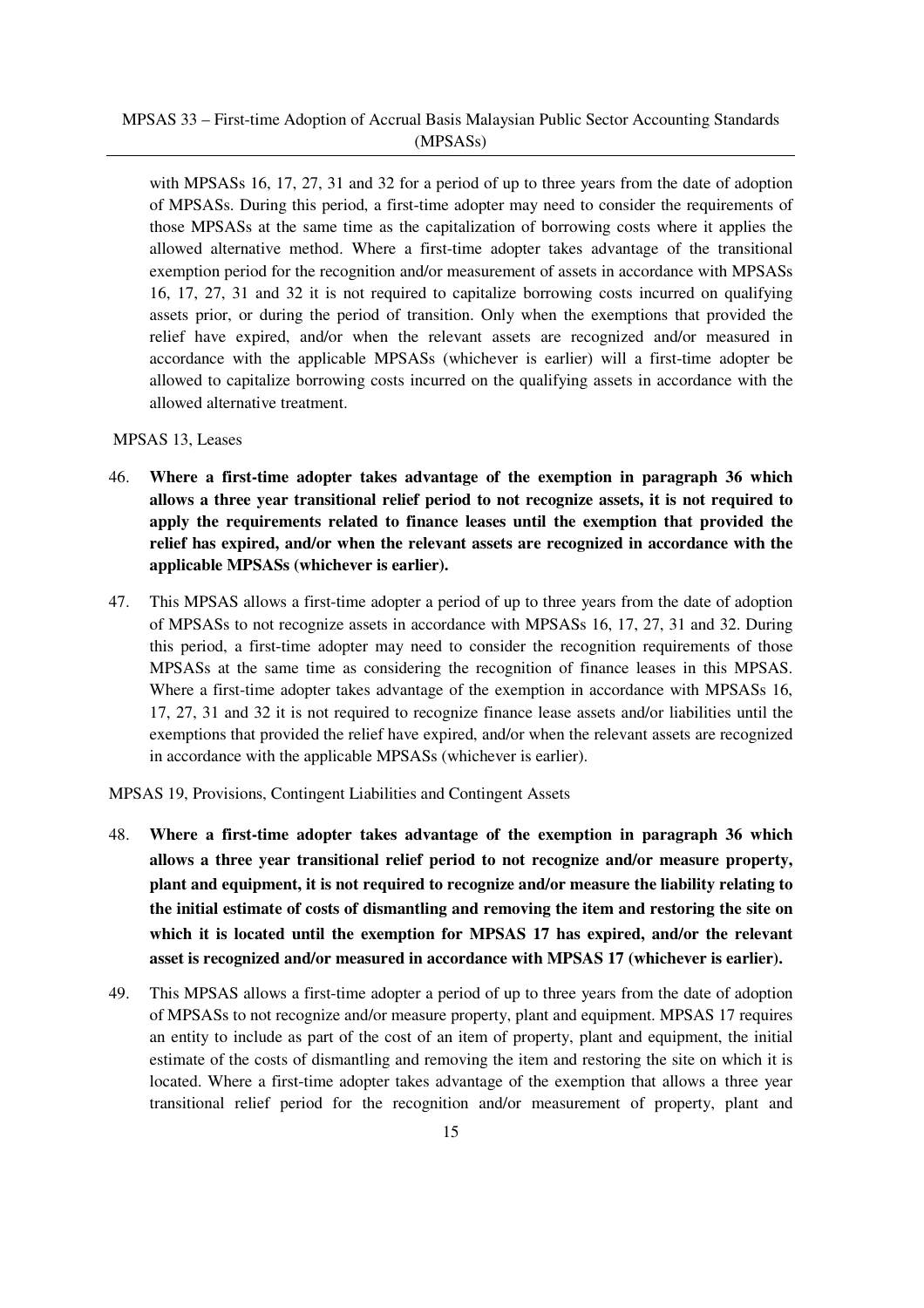with MPSASs 16, 17, 27, 31 and 32 for a period of up to three years from the date of adoption of MPSASs. During this period, a first-time adopter may need to consider the requirements of those MPSASs at the same time as the capitalization of borrowing costs where it applies the allowed alternative method. Where a first-time adopter takes advantage of the transitional exemption period for the recognition and/or measurement of assets in accordance with MPSASs 16, 17, 27, 31 and 32 it is not required to capitalize borrowing costs incurred on qualifying assets prior, or during the period of transition. Only when the exemptions that provided the relief have expired, and/or when the relevant assets are recognized and/or measured in accordance with the applicable MPSASs (whichever is earlier) will a first-time adopter be allowed to capitalize borrowing costs incurred on the qualifying assets in accordance with the allowed alternative treatment.

MPSAS 13, Leases

46. **Where a first-time adopter takes advantage of the exemption in paragraph 36 which allows a three year transitional relief period to not recognize assets, it is not required to apply the requirements related to finance leases until the exemption that provided the relief has expired, and/or when the relevant assets are recognized in accordance with the applicable MPSASs (whichever is earlier).**

47. This MPSAS allows a first-time adopter a period of up to three years from the date of adoption of MPSASs to not recognize assets in accordance with MPSASs 16, 17, 27, 31 and 32. During this period, a first-time adopter may need to consider the recognition requirements of those MPSASs at the same time as considering the recognition of finance leases in this MPSAS. Where a first-time adopter takes advantage of the exemption in accordance with MPSASs 16, 17, 27, 31 and 32 it is not required to recognize finance lease assets and/or liabilities until the exemptions that provided the relief have expired, and/or when the relevant assets are recognized in accordance with the applicable MPSASs (whichever is earlier).

MPSAS 19, Provisions, Contingent Liabilities and Contingent Assets

48. **Where a first-time adopter takes advantage of the exemption in paragraph 36 which allows a three year transitional relief period to not recognize and/or measure property, plant and equipment, it is not required to recognize and/or measure the liability relating to the initial estimate of costs of dismantling and removing the item and restoring the site on which it is located until the exemption for MPSAS 17 has expired, and/or the relevant asset is recognized and/or measured in accordance with MPSAS 17 (whichever is earlier).**

49. This MPSAS allows a first-time adopter a period of up to three years from the date of adoption of MPSASs to not recognize and/or measure property, plant and equipment. MPSAS 17 requires an entity to include as part of the cost of an item of property, plant and equipment, the initial estimate of the costs of dismantling and removing the item and restoring the site on which it is located. Where a first-time adopter takes advantage of the exemption that allows a three year transitional relief period for the recognition and/or measurement of property, plant and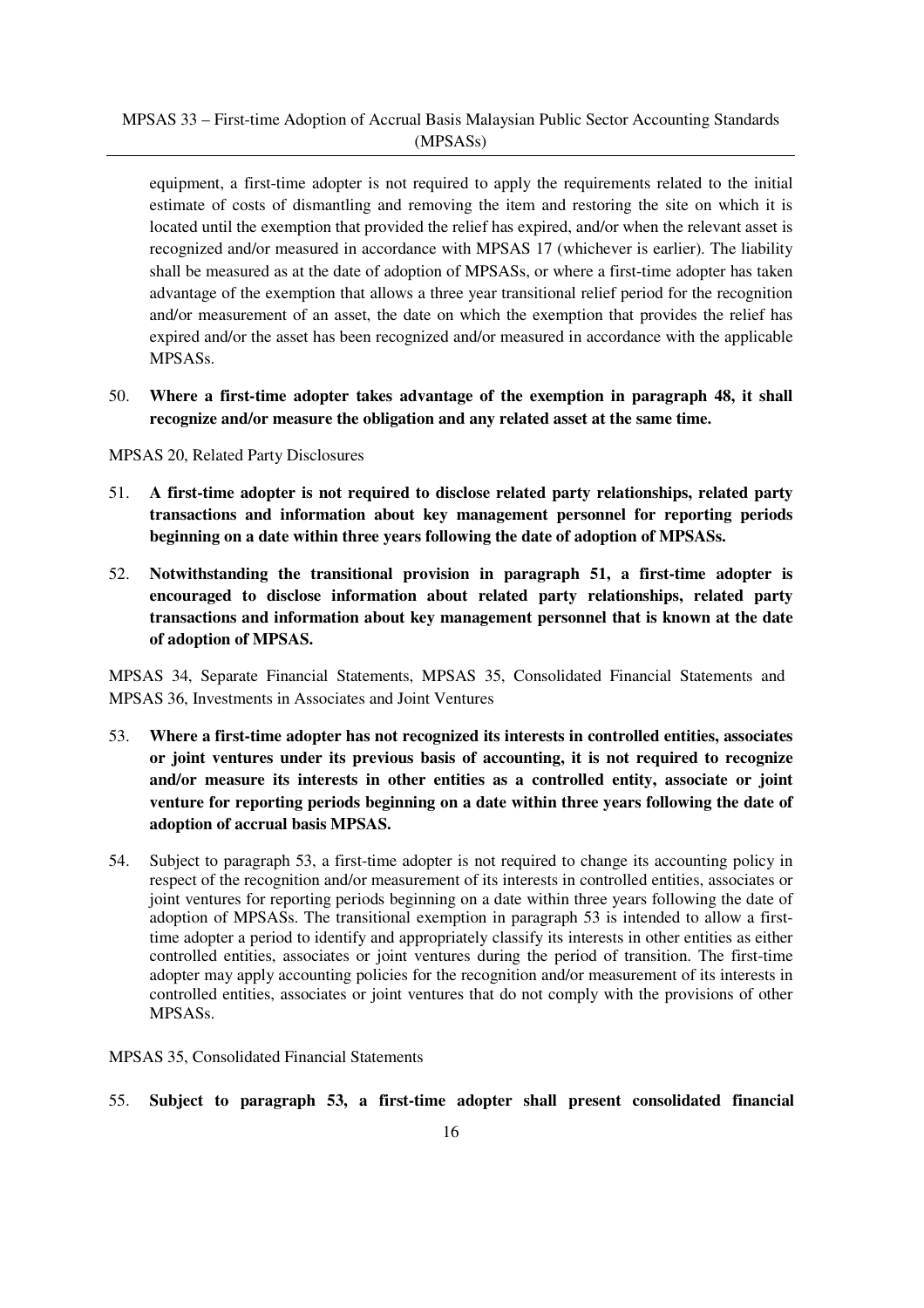equipment, a first-time adopter is not required to apply the requirements related to the initial estimate of costs of dismantling and removing the item and restoring the site on which it is located until the exemption that provided the relief has expired, and/or when the relevant asset is recognized and/or measured in accordance with MPSAS 17 (whichever is earlier). The liability shall be measured as at the date of adoption of MPSASs, or where a first-time adopter has taken advantage of the exemption that allows a three year transitional relief period for the recognition and/or measurement of an asset, the date on which the exemption that provides the relief has expired and/or the asset has been recognized and/or measured in accordance with the applicable MPSASs.

50. **Where a first-time adopter takes advantage of the exemption in paragraph 48, it shall recognize and/or measure the obligation and any related asset at the same time.**

MPSAS 20, Related Party Disclosures

51. **A first-time adopter is not required to disclose related party relationships, related party transactions and information about key management personnel for reporting periods beginning on a date within three years following the date of adoption of MPSASs.**

52. **Notwithstanding the transitional provision in paragraph 51, a first-time adopter is encouraged to disclose information about related party relationships, related party transactions and information about key management personnel that is known at the date of adoption of MPSAS.**

MPSAS 34, Separate Financial Statements, MPSAS 35, Consolidated Financial Statements and MPSAS 36, Investments in Associates and Joint Ventures

53. **Where a first-time adopter has not recognized its interests in controlled entities, associates or joint ventures under its previous basis of accounting, it is not required to recognize and/or measure its interests in other entities as a controlled entity, associate or joint venture for reporting periods beginning on a date within three years following the date of adoption of accrual basis MPSAS.**

54. Subject to paragraph 53, a first-time adopter is not required to change its accounting policy in respect of the recognition and/or measurement of its interests in controlled entities, associates or joint ventures for reporting periods beginning on a date within three years following the date of adoption of MPSASs. The transitional exemption in paragraph 53 is intended to allow a first-time adopter a period to identify and appropriately classify its interests in other entities as either controlled entities, associates or joint ventures during the period of transition. The first-time adopter may apply accounting policies for the recognition and/or measurement of its interests in controlled entities, associates or joint ventures that do not comply with the provisions of other MPSASs.

MPSAS 35, Consolidated Financial Statements

55. **Subject to paragraph 53, a first-time adopter shall present consolidated financial**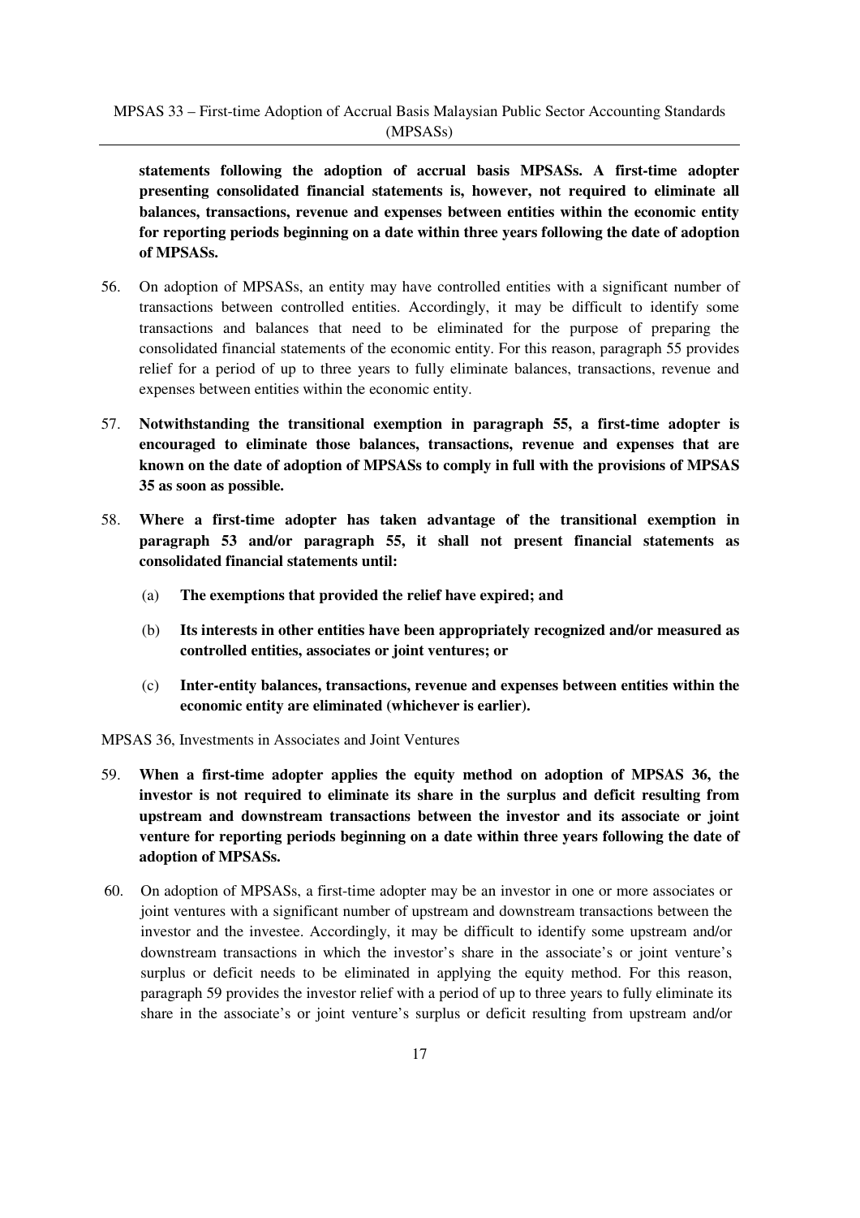**statements following the adoption of accrual basis MPSASs. A first-time adopter presenting consolidated financial statements is, however, not required to eliminate all balances, transactions, revenue and expenses between entities within the economic entity for reporting periods beginning on a date within three years following the date of adoption of MPSASs.**

56. On adoption of MPSASs, an entity may have controlled entities with a significant number of transactions between controlled entities. Accordingly, it may be difficult to identify some transactions and balances that need to be eliminated for the purpose of preparing the consolidated financial statements of the economic entity. For this reason, paragraph 55 provides relief for a period of up to three years to fully eliminate balances, transactions, revenue and expenses between entities within the economic entity.

57. **Notwithstanding the transitional exemption in paragraph 55, a first-time adopter is encouraged to eliminate those balances, transactions, revenue and expenses that are known on the date of adoption of MPSASs to comply in full with the provisions of MPSAS 35 as soon as possible.**

58. **Where a first-time adopter has taken advantage of the transitional exemption in paragraph 53 and/or paragraph 55, it shall not present financial statements as consolidated financial statements until:**

    (a) **The exemptions that provided the relief have expired; and**

    (b) **Its interests in other entities have been appropriately recognized and/or measured as controlled entities, associates or joint ventures; or**

    (c) **Inter-entity balances, transactions, revenue and expenses between entities within the economic entity are eliminated (whichever is earlier).**

MPSAS 36, Investments in Associates and Joint Ventures

59. **When a first-time adopter applies the equity method on adoption of MPSAS 36, the investor is not required to eliminate its share in the surplus and deficit resulting from upstream and downstream transactions between the investor and its associate or joint venture for reporting periods beginning on a date within three years following the date of adoption of MPSASs.**

60. On adoption of MPSASs, a first-time adopter may be an investor in one or more associates or joint ventures with a significant number of upstream and downstream transactions between the investor and the investee. Accordingly, it may be difficult to identify some upstream and/or downstream transactions in which the investor's share in the associate's or joint venture's surplus or deficit needs to be eliminated in applying the equity method. For this reason, paragraph 59 provides the investor relief with a period of up to three years to fully eliminate its share in the associate's or joint venture's surplus or deficit resulting from upstream and/or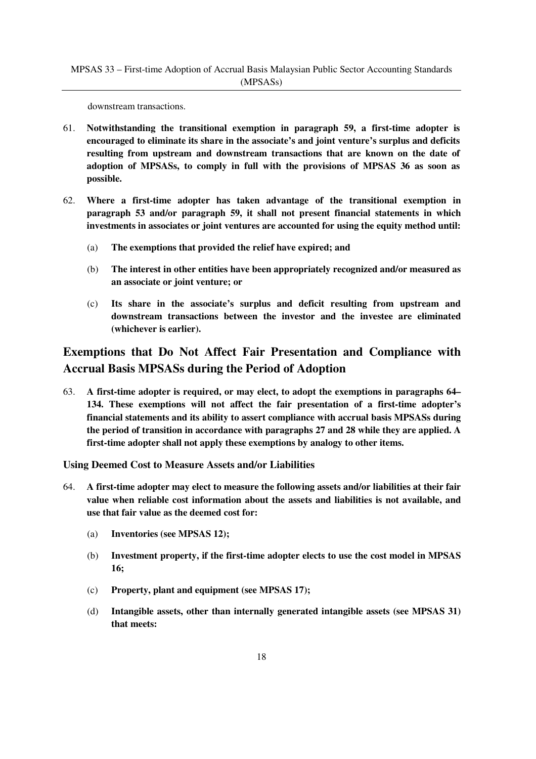downstream transactions.

61. **Notwithstanding the transitional exemption in paragraph 59, a first-time adopter is encouraged to eliminate its share in the associate's and joint venture's surplus and deficits resulting from upstream and downstream transactions that are known on the date of adoption of MPSASs, to comply in full with the provisions of MPSAS 36 as soon as possible.**

62. **Where a first-time adopter has taken advantage of the transitional exemption in paragraph 53 and/or paragraph 59, it shall not present financial statements in which investments in associates or joint ventures are accounted for using the equity method until:**

    (a) **The exemptions that provided the relief have expired; and**

    (b) **The interest in other entities have been appropriately recognized and/or measured as an associate or joint venture; or**

    (c) **Its share in the associate's surplus and deficit resulting from upstream and downstream transactions between the investor and the investee are eliminated (whichever is earlier).**

## Exemptions that Do Not Affect Fair Presentation and Compliance with Accrual Basis MPSASs during the Period of Adoption

63. **A first-time adopter is required, or may elect, to adopt the exemptions in paragraphs 64–134. These exemptions will not affect the fair presentation of a first-time adopter's financial statements and its ability to assert compliance with accrual basis MPSASs during the period of transition in accordance with paragraphs 27 and 28 while they are applied. A first-time adopter shall not apply these exemptions by analogy to other items.**

### Using Deemed Cost to Measure Assets and/or Liabilities

64. **A first-time adopter may elect to measure the following assets and/or liabilities at their fair value when reliable cost information about the assets and liabilities is not available, and use that fair value as the deemed cost for:**

    (a) **Inventories (see MPSAS 12);**

    (b) **Investment property, if the first-time adopter elects to use the cost model in MPSAS 16;**

    (c) **Property, plant and equipment (see MPSAS 17);**

    (d) **Intangible assets, other than internally generated intangible assets (see MPSAS 31) that meets:**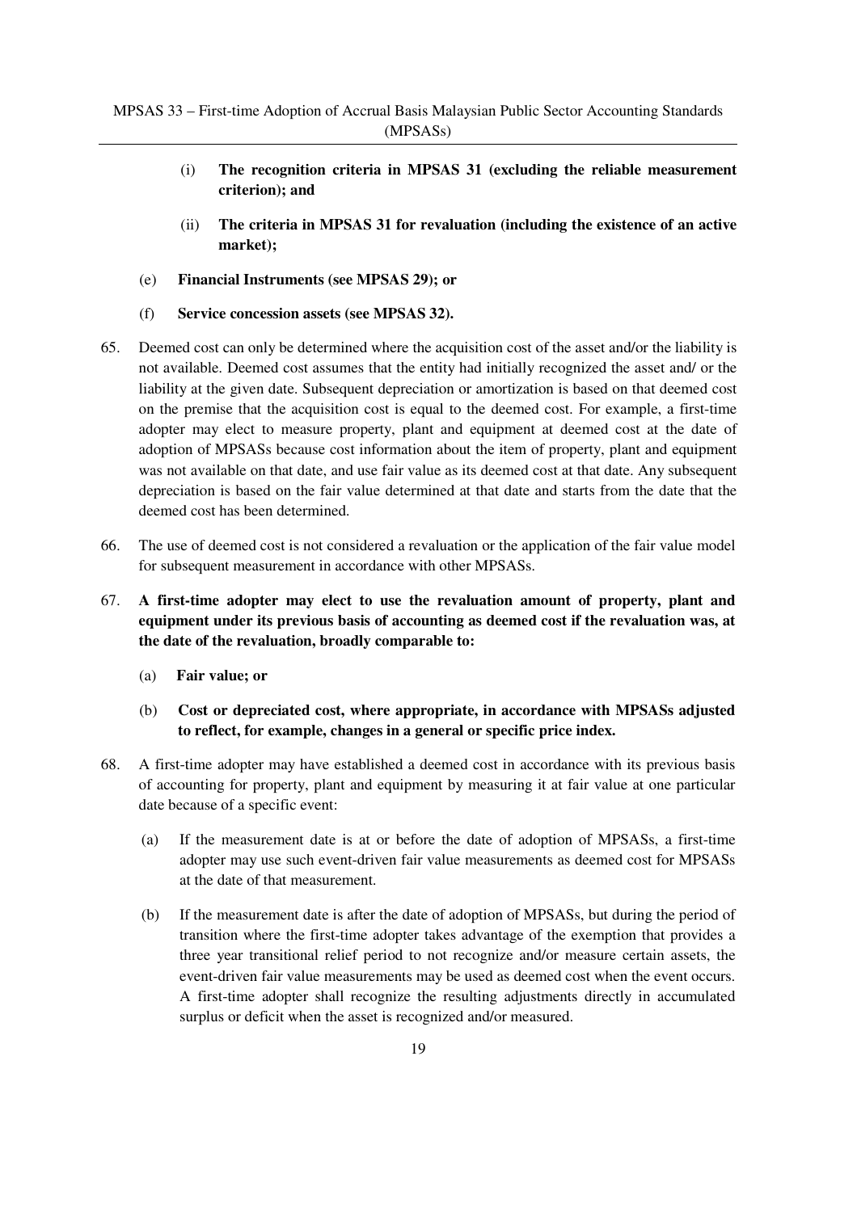(i) **The recognition criteria in MPSAS 31 (excluding the reliable measurement criterion); and**

(ii) **The criteria in MPSAS 31 for revaluation (including the existence of an active market);**

(e) **Financial Instruments (see MPSAS 29); or**

(f) **Service concession assets (see MPSAS 32).**

65. Deemed cost can only be determined where the acquisition cost of the asset and/or the liability is not available. Deemed cost assumes that the entity had initially recognized the asset and/ or the liability at the given date. Subsequent depreciation or amortization is based on that deemed cost on the premise that the acquisition cost is equal to the deemed cost. For example, a first-time adopter may elect to measure property, plant and equipment at deemed cost at the date of adoption of MPSASs because cost information about the item of property, plant and equipment was not available on that date, and use fair value as its deemed cost at that date. Any subsequent depreciation is based on the fair value determined at that date and starts from the date that the deemed cost has been determined.

66. The use of deemed cost is not considered a revaluation or the application of the fair value model for subsequent measurement in accordance with other MPSASs.

67. **A first-time adopter may elect to use the revaluation amount of property, plant and equipment under its previous basis of accounting as deemed cost if the revaluation was, at the date of the revaluation, broadly comparable to:**

(a) **Fair value; or**

(b) **Cost or depreciated cost, where appropriate, in accordance with MPSASs adjusted to reflect, for example, changes in a general or specific price index.**

68. A first-time adopter may have established a deemed cost in accordance with its previous basis of accounting for property, plant and equipment by measuring it at fair value at one particular date because of a specific event:

(a) If the measurement date is at or before the date of adoption of MPSASs, a first-time adopter may use such event-driven fair value measurements as deemed cost for MPSASs at the date of that measurement.

(b) If the measurement date is after the date of adoption of MPSASs, but during the period of transition where the first-time adopter takes advantage of the exemption that provides a three year transitional relief period to not recognize and/or measure certain assets, the event-driven fair value measurements may be used as deemed cost when the event occurs. A first-time adopter shall recognize the resulting adjustments directly in accumulated surplus or deficit when the asset is recognized and/or measured.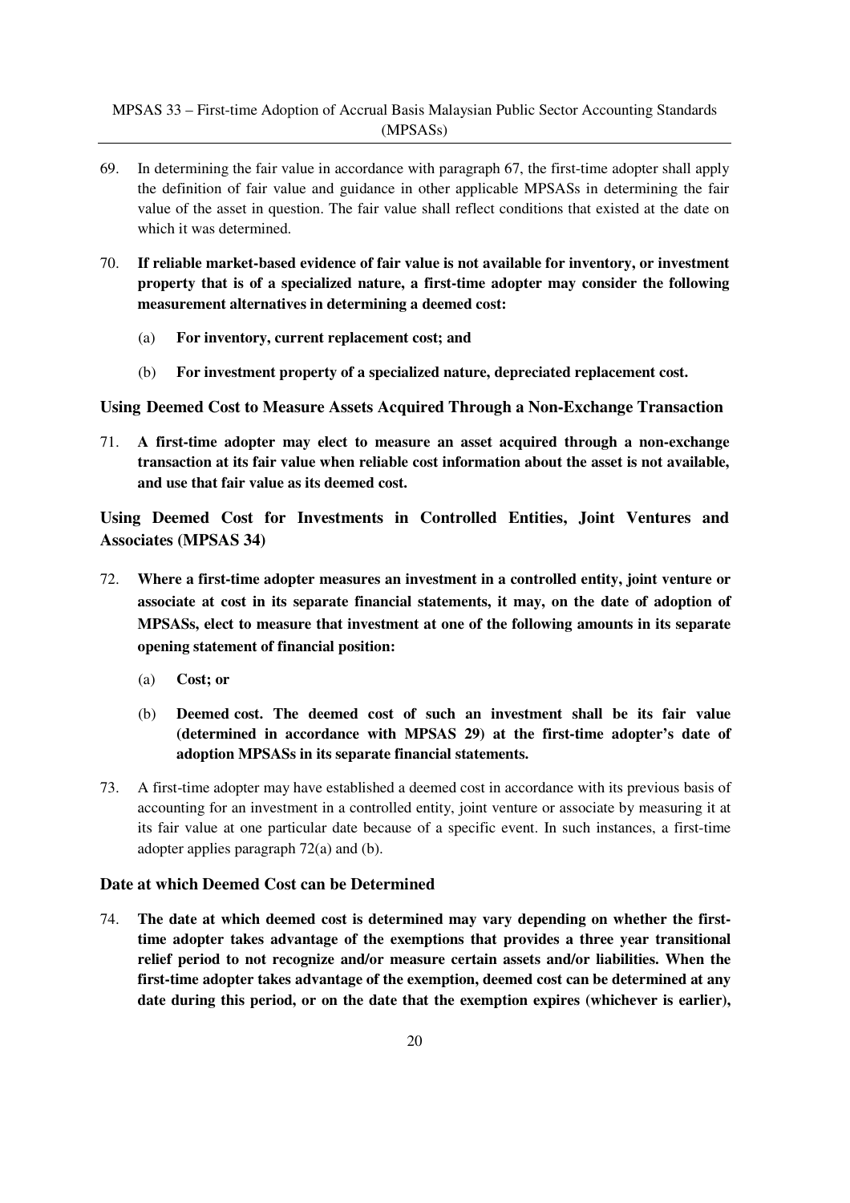69. In determining the fair value in accordance with paragraph 67, the first-time adopter shall apply the definition of fair value and guidance in other applicable MPSASs in determining the fair value of the asset in question. The fair value shall reflect conditions that existed at the date on which it was determined.

70. **If reliable market-based evidence of fair value is not available for inventory, or investment property that is of a specialized nature, a first-time adopter may consider the following measurement alternatives in determining a deemed cost:**

    (a) **For inventory, current replacement cost; and**

    (b) **For investment property of a specialized nature, depreciated replacement cost.**

### Using Deemed Cost to Measure Assets Acquired Through a Non-Exchange Transaction

71. **A first-time adopter may elect to measure an asset acquired through a non-exchange transaction at its fair value when reliable cost information about the asset is not available, and use that fair value as its deemed cost.**

### Using Deemed Cost for Investments in Controlled Entities, Joint Ventures and Associates (MPSAS 34)

72. **Where a first-time adopter measures an investment in a controlled entity, joint venture or associate at cost in its separate financial statements, it may, on the date of adoption of MPSASs, elect to measure that investment at one of the following amounts in its separate opening statement of financial position:**

    (a) **Cost; or**

    (b) **Deemed cost. The deemed cost of such an investment shall be its fair value (determined in accordance with MPSAS 29) at the first-time adopter's date of adoption MPSASs in its separate financial statements.**

73. A first-time adopter may have established a deemed cost in accordance with its previous basis of accounting for an investment in a controlled entity, joint venture or associate by measuring it at its fair value at one particular date because of a specific event. In such instances, a first-time adopter applies paragraph 72(a) and (b).

### Date at which Deemed Cost can be Determined

74. **The date at which deemed cost is determined may vary depending on whether the first-time adopter takes advantage of the exemptions that provides a three year transitional relief period to not recognize and/or measure certain assets and/or liabilities. When the first-time adopter takes advantage of the exemption, deemed cost can be determined at any date during this period, or on the date that the exemption expires (whichever is earlier),**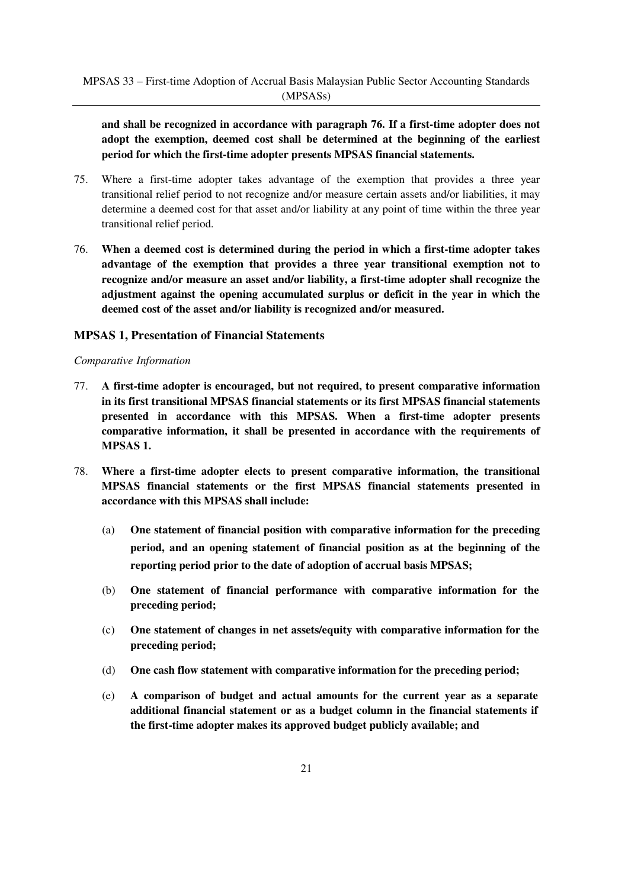**and shall be recognized in accordance with paragraph 76. If a first-time adopter does not adopt the exemption, deemed cost shall be determined at the beginning of the earliest period for which the first-time adopter presents MPSAS financial statements.**

75. Where a first-time adopter takes advantage of the exemption that provides a three year transitional relief period to not recognize and/or measure certain assets and/or liabilities, it may determine a deemed cost for that asset and/or liability at any point of time within the three year transitional relief period.

76. **When a deemed cost is determined during the period in which a first-time adopter takes advantage of the exemption that provides a three year transitional exemption not to recognize and/or measure an asset and/or liability, a first-time adopter shall recognize the adjustment against the opening accumulated surplus or deficit in the year in which the deemed cost of the asset and/or liability is recognized and/or measured.**

## MPSAS 1, Presentation of Financial Statements

*Comparative Information*

77. **A first-time adopter is encouraged, but not required, to present comparative information in its first transitional MPSAS financial statements or its first MPSAS financial statements presented in accordance with this MPSAS. When a first-time adopter presents comparative information, it shall be presented in accordance with the requirements of MPSAS 1.**

78. **Where a first-time adopter elects to present comparative information, the transitional MPSAS financial statements or the first MPSAS financial statements presented in accordance with this MPSAS shall include:**

    (a) **One statement of financial position with comparative information for the preceding period, and an opening statement of financial position as at the beginning of the reporting period prior to the date of adoption of accrual basis MPSAS;**

    (b) **One statement of financial performance with comparative information for the preceding period;**

    (c) **One statement of changes in net assets/equity with comparative information for the preceding period;**

    (d) **One cash flow statement with comparative information for the preceding period;**

    (e) **A comparison of budget and actual amounts for the current year as a separate additional financial statement or as a budget column in the financial statements if the first-time adopter makes its approved budget publicly available; and**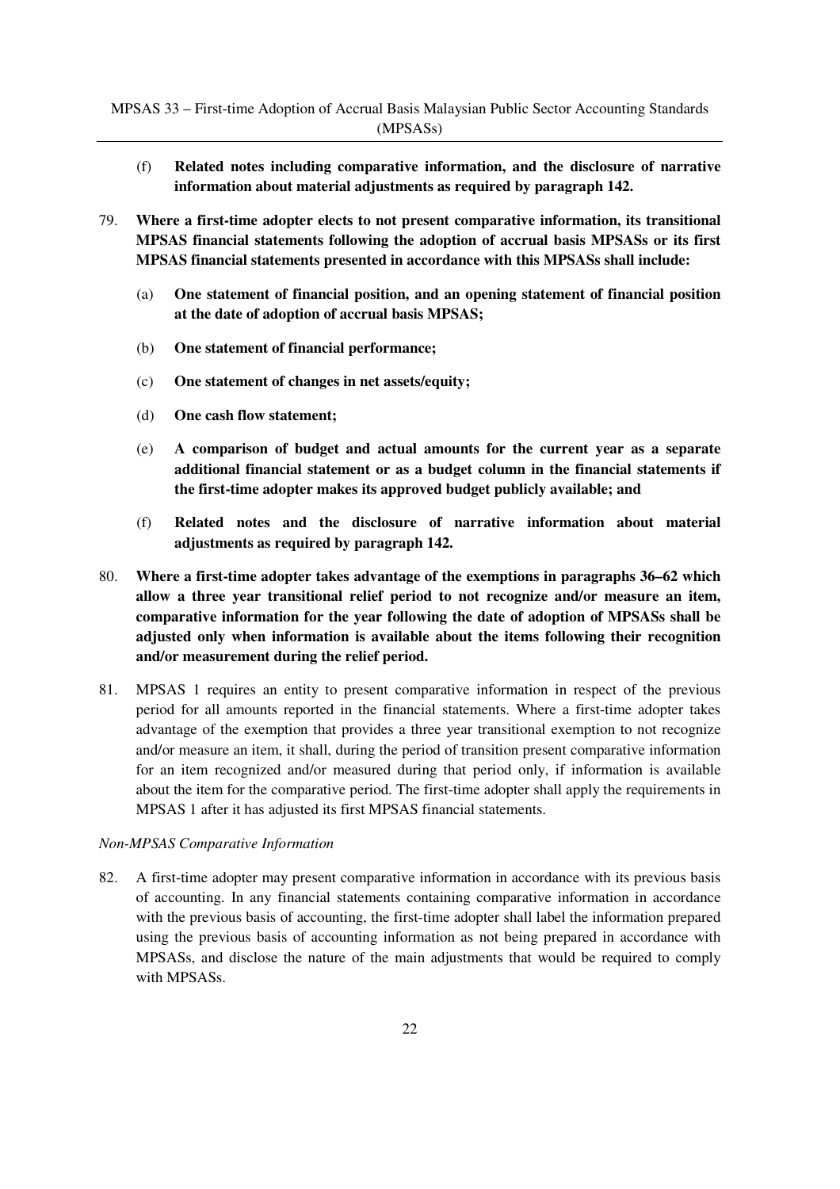(f) **Related notes including comparative information, and the disclosure of narrative information about material adjustments as required by paragraph 142.**

79. **Where a first-time adopter elects to not present comparative information, its transitional MPSAS financial statements following the adoption of accrual basis MPSASs or its first MPSAS financial statements presented in accordance with this MPSASs shall include:**

    (a) **One statement of financial position, and an opening statement of financial position at the date of adoption of accrual basis MPSAS;**

    (b) **One statement of financial performance;**

    (c) **One statement of changes in net assets/equity;**

    (d) **One cash flow statement;**

    (e) **A comparison of budget and actual amounts for the current year as a separate additional financial statement or as a budget column in the financial statements if the first-time adopter makes its approved budget publicly available; and**

    (f) **Related notes and the disclosure of narrative information about material adjustments as required by paragraph 142.**

80. **Where a first-time adopter takes advantage of the exemptions in paragraphs 36–62 which allow a three year transitional relief period to not recognize and/or measure an item, comparative information for the year following the date of adoption of MPSASs shall be adjusted only when information is available about the items following their recognition and/or measurement during the relief period.**

81. MPSAS 1 requires an entity to present comparative information in respect of the previous period for all amounts reported in the financial statements. Where a first-time adopter takes advantage of the exemption that provides a three year transitional exemption to not recognize and/or measure an item, it shall, during the period of transition present comparative information for an item recognized and/or measured during that period only, if information is available about the item for the comparative period. The first-time adopter shall apply the requirements in MPSAS 1 after it has adjusted its first MPSAS financial statements.

*Non-MPSAS Comparative Information*

82. A first-time adopter may present comparative information in accordance with its previous basis of accounting. In any financial statements containing comparative information in accordance with the previous basis of accounting, the first-time adopter shall label the information prepared using the previous basis of accounting information as not being prepared in accordance with MPSASs, and disclose the nature of the main adjustments that would be required to comply with MPSASs.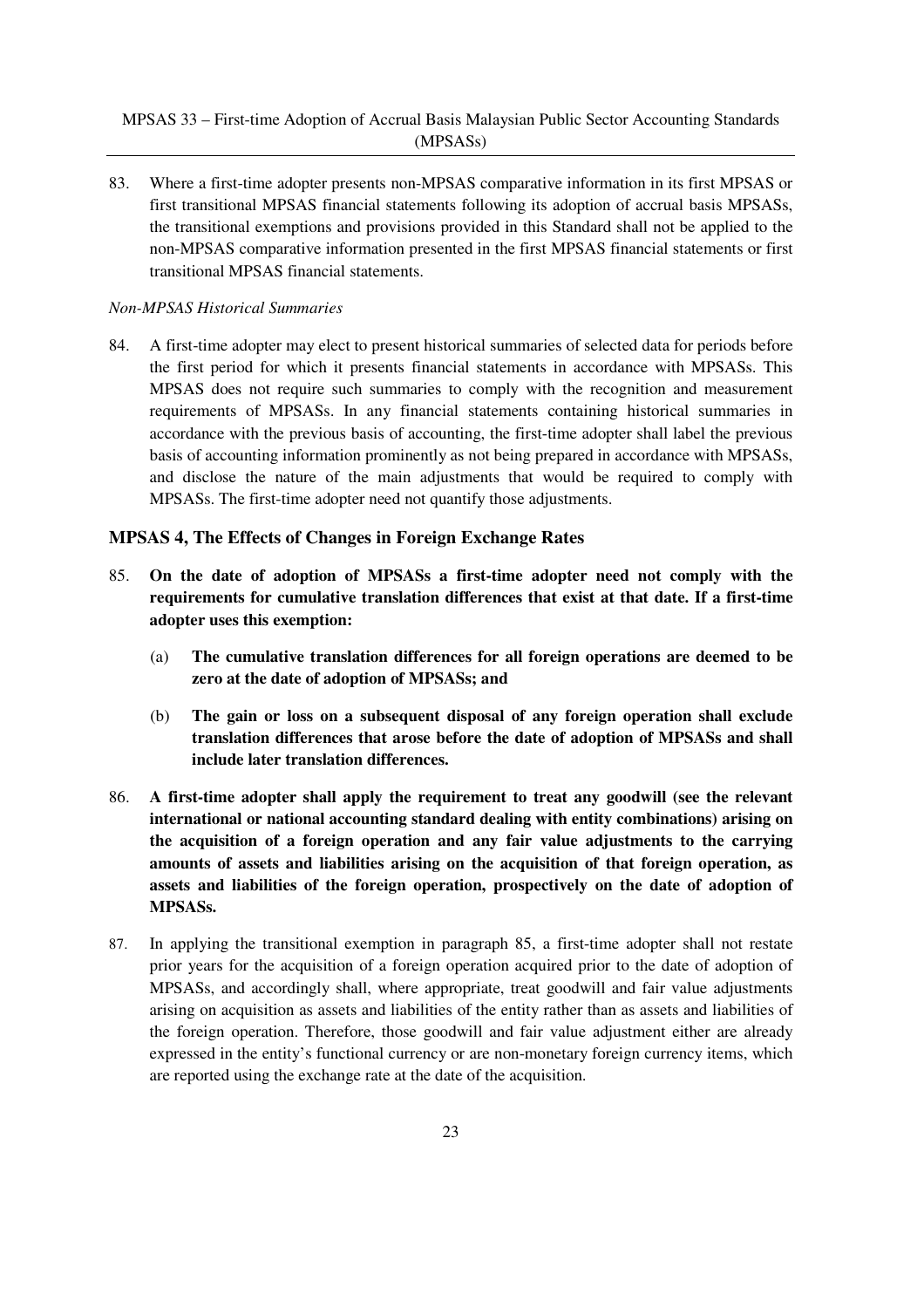83. Where a first-time adopter presents non-MPSAS comparative information in its first MPSAS or first transitional MPSAS financial statements following its adoption of accrual basis MPSASs, the transitional exemptions and provisions provided in this Standard shall not be applied to the non-MPSAS comparative information presented in the first MPSAS financial statements or first transitional MPSAS financial statements.

*Non-MPSAS Historical Summaries*

84. A first-time adopter may elect to present historical summaries of selected data for periods before the first period for which it presents financial statements in accordance with MPSASs. This MPSAS does not require such summaries to comply with the recognition and measurement requirements of MPSASs. In any financial statements containing historical summaries in accordance with the previous basis of accounting, the first-time adopter shall label the previous basis of accounting information prominently as not being prepared in accordance with MPSASs, and disclose the nature of the main adjustments that would be required to comply with MPSASs. The first-time adopter need not quantify those adjustments.

### MPSAS 4, The Effects of Changes in Foreign Exchange Rates

85. **On the date of adoption of MPSASs a first-time adopter need not comply with the requirements for cumulative translation differences that exist at that date. If a first-time adopter uses this exemption:**

    (a) **The cumulative translation differences for all foreign operations are deemed to be zero at the date of adoption of MPSASs; and**

    (b) **The gain or loss on a subsequent disposal of any foreign operation shall exclude translation differences that arose before the date of adoption of MPSASs and shall include later translation differences.**

86. **A first-time adopter shall apply the requirement to treat any goodwill (see the relevant international or national accounting standard dealing with entity combinations) arising on the acquisition of a foreign operation and any fair value adjustments to the carrying amounts of assets and liabilities arising on the acquisition of that foreign operation, as assets and liabilities of the foreign operation, prospectively on the date of adoption of MPSASs.**

87. In applying the transitional exemption in paragraph 85, a first-time adopter shall not restate prior years for the acquisition of a foreign operation acquired prior to the date of adoption of MPSASs, and accordingly shall, where appropriate, treat goodwill and fair value adjustments arising on acquisition as assets and liabilities of the entity rather than as assets and liabilities of the foreign operation. Therefore, those goodwill and fair value adjustment either are already expressed in the entity's functional currency or are non-monetary foreign currency items, which are reported using the exchange rate at the date of the acquisition.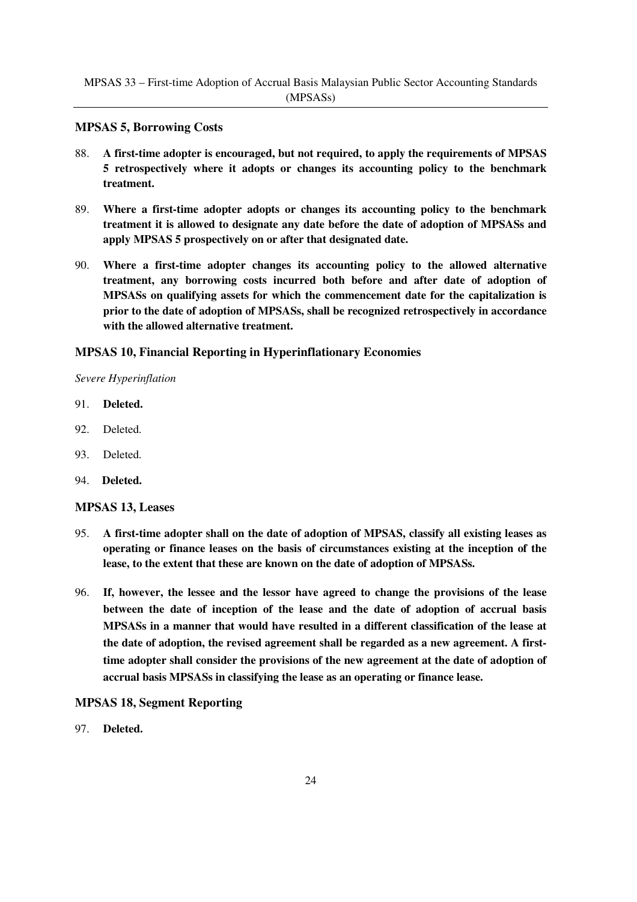### MPSAS 5, Borrowing Costs

88. **A first-time adopter is encouraged, but not required, to apply the requirements of MPSAS 5 retrospectively where it adopts or changes its accounting policy to the benchmark treatment.**

89. **Where a first-time adopter adopts or changes its accounting policy to the benchmark treatment it is allowed to designate any date before the date of adoption of MPSASs and apply MPSAS 5 prospectively on or after that designated date.**

90. **Where a first-time adopter changes its accounting policy to the allowed alternative treatment, any borrowing costs incurred both before and after date of adoption of MPSASs on qualifying assets for which the commencement date for the capitalization is prior to the date of adoption of MPSASs, shall be recognized retrospectively in accordance with the allowed alternative treatment.**

### MPSAS 10, Financial Reporting in Hyperinflationary Economies

*Severe Hyperinflation*

91. **Deleted.**

92. Deleted.

93. Deleted.

94. **Deleted.**

### MPSAS 13, Leases

95. **A first-time adopter shall on the date of adoption of MPSAS, classify all existing leases as operating or finance leases on the basis of circumstances existing at the inception of the lease, to the extent that these are known on the date of adoption of MPSASs.**

96. **If, however, the lessee and the lessor have agreed to change the provisions of the lease between the date of inception of the lease and the date of adoption of accrual basis MPSASs in a manner that would have resulted in a different classification of the lease at the date of adoption, the revised agreement shall be regarded as a new agreement. A first-time adopter shall consider the provisions of the new agreement at the date of adoption of accrual basis MPSASs in classifying the lease as an operating or finance lease.**

### MPSAS 18, Segment Reporting

97. **Deleted.**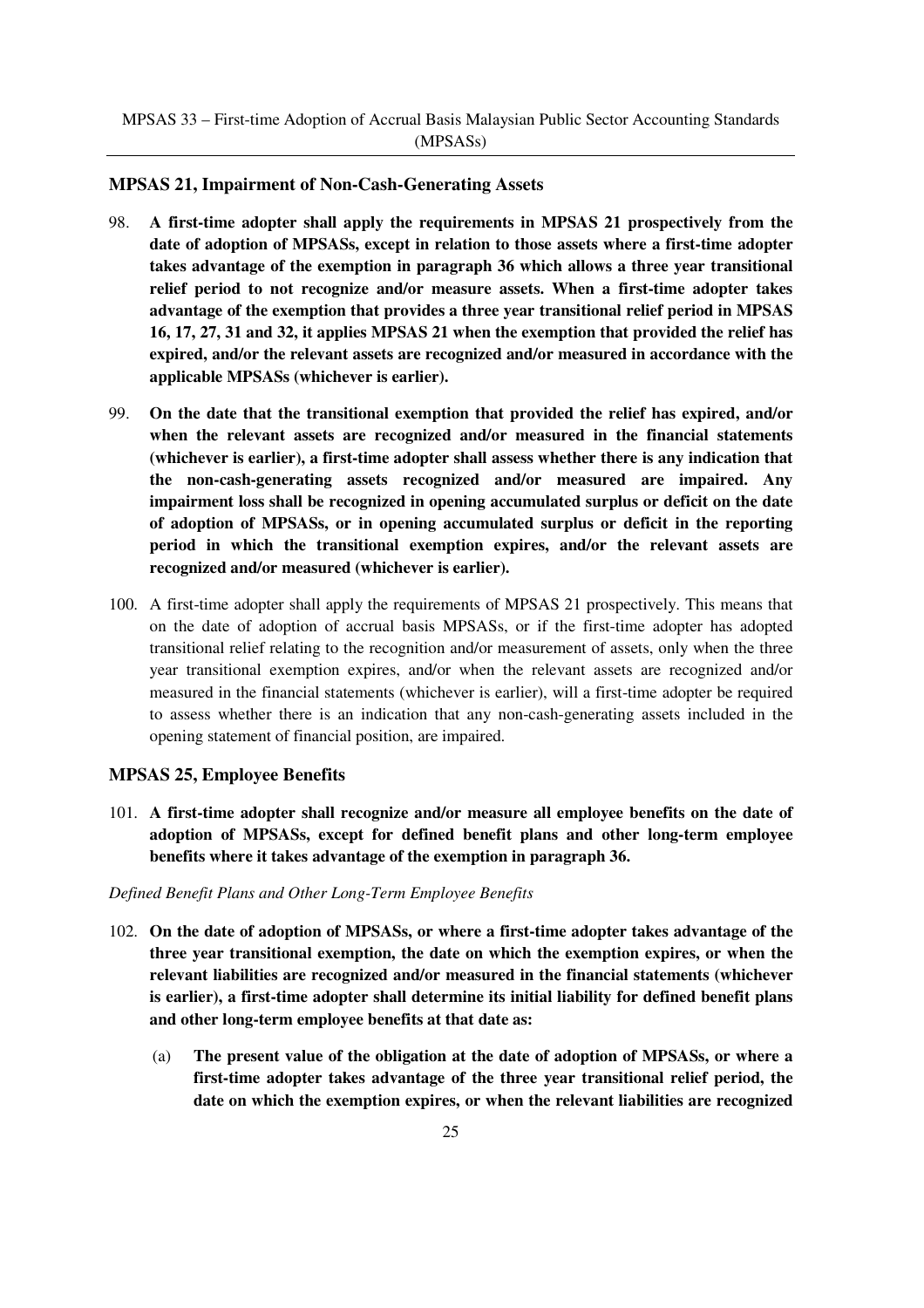## MPSAS 21, Impairment of Non-Cash-Generating Assets

98. **A first-time adopter shall apply the requirements in MPSAS 21 prospectively from the date of adoption of MPSASs, except in relation to those assets where a first-time adopter takes advantage of the exemption in paragraph 36 which allows a three year transitional relief period to not recognize and/or measure assets. When a first-time adopter takes advantage of the exemption that provides a three year transitional relief period in MPSAS 16, 17, 27, 31 and 32, it applies MPSAS 21 when the exemption that provided the relief has expired, and/or the relevant assets are recognized and/or measured in accordance with the applicable MPSASs (whichever is earlier).**

99. **On the date that the transitional exemption that provided the relief has expired, and/or when the relevant assets are recognized and/or measured in the financial statements (whichever is earlier), a first-time adopter shall assess whether there is any indication that the non-cash-generating assets recognized and/or measured are impaired. Any impairment loss shall be recognized in opening accumulated surplus or deficit on the date of adoption of MPSASs, or in opening accumulated surplus or deficit in the reporting period in which the transitional exemption expires, and/or the relevant assets are recognized and/or measured (whichever is earlier).**

100. A first-time adopter shall apply the requirements of MPSAS 21 prospectively. This means that on the date of adoption of accrual basis MPSASs, or if the first-time adopter has adopted transitional relief relating to the recognition and/or measurement of assets, only when the three year transitional exemption expires, and/or when the relevant assets are recognized and/or measured in the financial statements (whichever is earlier), will a first-time adopter be required to assess whether there is an indication that any non-cash-generating assets included in the opening statement of financial position, are impaired.

## MPSAS 25, Employee Benefits

101. **A first-time adopter shall recognize and/or measure all employee benefits on the date of adoption of MPSASs, except for defined benefit plans and other long-term employee benefits where it takes advantage of the exemption in paragraph 36.**

*Defined Benefit Plans and Other Long-Term Employee Benefits*

102. **On the date of adoption of MPSASs, or where a first-time adopter takes advantage of the three year transitional exemption, the date on which the exemption expires, or when the relevant liabilities are recognized and/or measured in the financial statements (whichever is earlier), a first-time adopter shall determine its initial liability for defined benefit plans and other long-term employee benefits at that date as:**

    (a) **The present value of the obligation at the date of adoption of MPSASs, or where a first-time adopter takes advantage of the three year transitional relief period, the date on which the exemption expires, or when the relevant liabilities are recognized**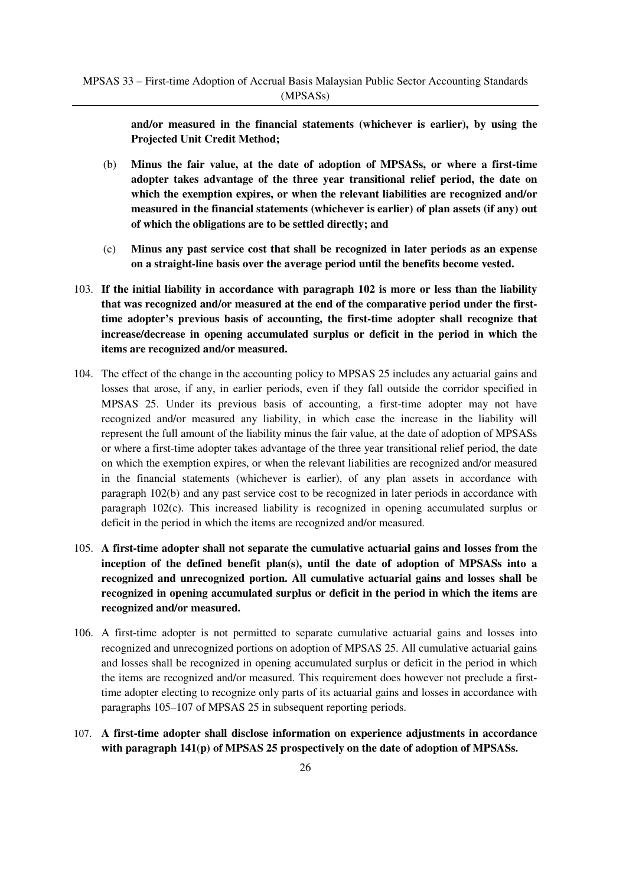**and/or measured in the financial statements (whichever is earlier), by using the Projected Unit Credit Method;**

(b) **Minus the fair value, at the date of adoption of MPSASs, or where a first-time adopter takes advantage of the three year transitional relief period, the date on which the exemption expires, or when the relevant liabilities are recognized and/or measured in the financial statements (whichever is earlier) of plan assets (if any) out of which the obligations are to be settled directly; and**

(c) **Minus any past service cost that shall be recognized in later periods as an expense on a straight-line basis over the average period until the benefits become vested.**

103. **If the initial liability in accordance with paragraph 102 is more or less than the liability that was recognized and/or measured at the end of the comparative period under the first-time adopter's previous basis of accounting, the first-time adopter shall recognize that increase/decrease in opening accumulated surplus or deficit in the period in which the items are recognized and/or measured.**

104. The effect of the change in the accounting policy to MPSAS 25 includes any actuarial gains and losses that arose, if any, in earlier periods, even if they fall outside the corridor specified in MPSAS 25. Under its previous basis of accounting, a first-time adopter may not have recognized and/or measured any liability, in which case the increase in the liability will represent the full amount of the liability minus the fair value, at the date of adoption of MPSASs or where a first-time adopter takes advantage of the three year transitional relief period, the date on which the exemption expires, or when the relevant liabilities are recognized and/or measured in the financial statements (whichever is earlier), of any plan assets in accordance with paragraph 102(b) and any past service cost to be recognized in later periods in accordance with paragraph 102(c). This increased liability is recognized in opening accumulated surplus or deficit in the period in which the items are recognized and/or measured.

105. **A first-time adopter shall not separate the cumulative actuarial gains and losses from the inception of the defined benefit plan(s), until the date of adoption of MPSASs into a recognized and unrecognized portion. All cumulative actuarial gains and losses shall be recognized in opening accumulated surplus or deficit in the period in which the items are recognized and/or measured.**

106. A first-time adopter is not permitted to separate cumulative actuarial gains and losses into recognized and unrecognized portions on adoption of MPSAS 25. All cumulative actuarial gains and losses shall be recognized in opening accumulated surplus or deficit in the period in which the items are recognized and/or measured. This requirement does however not preclude a first-time adopter electing to recognize only parts of its actuarial gains and losses in accordance with paragraphs 105–107 of MPSAS 25 in subsequent reporting periods.

107. **A first-time adopter shall disclose information on experience adjustments in accordance with paragraph 141(p) of MPSAS 25 prospectively on the date of adoption of MPSASs.**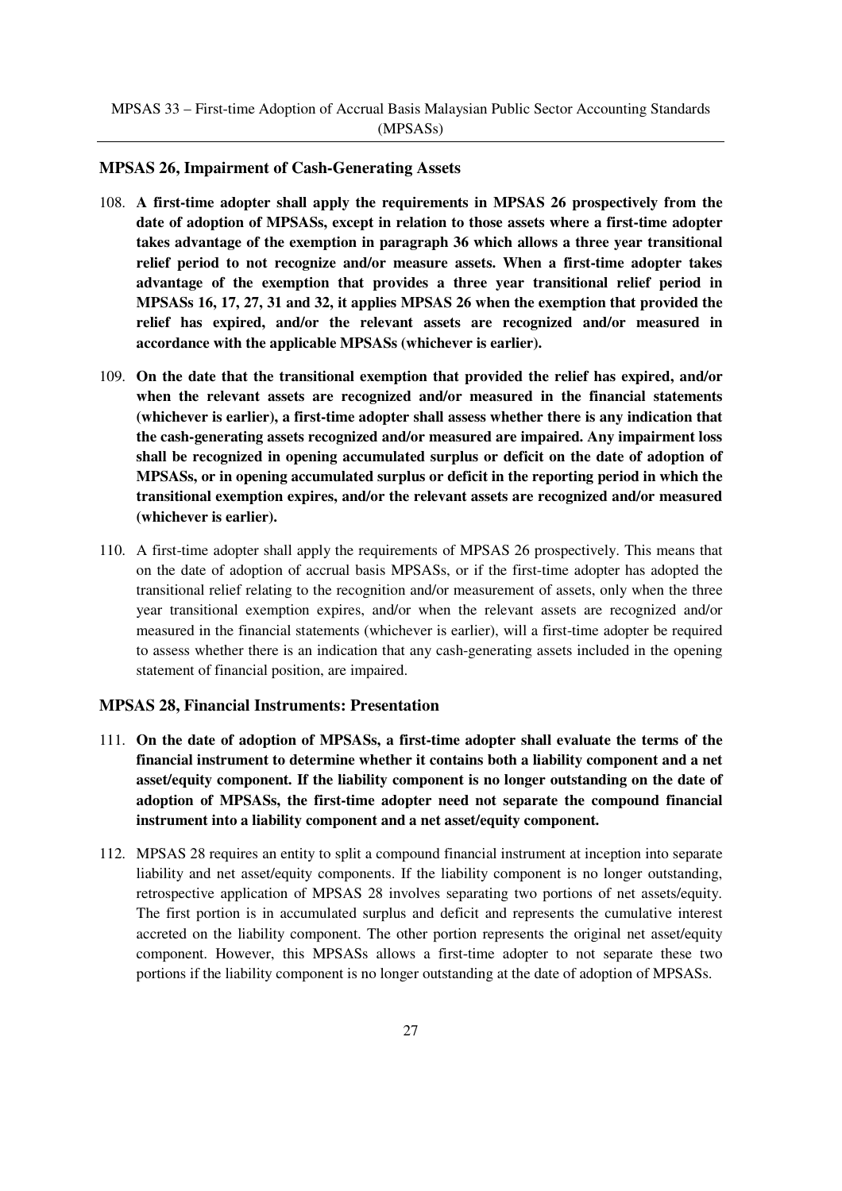### MPSAS 26, Impairment of Cash-Generating Assets

108. **A first-time adopter shall apply the requirements in MPSAS 26 prospectively from the date of adoption of MPSASs, except in relation to those assets where a first-time adopter takes advantage of the exemption in paragraph 36 which allows a three year transitional relief period to not recognize and/or measure assets. When a first-time adopter takes advantage of the exemption that provides a three year transitional relief period in MPSASs 16, 17, 27, 31 and 32, it applies MPSAS 26 when the exemption that provided the relief has expired, and/or the relevant assets are recognized and/or measured in accordance with the applicable MPSASs (whichever is earlier).**

109. **On the date that the transitional exemption that provided the relief has expired, and/or when the relevant assets are recognized and/or measured in the financial statements (whichever is earlier), a first-time adopter shall assess whether there is any indication that the cash-generating assets recognized and/or measured are impaired. Any impairment loss shall be recognized in opening accumulated surplus or deficit on the date of adoption of MPSASs, or in opening accumulated surplus or deficit in the reporting period in which the transitional exemption expires, and/or the relevant assets are recognized and/or measured (whichever is earlier).**

110. A first-time adopter shall apply the requirements of MPSAS 26 prospectively. This means that on the date of adoption of accrual basis MPSASs, or if the first-time adopter has adopted the transitional relief relating to the recognition and/or measurement of assets, only when the three year transitional exemption expires, and/or when the relevant assets are recognized and/or measured in the financial statements (whichever is earlier), will a first-time adopter be required to assess whether there is an indication that any cash-generating assets included in the opening statement of financial position, are impaired.

### MPSAS 28, Financial Instruments: Presentation

111. **On the date of adoption of MPSASs, a first-time adopter shall evaluate the terms of the financial instrument to determine whether it contains both a liability component and a net asset/equity component. If the liability component is no longer outstanding on the date of adoption of MPSASs, the first-time adopter need not separate the compound financial instrument into a liability component and a net asset/equity component.**

112. MPSAS 28 requires an entity to split a compound financial instrument at inception into separate liability and net asset/equity components. If the liability component is no longer outstanding, retrospective application of MPSAS 28 involves separating two portions of net assets/equity. The first portion is in accumulated surplus and deficit and represents the cumulative interest accreted on the liability component. The other portion represents the original net asset/equity component. However, this MPSASs allows a first-time adopter to not separate these two portions if the liability component is no longer outstanding at the date of adoption of MPSASs.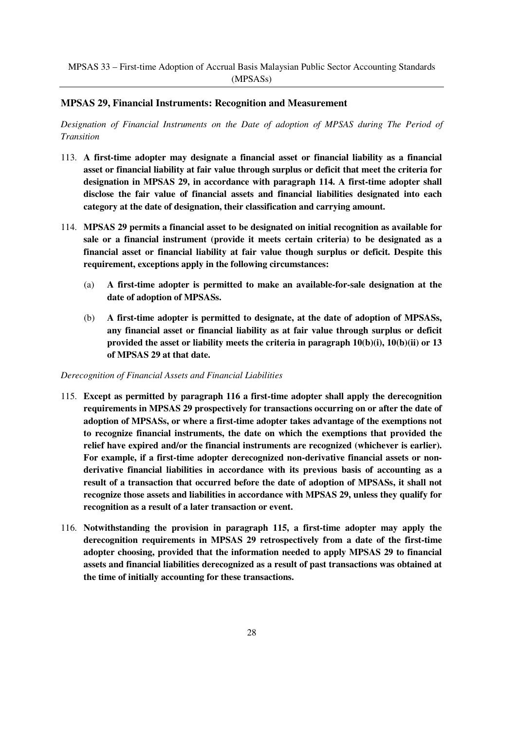### MPSAS 29, Financial Instruments: Recognition and Measurement

*Designation of Financial Instruments on the Date of adoption of MPSAS during The Period of Transition*

113. **A first-time adopter may designate a financial asset or financial liability as a financial asset or financial liability at fair value through surplus or deficit that meet the criteria for designation in MPSAS 29, in accordance with paragraph 114. A first-time adopter shall disclose the fair value of financial assets and financial liabilities designated into each category at the date of designation, their classification and carrying amount.**

114. **MPSAS 29 permits a financial asset to be designated on initial recognition as available for sale or a financial instrument (provide it meets certain criteria) to be designated as a financial asset or financial liability at fair value though surplus or deficit. Despite this requirement, exceptions apply in the following circumstances:**

    (a) **A first-time adopter is permitted to make an available-for-sale designation at the date of adoption of MPSASs.**

    (b) **A first-time adopter is permitted to designate, at the date of adoption of MPSASs, any financial asset or financial liability as at fair value through surplus or deficit provided the asset or liability meets the criteria in paragraph 10(b)(i), 10(b)(ii) or 13 of MPSAS 29 at that date.**

*Derecognition of Financial Assets and Financial Liabilities*

115. **Except as permitted by paragraph 116 a first-time adopter shall apply the derecognition requirements in MPSAS 29 prospectively for transactions occurring on or after the date of adoption of MPSASs, or where a first-time adopter takes advantage of the exemptions not to recognize financial instruments, the date on which the exemptions that provided the relief have expired and/or the financial instruments are recognized (whichever is earlier). For example, if a first-time adopter derecognized non-derivative financial assets or non-derivative financial liabilities in accordance with its previous basis of accounting as a result of a transaction that occurred before the date of adoption of MPSASs, it shall not recognize those assets and liabilities in accordance with MPSAS 29, unless they qualify for recognition as a result of a later transaction or event.**

116. **Notwithstanding the provision in paragraph 115, a first-time adopter may apply the derecognition requirements in MPSAS 29 retrospectively from a date of the first-time adopter choosing, provided that the information needed to apply MPSAS 29 to financial assets and financial liabilities derecognized as a result of past transactions was obtained at the time of initially accounting for these transactions.**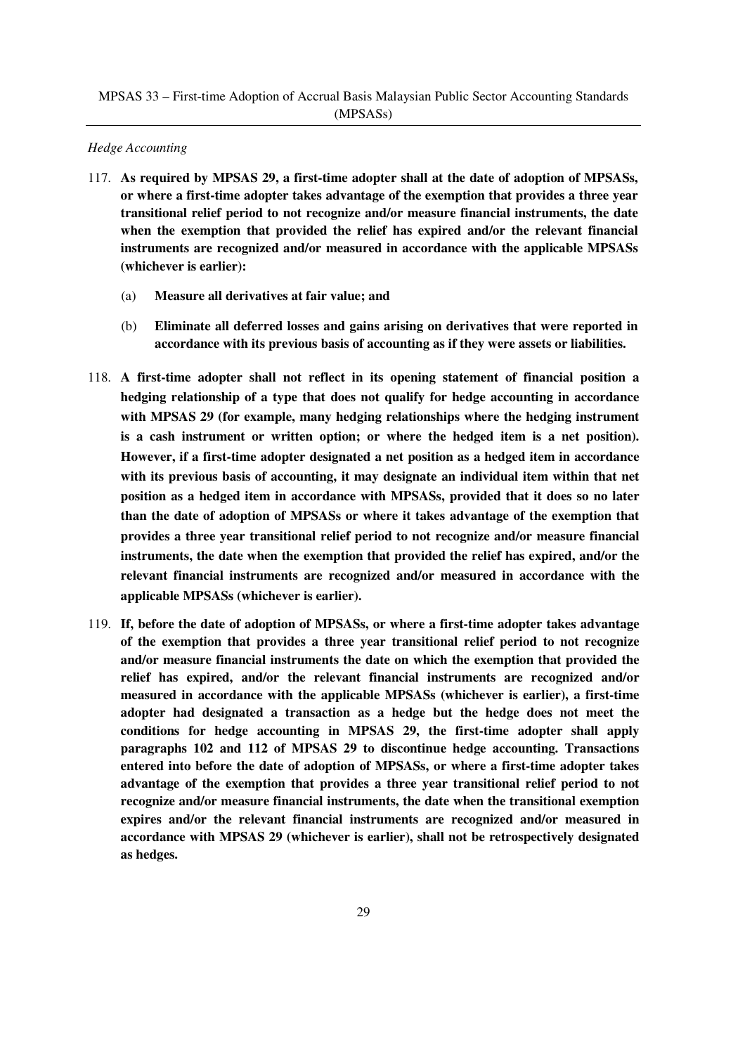*Hedge Accounting*

117. **As required by MPSAS 29, a first-time adopter shall at the date of adoption of MPSASs, or where a first-time adopter takes advantage of the exemption that provides a three year transitional relief period to not recognize and/or measure financial instruments, the date when the exemption that provided the relief has expired and/or the relevant financial instruments are recognized and/or measured in accordance with the applicable MPSASs (whichever is earlier):**

    (a) **Measure all derivatives at fair value; and**

    (b) **Eliminate all deferred losses and gains arising on derivatives that were reported in accordance with its previous basis of accounting as if they were assets or liabilities.**

118. **A first-time adopter shall not reflect in its opening statement of financial position a hedging relationship of a type that does not qualify for hedge accounting in accordance with MPSAS 29 (for example, many hedging relationships where the hedging instrument is a cash instrument or written option; or where the hedged item is a net position). However, if a first-time adopter designated a net position as a hedged item in accordance with its previous basis of accounting, it may designate an individual item within that net position as a hedged item in accordance with MPSASs, provided that it does so no later than the date of adoption of MPSASs or where it takes advantage of the exemption that provides a three year transitional relief period to not recognize and/or measure financial instruments, the date when the exemption that provided the relief has expired, and/or the relevant financial instruments are recognized and/or measured in accordance with the applicable MPSASs (whichever is earlier).**

119. **If, before the date of adoption of MPSASs, or where a first-time adopter takes advantage of the exemption that provides a three year transitional relief period to not recognize and/or measure financial instruments the date on which the exemption that provided the relief has expired, and/or the relevant financial instruments are recognized and/or measured in accordance with the applicable MPSASs (whichever is earlier), a first-time adopter had designated a transaction as a hedge but the hedge does not meet the conditions for hedge accounting in MPSAS 29, the first-time adopter shall apply paragraphs 102 and 112 of MPSAS 29 to discontinue hedge accounting. Transactions entered into before the date of adoption of MPSASs, or where a first-time adopter takes advantage of the exemption that provides a three year transitional relief period to not recognize and/or measure financial instruments, the date when the transitional exemption expires and/or the relevant financial instruments are recognized and/or measured in accordance with MPSAS 29 (whichever is earlier), shall not be retrospectively designated as hedges.**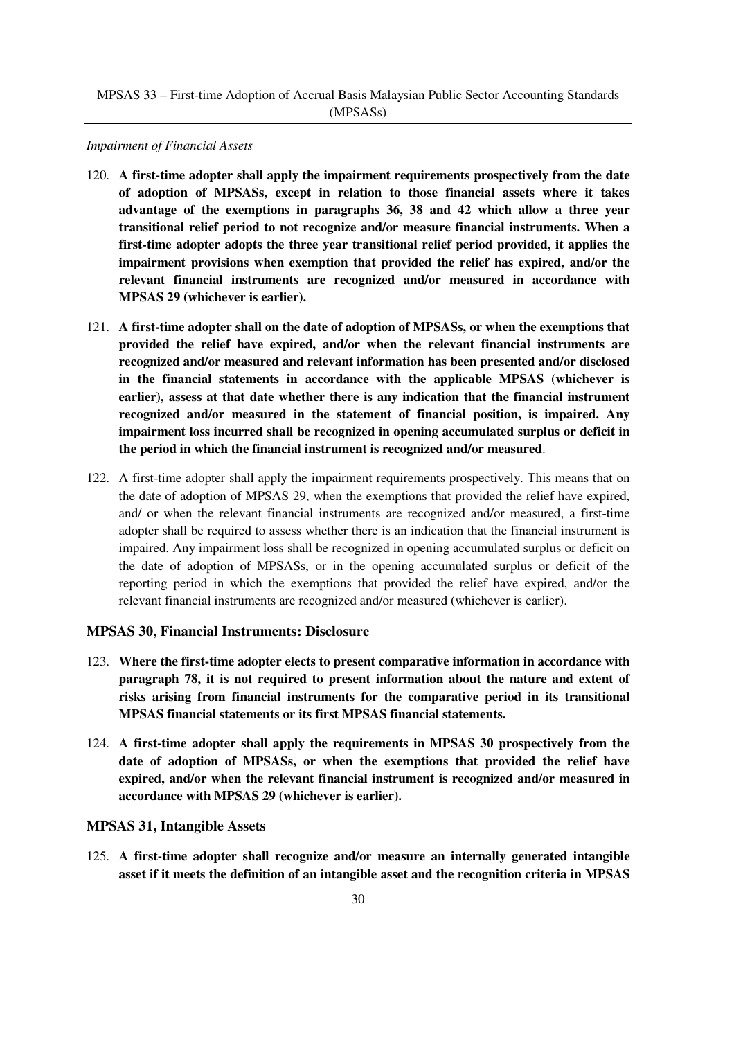*Impairment of Financial Assets*

120. **A first-time adopter shall apply the impairment requirements prospectively from the date of adoption of MPSASs, except in relation to those financial assets where it takes advantage of the exemptions in paragraphs 36, 38 and 42 which allow a three year transitional relief period to not recognize and/or measure financial instruments. When a first-time adopter adopts the three year transitional relief period provided, it applies the impairment provisions when exemption that provided the relief has expired, and/or the relevant financial instruments are recognized and/or measured in accordance with MPSAS 29 (whichever is earlier).**

121. **A first-time adopter shall on the date of adoption of MPSASs, or when the exemptions that provided the relief have expired, and/or when the relevant financial instruments are recognized and/or measured and relevant information has been presented and/or disclosed in the financial statements in accordance with the applicable MPSAS (whichever is earlier), assess at that date whether there is any indication that the financial instrument recognized and/or measured in the statement of financial position, is impaired. Any impairment loss incurred shall be recognized in opening accumulated surplus or deficit in the period in which the financial instrument is recognized and/or measured**.

122. A first-time adopter shall apply the impairment requirements prospectively. This means that on the date of adoption of MPSAS 29, when the exemptions that provided the relief have expired, and/ or when the relevant financial instruments are recognized and/or measured, a first-time adopter shall be required to assess whether there is an indication that the financial instrument is impaired. Any impairment loss shall be recognized in opening accumulated surplus or deficit on the date of adoption of MPSASs, or in the opening accumulated surplus or deficit of the reporting period in which the exemptions that provided the relief have expired, and/or the relevant financial instruments are recognized and/or measured (whichever is earlier).

### MPSAS 30, Financial Instruments: Disclosure

123. **Where the first-time adopter elects to present comparative information in accordance with paragraph 78, it is not required to present information about the nature and extent of risks arising from financial instruments for the comparative period in its transitional MPSAS financial statements or its first MPSAS financial statements.**

124. **A first-time adopter shall apply the requirements in MPSAS 30 prospectively from the date of adoption of MPSASs, or when the exemptions that provided the relief have expired, and/or when the relevant financial instrument is recognized and/or measured in accordance with MPSAS 29 (whichever is earlier).**

### MPSAS 31, Intangible Assets

125. **A first-time adopter shall recognize and/or measure an internally generated intangible asset if it meets the definition of an intangible asset and the recognition criteria in MPSAS**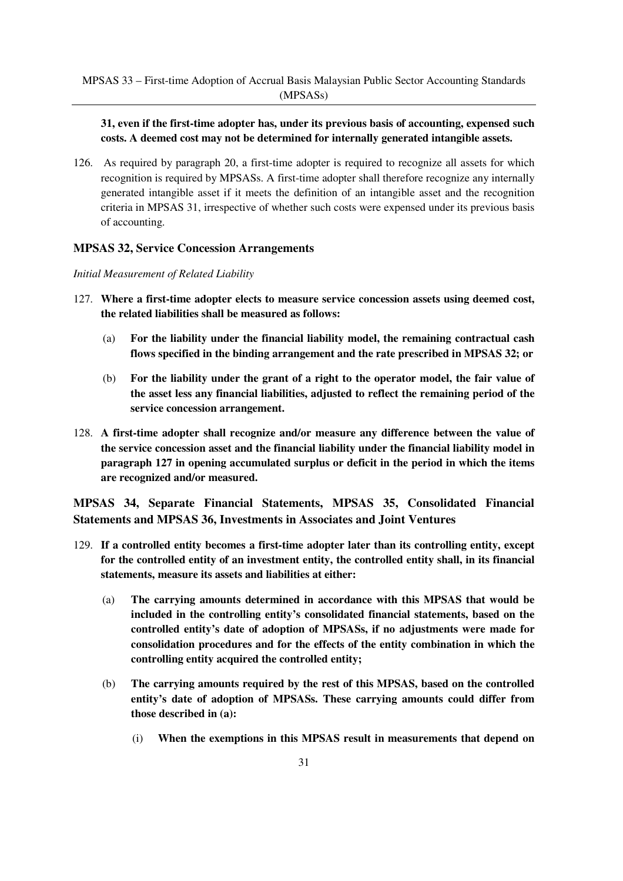**31, even if the first-time adopter has, under its previous basis of accounting, expensed such costs. A deemed cost may not be determined for internally generated intangible assets.**

126. As required by paragraph 20, a first-time adopter is required to recognize all assets for which recognition is required by MPSASs. A first-time adopter shall therefore recognize any internally generated intangible asset if it meets the definition of an intangible asset and the recognition criteria in MPSAS 31, irrespective of whether such costs were expensed under its previous basis of accounting.

### MPSAS 32, Service Concession Arrangements

*Initial Measurement of Related Liability*

127. **Where a first-time adopter elects to measure service concession assets using deemed cost, the related liabilities shall be measured as follows:**

    (a) **For the liability under the financial liability model, the remaining contractual cash flows specified in the binding arrangement and the rate prescribed in MPSAS 32; or**

    (b) **For the liability under the grant of a right to the operator model, the fair value of the asset less any financial liabilities, adjusted to reflect the remaining period of the service concession arrangement.**

128. **A first-time adopter shall recognize and/or measure any difference between the value of the service concession asset and the financial liability under the financial liability model in paragraph 127 in opening accumulated surplus or deficit in the period in which the items are recognized and/or measured.**

### MPSAS 34, Separate Financial Statements, MPSAS 35, Consolidated Financial Statements and MPSAS 36, Investments in Associates and Joint Ventures

129. **If a controlled entity becomes a first-time adopter later than its controlling entity, except for the controlled entity of an investment entity, the controlled entity shall, in its financial statements, measure its assets and liabilities at either:**

    (a) **The carrying amounts determined in accordance with this MPSAS that would be included in the controlling entity's consolidated financial statements, based on the controlled entity's date of adoption of MPSASs, if no adjustments were made for consolidation procedures and for the effects of the entity combination in which the controlling entity acquired the controlled entity;**

    (b) **The carrying amounts required by the rest of this MPSAS, based on the controlled entity's date of adoption of MPSASs. These carrying amounts could differ from those described in (a):**

        (i) **When the exemptions in this MPSAS result in measurements that depend on**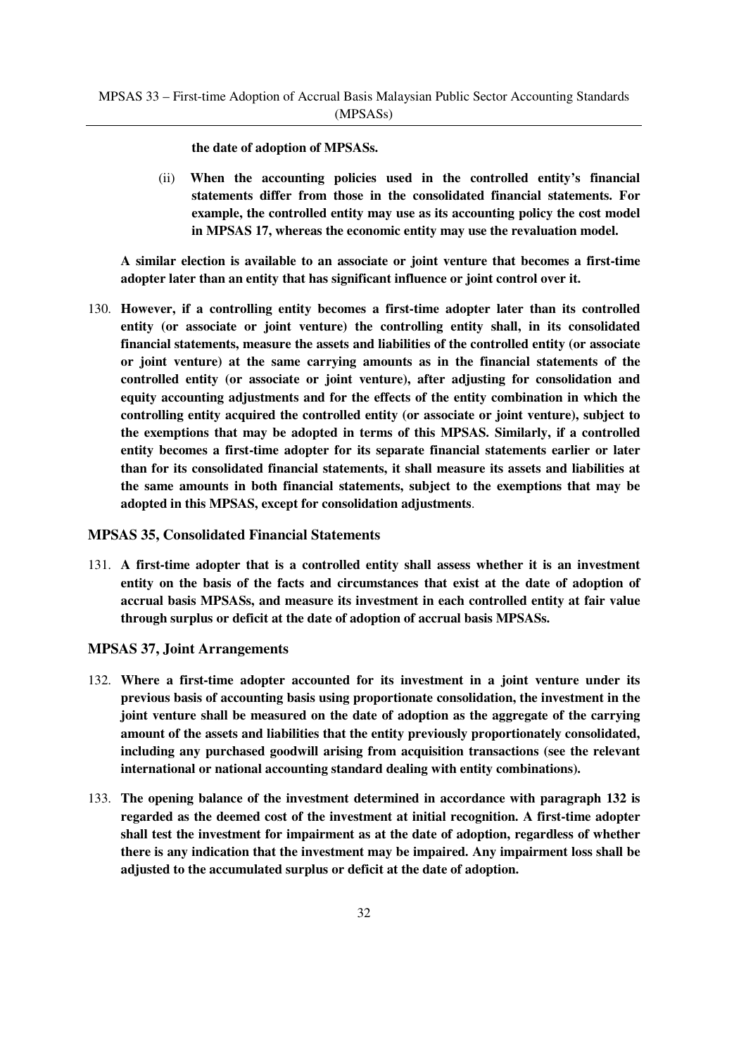**the date of adoption of MPSASs.**

(ii) **When the accounting policies used in the controlled entity's financial statements differ from those in the consolidated financial statements. For example, the controlled entity may use as its accounting policy the cost model in MPSAS 17, whereas the economic entity may use the revaluation model.**

**A similar election is available to an associate or joint venture that becomes a first-time adopter later than an entity that has significant influence or joint control over it.**

130. **However, if a controlling entity becomes a first-time adopter later than its controlled entity (or associate or joint venture) the controlling entity shall, in its consolidated financial statements, measure the assets and liabilities of the controlled entity (or associate or joint venture) at the same carrying amounts as in the financial statements of the controlled entity (or associate or joint venture), after adjusting for consolidation and equity accounting adjustments and for the effects of the entity combination in which the controlling entity acquired the controlled entity (or associate or joint venture), subject to the exemptions that may be adopted in terms of this MPSAS. Similarly, if a controlled entity becomes a first-time adopter for its separate financial statements earlier or later than for its consolidated financial statements, it shall measure its assets and liabilities at the same amounts in both financial statements, subject to the exemptions that may be adopted in this MPSAS, except for consolidation adjustments**.

### MPSAS 35, Consolidated Financial Statements

131. **A first-time adopter that is a controlled entity shall assess whether it is an investment entity on the basis of the facts and circumstances that exist at the date of adoption of accrual basis MPSASs, and measure its investment in each controlled entity at fair value through surplus or deficit at the date of adoption of accrual basis MPSASs.**

### MPSAS 37, Joint Arrangements

132. **Where a first-time adopter accounted for its investment in a joint venture under its previous basis of accounting basis using proportionate consolidation, the investment in the joint venture shall be measured on the date of adoption as the aggregate of the carrying amount of the assets and liabilities that the entity previously proportionately consolidated, including any purchased goodwill arising from acquisition transactions (see the relevant international or national accounting standard dealing with entity combinations).**

133. **The opening balance of the investment determined in accordance with paragraph 132 is regarded as the deemed cost of the investment at initial recognition. A first-time adopter shall test the investment for impairment as at the date of adoption, regardless of whether there is any indication that the investment may be impaired. Any impairment loss shall be adjusted to the accumulated surplus or deficit at the date of adoption.**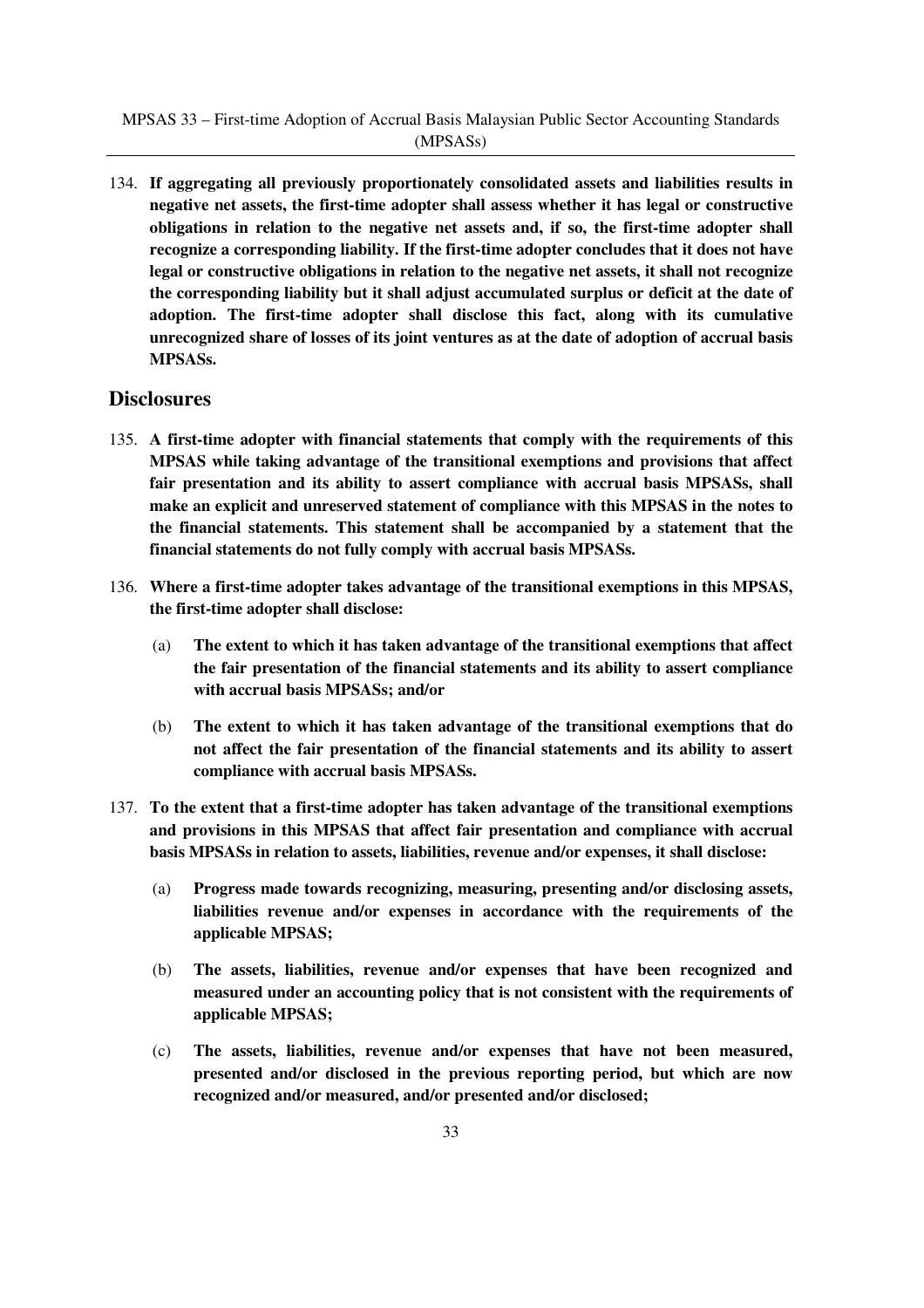134. **If aggregating all previously proportionately consolidated assets and liabilities results in negative net assets, the first-time adopter shall assess whether it has legal or constructive obligations in relation to the negative net assets and, if so, the first-time adopter shall recognize a corresponding liability. If the first-time adopter concludes that it does not have legal or constructive obligations in relation to the negative net assets, it shall not recognize the corresponding liability but it shall adjust accumulated surplus or deficit at the date of adoption. The first-time adopter shall disclose this fact, along with its cumulative unrecognized share of losses of its joint ventures as at the date of adoption of accrual basis MPSASs.**

## Disclosures

135. **A first-time adopter with financial statements that comply with the requirements of this MPSAS while taking advantage of the transitional exemptions and provisions that affect fair presentation and its ability to assert compliance with accrual basis MPSASs, shall make an explicit and unreserved statement of compliance with this MPSAS in the notes to the financial statements. This statement shall be accompanied by a statement that the financial statements do not fully comply with accrual basis MPSASs.**

136. **Where a first-time adopter takes advantage of the transitional exemptions in this MPSAS, the first-time adopter shall disclose:**

    (a) **The extent to which it has taken advantage of the transitional exemptions that affect the fair presentation of the financial statements and its ability to assert compliance with accrual basis MPSASs; and/or**

    (b) **The extent to which it has taken advantage of the transitional exemptions that do not affect the fair presentation of the financial statements and its ability to assert compliance with accrual basis MPSASs.**

137. **To the extent that a first-time adopter has taken advantage of the transitional exemptions and provisions in this MPSAS that affect fair presentation and compliance with accrual basis MPSASs in relation to assets, liabilities, revenue and/or expenses, it shall disclose:**

    (a) **Progress made towards recognizing, measuring, presenting and/or disclosing assets, liabilities revenue and/or expenses in accordance with the requirements of the applicable MPSAS;**

    (b) **The assets, liabilities, revenue and/or expenses that have been recognized and measured under an accounting policy that is not consistent with the requirements of applicable MPSAS;**

    (c) **The assets, liabilities, revenue and/or expenses that have not been measured, presented and/or disclosed in the previous reporting period, but which are now recognized and/or measured, and/or presented and/or disclosed;**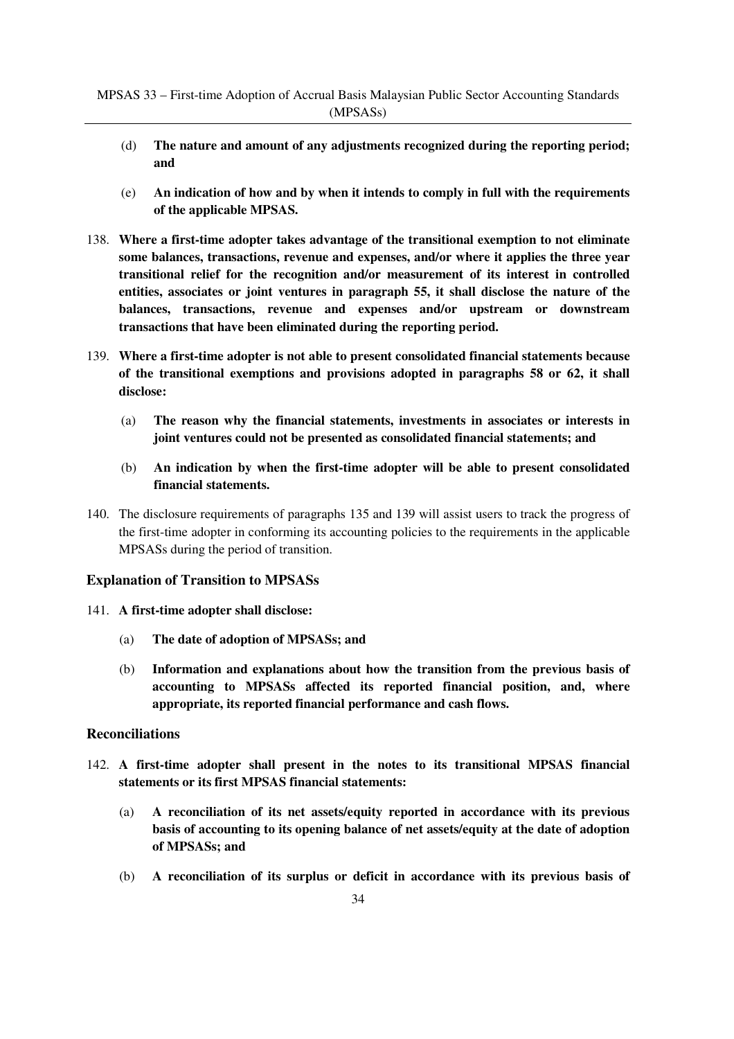(d) **The nature and amount of any adjustments recognized during the reporting period; and**

(e) **An indication of how and by when it intends to comply in full with the requirements of the applicable MPSAS.**

138. **Where a first-time adopter takes advantage of the transitional exemption to not eliminate some balances, transactions, revenue and expenses, and/or where it applies the three year transitional relief for the recognition and/or measurement of its interest in controlled entities, associates or joint ventures in paragraph 55, it shall disclose the nature of the balances, transactions, revenue and expenses and/or upstream or downstream transactions that have been eliminated during the reporting period.**

139. **Where a first-time adopter is not able to present consolidated financial statements because of the transitional exemptions and provisions adopted in paragraphs 58 or 62, it shall disclose:**

   (a) **The reason why the financial statements, investments in associates or interests in joint ventures could not be presented as consolidated financial statements; and**

   (b) **An indication by when the first-time adopter will be able to present consolidated financial statements.**

140. The disclosure requirements of paragraphs 135 and 139 will assist users to track the progress of the first-time adopter in conforming its accounting policies to the requirements in the applicable MPSASs during the period of transition.

### Explanation of Transition to MPSASs

141. **A first-time adopter shall disclose:**

   (a) **The date of adoption of MPSASs; and**

   (b) **Information and explanations about how the transition from the previous basis of accounting to MPSASs affected its reported financial position, and, where appropriate, its reported financial performance and cash flows.**

### Reconciliations

142. **A first-time adopter shall present in the notes to its transitional MPSAS financial statements or its first MPSAS financial statements:**

   (a) **A reconciliation of its net assets/equity reported in accordance with its previous basis of accounting to its opening balance of net assets/equity at the date of adoption of MPSASs; and**

   (b) **A reconciliation of its surplus or deficit in accordance with its previous basis of**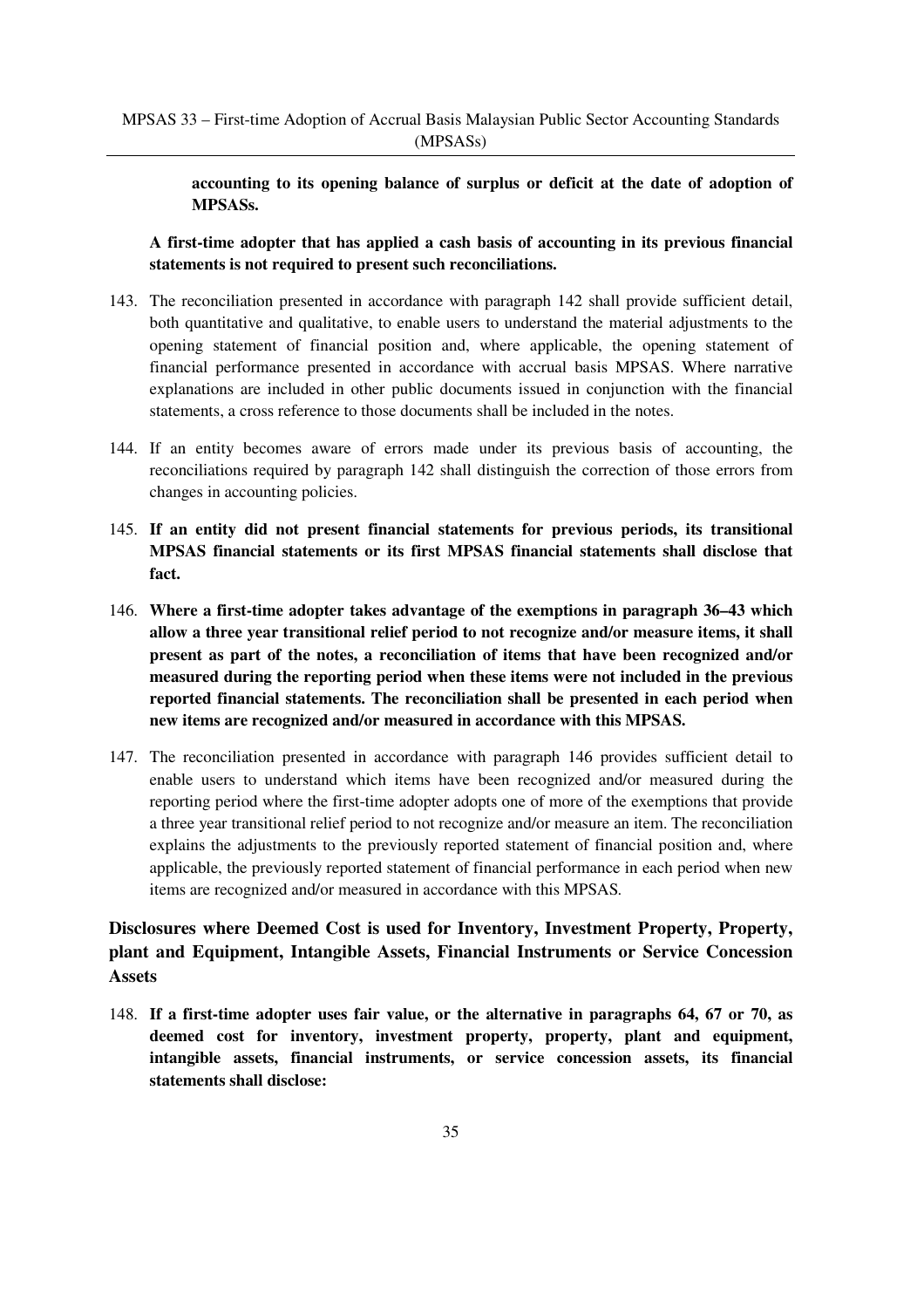**accounting to its opening balance of surplus or deficit at the date of adoption of MPSASs.**

**A first-time adopter that has applied a cash basis of accounting in its previous financial statements is not required to present such reconciliations.**

143. The reconciliation presented in accordance with paragraph 142 shall provide sufficient detail, both quantitative and qualitative, to enable users to understand the material adjustments to the opening statement of financial position and, where applicable, the opening statement of financial performance presented in accordance with accrual basis MPSAS. Where narrative explanations are included in other public documents issued in conjunction with the financial statements, a cross reference to those documents shall be included in the notes.

144. If an entity becomes aware of errors made under its previous basis of accounting, the reconciliations required by paragraph 142 shall distinguish the correction of those errors from changes in accounting policies.

145. **If an entity did not present financial statements for previous periods, its transitional MPSAS financial statements or its first MPSAS financial statements shall disclose that fact.**

146. **Where a first-time adopter takes advantage of the exemptions in paragraph 36–43 which allow a three year transitional relief period to not recognize and/or measure items, it shall present as part of the notes, a reconciliation of items that have been recognized and/or measured during the reporting period when these items were not included in the previous reported financial statements. The reconciliation shall be presented in each period when new items are recognized and/or measured in accordance with this MPSAS.**

147. The reconciliation presented in accordance with paragraph 146 provides sufficient detail to enable users to understand which items have been recognized and/or measured during the reporting period where the first-time adopter adopts one of more of the exemptions that provide a three year transitional relief period to not recognize and/or measure an item. The reconciliation explains the adjustments to the previously reported statement of financial position and, where applicable, the previously reported statement of financial performance in each period when new items are recognized and/or measured in accordance with this MPSAS.

## Disclosures where Deemed Cost is used for Inventory, Investment Property, Property, plant and Equipment, Intangible Assets, Financial Instruments or Service Concession Assets

148. **If a first-time adopter uses fair value, or the alternative in paragraphs 64, 67 or 70, as deemed cost for inventory, investment property, property, plant and equipment, intangible assets, financial instruments, or service concession assets, its financial statements shall disclose:**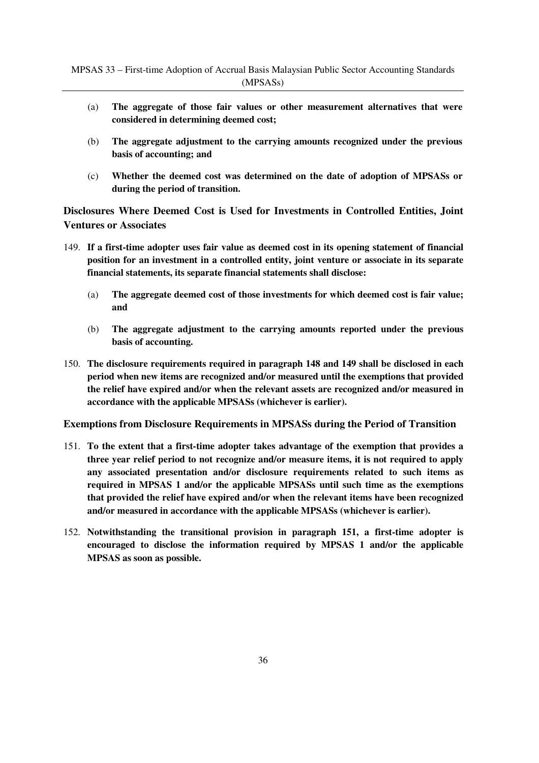(a) **The aggregate of those fair values or other measurement alternatives that were considered in determining deemed cost;**

(b) **The aggregate adjustment to the carrying amounts recognized under the previous basis of accounting; and**

(c) **Whether the deemed cost was determined on the date of adoption of MPSASs or during the period of transition.**

### Disclosures Where Deemed Cost is Used for Investments in Controlled Entities, Joint Ventures or Associates

149. **If a first-time adopter uses fair value as deemed cost in its opening statement of financial position for an investment in a controlled entity, joint venture or associate in its separate financial statements, its separate financial statements shall disclose:**

   (a) **The aggregate deemed cost of those investments for which deemed cost is fair value; and**

   (b) **The aggregate adjustment to the carrying amounts reported under the previous basis of accounting.**

150. **The disclosure requirements required in paragraph 148 and 149 shall be disclosed in each period when new items are recognized and/or measured until the exemptions that provided the relief have expired and/or when the relevant assets are recognized and/or measured in accordance with the applicable MPSASs (whichever is earlier).**

### Exemptions from Disclosure Requirements in MPSASs during the Period of Transition

151. **To the extent that a first-time adopter takes advantage of the exemption that provides a three year relief period to not recognize and/or measure items, it is not required to apply any associated presentation and/or disclosure requirements related to such items as required in MPSAS 1 and/or the applicable MPSASs until such time as the exemptions that provided the relief have expired and/or when the relevant items have been recognized and/or measured in accordance with the applicable MPSASs (whichever is earlier).**

152. **Notwithstanding the transitional provision in paragraph 151, a first-time adopter is encouraged to disclose the information required by MPSAS 1 and/or the applicable MPSAS as soon as possible.**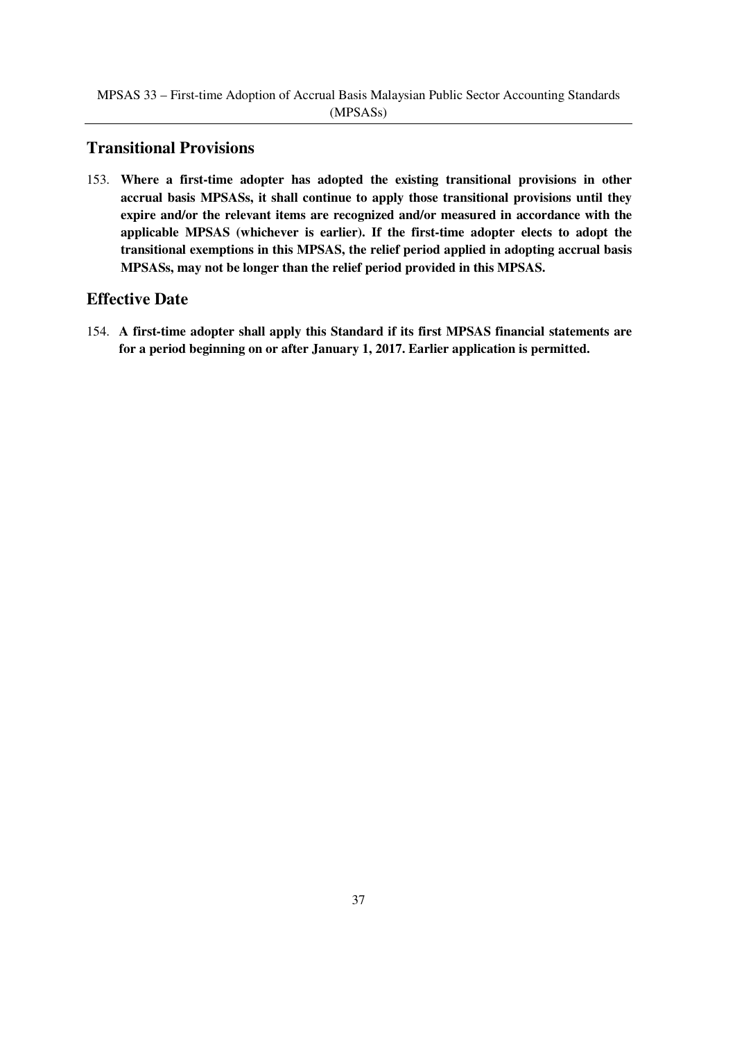## Transitional Provisions

153. **Where a first-time adopter has adopted the existing transitional provisions in other accrual basis MPSASs, it shall continue to apply those transitional provisions until they expire and/or the relevant items are recognized and/or measured in accordance with the applicable MPSAS (whichever is earlier). If the first-time adopter elects to adopt the transitional exemptions in this MPSAS, the relief period applied in adopting accrual basis MPSASs, may not be longer than the relief period provided in this MPSAS.**

## Effective Date

154. **A first-time adopter shall apply this Standard if its first MPSAS financial statements are for a period beginning on or after January 1, 2017. Earlier application is permitted.**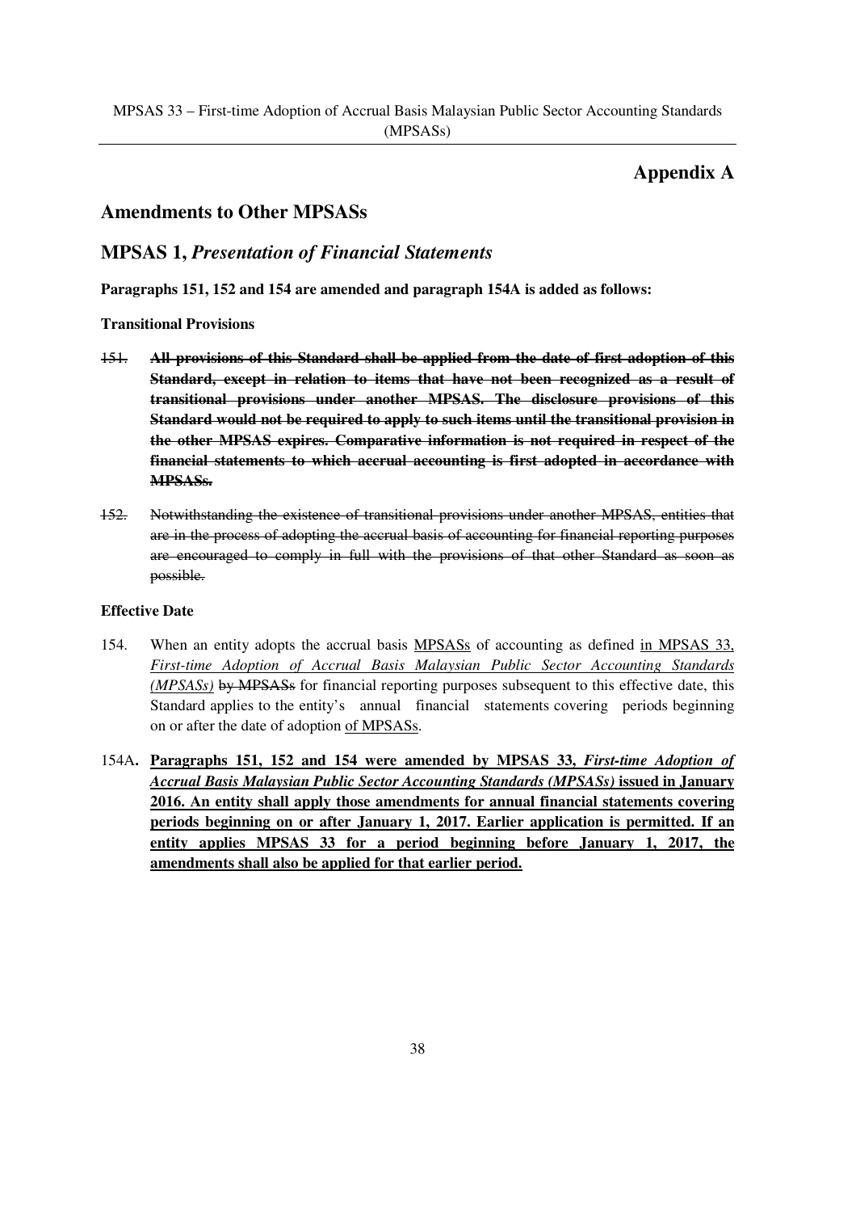## Appendix A

## Amendments to Other MPSASs

## MPSAS 1, *Presentation of Financial Statements*

**Paragraphs 151, 152 and 154 are amended and paragraph 154A is added as follows:**

**Transitional Provisions**

~~151.~~ ~~**All provisions of this Standard shall be applied from the date of first adoption of this Standard, except in relation to items that have not been recognized as a result of transitional provisions under another MPSAS. The disclosure provisions of this Standard would not be required to apply to such items until the transitional provision in the other MPSAS expires. Comparative information is not required in respect of the financial statements to which accrual accounting is first adopted in accordance with MPSASs.**~~

~~152.~~ ~~Notwithstanding the existence of transitional provisions under another MPSAS, entities that are in the process of adopting the accrual basis of accounting for financial reporting purposes are encouraged to comply in full with the provisions of that other Standard as soon as possible.~~

**Effective Date**

154. When an entity adopts the accrual basis <u>MPSASs</u> of accounting as defined <u>in MPSAS 33, *First-time Adoption of Accrual Basis Malaysian Public Sector Accounting Standards (MPSASs)*</u> ~~by MPSASs~~ for financial reporting purposes subsequent to this effective date, this Standard applies to the entity's annual financial statements covering periods beginning on or after the date of adoption <u>of MPSASs</u>.

154A. <u>**Paragraphs 151, 152 and 154 were amended by MPSAS 33, *First-time Adoption of Accrual Basis Malaysian Public Sector Accounting Standards (MPSASs)* issued in January 2016. An entity shall apply those amendments for annual financial statements covering periods beginning on or after January 1, 2017. Earlier application is permitted. If an entity applies MPSAS 33 for a period beginning before January 1, 2017, the amendments shall also be applied for that earlier period.**</u>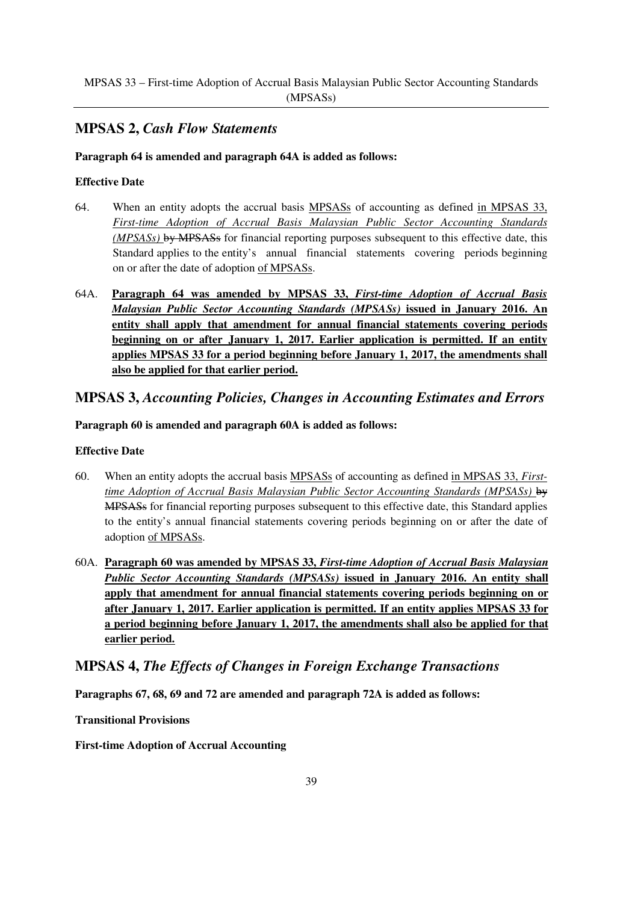## MPSAS 2, *Cash Flow Statements*

**Paragraph 64 is amended and paragraph 64A is added as follows:**

**Effective Date**

64. When an entity adopts the accrual basis <u>MPSASs</u> of accounting as defined <u>in MPSAS 33, *First-time Adoption of Accrual Basis Malaysian Public Sector Accounting Standards (MPSASs)*</u> ~~by MPSASs~~ for financial reporting purposes subsequent to this effective date, this Standard applies to the entity's annual financial statements covering periods beginning on or after the date of adoption <u>of MPSASs</u>.

64A. <u>**Paragraph 64 was amended by MPSAS 33, *First-time Adoption of Accrual Basis Malaysian Public Sector Accounting Standards (MPSASs)* issued in January 2016. An entity shall apply that amendment for annual financial statements covering periods beginning on or after January 1, 2017. Earlier application is permitted. If an entity applies MPSAS 33 for a period beginning before January 1, 2017, the amendments shall also be applied for that earlier period.**</u>

## MPSAS 3, *Accounting Policies, Changes in Accounting Estimates and Errors*

**Paragraph 60 is amended and paragraph 60A is added as follows:**

**Effective Date**

60. When an entity adopts the accrual basis <u>MPSASs</u> of accounting as defined <u>in MPSAS 33, *First-time Adoption of Accrual Basis Malaysian Public Sector Accounting Standards (MPSASs)*</u> ~~by MPSASs~~ for financial reporting purposes subsequent to this effective date, this Standard applies to the entity's annual financial statements covering periods beginning on or after the date of adoption <u>of MPSASs</u>.

60A. <u>**Paragraph 60 was amended by MPSAS 33, *First-time Adoption of Accrual Basis Malaysian Public Sector Accounting Standards (MPSASs)* issued in January 2016. An entity shall apply that amendment for annual financial statements covering periods beginning on or after January 1, 2017. Earlier application is permitted. If an entity applies MPSAS 33 for a period beginning before January 1, 2017, the amendments shall also be applied for that earlier period.**</u>

## MPSAS 4, *The Effects of Changes in Foreign Exchange Transactions*

**Paragraphs 67, 68, 69 and 72 are amended and paragraph 72A is added as follows:**

**Transitional Provisions**

**First-time Adoption of Accrual Accounting**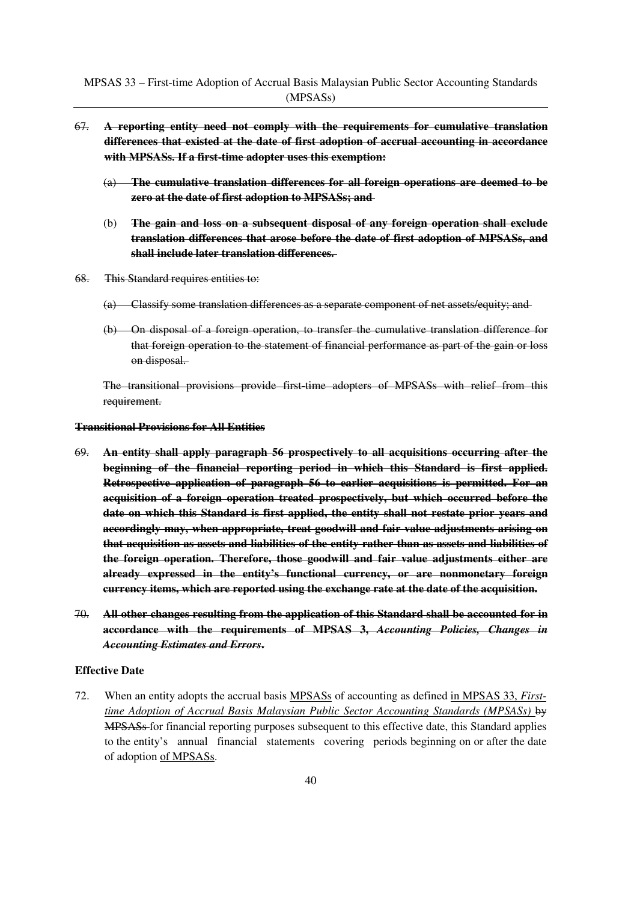67. ~~**A reporting entity need not comply with the requirements for cumulative translation differences that existed at the date of first adoption of accrual accounting in accordance with MPSASs. If a first-time adopter uses this exemption:**~~

    (a) ~~**The cumulative translation differences for all foreign operations are deemed to be zero at the date of first adoption to MPSASs; and**~~

    (b) ~~**The gain and loss on a subsequent disposal of any foreign operation shall exclude translation differences that arose before the date of first adoption of MPSASs, and shall include later translation differences.**~~

68. ~~This Standard requires entities to:~~

    ~~(a) Classify some translation differences as a separate component of net assets/equity; and~~

    ~~(b) On disposal of a foreign operation, to transfer the cumulative translation difference for that foreign operation to the statement of financial performance as part of the gain or loss on disposal.~~

    ~~The transitional provisions provide first-time adopters of MPSASs with relief from this requirement.~~

~~**Transitional Provisions for All Entities**~~

69. ~~**An entity shall apply paragraph 56 prospectively to all acquisitions occurring after the beginning of the financial reporting period in which this Standard is first applied. Retrospective application of paragraph 56 to earlier acquisitions is permitted. For an acquisition of a foreign operation treated prospectively, but which occurred before the date on which this Standard is first applied, the entity shall not restate prior years and accordingly may, when appropriate, treat goodwill and fair value adjustments arising on that acquisition as assets and liabilities of the entity rather than as assets and liabilities of the foreign operation. Therefore, those goodwill and fair value adjustments either are already expressed in the entity's functional currency, or are nonmonetary foreign currency items, which are reported using the exchange rate at the date of the acquisition.**~~

70. ~~**All other changes resulting from the application of this Standard shall be accounted for in accordance with the requirements of MPSAS 3, *Accounting Policies, Changes in Accounting Estimates and Errors*.**~~

**Effective Date**

72. When an entity adopts the accrual basis <u>MPSASs</u> of accounting as defined <u>in MPSAS 33, *First-time Adoption of Accrual Basis Malaysian Public Sector Accounting Standards (MPSASs)*</u> ~~by MPSASs~~ for financial reporting purposes subsequent to this effective date, this Standard applies to the entity's annual financial statements covering periods beginning on or after the date of adoption <u>of MPSASs</u>.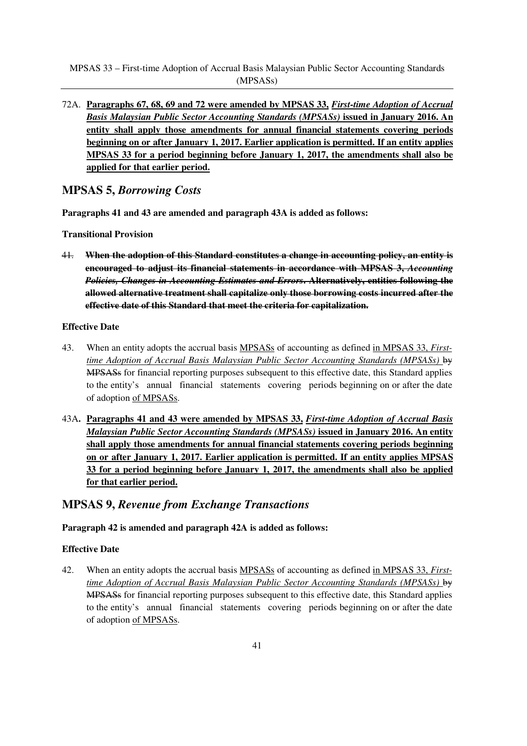72A. **<u>Paragraphs 67, 68, 69 and 72 were amended by MPSAS 33, *First-time Adoption of Accrual Basis Malaysian Public Sector Accounting Standards (MPSASs)* issued in January 2016. An entity shall apply those amendments for annual financial statements covering periods beginning on or after January 1, 2017. Earlier application is permitted. If an entity applies MPSAS 33 for a period beginning before January 1, 2017, the amendments shall also be applied for that earlier period.</u>**

## MPSAS 5, *Borrowing Costs*

**Paragraphs 41 and 43 are amended and paragraph 43A is added as follows:**

**Transitional Provision**

~~41.~~ ~~**When the adoption of this Standard constitutes a change in accounting policy, an entity is encouraged to adjust its financial statements in accordance with MPSAS 3, *Accounting Policies, Changes in Accounting Estimates and Errors*. Alternatively, entities following the allowed alternative treatment shall capitalize only those borrowing costs incurred after the effective date of this Standard that meet the criteria for capitalization.**~~

**Effective Date**

43. When an entity adopts the accrual basis <u>MPSASs</u> of accounting as defined <u>in MPSAS 33, *First-time Adoption of Accrual Basis Malaysian Public Sector Accounting Standards (MPSASs)*</u> ~~by MPSASs~~ for financial reporting purposes subsequent to this effective date, this Standard applies to the entity's annual financial statements covering periods beginning on or after the date of adoption <u>of MPSASs</u>.

43A. **<u>Paragraphs 41 and 43 were amended by MPSAS 33, *First-time Adoption of Accrual Basis Malaysian Public Sector Accounting Standards (MPSASs)* issued in January 2016. An entity shall apply those amendments for annual financial statements covering periods beginning on or after January 1, 2017. Earlier application is permitted. If an entity applies MPSAS 33 for a period beginning before January 1, 2017, the amendments shall also be applied for that earlier period.</u>**

## MPSAS 9, *Revenue from Exchange Transactions*

**Paragraph 42 is amended and paragraph 42A is added as follows:**

**Effective Date**

42. When an entity adopts the accrual basis <u>MPSASs</u> of accounting as defined <u>in MPSAS 33, *First-time Adoption of Accrual Basis Malaysian Public Sector Accounting Standards (MPSASs)*</u> ~~by MPSASs~~ for financial reporting purposes subsequent to this effective date, this Standard applies to the entity's annual financial statements covering periods beginning on or after the date of adoption <u>of MPSASs</u>.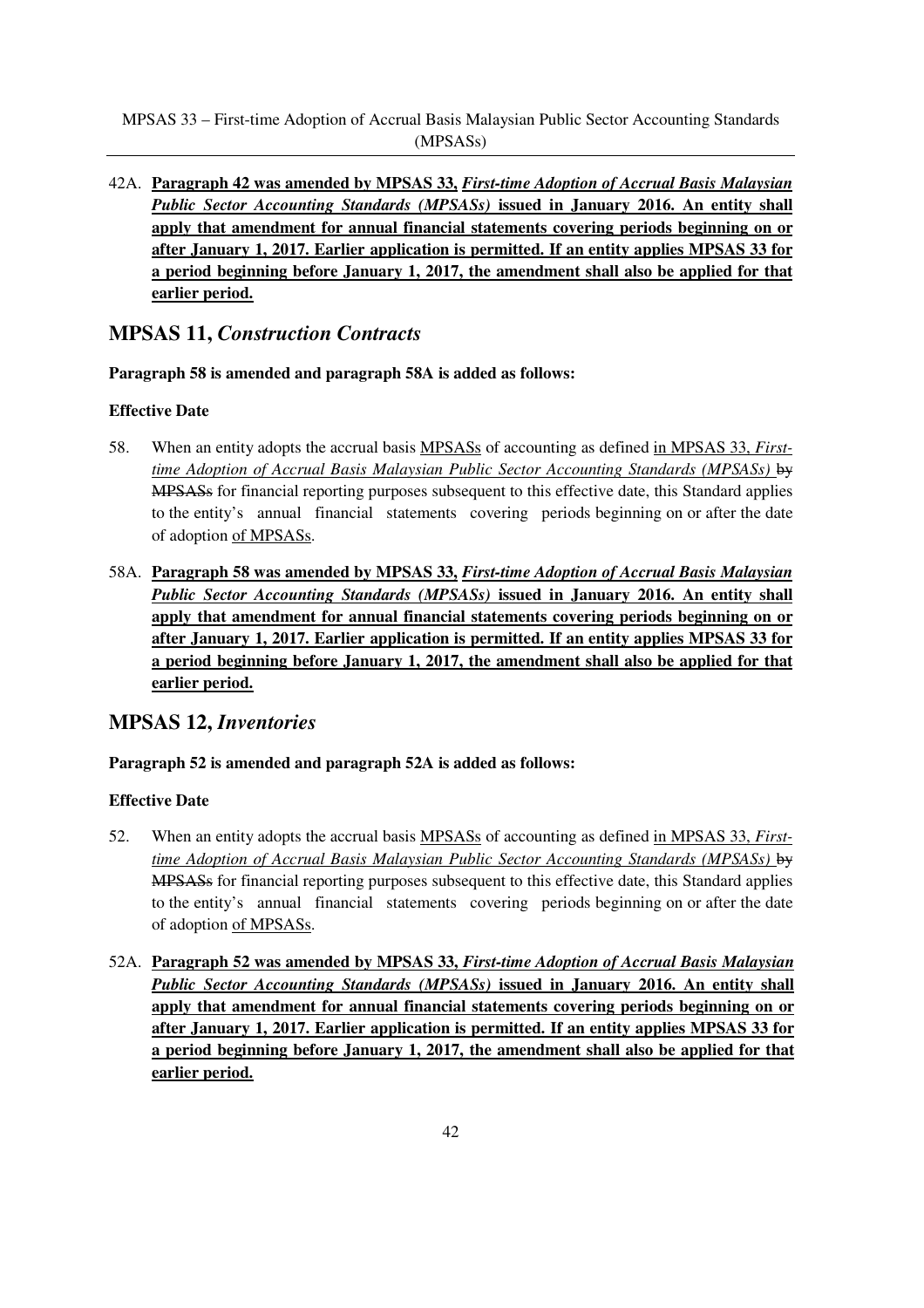42A. **Paragraph 42 was amended by MPSAS 33, *First-time Adoption of Accrual Basis Malaysian Public Sector Accounting Standards (MPSASs)* issued in January 2016. An entity shall apply that amendment for annual financial statements covering periods beginning on or after January 1, 2017. Earlier application is permitted. If an entity applies MPSAS 33 for a period beginning before January 1, 2017, the amendment shall also be applied for that earlier period.**

## MPSAS 11, *Construction Contracts*

**Paragraph 58 is amended and paragraph 58A is added as follows:**

**Effective Date**

58. When an entity adopts the accrual basis MPSASs of accounting as defined in MPSAS 33, *First-time Adoption of Accrual Basis Malaysian Public Sector Accounting Standards (MPSASs)* ~~by MPSASs~~ for financial reporting purposes subsequent to this effective date, this Standard applies to the entity's annual financial statements covering periods beginning on or after the date of adoption of MPSASs.

58A. **Paragraph 58 was amended by MPSAS 33, *First-time Adoption of Accrual Basis Malaysian Public Sector Accounting Standards (MPSASs)* issued in January 2016. An entity shall apply that amendment for annual financial statements covering periods beginning on or after January 1, 2017. Earlier application is permitted. If an entity applies MPSAS 33 for a period beginning before January 1, 2017, the amendment shall also be applied for that earlier period.**

## MPSAS 12, *Inventories*

**Paragraph 52 is amended and paragraph 52A is added as follows:**

**Effective Date**

52. When an entity adopts the accrual basis MPSASs of accounting as defined in MPSAS 33, *First-time Adoption of Accrual Basis Malaysian Public Sector Accounting Standards (MPSASs)* ~~by MPSASs~~ for financial reporting purposes subsequent to this effective date, this Standard applies to the entity's annual financial statements covering periods beginning on or after the date of adoption of MPSASs.

52A. **Paragraph 52 was amended by MPSAS 33, *First-time Adoption of Accrual Basis Malaysian Public Sector Accounting Standards (MPSASs)* issued in January 2016. An entity shall apply that amendment for annual financial statements covering periods beginning on or after January 1, 2017. Earlier application is permitted. If an entity applies MPSAS 33 for a period beginning before January 1, 2017, the amendment shall also be applied for that earlier period.**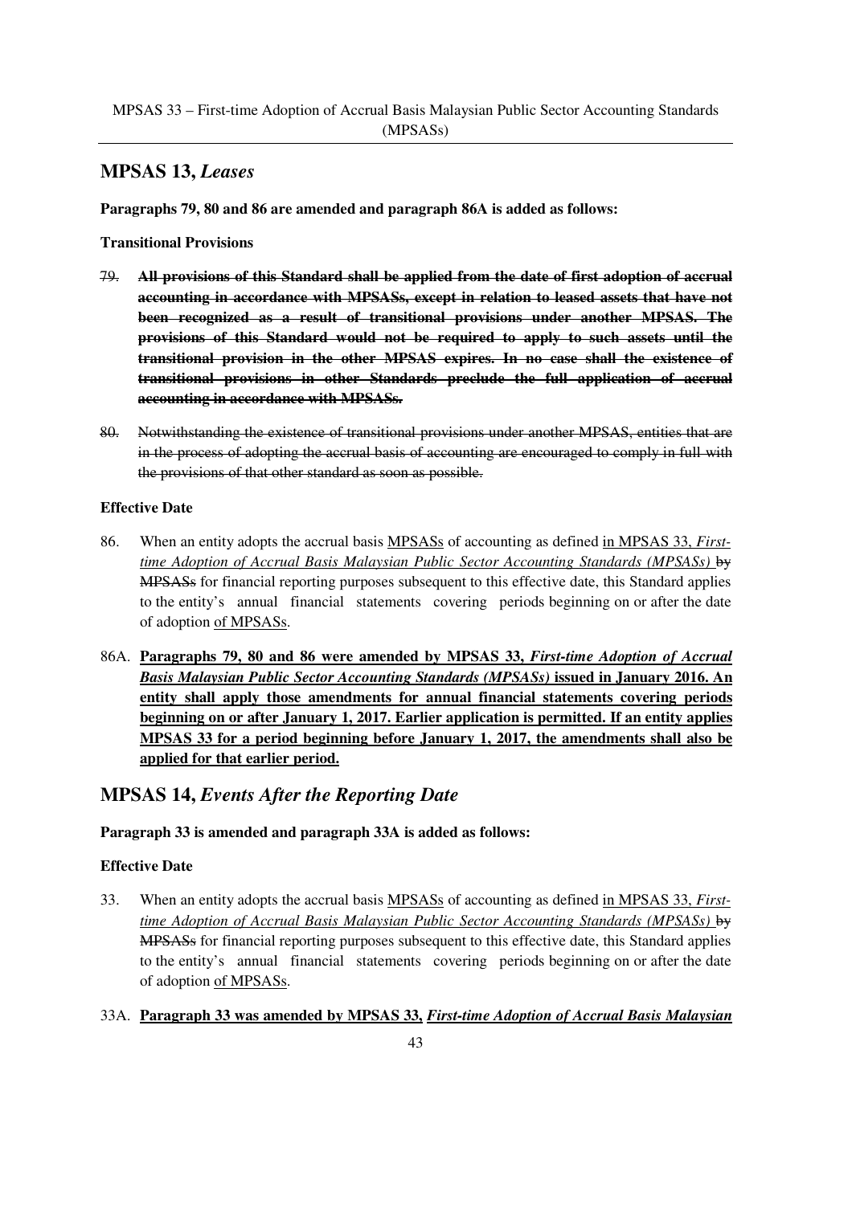## MPSAS 13, *Leases*

**Paragraphs 79, 80 and 86 are amended and paragraph 86A is added as follows:**

**Transitional Provisions**

79. ~~**All provisions of this Standard shall be applied from the date of first adoption of accrual accounting in accordance with MPSASs, except in relation to leased assets that have not been recognized as a result of transitional provisions under another MPSAS. The provisions of this Standard would not be required to apply to such assets until the transitional provision in the other MPSAS expires. In no case shall the existence of transitional provisions in other Standards preclude the full application of accrual accounting in accordance with MPSASs.**~~

80. ~~Notwithstanding the existence of transitional provisions under another MPSAS, entities that are in the process of adopting the accrual basis of accounting are encouraged to comply in full with the provisions of that other standard as soon as possible.~~

**Effective Date**

86. When an entity adopts the accrual basis <u>MPSASs</u> of accounting as defined <u>in MPSAS 33, *First-time Adoption of Accrual Basis Malaysian Public Sector Accounting Standards (MPSASs)*</u> ~~by MPSASs~~ for financial reporting purposes subsequent to this effective date, this Standard applies to the entity's annual financial statements covering periods beginning on or after the date of adoption <u>of MPSASs</u>.

86A. <u>**Paragraphs 79, 80 and 86 were amended by MPSAS 33, *First-time Adoption of Accrual Basis Malaysian Public Sector Accounting Standards (MPSASs)* issued in January 2016. An entity shall apply those amendments for annual financial statements covering periods beginning on or after January 1, 2017. Earlier application is permitted. If an entity applies MPSAS 33 for a period beginning before January 1, 2017, the amendments shall also be applied for that earlier period.**</u>

## MPSAS 14, *Events After the Reporting Date*

**Paragraph 33 is amended and paragraph 33A is added as follows:**

**Effective Date**

33. When an entity adopts the accrual basis <u>MPSASs</u> of accounting as defined <u>in MPSAS 33, *First-time Adoption of Accrual Basis Malaysian Public Sector Accounting Standards (MPSASs)*</u> ~~by MPSASs~~ for financial reporting purposes subsequent to this effective date, this Standard applies to the entity's annual financial statements covering periods beginning on or after the date of adoption <u>of MPSASs</u>.

33A. <u>**Paragraph 33 was amended by MPSAS 33, *First-time Adoption of Accrual Basis Malaysian***</u>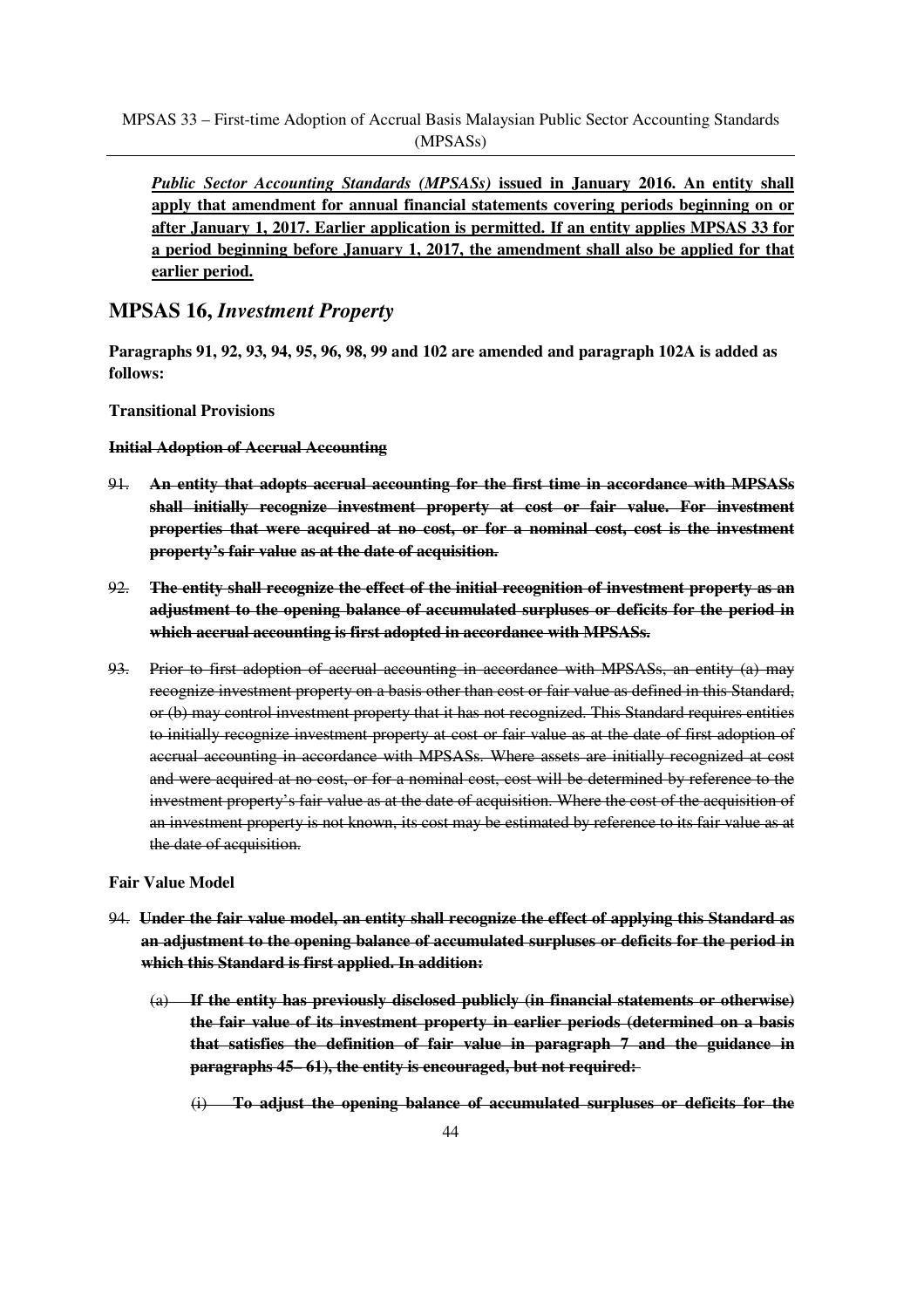***Public Sector Accounting Standards (MPSASs)*** **issued in January 2016. An entity shall apply that amendment for annual financial statements covering periods beginning on or after January 1, 2017. Earlier application is permitted. If an entity applies MPSAS 33 for a period beginning before January 1, 2017, the amendment shall also be applied for that earlier period.**

## MPSAS 16, *Investment Property*

**Paragraphs 91, 92, 93, 94, 95, 96, 98, 99 and 102 are amended and paragraph 102A is added as follows:**

**Transitional Provisions**

~~**Initial Adoption of Accrual Accounting**~~

~~91. **An entity that adopts accrual accounting for the first time in accordance with MPSASs shall initially recognize investment property at cost or fair value. For investment properties that were acquired at no cost, or for a nominal cost, cost is the investment property's fair value as at the date of acquisition.**~~

~~92. **The entity shall recognize the effect of the initial recognition of investment property as an adjustment to the opening balance of accumulated surpluses or deficits for the period in which accrual accounting is first adopted in accordance with MPSASs.**~~

~~93. Prior to first adoption of accrual accounting in accordance with MPSASs, an entity (a) may recognize investment property on a basis other than cost or fair value as defined in this Standard, or (b) may control investment property that it has not recognized. This Standard requires entities to initially recognize investment property at cost or fair value as at the date of first adoption of accrual accounting in accordance with MPSASs. Where assets are initially recognized at cost and were acquired at no cost, or for a nominal cost, cost will be determined by reference to the investment property's fair value as at the date of acquisition. Where the cost of the acquisition of an investment property is not known, its cost may be estimated by reference to its fair value as at the date of acquisition.~~

**Fair Value Model**

~~94. **Under the fair value model, an entity shall recognize the effect of applying this Standard as an adjustment to the opening balance of accumulated surpluses or deficits for the period in which this Standard is first applied. In addition:**~~

~~(a) **If the entity has previously disclosed publicly (in financial statements or otherwise) the fair value of its investment property in earlier periods (determined on a basis that satisfies the definition of fair value in paragraph 7 and the guidance in paragraphs 45– 61), the entity is encouraged, but not required:**~~

~~(i) **To adjust the opening balance of accumulated surpluses or deficits for the**~~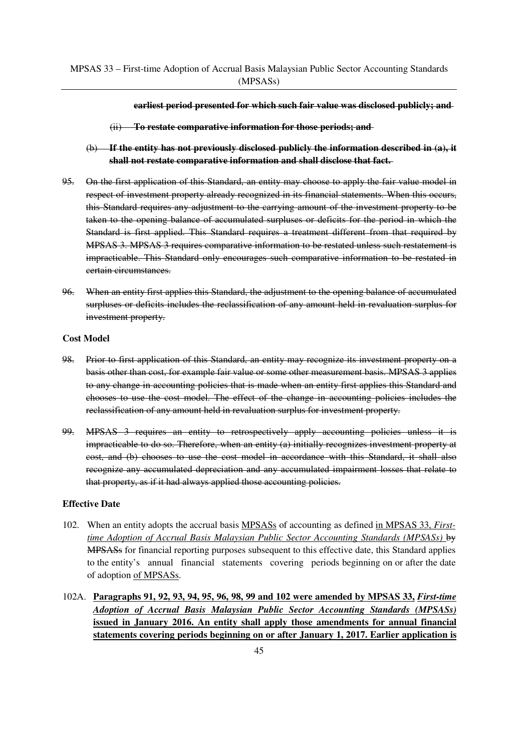~~**earliest period presented for which such fair value was disclosed publicly; and**~~

~~(ii) **To restate comparative information for those periods; and**~~

~~(b) **If the entity has not previously disclosed publicly the information described in (a), it shall not restate comparative information and shall disclose that fact.**~~

~~95. On the first application of this Standard, an entity may choose to apply the fair value model in respect of investment property already recognized in its financial statements. When this occurs, this Standard requires any adjustment to the carrying amount of the investment property to be taken to the opening balance of accumulated surpluses or deficits for the period in which the Standard is first applied. This Standard requires a treatment different from that required by MPSAS 3. MPSAS 3 requires comparative information to be restated unless such restatement is impracticable. This Standard only encourages such comparative information to be restated in certain circumstances.~~

~~96. When an entity first applies this Standard, the adjustment to the opening balance of accumulated surpluses or deficits includes the reclassification of any amount held in revaluation surplus for investment property.~~

**Cost Model**

~~98. Prior to first application of this Standard, an entity may recognize its investment property on a basis other than cost, for example fair value or some other measurement basis. MPSAS 3 applies to any change in accounting policies that is made when an entity first applies this Standard and chooses to use the cost model. The effect of the change in accounting policies includes the reclassification of any amount held in revaluation surplus for investment property.~~

~~99. MPSAS 3 requires an entity to retrospectively apply accounting policies unless it is impracticable to do so. Therefore, when an entity (a) initially recognizes investment property at cost, and (b) chooses to use the cost model in accordance with this Standard, it shall also recognize any accumulated depreciation and any accumulated impairment losses that relate to that property, as if it had always applied those accounting policies.~~

**Effective Date**

102. When an entity adopts the accrual basis <u>MPSASs</u> of accounting as defined <u>in MPSAS 33, *First-time Adoption of Accrual Basis Malaysian Public Sector Accounting Standards (MPSASs)*</u> ~~by MPSASs~~ for financial reporting purposes subsequent to this effective date, this Standard applies to the entity's annual financial statements covering periods beginning on or after the date of adoption <u>of MPSASs</u>.

102A. <u>**Paragraphs 91, 92, 93, 94, 95, 96, 98, 99 and 102 were amended by MPSAS 33, *First-time Adoption of Accrual Basis Malaysian Public Sector Accounting Standards (MPSASs)* issued in January 2016. An entity shall apply those amendments for annual financial statements covering periods beginning on or after January 1, 2017. Earlier application is**</u>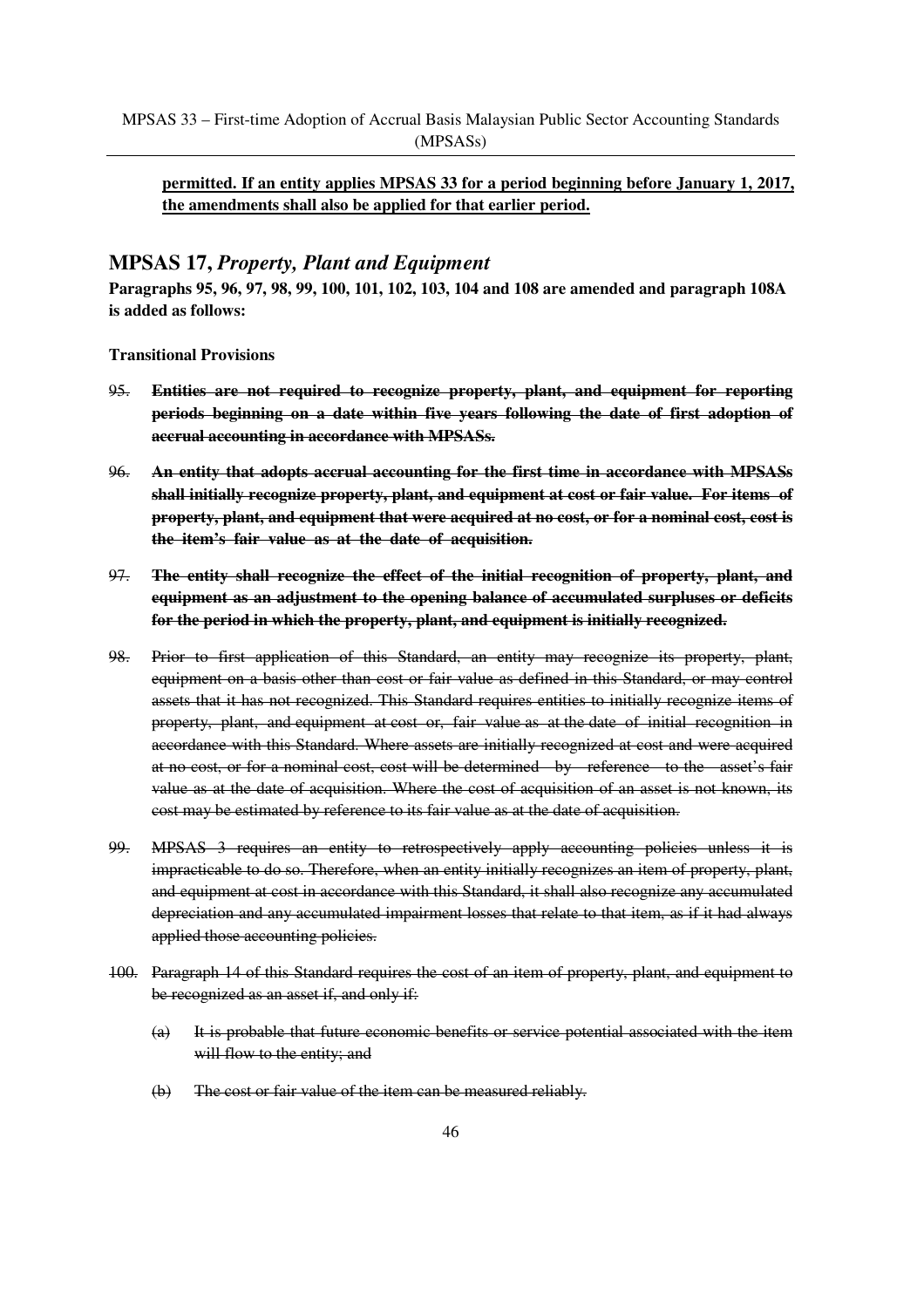**permitted. If an entity applies MPSAS 33 for a period beginning before January 1, 2017, the amendments shall also be applied for that earlier period.**

## MPSAS 17, *Property, Plant and Equipment*

**Paragraphs 95, 96, 97, 98, 99, 100, 101, 102, 103, 104 and 108 are amended and paragraph 108A is added as follows:**

**Transitional Provisions**

95. ~~**Entities are not required to recognize property, plant, and equipment for reporting periods beginning on a date within five years following the date of first adoption of accrual accounting in accordance with MPSASs.**~~

96. ~~**An entity that adopts accrual accounting for the first time in accordance with MPSASs shall initially recognize property, plant, and equipment at cost or fair value. For items of property, plant, and equipment that were acquired at no cost, or for a nominal cost, cost is the item's fair value as at the date of acquisition.**~~

97. ~~**The entity shall recognize the effect of the initial recognition of property, plant, and equipment as an adjustment to the opening balance of accumulated surpluses or deficits for the period in which the property, plant, and equipment is initially recognized.**~~

98. ~~Prior to first application of this Standard, an entity may recognize its property, plant, equipment on a basis other than cost or fair value as defined in this Standard, or may control assets that it has not recognized. This Standard requires entities to initially recognize items of property, plant, and equipment at cost or, fair value as at the date of initial recognition in accordance with this Standard. Where assets are initially recognized at cost and were acquired at no cost, or for a nominal cost, cost will be determined by reference to the asset's fair value as at the date of acquisition. Where the cost of acquisition of an asset is not known, its cost may be estimated by reference to its fair value as at the date of acquisition.~~

99. ~~MPSAS 3 requires an entity to retrospectively apply accounting policies unless it is impracticable to do so. Therefore, when an entity initially recognizes an item of property, plant, and equipment at cost in accordance with this Standard, it shall also recognize any accumulated depreciation and any accumulated impairment losses that relate to that item, as if it had always applied those accounting policies.~~

100. ~~Paragraph 14 of this Standard requires the cost of an item of property, plant, and equipment to be recognized as an asset if, and only if:~~

    ~~(a) It is probable that future economic benefits or service potential associated with the item will flow to the entity; and~~

    ~~(b) The cost or fair value of the item can be measured reliably.~~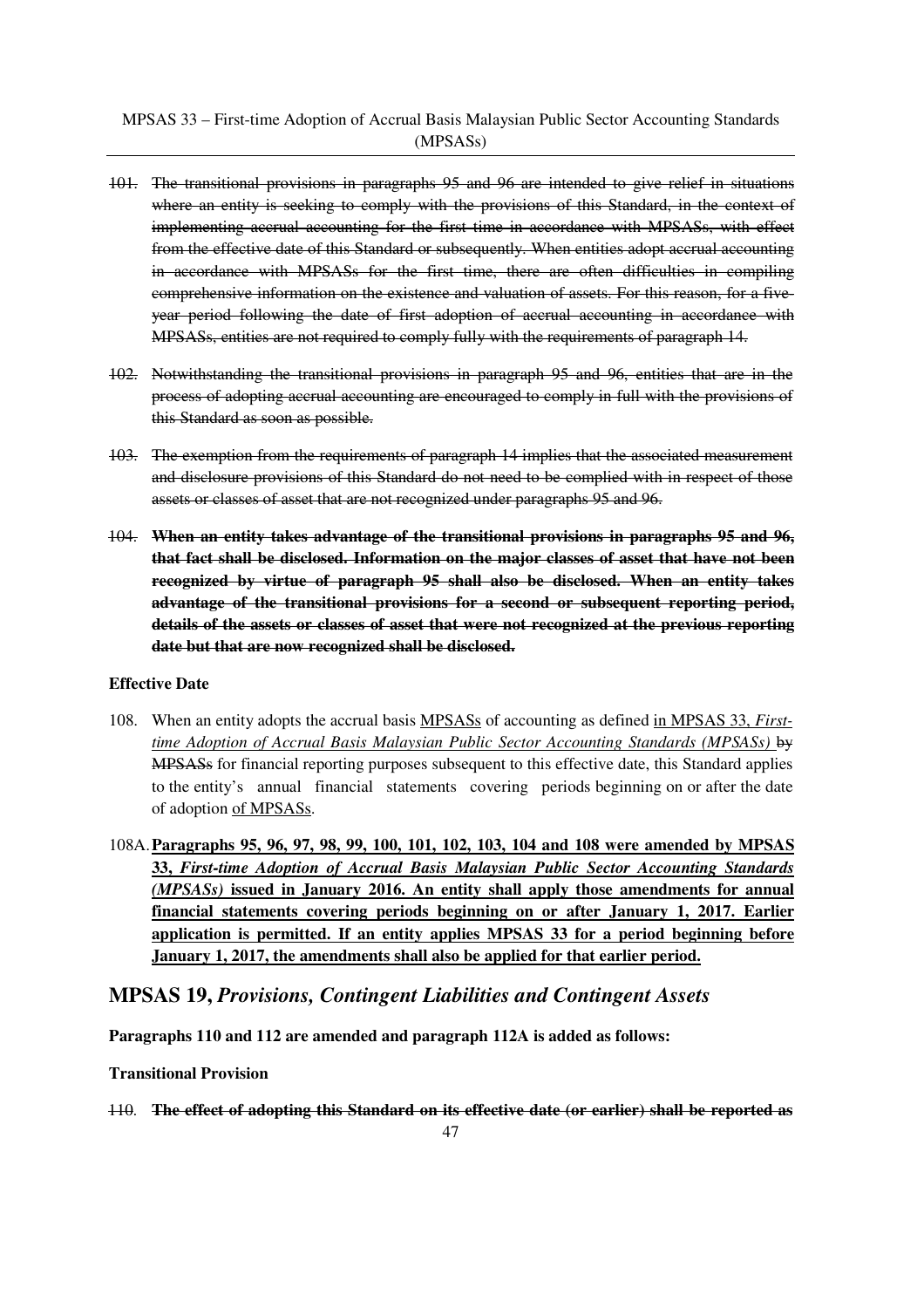~~101. The transitional provisions in paragraphs 95 and 96 are intended to give relief in situations where an entity is seeking to comply with the provisions of this Standard, in the context of implementing accrual accounting for the first time in accordance with MPSASs, with effect from the effective date of this Standard or subsequently. When entities adopt accrual accounting in accordance with MPSASs for the first time, there are often difficulties in compiling comprehensive information on the existence and valuation of assets. For this reason, for a five-year period following the date of first adoption of accrual accounting in accordance with MPSASs, entities are not required to comply fully with the requirements of paragraph 14.~~

~~102. Notwithstanding the transitional provisions in paragraph 95 and 96, entities that are in the process of adopting accrual accounting are encouraged to comply in full with the provisions of this Standard as soon as possible.~~

~~103. The exemption from the requirements of paragraph 14 implies that the associated measurement and disclosure provisions of this Standard do not need to be complied with in respect of those assets or classes of asset that are not recognized under paragraphs 95 and 96.~~

~~104. **When an entity takes advantage of the transitional provisions in paragraphs 95 and 96, that fact shall be disclosed. Information on the major classes of asset that have not been recognized by virtue of paragraph 95 shall also be disclosed. When an entity takes advantage of the transitional provisions for a second or subsequent reporting period, details of the assets or classes of asset that were not recognized at the previous reporting date but that are now recognized shall be disclosed.**~~

**Effective Date**

108. When an entity adopts the accrual basis <u>MPSASs</u> of accounting as defined <u>in MPSAS 33, *First-time Adoption of Accrual Basis Malaysian Public Sector Accounting Standards (MPSASs)*</u> ~~by MPSASs~~ for financial reporting purposes subsequent to this effective date, this Standard applies to the entity's annual financial statements covering periods beginning on or after the date of adoption <u>of MPSASs</u>.

108A. <u>**Paragraphs 95, 96, 97, 98, 99, 100, 101, 102, 103, 104 and 108 were amended by MPSAS 33, *First-time Adoption of Accrual Basis Malaysian Public Sector Accounting Standards (MPSASs)* issued in January 2016. An entity shall apply those amendments for annual financial statements covering periods beginning on or after January 1, 2017. Earlier application is permitted. If an entity applies MPSAS 33 for a period beginning before January 1, 2017, the amendments shall also be applied for that earlier period.**</u>

## MPSAS 19, *Provisions, Contingent Liabilities and Contingent Assets*

**Paragraphs 110 and 112 are amended and paragraph 112A is added as follows:**

**Transitional Provision**

~~110. **The effect of adopting this Standard on its effective date (or earlier) shall be reported as**~~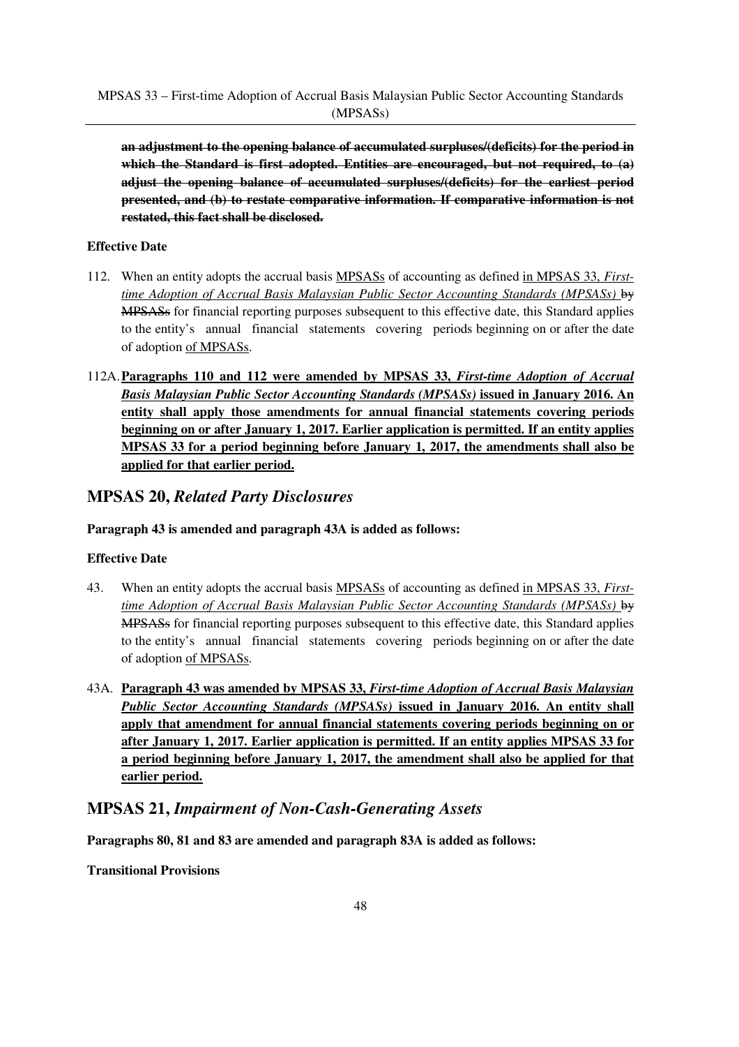~~**an adjustment to the opening balance of accumulated surpluses/(deficits) for the period in which the Standard is first adopted. Entities are encouraged, but not required, to (a) adjust the opening balance of accumulated surpluses/(deficits) for the earliest period presented, and (b) to restate comparative information. If comparative information is not restated, this fact shall be disclosed.**~~

**Effective Date**

112. When an entity adopts the accrual basis <u>MPSASs</u> of accounting as defined <u>in MPSAS 33, *First-time Adoption of Accrual Basis Malaysian Public Sector Accounting Standards (MPSASs)*</u> ~~by MPSASs~~ for financial reporting purposes subsequent to this effective date, this Standard applies to the entity's annual financial statements covering periods beginning on or after the date of adoption <u>of MPSASs</u>.

112A. <u>**Paragraphs 110 and 112 were amended by MPSAS 33, *First-time Adoption of Accrual Basis Malaysian Public Sector Accounting Standards (MPSASs)* issued in January 2016. An entity shall apply those amendments for annual financial statements covering periods beginning on or after January 1, 2017. Earlier application is permitted. If an entity applies MPSAS 33 for a period beginning before January 1, 2017, the amendments shall also be applied for that earlier period.**</u>

## MPSAS 20, *Related Party Disclosures*

**Paragraph 43 is amended and paragraph 43A is added as follows:**

**Effective Date**

43. When an entity adopts the accrual basis <u>MPSASs</u> of accounting as defined <u>in MPSAS 33, *First-time Adoption of Accrual Basis Malaysian Public Sector Accounting Standards (MPSASs)*</u> ~~by MPSASs~~ for financial reporting purposes subsequent to this effective date, this Standard applies to the entity's annual financial statements covering periods beginning on or after the date of adoption <u>of MPSASs</u>.

43A. <u>**Paragraph 43 was amended by MPSAS 33, *First-time Adoption of Accrual Basis Malaysian Public Sector Accounting Standards (MPSASs)* issued in January 2016. An entity shall apply that amendment for annual financial statements covering periods beginning on or after January 1, 2017. Earlier application is permitted. If an entity applies MPSAS 33 for a period beginning before January 1, 2017, the amendment shall also be applied for that earlier period.**</u>

## MPSAS 21, *Impairment of Non-Cash-Generating Assets*

**Paragraphs 80, 81 and 83 are amended and paragraph 83A is added as follows:**

**Transitional Provisions**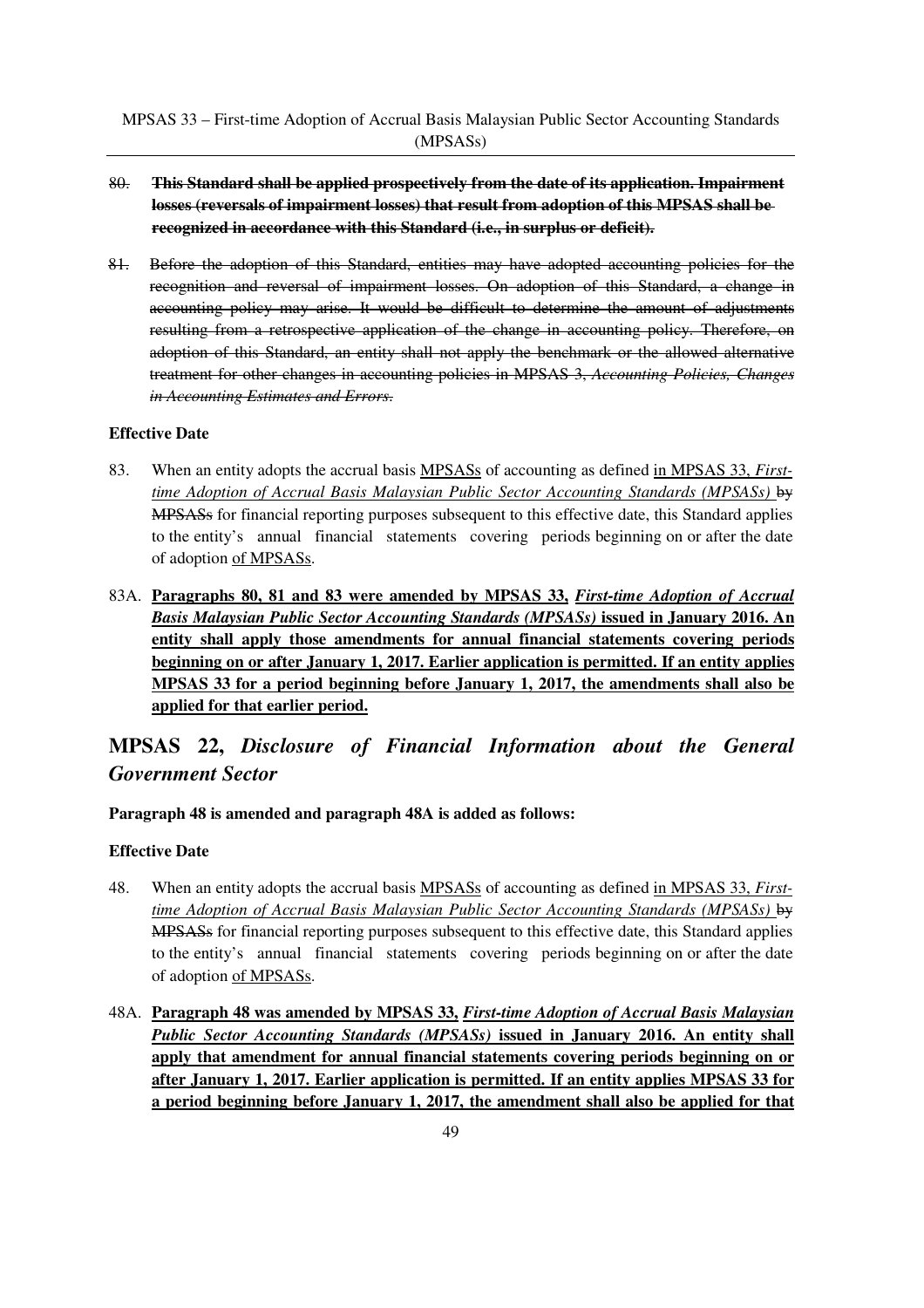80. ~~**This Standard shall be applied prospectively from the date of its application. Impairment losses (reversals of impairment losses) that result from adoption of this MPSAS shall be recognized in accordance with this Standard (i.e., in surplus or deficit).**~~

81. ~~Before the adoption of this Standard, entities may have adopted accounting policies for the recognition and reversal of impairment losses. On adoption of this Standard, a change in accounting policy may arise. It would be difficult to determine the amount of adjustments resulting from a retrospective application of the change in accounting policy. Therefore, on adoption of this Standard, an entity shall not apply the benchmark or the allowed alternative treatment for other changes in accounting policies in MPSAS 3, *Accounting Policies, Changes in Accounting Estimates and Errors*.~~

**Effective Date**

83. When an entity adopts the accrual basis <u>MPSASs</u> of accounting as defined <u>in MPSAS 33, *First-time Adoption of Accrual Basis Malaysian Public Sector Accounting Standards (MPSASs)*</u> ~~by MPSASs~~ for financial reporting purposes subsequent to this effective date, this Standard applies to the entity's annual financial statements covering periods beginning on or after the date of adoption <u>of MPSASs</u>.

83A. <u>**Paragraphs 80, 81 and 83 were amended by MPSAS 33, *First-time Adoption of Accrual Basis Malaysian Public Sector Accounting Standards (MPSASs)* issued in January 2016. An entity shall apply those amendments for annual financial statements covering periods beginning on or after January 1, 2017. Earlier application is permitted. If an entity applies MPSAS 33 for a period beginning before January 1, 2017, the amendments shall also be applied for that earlier period.**</u>

## MPSAS 22, *Disclosure of Financial Information about the General Government Sector*

**Paragraph 48 is amended and paragraph 48A is added as follows:**

**Effective Date**

48. When an entity adopts the accrual basis <u>MPSASs</u> of accounting as defined <u>in MPSAS 33, *First-time Adoption of Accrual Basis Malaysian Public Sector Accounting Standards (MPSASs)*</u> ~~by MPSASs~~ for financial reporting purposes subsequent to this effective date, this Standard applies to the entity's annual financial statements covering periods beginning on or after the date of adoption <u>of MPSASs</u>.

48A. <u>**Paragraph 48 was amended by MPSAS 33, *First-time Adoption of Accrual Basis Malaysian Public Sector Accounting Standards (MPSASs)* issued in January 2016. An entity shall apply that amendment for annual financial statements covering periods beginning on or after January 1, 2017. Earlier application is permitted. If an entity applies MPSAS 33 for a period beginning before January 1, 2017, the amendment shall also be applied for that**</u>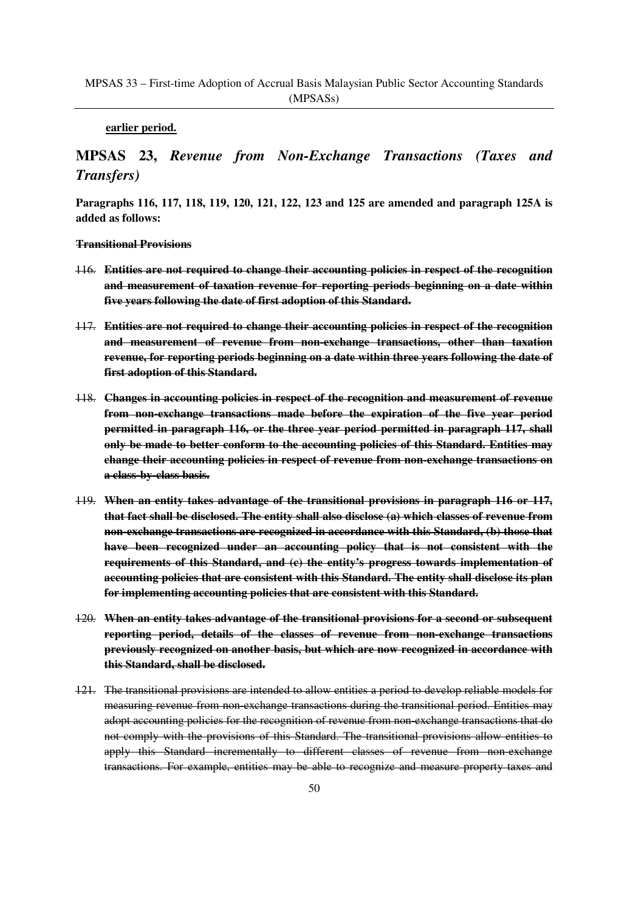**earlier period.**

## MPSAS 23, *Revenue from Non-Exchange Transactions (Taxes and Transfers)*

**Paragraphs 116, 117, 118, 119, 120, 121, 122, 123 and 125 are amended and paragraph 125A is added as follows:**

~~**Transitional Provisions**~~

~~116. **Entities are not required to change their accounting policies in respect of the recognition and measurement of taxation revenue for reporting periods beginning on a date within five years following the date of first adoption of this Standard.**~~

~~117. **Entities are not required to change their accounting policies in respect of the recognition and measurement of revenue from non-exchange transactions, other than taxation revenue, for reporting periods beginning on a date within three years following the date of first adoption of this Standard.**~~

~~118. **Changes in accounting policies in respect of the recognition and measurement of revenue from non-exchange transactions made before the expiration of the five year period permitted in paragraph 116, or the three year period permitted in paragraph 117, shall only be made to better conform to the accounting policies of this Standard. Entities may change their accounting policies in respect of revenue from non-exchange transactions on a class-by-class basis.**~~

~~119. **When an entity takes advantage of the transitional provisions in paragraph 116 or 117, that fact shall be disclosed. The entity shall also disclose (a) which classes of revenue from non-exchange transactions are recognized in accordance with this Standard, (b) those that have been recognized under an accounting policy that is not consistent with the requirements of this Standard, and (c) the entity's progress towards implementation of accounting policies that are consistent with this Standard. The entity shall disclose its plan for implementing accounting policies that are consistent with this Standard.**~~

~~120. **When an entity takes advantage of the transitional provisions for a second or subsequent reporting period, details of the classes of revenue from non-exchange transactions previously recognized on another basis, but which are now recognized in accordance with this Standard, shall be disclosed.**~~

~~121. The transitional provisions are intended to allow entities a period to develop reliable models for measuring revenue from non-exchange transactions during the transitional period. Entities may adopt accounting policies for the recognition of revenue from non-exchange transactions that do not comply with the provisions of this Standard. The transitional provisions allow entities to apply this Standard incrementally to different classes of revenue from non-exchange transactions. For example, entities may be able to recognize and measure property taxes and~~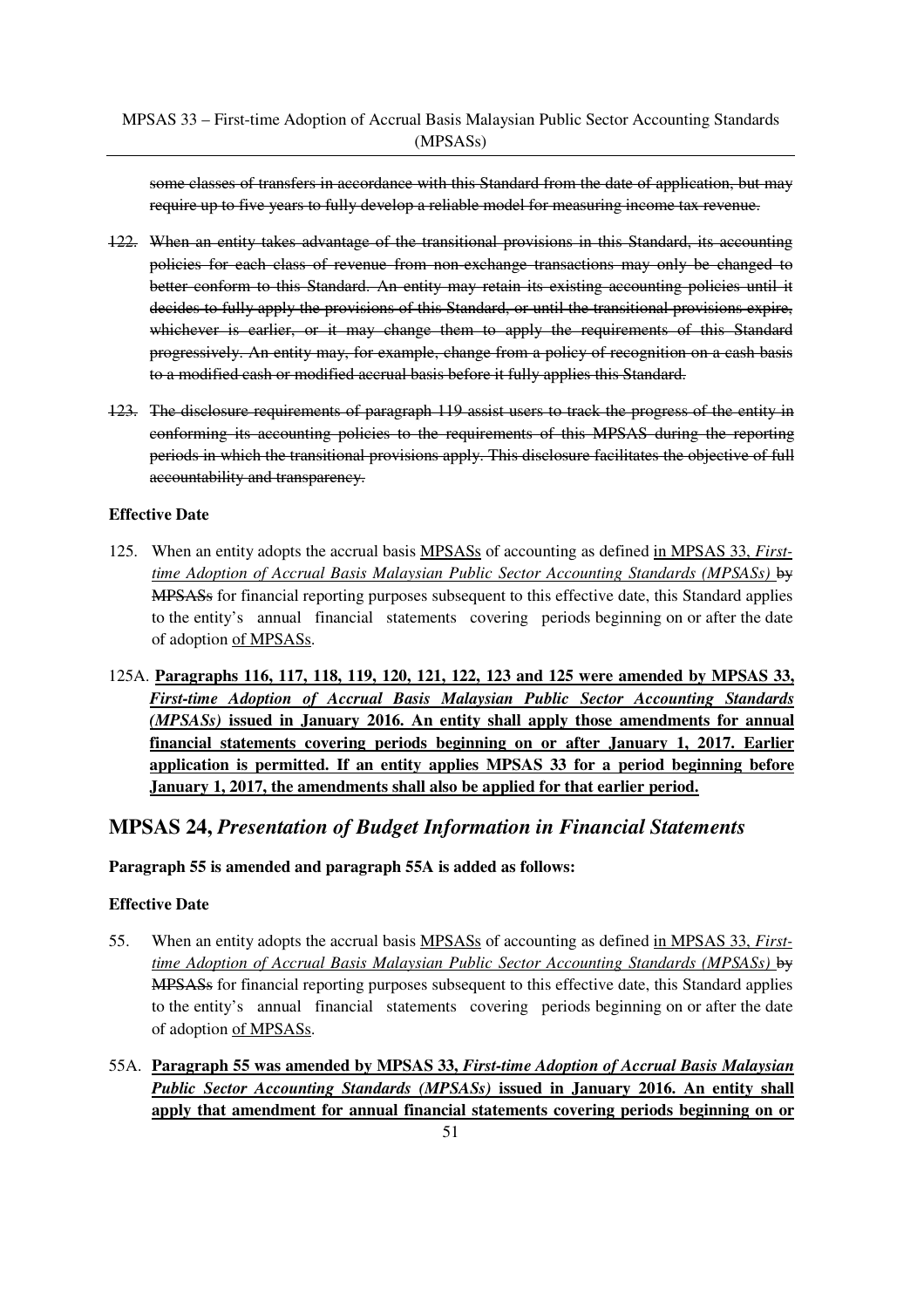~~some classes of transfers in accordance with this Standard from the date of application, but may require up to five years to fully develop a reliable model for measuring income tax revenue.~~

~~122. When an entity takes advantage of the transitional provisions in this Standard, its accounting policies for each class of revenue from non-exchange transactions may only be changed to better conform to this Standard. An entity may retain its existing accounting policies until it decides to fully apply the provisions of this Standard, or until the transitional provisions expire, whichever is earlier, or it may change them to apply the requirements of this Standard progressively. An entity may, for example, change from a policy of recognition on a cash basis to a modified cash or modified accrual basis before it fully applies this Standard.~~

~~123. The disclosure requirements of paragraph 119 assist users to track the progress of the entity in conforming its accounting policies to the requirements of this MPSAS during the reporting periods in which the transitional provisions apply. This disclosure facilitates the objective of full accountability and transparency.~~

**Effective Date**

125. When an entity adopts the accrual basis <u>MPSASs</u> of accounting as defined <u>in MPSAS 33, *First-time Adoption of Accrual Basis Malaysian Public Sector Accounting Standards (MPSASs)*</u> ~~by MPSASs~~ for financial reporting purposes subsequent to this effective date, this Standard applies to the entity's annual financial statements covering periods beginning on or after the date of adoption <u>of MPSASs</u>.

125A. <u>**Paragraphs 116, 117, 118, 119, 120, 121, 122, 123 and 125 were amended by MPSAS 33, *First-time Adoption of Accrual Basis Malaysian Public Sector Accounting Standards (MPSASs)* issued in January 2016. An entity shall apply those amendments for annual financial statements covering periods beginning on or after January 1, 2017. Earlier application is permitted. If an entity applies MPSAS 33 for a period beginning before January 1, 2017, the amendments shall also be applied for that earlier period.**</u>

## MPSAS 24, *Presentation of Budget Information in Financial Statements*

**Paragraph 55 is amended and paragraph 55A is added as follows:**

**Effective Date**

55. When an entity adopts the accrual basis <u>MPSASs</u> of accounting as defined <u>in MPSAS 33, *First-time Adoption of Accrual Basis Malaysian Public Sector Accounting Standards (MPSASs)*</u> ~~by MPSASs~~ for financial reporting purposes subsequent to this effective date, this Standard applies to the entity's annual financial statements covering periods beginning on or after the date of adoption <u>of MPSASs</u>.

55A. <u>**Paragraph 55 was amended by MPSAS 33, *First-time Adoption of Accrual Basis Malaysian Public Sector Accounting Standards (MPSASs)* issued in January 2016. An entity shall apply that amendment for annual financial statements covering periods beginning on or**</u>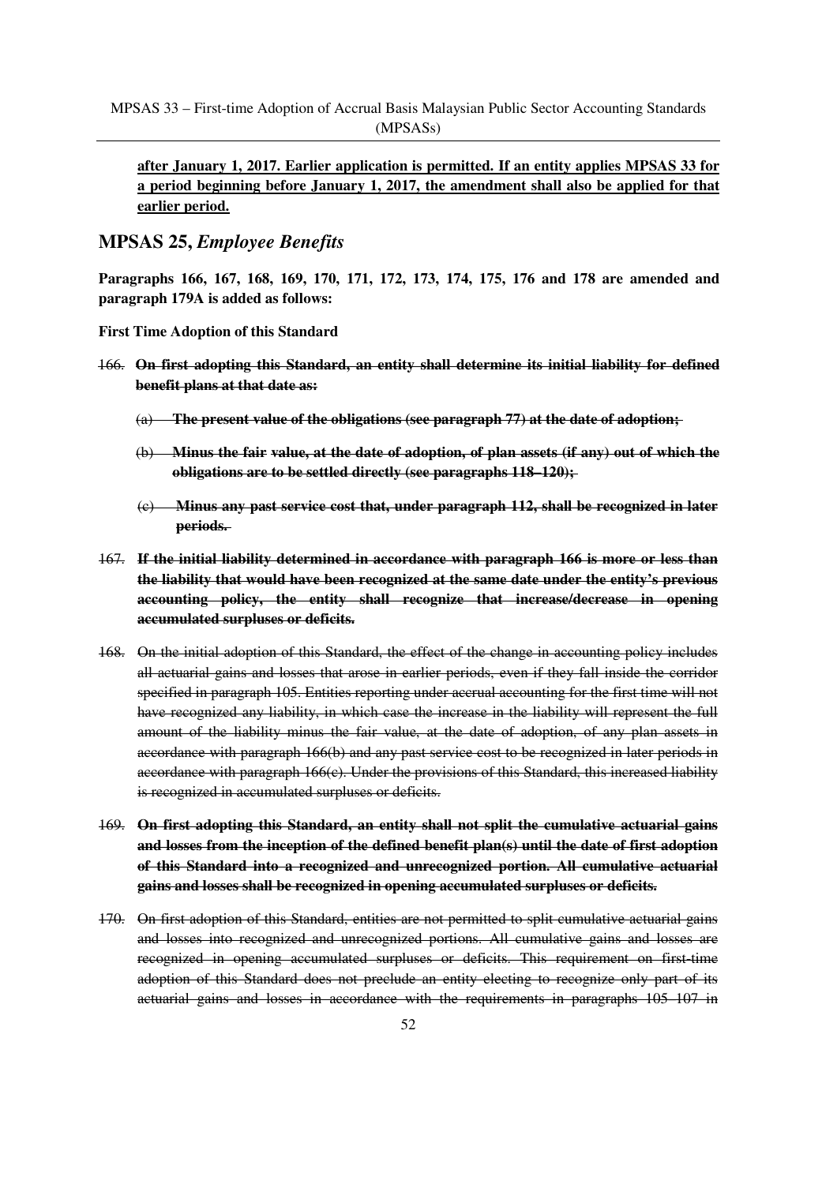**<u>after January 1, 2017. Earlier application is permitted. If an entity applies MPSAS 33 for a period beginning before January 1, 2017, the amendment shall also be applied for that earlier period.</u>**

## MPSAS 25, *Employee Benefits*

**Paragraphs 166, 167, 168, 169, 170, 171, 172, 173, 174, 175, 176 and 178 are amended and paragraph 179A is added as follows:**

**First Time Adoption of this Standard**

~~166.~~ **~~On first adopting this Standard, an entity shall determine its initial liability for defined benefit plans at that date as:~~**

- ~~(a)~~ **~~The present value of the obligations (see paragraph 77) at the date of adoption;~~**
- ~~(b)~~ **~~Minus the fair value, at the date of adoption, of plan assets (if any) out of which the obligations are to be settled directly (see paragraphs 118–120);~~**
- ~~(c)~~ **~~Minus any past service cost that, under paragraph 112, shall be recognized in later periods.~~**

~~167.~~ **~~If the initial liability determined in accordance with paragraph 166 is more or less than the liability that would have been recognized at the same date under the entity's previous accounting policy, the entity shall recognize that increase/decrease in opening accumulated surpluses or deficits.~~**

~~168. On the initial adoption of this Standard, the effect of the change in accounting policy includes all actuarial gains and losses that arose in earlier periods, even if they fall inside the corridor specified in paragraph 105. Entities reporting under accrual accounting for the first time will not have recognized any liability, in which case the increase in the liability will represent the full amount of the liability minus the fair value, at the date of adoption, of any plan assets in accordance with paragraph 166(b) and any past service cost to be recognized in later periods in accordance with paragraph 166(c). Under the provisions of this Standard, this increased liability is recognized in accumulated surpluses or deficits.~~

~~169.~~ **~~On first adopting this Standard, an entity shall not split the cumulative actuarial gains and losses from the inception of the defined benefit plan(s) until the date of first adoption of this Standard into a recognized and unrecognized portion. All cumulative actuarial gains and losses shall be recognized in opening accumulated surpluses or deficits.~~**

~~170. On first adoption of this Standard, entities are not permitted to split cumulative actuarial gains and losses into recognized and unrecognized portions. All cumulative gains and losses are recognized in opening accumulated surpluses or deficits. This requirement on first-time adoption of this Standard does not preclude an entity electing to recognize only part of its actuarial gains and losses in accordance with the requirements in paragraphs 105–107 in~~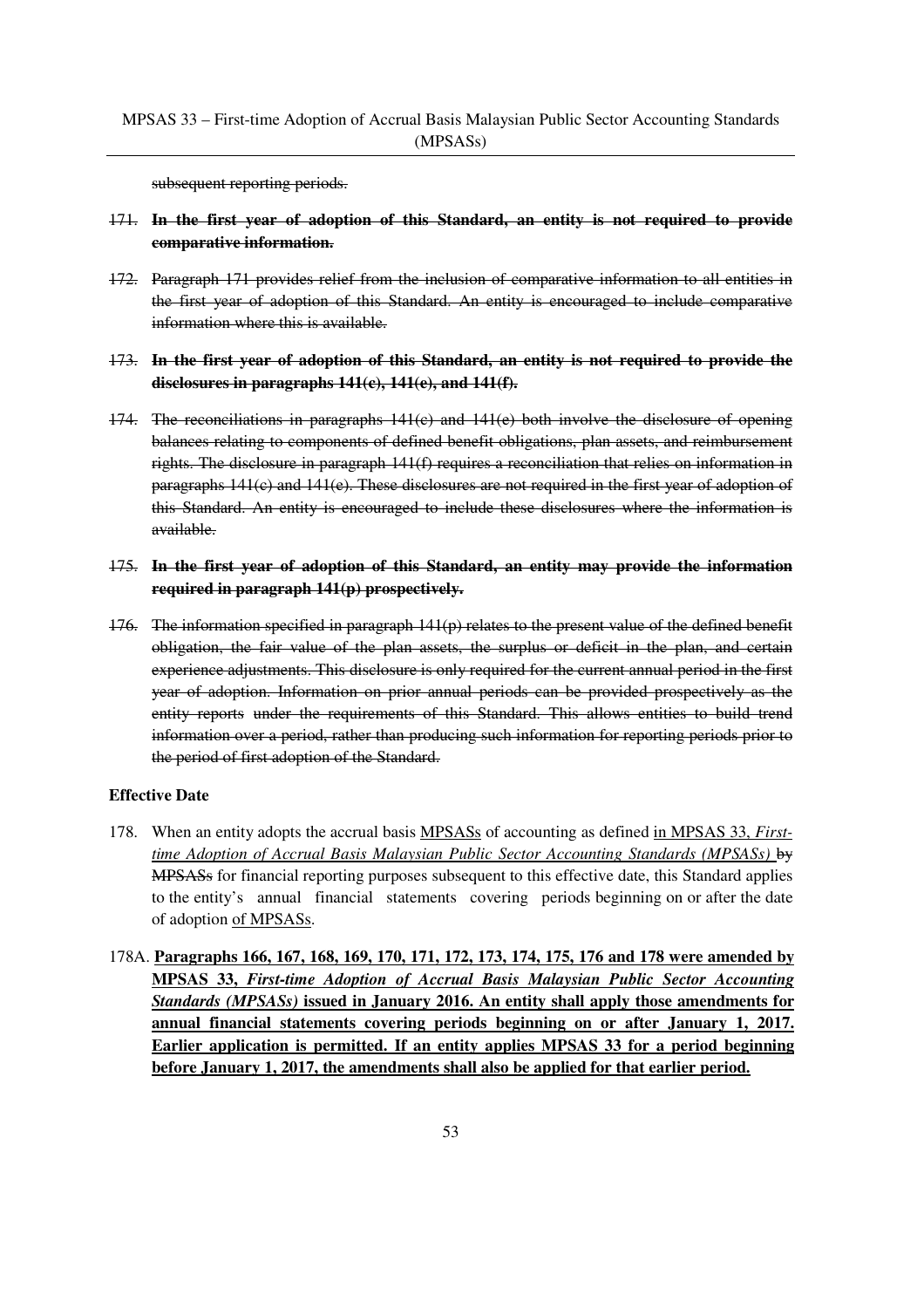~~subsequent reporting periods.~~

~~171. **In the first year of adoption of this Standard, an entity is not required to provide comparative information.**~~

~~172. Paragraph 171 provides relief from the inclusion of comparative information to all entities in the first year of adoption of this Standard. An entity is encouraged to include comparative information where this is available.~~

~~173. **In the first year of adoption of this Standard, an entity is not required to provide the disclosures in paragraphs 141(c), 141(e), and 141(f).**~~

~~174. The reconciliations in paragraphs 141(c) and 141(e) both involve the disclosure of opening balances relating to components of defined benefit obligations, plan assets, and reimbursement rights. The disclosure in paragraph 141(f) requires a reconciliation that relies on information in paragraphs 141(c) and 141(e). These disclosures are not required in the first year of adoption of this Standard. An entity is encouraged to include these disclosures where the information is available.~~

~~175. **In the first year of adoption of this Standard, an entity may provide the information required in paragraph 141(p) prospectively.**~~

~~176. The information specified in paragraph 141(p) relates to the present value of the defined benefit obligation, the fair value of the plan assets, the surplus or deficit in the plan, and certain experience adjustments. This disclosure is only required for the current annual period in the first year of adoption. Information on prior annual periods can be provided prospectively as the entity reports under the requirements of this Standard. This allows entities to build trend information over a period, rather than producing such information for reporting periods prior to the period of first adoption of the Standard.~~

### Effective Date

178. When an entity adopts the accrual basis <u>MPSASs</u> of accounting as defined <u>in MPSAS 33, *First-time Adoption of Accrual Basis Malaysian Public Sector Accounting Standards (MPSASs)*</u> ~~by MPSASs~~ for financial reporting purposes subsequent to this effective date, this Standard applies to the entity's annual financial statements covering periods beginning on or after the date of adoption <u>of MPSASs</u>.

178A. <u>**Paragraphs 166, 167, 168, 169, 170, 171, 172, 173, 174, 175, 176 and 178 were amended by MPSAS 33, *First-time Adoption of Accrual Basis Malaysian Public Sector Accounting Standards (MPSASs)* issued in January 2016. An entity shall apply those amendments for annual financial statements covering periods beginning on or after January 1, 2017. Earlier application is permitted. If an entity applies MPSAS 33 for a period beginning before January 1, 2017, the amendments shall also be applied for that earlier period.**</u>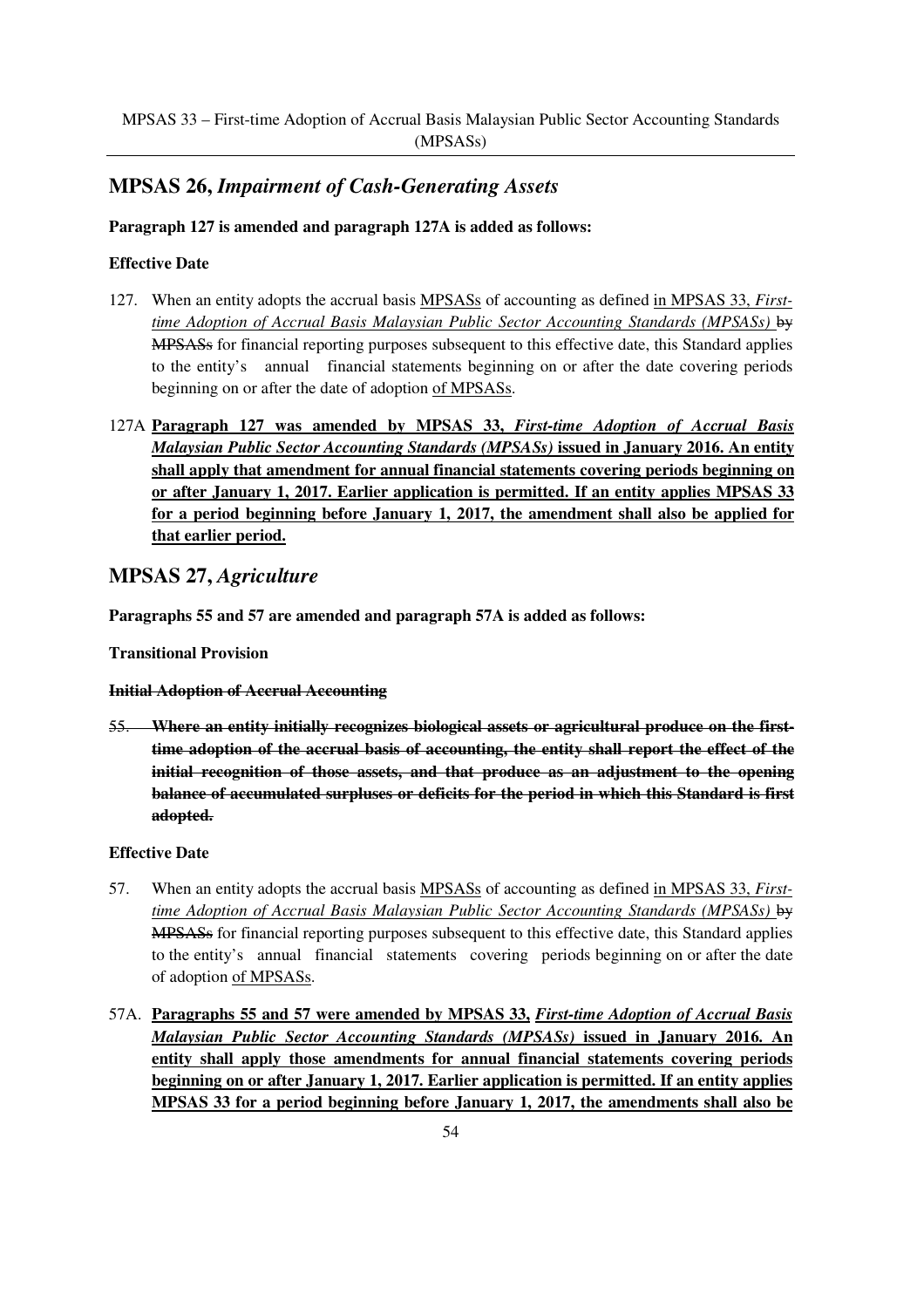## MPSAS 26, *Impairment of Cash-Generating Assets*

**Paragraph 127 is amended and paragraph 127A is added as follows:**

**Effective Date**

127. When an entity adopts the accrual basis <u>MPSASs</u> of accounting as defined <u>in MPSAS 33, *First-time Adoption of Accrual Basis Malaysian Public Sector Accounting Standards (MPSASs)*</u> ~~by MPSASs~~ for financial reporting purposes subsequent to this effective date, this Standard applies to the entity's annual financial statements beginning on or after the date covering periods beginning on or after the date of adoption <u>of MPSASs</u>.

127A **<u>Paragraph 127 was amended by MPSAS 33, *First-time Adoption of Accrual Basis Malaysian Public Sector Accounting Standards (MPSASs)* issued in January 2016. An entity shall apply that amendment for annual financial statements covering periods beginning on or after January 1, 2017. Earlier application is permitted. If an entity applies MPSAS 33 for a period beginning before January 1, 2017, the amendment shall also be applied for that earlier period.</u>**

## MPSAS 27, *Agriculture*

**Paragraphs 55 and 57 are amended and paragraph 57A is added as follows:**

**Transitional Provision**

**~~Initial Adoption of Accrual Accounting~~**

55. **~~Where an entity initially recognizes biological assets or agricultural produce on the first-time adoption of the accrual basis of accounting, the entity shall report the effect of the initial recognition of those assets, and that produce as an adjustment to the opening balance of accumulated surpluses or deficits for the period in which this Standard is first adopted.~~**

**Effective Date**

57. When an entity adopts the accrual basis <u>MPSASs</u> of accounting as defined <u>in MPSAS 33, *First-time Adoption of Accrual Basis Malaysian Public Sector Accounting Standards (MPSASs)*</u> ~~by MPSASs~~ for financial reporting purposes subsequent to this effective date, this Standard applies to the entity's annual financial statements covering periods beginning on or after the date of adoption <u>of MPSASs</u>.

57A. **<u>Paragraphs 55 and 57 were amended by MPSAS 33, *First-time Adoption of Accrual Basis Malaysian Public Sector Accounting Standards (MPSASs)* issued in January 2016. An entity shall apply those amendments for annual financial statements covering periods beginning on or after January 1, 2017. Earlier application is permitted. If an entity applies MPSAS 33 for a period beginning before January 1, 2017, the amendments shall also be</u>**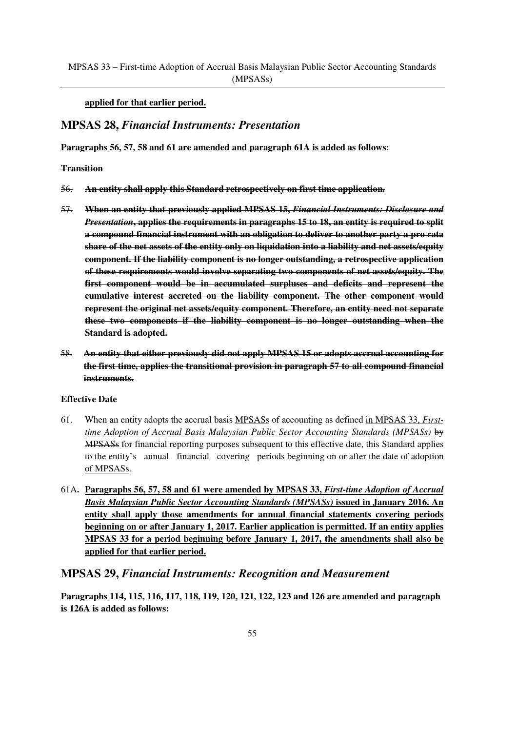**applied for that earlier period.**

## MPSAS 28, *Financial Instruments: Presentation*

**Paragraphs 56, 57, 58 and 61 are amended and paragraph 61A is added as follows:**

~~**Transition**~~

~~56. **An entity shall apply this Standard retrospectively on first time application.**~~

~~57. **When an entity that previously applied MPSAS 15, *Financial Instruments: Disclosure and Presentation*, applies the requirements in paragraphs 15 to 18, an entity is required to split a compound financial instrument with an obligation to deliver to another party a pro rata share of the net assets of the entity only on liquidation into a liability and net assets/equity component. If the liability component is no longer outstanding, a retrospective application of these requirements would involve separating two components of net assets/equity. The first component would be in accumulated surpluses and deficits and represent the cumulative interest accreted on the liability component. The other component would represent the original net assets/equity component. Therefore, an entity need not separate these two components if the liability component is no longer outstanding when the Standard is adopted.**~~

~~58. **An entity that either previously did not apply MPSAS 15 or adopts accrual accounting for the first time, applies the transitional provision in paragraph 57 to all compound financial instruments.**~~

**Effective Date**

61. When an entity adopts the accrual basis <u>MPSASs</u> of accounting as defined <u>in MPSAS 33, *First-time Adoption of Accrual Basis Malaysian Public Sector Accounting Standards (MPSASs)*</u> ~~by MPSASs~~ for financial reporting purposes subsequent to this effective date, this Standard applies to the entity's annual financial covering periods beginning on or after the date of adoption <u>of MPSASs</u>.

61A. <u>**Paragraphs 56, 57, 58 and 61 were amended by MPSAS 33, *First-time Adoption of Accrual Basis Malaysian Public Sector Accounting Standards (MPSASs)* issued in January 2016. An entity shall apply those amendments for annual financial statements covering periods beginning on or after January 1, 2017. Earlier application is permitted. If an entity applies MPSAS 33 for a period beginning before January 1, 2017, the amendments shall also be applied for that earlier period.**</u>

## MPSAS 29, *Financial Instruments: Recognition and Measurement*

**Paragraphs 114, 115, 116, 117, 118, 119, 120, 121, 122, 123 and 126 are amended and paragraph is 126A is added as follows:**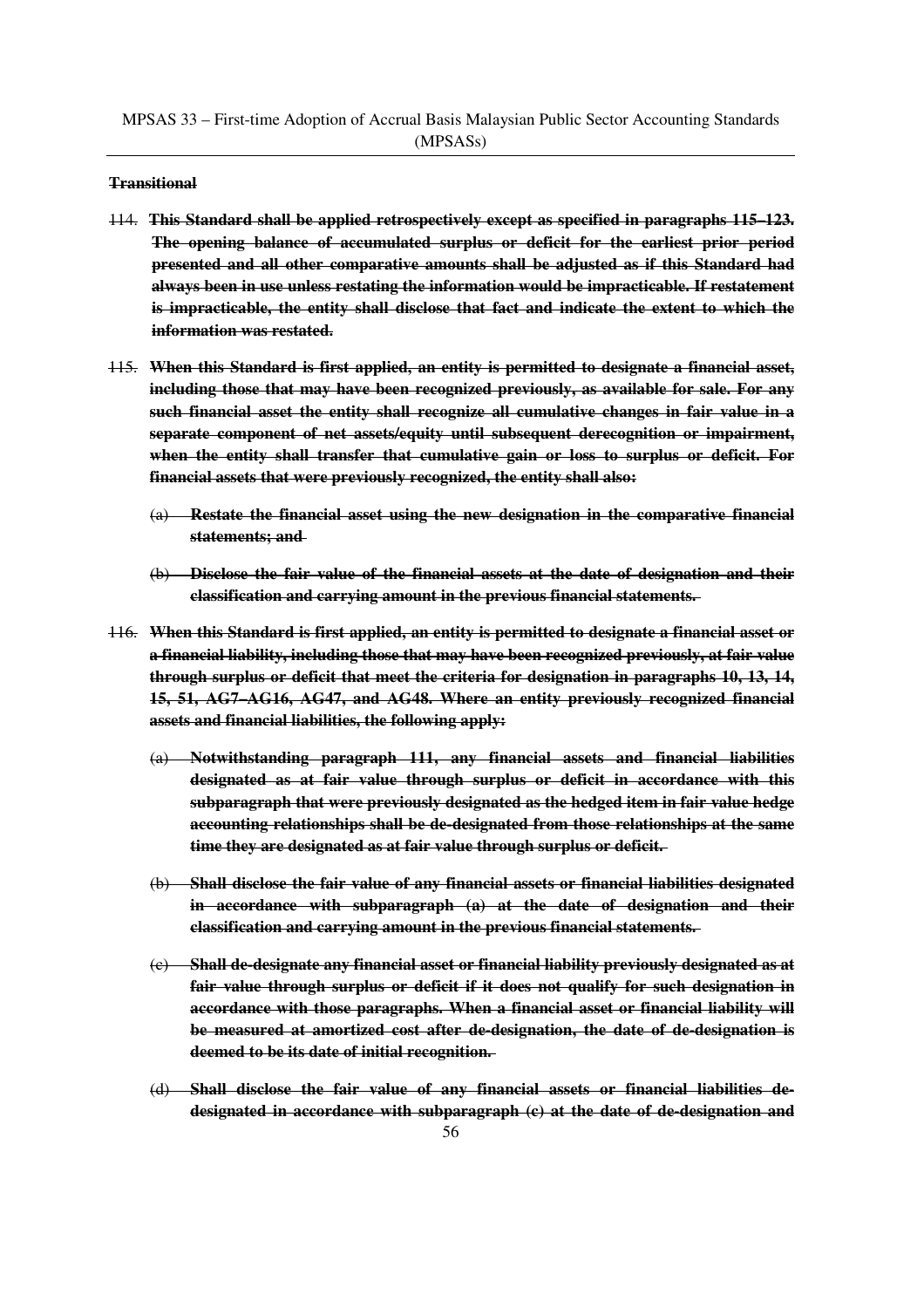~~**Transitional**~~

~~114.~~ ~~**This Standard shall be applied retrospectively except as specified in paragraphs 115–123. The opening balance of accumulated surplus or deficit for the earliest prior period presented and all other comparative amounts shall be adjusted as if this Standard had always been in use unless restating the information would be impracticable. If restatement is impracticable, the entity shall disclose that fact and indicate the extent to which the information was restated.**~~

~~115.~~ ~~**When this Standard is first applied, an entity is permitted to designate a financial asset, including those that may have been recognized previously, as available for sale. For any such financial asset the entity shall recognize all cumulative changes in fair value in a separate component of net assets/equity until subsequent derecognition or impairment, when the entity shall transfer that cumulative gain or loss to surplus or deficit. For financial assets that were previously recognized, the entity shall also:**~~

~~(a)~~ ~~**Restate the financial asset using the new designation in the comparative financial statements; and**~~

~~(b)~~ ~~**Disclose the fair value of the financial assets at the date of designation and their classification and carrying amount in the previous financial statements.**~~

~~116.~~ ~~**When this Standard is first applied, an entity is permitted to designate a financial asset or a financial liability, including those that may have been recognized previously, at fair value through surplus or deficit that meet the criteria for designation in paragraphs 10, 13, 14, 15, 51, AG7–AG16, AG47, and AG48. Where an entity previously recognized financial assets and financial liabilities, the following apply:**~~

~~(a)~~ ~~**Notwithstanding paragraph 111, any financial assets and financial liabilities designated as at fair value through surplus or deficit in accordance with this subparagraph that were previously designated as the hedged item in fair value hedge accounting relationships shall be de-designated from those relationships at the same time they are designated as at fair value through surplus or deficit.**~~

~~(b)~~ ~~**Shall disclose the fair value of any financial assets or financial liabilities designated in accordance with subparagraph (a) at the date of designation and their classification and carrying amount in the previous financial statements.**~~

~~(c)~~ ~~**Shall de-designate any financial asset or financial liability previously designated as at fair value through surplus or deficit if it does not qualify for such designation in accordance with those paragraphs. When a financial asset or financial liability will be measured at amortized cost after de-designation, the date of de-designation is deemed to be its date of initial recognition.**~~

~~(d)~~ ~~**Shall disclose the fair value of any financial assets or financial liabilities de-designated in accordance with subparagraph (c) at the date of de-designation and**~~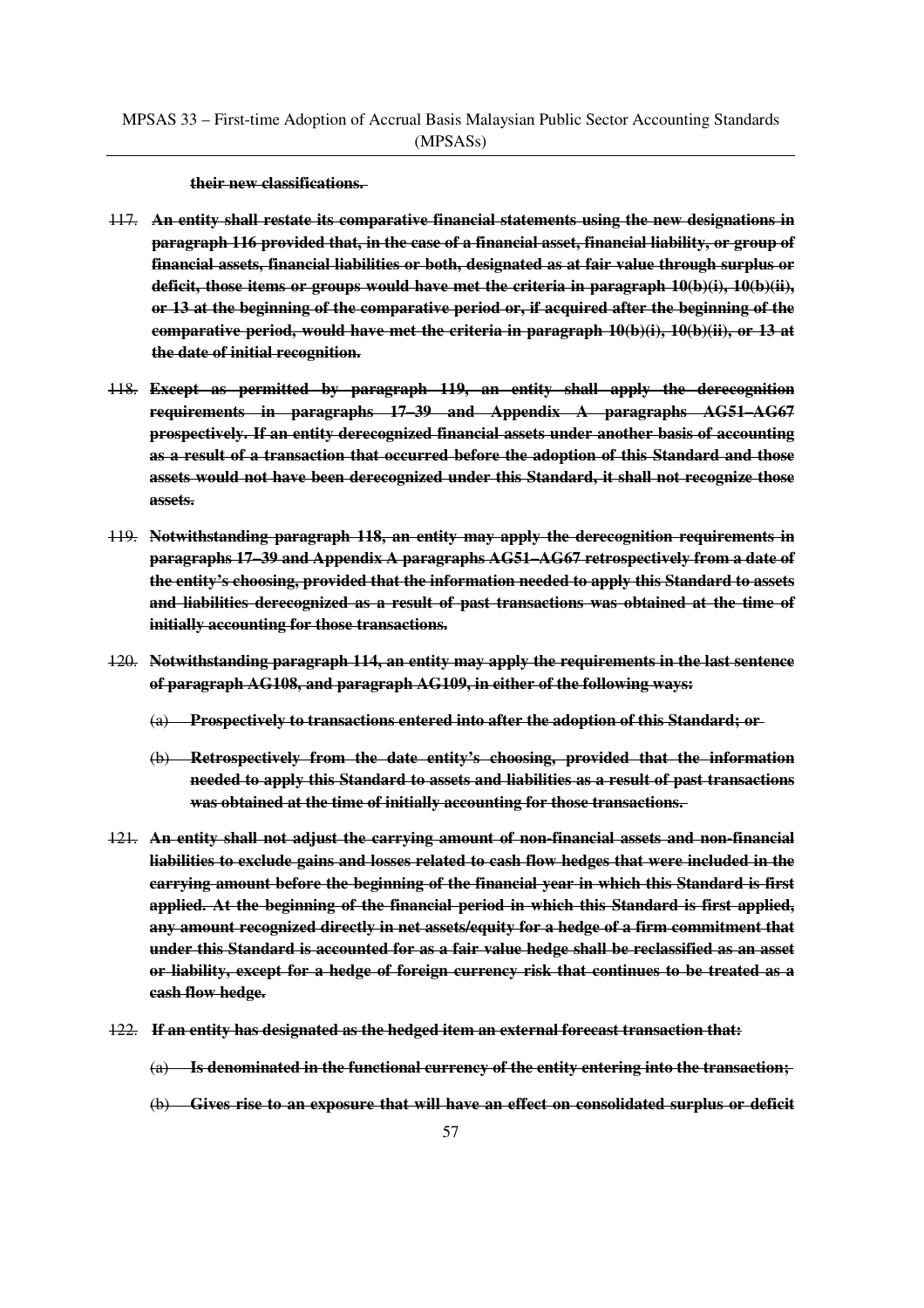~~**their new classifications.**~~

~~117. **An entity shall restate its comparative financial statements using the new designations in paragraph 116 provided that, in the case of a financial asset, financial liability, or group of financial assets, financial liabilities or both, designated as at fair value through surplus or deficit, those items or groups would have met the criteria in paragraph 10(b)(i), 10(b)(ii), or 13 at the beginning of the comparative period or, if acquired after the beginning of the comparative period, would have met the criteria in paragraph 10(b)(i), 10(b)(ii), or 13 at the date of initial recognition.**~~

~~118. **Except as permitted by paragraph 119, an entity shall apply the derecognition requirements in paragraphs 17–39 and Appendix A paragraphs AG51–AG67 prospectively. If an entity derecognized financial assets under another basis of accounting as a result of a transaction that occurred before the adoption of this Standard and those assets would not have been derecognized under this Standard, it shall not recognize those assets.**~~

~~119. **Notwithstanding paragraph 118, an entity may apply the derecognition requirements in paragraphs 17–39 and Appendix A paragraphs AG51–AG67 retrospectively from a date of the entity's choosing, provided that the information needed to apply this Standard to assets and liabilities derecognized as a result of past transactions was obtained at the time of initially accounting for those transactions.**~~

~~120. **Notwithstanding paragraph 114, an entity may apply the requirements in the last sentence of paragraph AG108, and paragraph AG109, in either of the following ways:**~~

~~(a) **Prospectively to transactions entered into after the adoption of this Standard; or**~~

~~(b) **Retrospectively from the date entity's choosing, provided that the information needed to apply this Standard to assets and liabilities as a result of past transactions was obtained at the time of initially accounting for those transactions.**~~

~~121. **An entity shall not adjust the carrying amount of non-financial assets and non-financial liabilities to exclude gains and losses related to cash flow hedges that were included in the carrying amount before the beginning of the financial year in which this Standard is first applied. At the beginning of the financial period in which this Standard is first applied, any amount recognized directly in net assets/equity for a hedge of a firm commitment that under this Standard is accounted for as a fair value hedge shall be reclassified as an asset or liability, except for a hedge of foreign currency risk that continues to be treated as a cash flow hedge.**~~

~~122. **If an entity has designated as the hedged item an external forecast transaction that:**~~

~~(a) **Is denominated in the functional currency of the entity entering into the transaction;**~~

~~(b) **Gives rise to an exposure that will have an effect on consolidated surplus or deficit**~~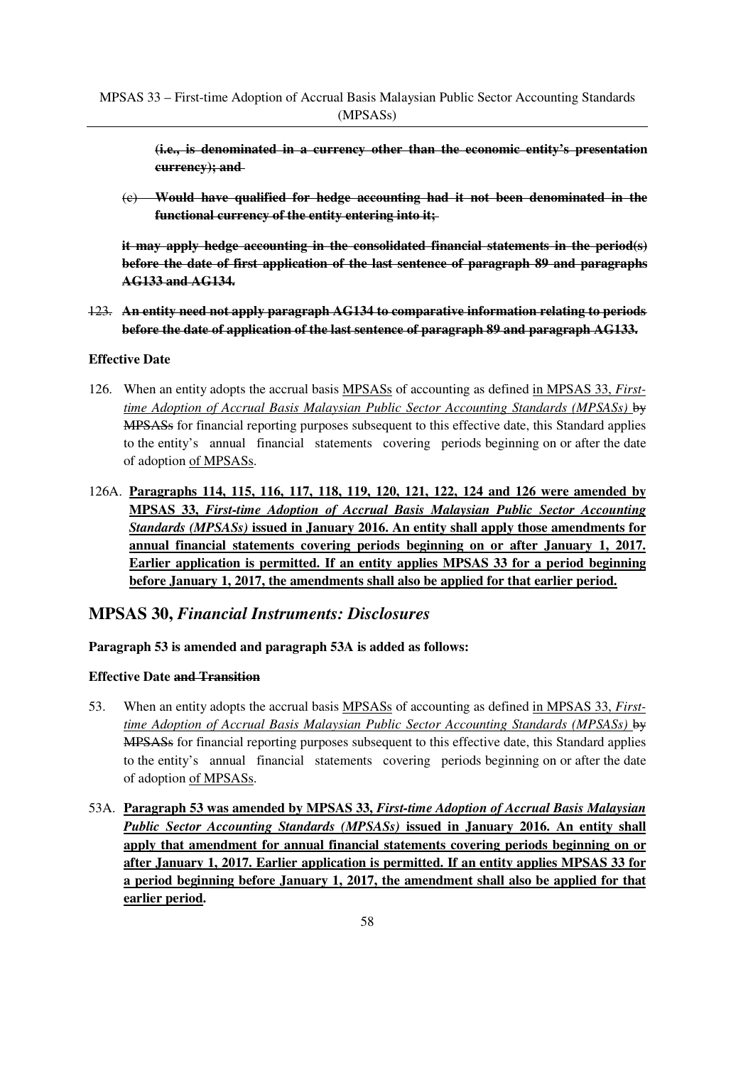~~**(i.e., is denominated in a currency other than the economic entity's presentation currency); and**~~

~~(c)~~ ~~**Would have qualified for hedge accounting had it not been denominated in the functional currency of the entity entering into it;**~~

~~**it may apply hedge accounting in the consolidated financial statements in the period(s) before the date of first application of the last sentence of paragraph 89 and paragraphs AG133 and AG134.**~~

~~123.~~ ~~**An entity need not apply paragraph AG134 to comparative information relating to periods before the date of application of the last sentence of paragraph 89 and paragraph AG133.**~~

**Effective Date**

126. When an entity adopts the accrual basis <u>MPSASs</u> of accounting as defined <u>in MPSAS 33, *First-time Adoption of Accrual Basis Malaysian Public Sector Accounting Standards (MPSASs)*</u> ~~by MPSASs~~ for financial reporting purposes subsequent to this effective date, this Standard applies to the entity's annual financial statements covering periods beginning on or after the date of adoption <u>of MPSASs</u>.

126A. <u>**Paragraphs 114, 115, 116, 117, 118, 119, 120, 121, 122, 124 and 126 were amended by MPSAS 33, *First-time Adoption of Accrual Basis Malaysian Public Sector Accounting Standards (MPSASs)* issued in January 2016. An entity shall apply those amendments for annual financial statements covering periods beginning on or after January 1, 2017. Earlier application is permitted. If an entity applies MPSAS 33 for a period beginning before January 1, 2017, the amendments shall also be applied for that earlier period.**</u>

## MPSAS 30, *Financial Instruments: Disclosures*

**Paragraph 53 is amended and paragraph 53A is added as follows:**

**Effective Date ~~and Transition~~**

53. When an entity adopts the accrual basis <u>MPSASs</u> of accounting as defined <u>in MPSAS 33, *First-time Adoption of Accrual Basis Malaysian Public Sector Accounting Standards (MPSASs)*</u> ~~by MPSASs~~ for financial reporting purposes subsequent to this effective date, this Standard applies to the entity's annual financial statements covering periods beginning on or after the date of adoption <u>of MPSASs</u>.

53A. <u>**Paragraph 53 was amended by MPSAS 33, *First-time Adoption of Accrual Basis Malaysian Public Sector Accounting Standards (MPSASs)* issued in January 2016. An entity shall apply that amendment for annual financial statements covering periods beginning on or after January 1, 2017. Earlier application is permitted. If an entity applies MPSAS 33 for a period beginning before January 1, 2017, the amendment shall also be applied for that earlier period.**</u>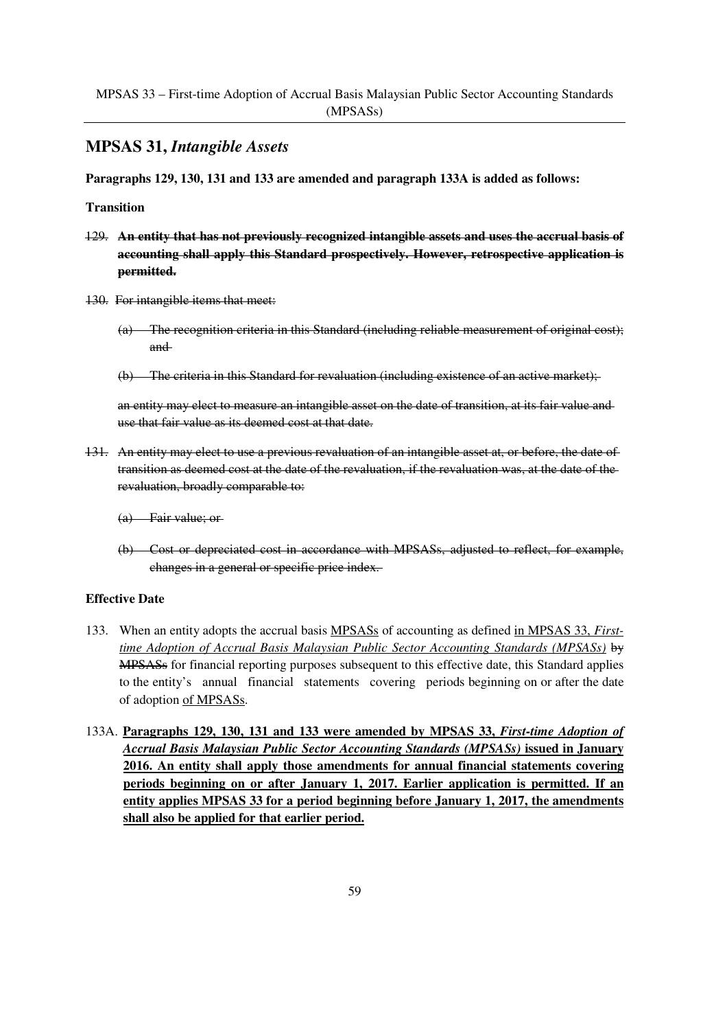## MPSAS 31, *Intangible Assets*

**Paragraphs 129, 130, 131 and 133 are amended and paragraph 133A is added as follows:**

**Transition**

~~129.~~ ~~**An entity that has not previously recognized intangible assets and uses the accrual basis of accounting shall apply this Standard prospectively. However, retrospective application is permitted.**~~

~~130. For intangible items that meet:~~

~~(a) The recognition criteria in this Standard (including reliable measurement of original cost); and~~

~~(b) The criteria in this Standard for revaluation (including existence of an active market);~~

~~an entity may elect to measure an intangible asset on the date of transition, at its fair value and use that fair value as its deemed cost at that date.~~

~~131. An entity may elect to use a previous revaluation of an intangible asset at, or before, the date of transition as deemed cost at the date of the revaluation, if the revaluation was, at the date of the revaluation, broadly comparable to:~~

~~(a) Fair value; or~~

~~(b) Cost or depreciated cost in accordance with MPSASs, adjusted to reflect, for example, changes in a general or specific price index.~~

**Effective Date**

133. When an entity adopts the accrual basis <u>MPSASs</u> of accounting as defined <u>in MPSAS 33, *First-time Adoption of Accrual Basis Malaysian Public Sector Accounting Standards (MPSASs)*</u> ~~by MPSASs~~ for financial reporting purposes subsequent to this effective date, this Standard applies to the entity's annual financial statements covering periods beginning on or after the date of adoption <u>of MPSASs</u>.

133A. <u>**Paragraphs 129, 130, 131 and 133 were amended by MPSAS 33, *First-time Adoption of Accrual Basis Malaysian Public Sector Accounting Standards (MPSASs)* issued in January 2016. An entity shall apply those amendments for annual financial statements covering periods beginning on or after January 1, 2017. Earlier application is permitted. If an entity applies MPSAS 33 for a period beginning before January 1, 2017, the amendments shall also be applied for that earlier period.**</u>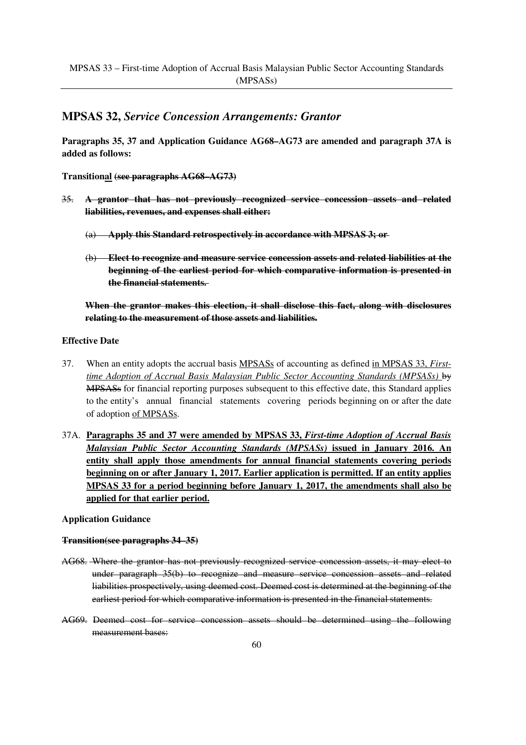## MPSAS 32, *Service Concession Arrangements: Grantor*

**Paragraphs 35, 37 and Application Guidance AG68–AG73 are amended and paragraph 37A is added as follows:**

**Transitional ~~(see paragraphs AG68–AG73)~~**

~~35. **A grantor that has not previously recognized service concession assets and related liabilities, revenues, and expenses shall either:**~~

~~(a) **Apply this Standard retrospectively in accordance with MPSAS 3; or**~~

~~(b) **Elect to recognize and measure service concession assets and related liabilities at the beginning of the earliest period for which comparative information is presented in the financial statements.**~~

~~**When the grantor makes this election, it shall disclose this fact, along with disclosures relating to the measurement of those assets and liabilities.**~~

**Effective Date**

37. When an entity adopts the accrual basis <u>MPSASs</u> of accounting as defined <u>in MPSAS 33, *First-time Adoption of Accrual Basis Malaysian Public Sector Accounting Standards (MPSASs)*</u> ~~by MPSASs~~ for financial reporting purposes subsequent to this effective date, this Standard applies to the entity's annual financial statements covering periods beginning on or after the date of adoption <u>of MPSASs</u>.

37A. <u>**Paragraphs 35 and 37 were amended by MPSAS 33, *First-time Adoption of Accrual Basis Malaysian Public Sector Accounting Standards (MPSASs)* issued in January 2016. An entity shall apply those amendments for annual financial statements covering periods beginning on or after January 1, 2017. Earlier application is permitted. If an entity applies MPSAS 33 for a period beginning before January 1, 2017, the amendments shall also be applied for that earlier period.**</u>

**Application Guidance**

~~**Transition(see paragraphs 34–35)**~~

~~AG68. Where the grantor has not previously recognized service concession assets, it may elect to under paragraph 35(b) to recognize and measure service concession assets and related liabilities prospectively, using deemed cost. Deemed cost is determined at the beginning of the earliest period for which comparative information is presented in the financial statements.~~

~~AG69. Deemed cost for service concession assets should be determined using the following measurement bases:~~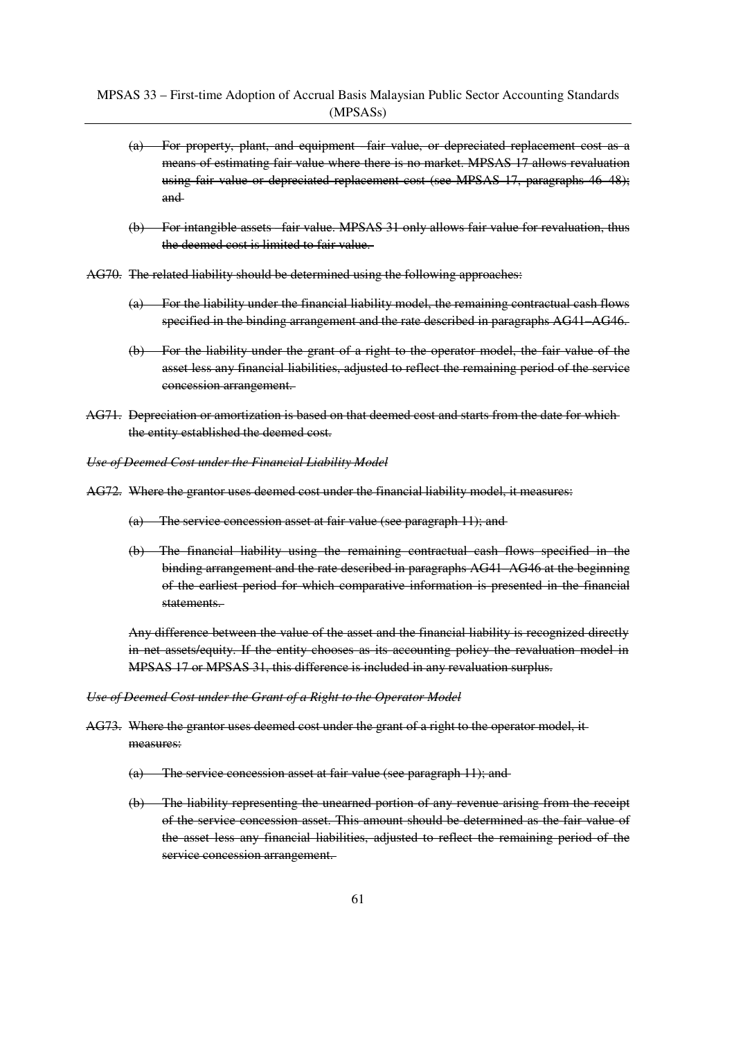~~(a) For property, plant, and equipment—fair value, or depreciated replacement cost as a means of estimating fair value where there is no market. MPSAS 17 allows revaluation using fair value or depreciated replacement cost (see MPSAS 17, paragraphs 46–48); and~~

~~(b) For intangible assets—fair value. MPSAS 31 only allows fair value for revaluation, thus the deemed cost is limited to fair value.~~

~~AG70. The related liability should be determined using the following approaches:~~

~~(a) For the liability under the financial liability model, the remaining contractual cash flows specified in the binding arrangement and the rate described in paragraphs AG41–AG46.~~

~~(b) For the liability under the grant of a right to the operator model, the fair value of the asset less any financial liabilities, adjusted to reflect the remaining period of the service concession arrangement.~~

~~AG71. Depreciation or amortization is based on that deemed cost and starts from the date for which the entity established the deemed cost.~~

~~*Use of Deemed Cost under the Financial Liability Model*~~

~~AG72. Where the grantor uses deemed cost under the financial liability model, it measures:~~

~~(a) The service concession asset at fair value (see paragraph 11); and~~

~~(b) The financial liability using the remaining contractual cash flows specified in the binding arrangement and the rate described in paragraphs AG41–AG46 at the beginning of the earliest period for which comparative information is presented in the financial statements.~~

~~Any difference between the value of the asset and the financial liability is recognized directly in net assets/equity. If the entity chooses as its accounting policy the revaluation model in MPSAS 17 or MPSAS 31, this difference is included in any revaluation surplus.~~

~~*Use of Deemed Cost under the Grant of a Right to the Operator Model*~~

~~AG73. Where the grantor uses deemed cost under the grant of a right to the operator model, it measures:~~

~~(a) The service concession asset at fair value (see paragraph 11); and~~

~~(b) The liability representing the unearned portion of any revenue arising from the receipt of the service concession asset. This amount should be determined as the fair value of the asset less any financial liabilities, adjusted to reflect the remaining period of the service concession arrangement.~~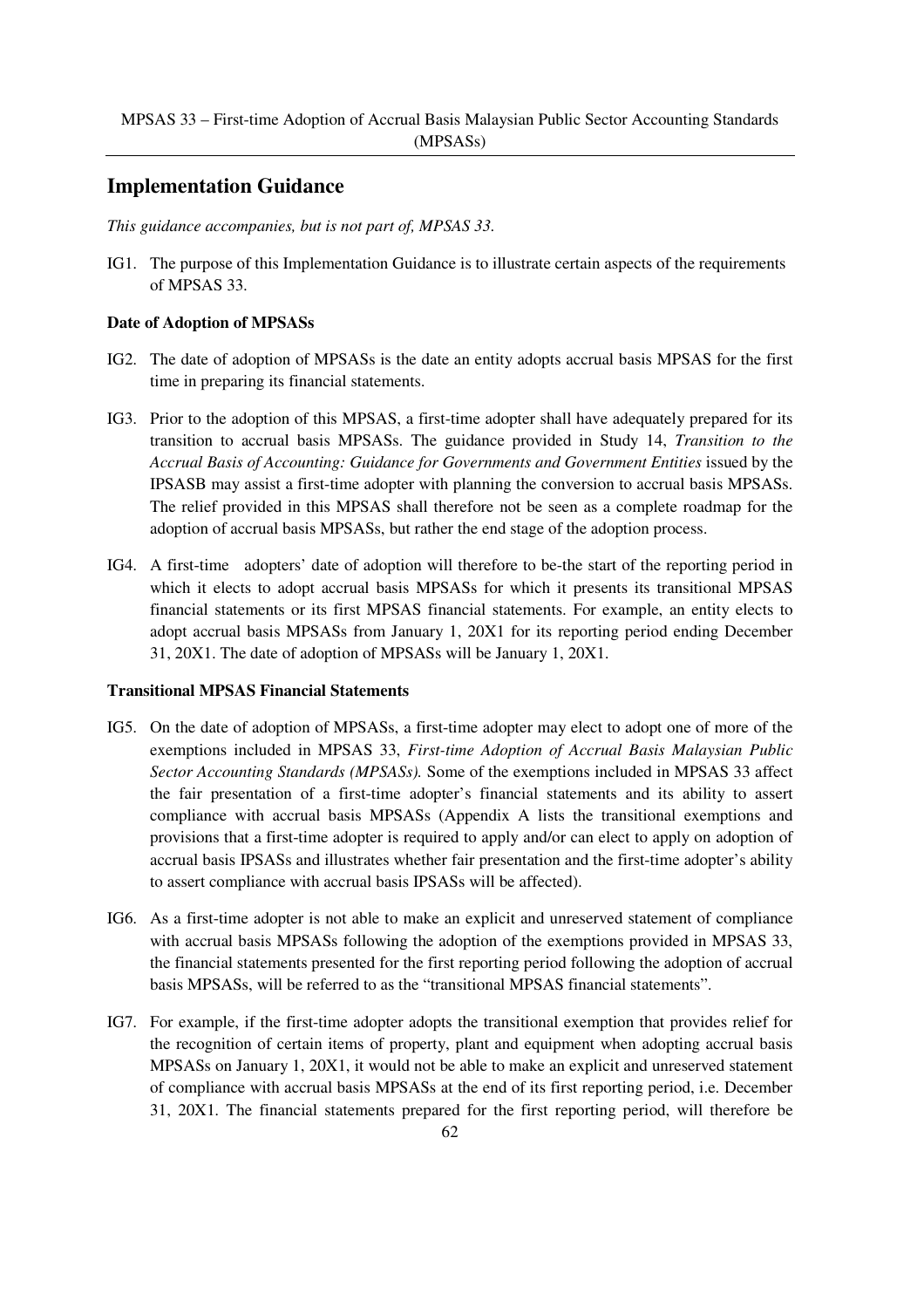## Implementation Guidance

*This guidance accompanies, but is not part of, MPSAS 33.*

IG1. The purpose of this Implementation Guidance is to illustrate certain aspects of the requirements of MPSAS 33.

**Date of Adoption of MPSASs**

IG2. The date of adoption of MPSASs is the date an entity adopts accrual basis MPSAS for the first time in preparing its financial statements.

IG3. Prior to the adoption of this MPSAS, a first-time adopter shall have adequately prepared for its transition to accrual basis MPSASs. The guidance provided in Study 14, *Transition to the Accrual Basis of Accounting: Guidance for Governments and Government Entities* issued by the IPSASB may assist a first-time adopter with planning the conversion to accrual basis MPSASs. The relief provided in this MPSAS shall therefore not be seen as a complete roadmap for the adoption of accrual basis MPSASs, but rather the end stage of the adoption process.

IG4. A first-time adopters' date of adoption will therefore to be-the start of the reporting period in which it elects to adopt accrual basis MPSASs for which it presents its transitional MPSAS financial statements or its first MPSAS financial statements. For example, an entity elects to adopt accrual basis MPSASs from January 1, 20X1 for its reporting period ending December 31, 20X1. The date of adoption of MPSASs will be January 1, 20X1.

**Transitional MPSAS Financial Statements**

IG5. On the date of adoption of MPSASs, a first-time adopter may elect to adopt one of more of the exemptions included in MPSAS 33, *First-time Adoption of Accrual Basis Malaysian Public Sector Accounting Standards (MPSASs).* Some of the exemptions included in MPSAS 33 affect the fair presentation of a first-time adopter's financial statements and its ability to assert compliance with accrual basis MPSASs (Appendix A lists the transitional exemptions and provisions that a first-time adopter is required to apply and/or can elect to apply on adoption of accrual basis IPSASs and illustrates whether fair presentation and the first-time adopter's ability to assert compliance with accrual basis IPSASs will be affected).

IG6. As a first-time adopter is not able to make an explicit and unreserved statement of compliance with accrual basis MPSASs following the adoption of the exemptions provided in MPSAS 33, the financial statements presented for the first reporting period following the adoption of accrual basis MPSASs, will be referred to as the "transitional MPSAS financial statements".

IG7. For example, if the first-time adopter adopts the transitional exemption that provides relief for the recognition of certain items of property, plant and equipment when adopting accrual basis MPSASs on January 1, 20X1, it would not be able to make an explicit and unreserved statement of compliance with accrual basis MPSASs at the end of its first reporting period, i.e. December 31, 20X1. The financial statements prepared for the first reporting period, will therefore be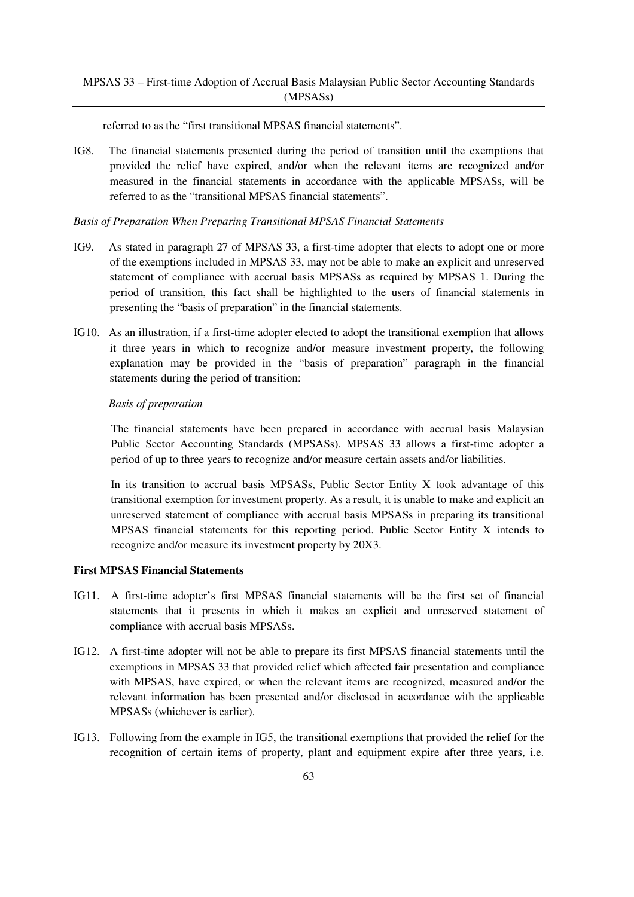referred to as the "first transitional MPSAS financial statements".

IG8. The financial statements presented during the period of transition until the exemptions that provided the relief have expired, and/or when the relevant items are recognized and/or measured in the financial statements in accordance with the applicable MPSASs, will be referred to as the "transitional MPSAS financial statements".

*Basis of Preparation When Preparing Transitional MPSAS Financial Statements*

IG9. As stated in paragraph 27 of MPSAS 33, a first-time adopter that elects to adopt one or more of the exemptions included in MPSAS 33, may not be able to make an explicit and unreserved statement of compliance with accrual basis MPSASs as required by MPSAS 1. During the period of transition, this fact shall be highlighted to the users of financial statements in presenting the "basis of preparation" in the financial statements.

IG10. As an illustration, if a first-time adopter elected to adopt the transitional exemption that allows it three years in which to recognize and/or measure investment property, the following explanation may be provided in the "basis of preparation" paragraph in the financial statements during the period of transition:

*Basis of preparation*

The financial statements have been prepared in accordance with accrual basis Malaysian Public Sector Accounting Standards (MPSASs). MPSAS 33 allows a first-time adopter a period of up to three years to recognize and/or measure certain assets and/or liabilities.

In its transition to accrual basis MPSASs, Public Sector Entity X took advantage of this transitional exemption for investment property. As a result, it is unable to make and explicit an unreserved statement of compliance with accrual basis MPSASs in preparing its transitional MPSAS financial statements for this reporting period. Public Sector Entity X intends to recognize and/or measure its investment property by 20X3.

**First MPSAS Financial Statements**

IG11. A first-time adopter's first MPSAS financial statements will be the first set of financial statements that it presents in which it makes an explicit and unreserved statement of compliance with accrual basis MPSASs.

IG12. A first-time adopter will not be able to prepare its first MPSAS financial statements until the exemptions in MPSAS 33 that provided relief which affected fair presentation and compliance with MPSAS, have expired, or when the relevant items are recognized, measured and/or the relevant information has been presented and/or disclosed in accordance with the applicable MPSASs (whichever is earlier).

IG13. Following from the example in IG5, the transitional exemptions that provided the relief for the recognition of certain items of property, plant and equipment expire after three years, i.e.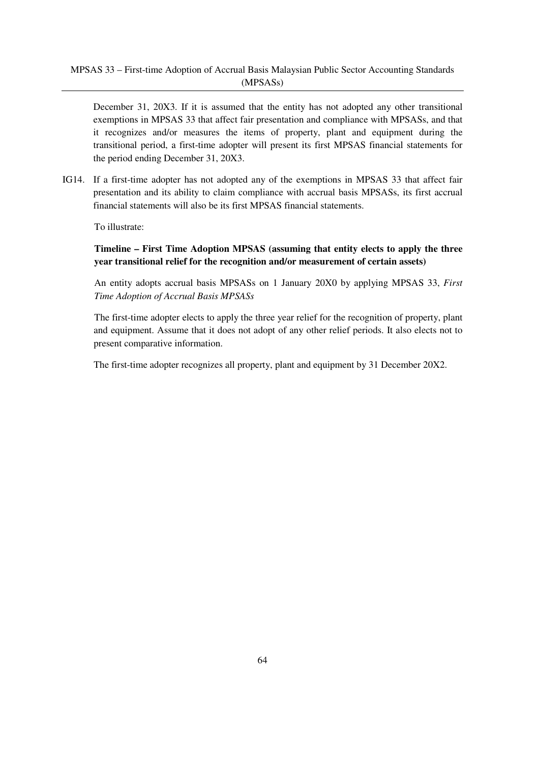December 31, 20X3. If it is assumed that the entity has not adopted any other transitional exemptions in MPSAS 33 that affect fair presentation and compliance with MPSASs, and that it recognizes and/or measures the items of property, plant and equipment during the transitional period, a first-time adopter will present its first MPSAS financial statements for the period ending December 31, 20X3.

IG14. If a first-time adopter has not adopted any of the exemptions in MPSAS 33 that affect fair presentation and its ability to claim compliance with accrual basis MPSASs, its first accrual financial statements will also be its first MPSAS financial statements.

To illustrate:

**Timeline – First Time Adoption MPSAS (assuming that entity elects to apply the three year transitional relief for the recognition and/or measurement of certain assets)**

An entity adopts accrual basis MPSASs on 1 January 20X0 by applying MPSAS 33, *First Time Adoption of Accrual Basis MPSASs*

The first-time adopter elects to apply the three year relief for the recognition of property, plant and equipment. Assume that it does not adopt of any other relief periods. It also elects not to present comparative information.

The first-time adopter recognizes all property, plant and equipment by 31 December 20X2.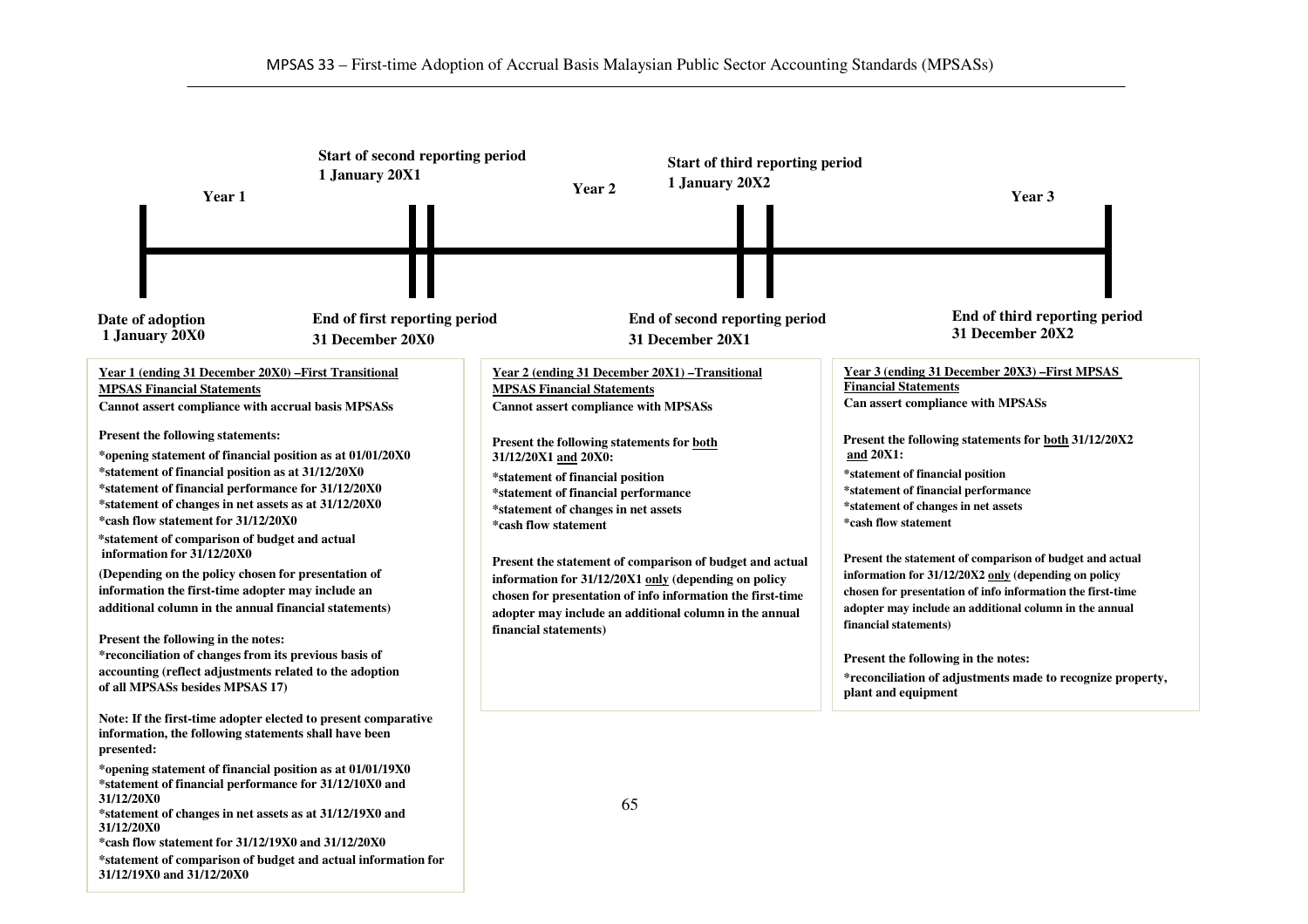**Year 1** | **Start of second reporting period 1 January 20X1** | **Year 2** | **Start of third reporting period 1 January 20X2** | **Year 3**

**Date of adoption 1 January 20X0** | **End of first reporting period 31 December 20X0** | **End of second reporting period 31 December 20X1** | **End of third reporting period 31 December 20X2**

**Year 1 (ending 31 December 20X0) –First Transitional MPSAS Financial Statements**

**Cannot assert compliance with accrual basis MPSASs**

**Present the following statements:**

**\*opening statement of financial position as at 01/01/20X0**
**\*statement of financial position as at 31/12/20X0**
**\*statement of financial performance for 31/12/20X0**
**\*statement of changes in net assets as at 31/12/20X0**
**\*cash flow statement for 31/12/20X0**
**\*statement of comparison of budget and actual information for 31/12/20X0**

**(Depending on the policy chosen for presentation of information the first-time adopter may include an additional column in the annual financial statements)**

**Present the following in the notes:**
**\*reconciliation of changes from its previous basis of accounting (reflect adjustments related to the adoption of all MPSASs besides MPSAS 17)**

**Note: If the first-time adopter elected to present comparative information, the following statements shall have been presented:**

**\*opening statement of financial position as at 01/01/19X0**
**\*statement of financial performance for 31/12/10X0 and 31/12/20X0**
**\*statement of changes in net assets as at 31/12/19X0 and 31/12/20X0**
**\*cash flow statement for 31/12/19X0 and 31/12/20X0**
**\*statement of comparison of budget and actual information for 31/12/19X0 and 31/12/20X0**

**Year 2 (ending 31 December 20X1) –Transitional MPSAS Financial Statements**

**Cannot assert compliance with MPSASs**

**Present the following statements for both 31/12/20X1 and 20X0:**

**\*statement of financial position**
**\*statement of financial performance**
**\*statement of changes in net assets**
**\*cash flow statement**

**Present the statement of comparison of budget and actual information for 31/12/20X1 only (depending on policy chosen for presentation of info information the first-time adopter may include an additional column in the annual financial statements)**

**Year 3 (ending 31 December 20X3) –First MPSAS Financial Statements**

**Can assert compliance with MPSASs**

**Present the following statements for both 31/12/20X2 and 20X1:**

**\*statement of financial position**
**\*statement of financial performance**
**\*statement of changes in net assets**
**\*cash flow statement**

**Present the statement of comparison of budget and actual information for 31/12/20X2 only (depending on policy chosen for presentation of info information the first-time adopter may include an additional column in the annual financial statements)**

**Present the following in the notes:**
**\*reconciliation of adjustments made to recognize property, plant and equipment**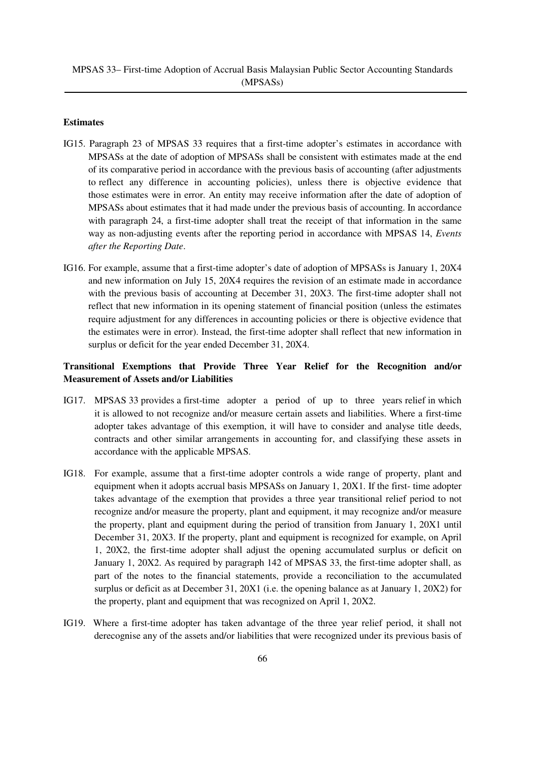### Estimates

IG15. Paragraph 23 of MPSAS 33 requires that a first-time adopter's estimates in accordance with MPSASs at the date of adoption of MPSASs shall be consistent with estimates made at the end of its comparative period in accordance with the previous basis of accounting (after adjustments to reflect any difference in accounting policies), unless there is objective evidence that those estimates were in error. An entity may receive information after the date of adoption of MPSASs about estimates that it had made under the previous basis of accounting. In accordance with paragraph 24, a first-time adopter shall treat the receipt of that information in the same way as non-adjusting events after the reporting period in accordance with MPSAS 14, *Events after the Reporting Date*.

IG16. For example, assume that a first-time adopter's date of adoption of MPSASs is January 1, 20X4 and new information on July 15, 20X4 requires the revision of an estimate made in accordance with the previous basis of accounting at December 31, 20X3. The first-time adopter shall not reflect that new information in its opening statement of financial position (unless the estimates require adjustment for any differences in accounting policies or there is objective evidence that the estimates were in error). Instead, the first-time adopter shall reflect that new information in surplus or deficit for the year ended December 31, 20X4.

### Transitional Exemptions that Provide Three Year Relief for the Recognition and/or Measurement of Assets and/or Liabilities

IG17. MPSAS 33 provides a first-time adopter a period of up to three years relief in which it is allowed to not recognize and/or measure certain assets and liabilities. Where a first-time adopter takes advantage of this exemption, it will have to consider and analyse title deeds, contracts and other similar arrangements in accounting for, and classifying these assets in accordance with the applicable MPSAS.

IG18. For example, assume that a first-time adopter controls a wide range of property, plant and equipment when it adopts accrual basis MPSASs on January 1, 20X1. If the first- time adopter takes advantage of the exemption that provides a three year transitional relief period to not recognize and/or measure the property, plant and equipment, it may recognize and/or measure the property, plant and equipment during the period of transition from January 1, 20X1 until December 31, 20X3. If the property, plant and equipment is recognized for example, on April 1, 20X2, the first-time adopter shall adjust the opening accumulated surplus or deficit on January 1, 20X2. As required by paragraph 142 of MPSAS 33, the first-time adopter shall, as part of the notes to the financial statements, provide a reconciliation to the accumulated surplus or deficit as at December 31, 20X1 (i.e. the opening balance as at January 1, 20X2) for the property, plant and equipment that was recognized on April 1, 20X2.

IG19. Where a first-time adopter has taken advantage of the three year relief period, it shall not derecognise any of the assets and/or liabilities that were recognized under its previous basis of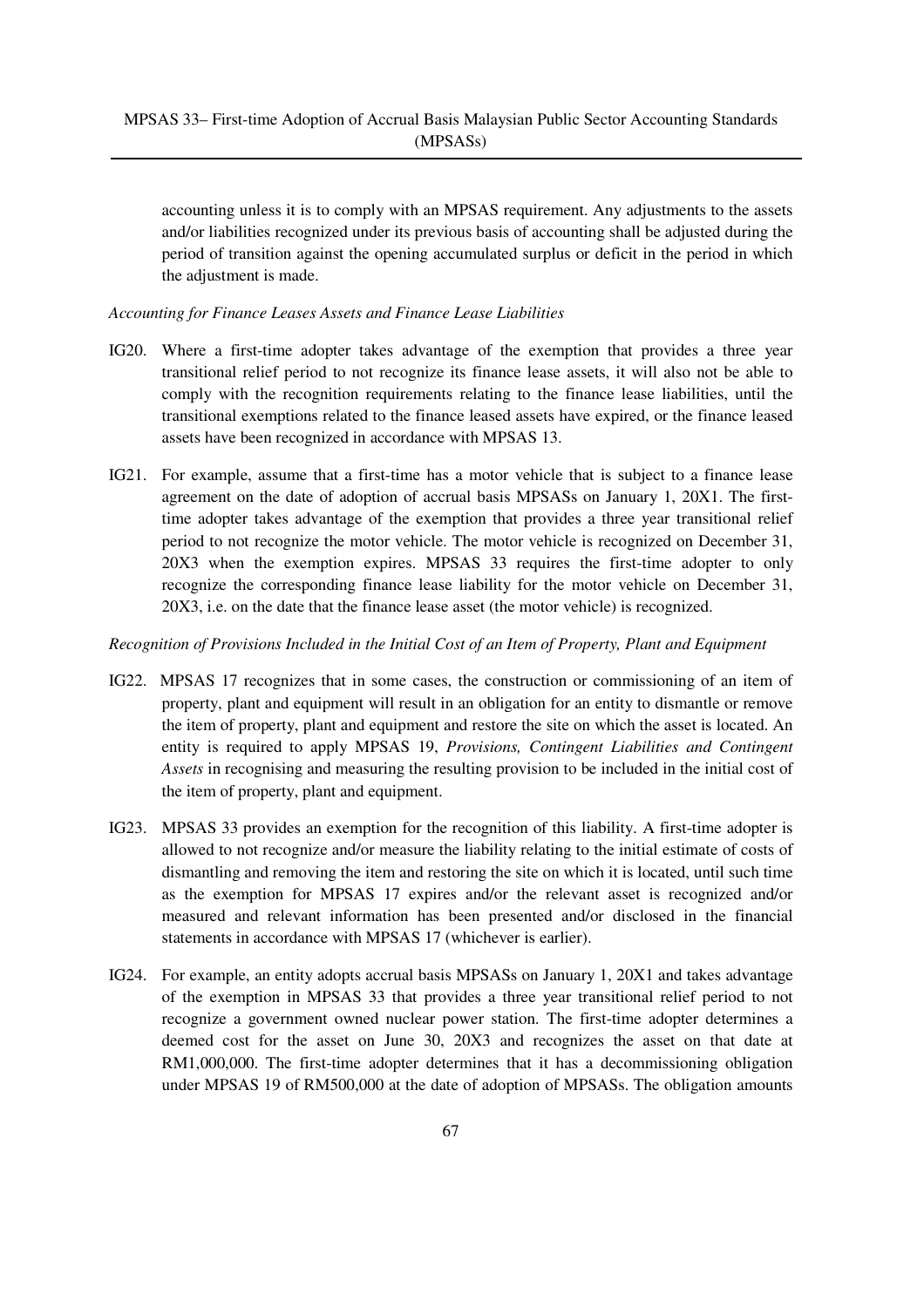accounting unless it is to comply with an MPSAS requirement. Any adjustments to the assets and/or liabilities recognized under its previous basis of accounting shall be adjusted during the period of transition against the opening accumulated surplus or deficit in the period in which the adjustment is made.

*Accounting for Finance Leases Assets and Finance Lease Liabilities*

IG20. Where a first-time adopter takes advantage of the exemption that provides a three year transitional relief period to not recognize its finance lease assets, it will also not be able to comply with the recognition requirements relating to the finance lease liabilities, until the transitional exemptions related to the finance leased assets have expired, or the finance leased assets have been recognized in accordance with MPSAS 13.

IG21. For example, assume that a first-time has a motor vehicle that is subject to a finance lease agreement on the date of adoption of accrual basis MPSASs on January 1, 20X1. The first-time adopter takes advantage of the exemption that provides a three year transitional relief period to not recognize the motor vehicle. The motor vehicle is recognized on December 31, 20X3 when the exemption expires. MPSAS 33 requires the first-time adopter to only recognize the corresponding finance lease liability for the motor vehicle on December 31, 20X3, i.e. on the date that the finance lease asset (the motor vehicle) is recognized.

*Recognition of Provisions Included in the Initial Cost of an Item of Property, Plant and Equipment*

IG22. MPSAS 17 recognizes that in some cases, the construction or commissioning of an item of property, plant and equipment will result in an obligation for an entity to dismantle or remove the item of property, plant and equipment and restore the site on which the asset is located. An entity is required to apply MPSAS 19, *Provisions, Contingent Liabilities and Contingent Assets* in recognising and measuring the resulting provision to be included in the initial cost of the item of property, plant and equipment.

IG23. MPSAS 33 provides an exemption for the recognition of this liability. A first-time adopter is allowed to not recognize and/or measure the liability relating to the initial estimate of costs of dismantling and removing the item and restoring the site on which it is located, until such time as the exemption for MPSAS 17 expires and/or the relevant asset is recognized and/or measured and relevant information has been presented and/or disclosed in the financial statements in accordance with MPSAS 17 (whichever is earlier).

IG24. For example, an entity adopts accrual basis MPSASs on January 1, 20X1 and takes advantage of the exemption in MPSAS 33 that provides a three year transitional relief period to not recognize a government owned nuclear power station. The first-time adopter determines a deemed cost for the asset on June 30, 20X3 and recognizes the asset on that date at RM1,000,000. The first-time adopter determines that it has a decommissioning obligation under MPSAS 19 of RM500,000 at the date of adoption of MPSASs. The obligation amounts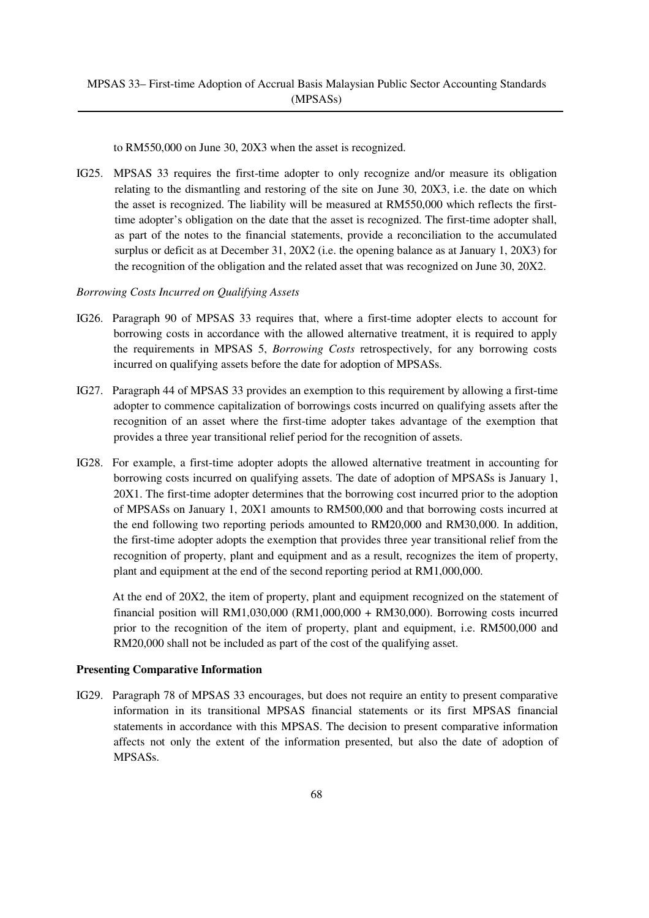to RM550,000 on June 30, 20X3 when the asset is recognized.

IG25. MPSAS 33 requires the first-time adopter to only recognize and/or measure its obligation relating to the dismantling and restoring of the site on June 30, 20X3, i.e. the date on which the asset is recognized. The liability will be measured at RM550,000 which reflects the first-time adopter's obligation on the date that the asset is recognized. The first-time adopter shall, as part of the notes to the financial statements, provide a reconciliation to the accumulated surplus or deficit as at December 31, 20X2 (i.e. the opening balance as at January 1, 20X3) for the recognition of the obligation and the related asset that was recognized on June 30, 20X2.

*Borrowing Costs Incurred on Qualifying Assets*

IG26. Paragraph 90 of MPSAS 33 requires that, where a first-time adopter elects to account for borrowing costs in accordance with the allowed alternative treatment, it is required to apply the requirements in MPSAS 5, *Borrowing Costs* retrospectively, for any borrowing costs incurred on qualifying assets before the date for adoption of MPSASs.

IG27. Paragraph 44 of MPSAS 33 provides an exemption to this requirement by allowing a first-time adopter to commence capitalization of borrowings costs incurred on qualifying assets after the recognition of an asset where the first-time adopter takes advantage of the exemption that provides a three year transitional relief period for the recognition of assets.

IG28. For example, a first-time adopter adopts the allowed alternative treatment in accounting for borrowing costs incurred on qualifying assets. The date of adoption of MPSASs is January 1, 20X1. The first-time adopter determines that the borrowing cost incurred prior to the adoption of MPSASs on January 1, 20X1 amounts to RM500,000 and that borrowing costs incurred at the end following two reporting periods amounted to RM20,000 and RM30,000. In addition, the first-time adopter adopts the exemption that provides three year transitional relief from the recognition of property, plant and equipment and as a result, recognizes the item of property, plant and equipment at the end of the second reporting period at RM1,000,000.

At the end of 20X2, the item of property, plant and equipment recognized on the statement of financial position will RM1,030,000 (RM1,000,000 + RM30,000). Borrowing costs incurred prior to the recognition of the item of property, plant and equipment, i.e. RM500,000 and RM20,000 shall not be included as part of the cost of the qualifying asset.

**Presenting Comparative Information**

IG29. Paragraph 78 of MPSAS 33 encourages, but does not require an entity to present comparative information in its transitional MPSAS financial statements or its first MPSAS financial statements in accordance with this MPSAS. The decision to present comparative information affects not only the extent of the information presented, but also the date of adoption of MPSASs.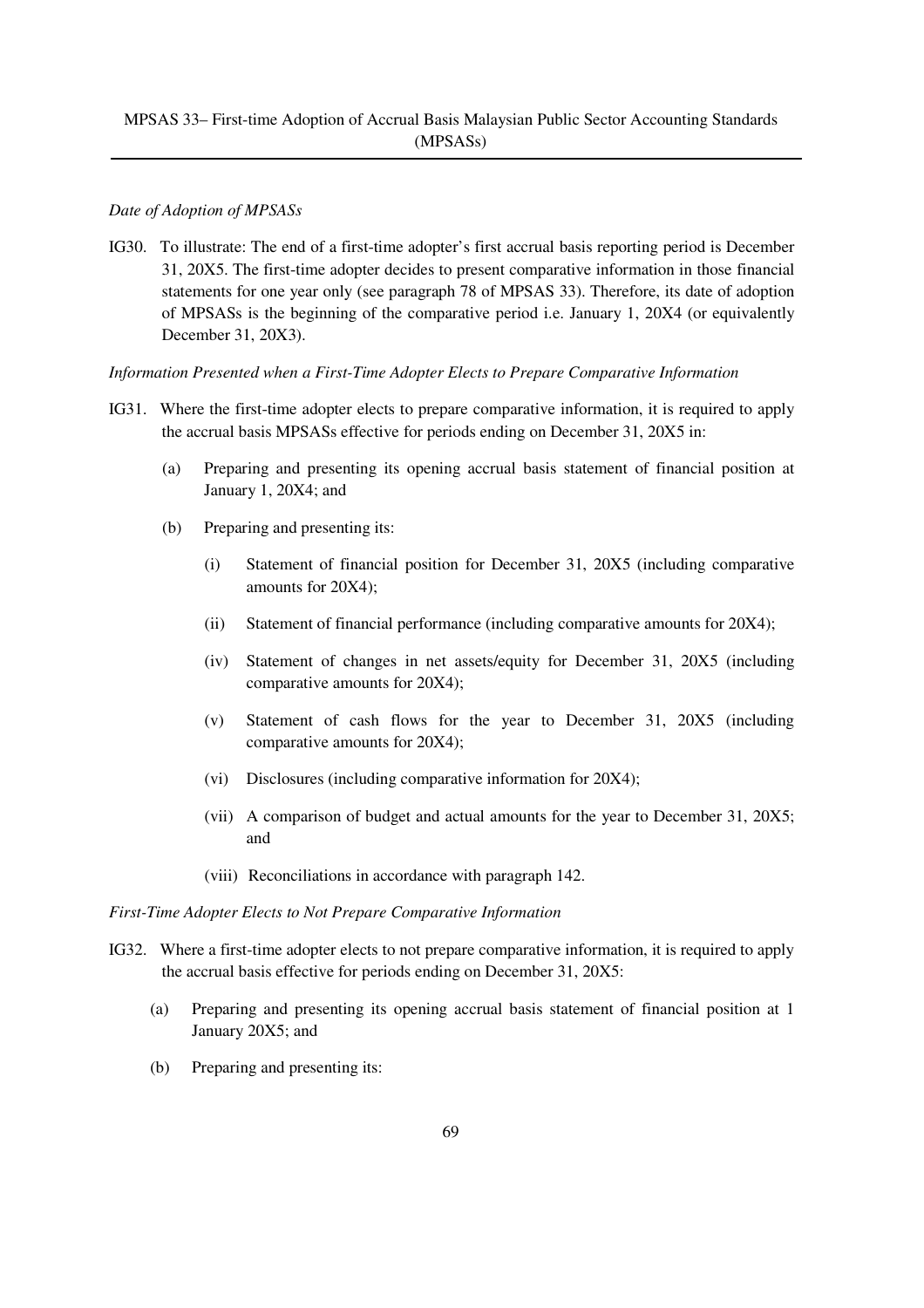*Date of Adoption of MPSASs*

IG30. To illustrate: The end of a first-time adopter's first accrual basis reporting period is December 31, 20X5. The first-time adopter decides to present comparative information in those financial statements for one year only (see paragraph 78 of MPSAS 33). Therefore, its date of adoption of MPSASs is the beginning of the comparative period i.e. January 1, 20X4 (or equivalently December 31, 20X3).

*Information Presented when a First-Time Adopter Elects to Prepare Comparative Information*

IG31. Where the first-time adopter elects to prepare comparative information, it is required to apply the accrual basis MPSASs effective for periods ending on December 31, 20X5 in:

(a) Preparing and presenting its opening accrual basis statement of financial position at January 1, 20X4; and

(b) Preparing and presenting its:

(i) Statement of financial position for December 31, 20X5 (including comparative amounts for 20X4);

(ii) Statement of financial performance (including comparative amounts for 20X4);

(iv) Statement of changes in net assets/equity for December 31, 20X5 (including comparative amounts for 20X4);

(v) Statement of cash flows for the year to December 31, 20X5 (including comparative amounts for 20X4);

(vi) Disclosures (including comparative information for 20X4);

(vii) A comparison of budget and actual amounts for the year to December 31, 20X5; and

(viii) Reconciliations in accordance with paragraph 142.

*First-Time Adopter Elects to Not Prepare Comparative Information*

IG32. Where a first-time adopter elects to not prepare comparative information, it is required to apply the accrual basis effective for periods ending on December 31, 20X5:

(a) Preparing and presenting its opening accrual basis statement of financial position at 1 January 20X5; and

(b) Preparing and presenting its: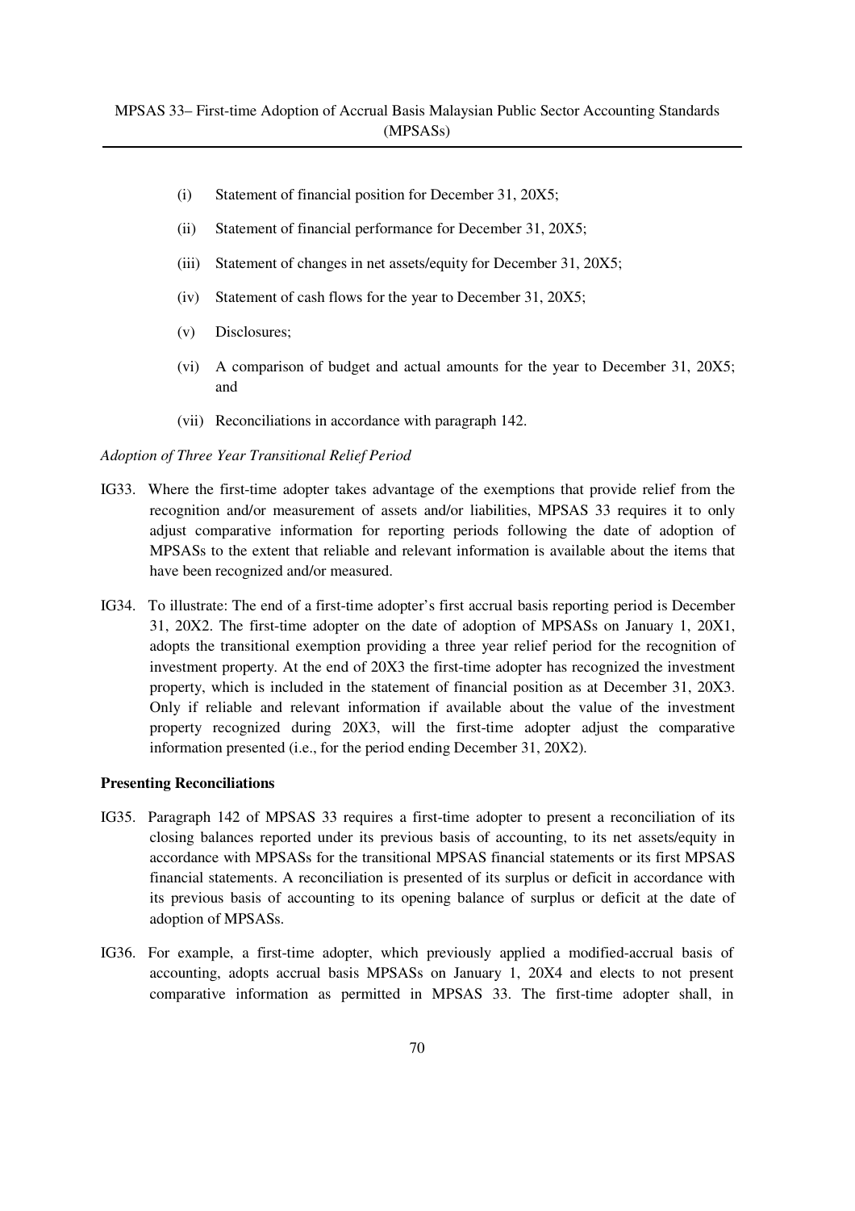(i) Statement of financial position for December 31, 20X5;

(ii) Statement of financial performance for December 31, 20X5;

(iii) Statement of changes in net assets/equity for December 31, 20X5;

(iv) Statement of cash flows for the year to December 31, 20X5;

(v) Disclosures;

(vi) A comparison of budget and actual amounts for the year to December 31, 20X5; and

(vii) Reconciliations in accordance with paragraph 142.

*Adoption of Three Year Transitional Relief Period*

IG33. Where the first-time adopter takes advantage of the exemptions that provide relief from the recognition and/or measurement of assets and/or liabilities, MPSAS 33 requires it to only adjust comparative information for reporting periods following the date of adoption of MPSASs to the extent that reliable and relevant information is available about the items that have been recognized and/or measured.

IG34. To illustrate: The end of a first-time adopter's first accrual basis reporting period is December 31, 20X2. The first-time adopter on the date of adoption of MPSASs on January 1, 20X1, adopts the transitional exemption providing a three year relief period for the recognition of investment property. At the end of 20X3 the first-time adopter has recognized the investment property, which is included in the statement of financial position as at December 31, 20X3. Only if reliable and relevant information if available about the value of the investment property recognized during 20X3, will the first-time adopter adjust the comparative information presented (i.e., for the period ending December 31, 20X2).

**Presenting Reconciliations**

IG35. Paragraph 142 of MPSAS 33 requires a first-time adopter to present a reconciliation of its closing balances reported under its previous basis of accounting, to its net assets/equity in accordance with MPSASs for the transitional MPSAS financial statements or its first MPSAS financial statements. A reconciliation is presented of its surplus or deficit in accordance with its previous basis of accounting to its opening balance of surplus or deficit at the date of adoption of MPSASs.

IG36. For example, a first-time adopter, which previously applied a modified-accrual basis of accounting, adopts accrual basis MPSASs on January 1, 20X4 and elects to not present comparative information as permitted in MPSAS 33. The first-time adopter shall, in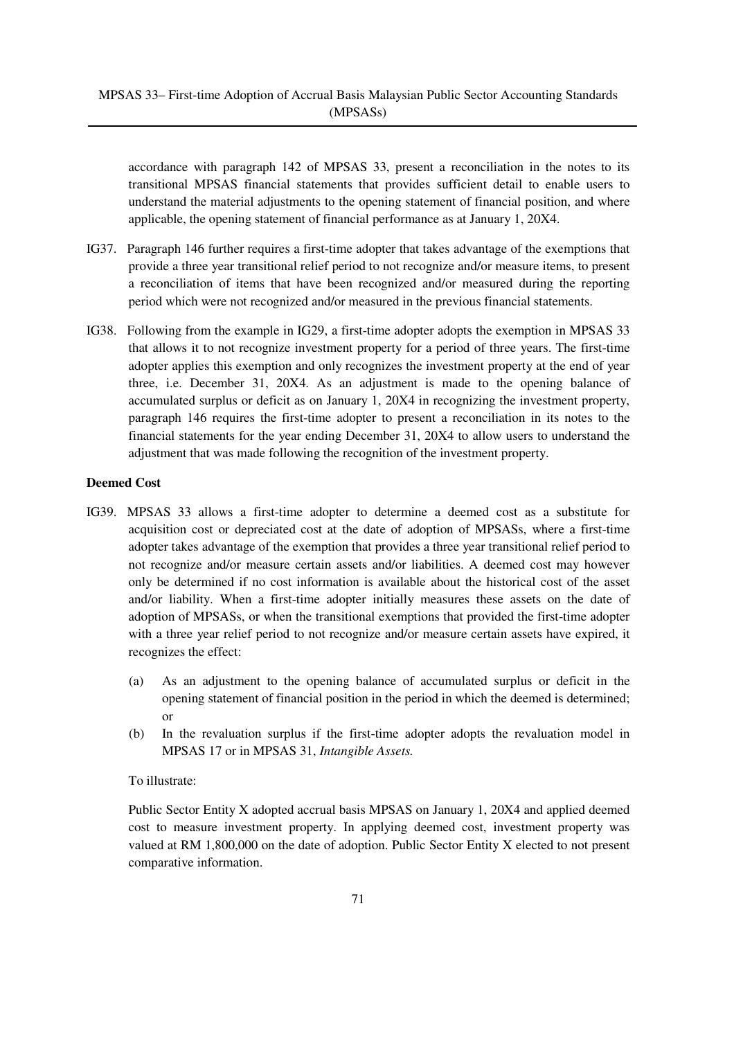accordance with paragraph 142 of MPSAS 33, present a reconciliation in the notes to its transitional MPSAS financial statements that provides sufficient detail to enable users to understand the material adjustments to the opening statement of financial position, and where applicable, the opening statement of financial performance as at January 1, 20X4.

IG37. Paragraph 146 further requires a first-time adopter that takes advantage of the exemptions that provide a three year transitional relief period to not recognize and/or measure items, to present a reconciliation of items that have been recognized and/or measured during the reporting period which were not recognized and/or measured in the previous financial statements.

IG38. Following from the example in IG29, a first-time adopter adopts the exemption in MPSAS 33 that allows it to not recognize investment property for a period of three years. The first-time adopter applies this exemption and only recognizes the investment property at the end of year three, i.e. December 31, 20X4. As an adjustment is made to the opening balance of accumulated surplus or deficit as on January 1, 20X4 in recognizing the investment property, paragraph 146 requires the first-time adopter to present a reconciliation in its notes to the financial statements for the year ending December 31, 20X4 to allow users to understand the adjustment that was made following the recognition of the investment property.

**Deemed Cost**

IG39. MPSAS 33 allows a first-time adopter to determine a deemed cost as a substitute for acquisition cost or depreciated cost at the date of adoption of MPSASs, where a first-time adopter takes advantage of the exemption that provides a three year transitional relief period to not recognize and/or measure certain assets and/or liabilities. A deemed cost may however only be determined if no cost information is available about the historical cost of the asset and/or liability. When a first-time adopter initially measures these assets on the date of adoption of MPSASs, or when the transitional exemptions that provided the first-time adopter with a three year relief period to not recognize and/or measure certain assets have expired, it recognizes the effect:

(a) As an adjustment to the opening balance of accumulated surplus or deficit in the opening statement of financial position in the period in which the deemed is determined; or

(b) In the revaluation surplus if the first-time adopter adopts the revaluation model in MPSAS 17 or in MPSAS 31, *Intangible Assets.*

To illustrate:

Public Sector Entity X adopted accrual basis MPSAS on January 1, 20X4 and applied deemed cost to measure investment property. In applying deemed cost, investment property was valued at RM 1,800,000 on the date of adoption. Public Sector Entity X elected to not present comparative information.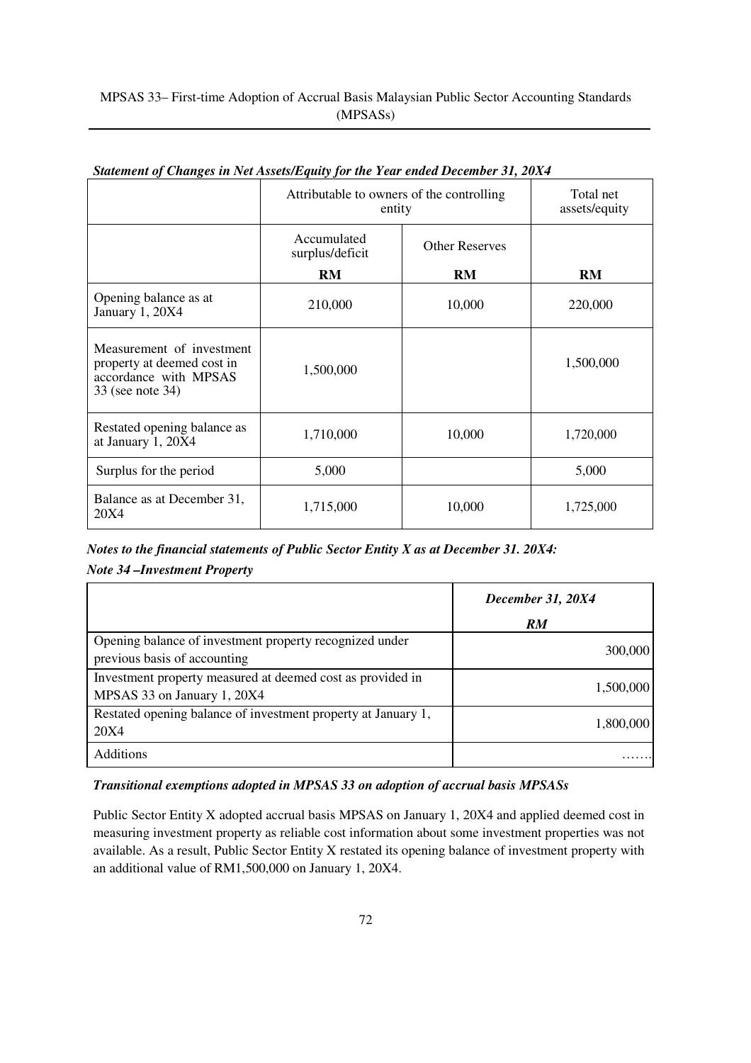***Statement of Changes in Net Assets/Equity for the Year ended December 31, 20X4***

| | Attributable to owners of the controlling entity | | Total net assets/equity |
|---|---|---|---|
| | Accumulated surplus/deficit | Other Reserves | |
| | **RM** | **RM** | **RM** |
| Opening balance as at January 1, 20X4 | 210,000 | 10,000 | 220,000 |
| Measurement of investment property at deemed cost in accordance with MPSAS 33 (see note 34) | 1,500,000 | | 1,500,000 |
| Restated opening balance as at January 1, 20X4 | 1,710,000 | 10,000 | 1,720,000 |
| Surplus for the period | 5,000 | | 5,000 |
| Balance as at December 31, 20X4 | 1,715,000 | 10,000 | 1,725,000 |

***Notes to the financial statements of Public Sector Entity X as at December 31. 20X4:***

***Note 34 –Investment Property***

| | ***December 31, 20X4*** |
|---|---|
| | ***RM*** |
| Opening balance of investment property recognized under previous basis of accounting | 300,000 |
| Investment property measured at deemed cost as provided in MPSAS 33 on January 1, 20X4 | 1,500,000 |
| Restated opening balance of investment property at January 1, 20X4 | 1,800,000 |
| Additions | ……. |

***Transitional exemptions adopted in MPSAS 33 on adoption of accrual basis MPSASs***

Public Sector Entity X adopted accrual basis MPSAS on January 1, 20X4 and applied deemed cost in measuring investment property as reliable cost information about some investment properties was not available. As a result, Public Sector Entity X restated its opening balance of investment property with an additional value of RM1,500,000 on January 1, 20X4.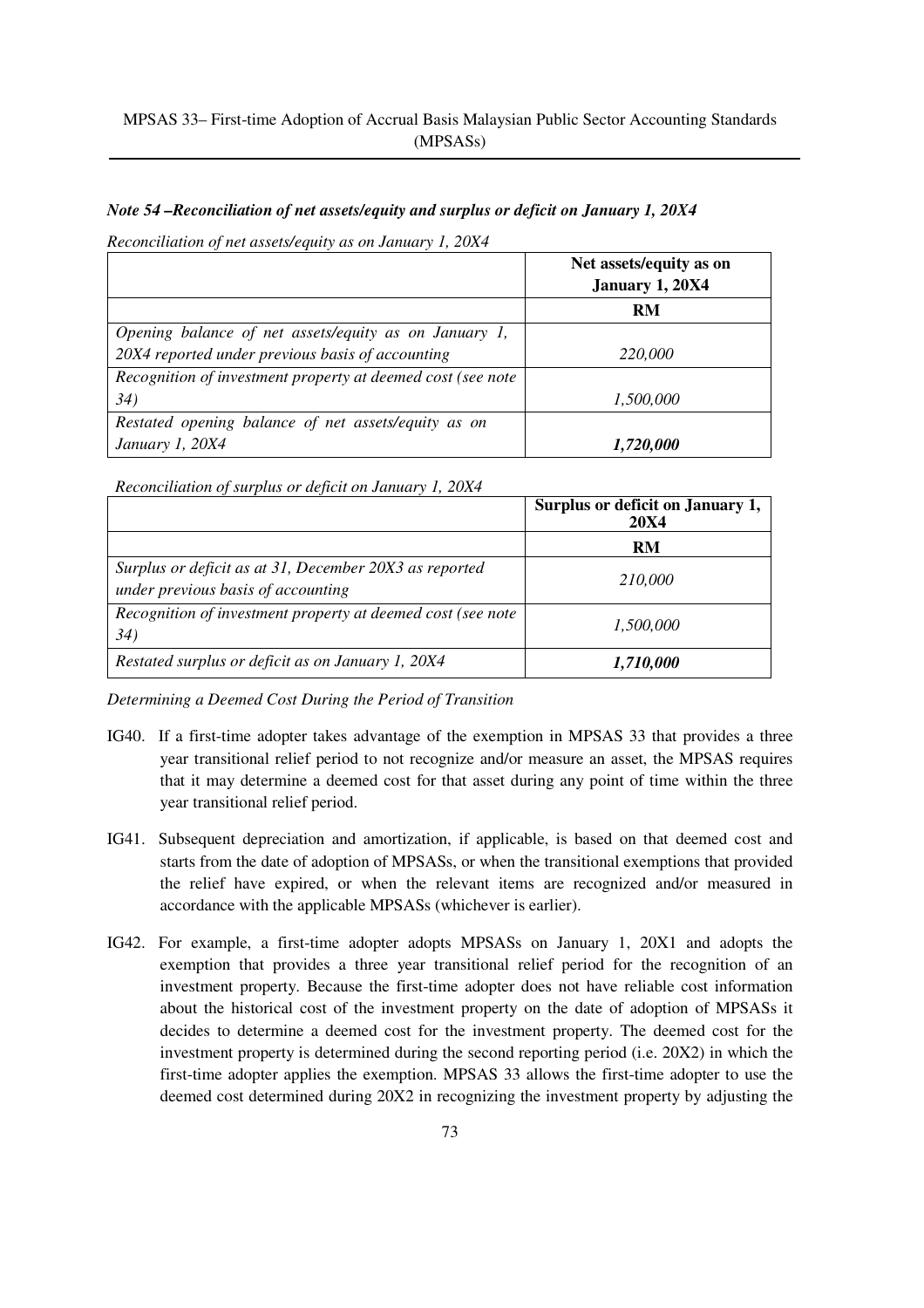***Note 54 –Reconciliation of net assets/equity and surplus or deficit on January 1, 20X4***

*Reconciliation of net assets/equity as on January 1, 20X4*

| | **Net assets/equity as on January 1, 20X4** |
|---|---|
| | **RM** |
| *Opening balance of net assets/equity as on January 1, 20X4 reported under previous basis of accounting* | *220,000* |
| *Recognition of investment property at deemed cost (see note 34)* | *1,500,000* |
| *Restated opening balance of net assets/equity as on January 1, 20X4* | ***1,720,000*** |

*Reconciliation of surplus or deficit on January 1, 20X4*

| | **Surplus or deficit on January 1, 20X4** |
|---|---|
| | **RM** |
| *Surplus or deficit as at 31, December 20X3 as reported under previous basis of accounting* | *210,000* |
| *Recognition of investment property at deemed cost (see note 34)* | *1,500,000* |
| *Restated surplus or deficit as on January 1, 20X4* | ***1,710,000*** |

*Determining a Deemed Cost During the Period of Transition*

IG40. If a first-time adopter takes advantage of the exemption in MPSAS 33 that provides a three year transitional relief period to not recognize and/or measure an asset, the MPSAS requires that it may determine a deemed cost for that asset during any point of time within the three year transitional relief period.

IG41. Subsequent depreciation and amortization, if applicable, is based on that deemed cost and starts from the date of adoption of MPSASs, or when the transitional exemptions that provided the relief have expired, or when the relevant items are recognized and/or measured in accordance with the applicable MPSASs (whichever is earlier).

IG42. For example, a first-time adopter adopts MPSASs on January 1, 20X1 and adopts the exemption that provides a three year transitional relief period for the recognition of an investment property. Because the first-time adopter does not have reliable cost information about the historical cost of the investment property on the date of adoption of MPSASs it decides to determine a deemed cost for the investment property. The deemed cost for the investment property is determined during the second reporting period (i.e. 20X2) in which the first-time adopter applies the exemption. MPSAS 33 allows the first-time adopter to use the deemed cost determined during 20X2 in recognizing the investment property by adjusting the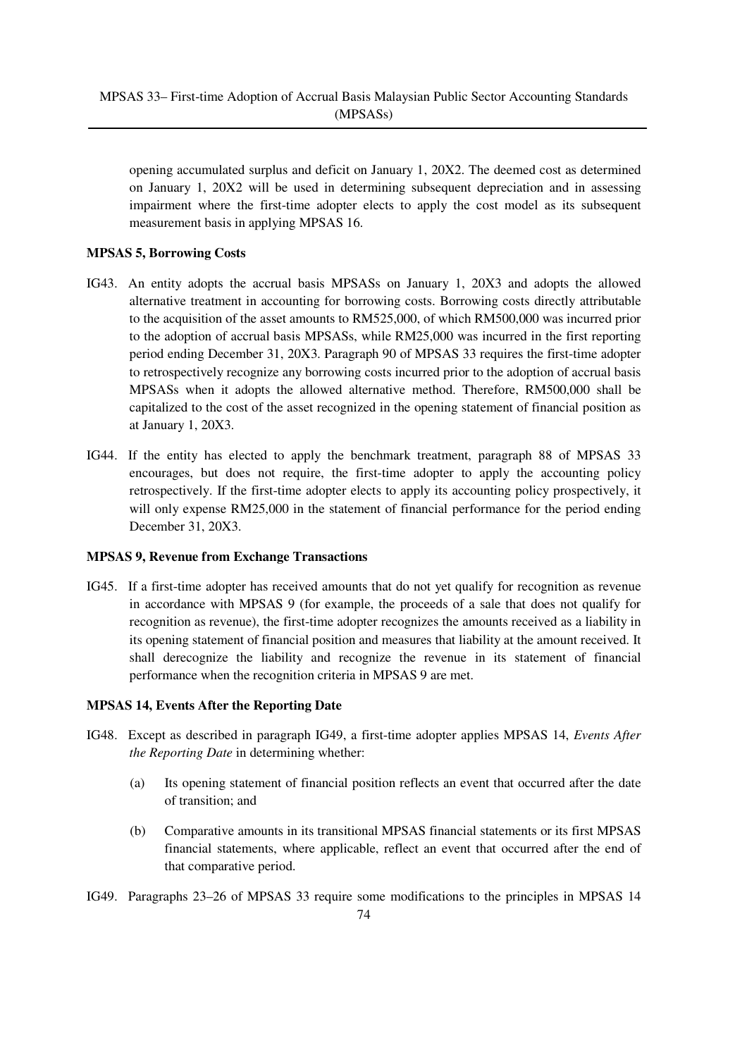opening accumulated surplus and deficit on January 1, 20X2. The deemed cost as determined on January 1, 20X2 will be used in determining subsequent depreciation and in assessing impairment where the first-time adopter elects to apply the cost model as its subsequent measurement basis in applying MPSAS 16.

**MPSAS 5, Borrowing Costs**

IG43. An entity adopts the accrual basis MPSASs on January 1, 20X3 and adopts the allowed alternative treatment in accounting for borrowing costs. Borrowing costs directly attributable to the acquisition of the asset amounts to RM525,000, of which RM500,000 was incurred prior to the adoption of accrual basis MPSASs, while RM25,000 was incurred in the first reporting period ending December 31, 20X3. Paragraph 90 of MPSAS 33 requires the first-time adopter to retrospectively recognize any borrowing costs incurred prior to the adoption of accrual basis MPSASs when it adopts the allowed alternative method. Therefore, RM500,000 shall be capitalized to the cost of the asset recognized in the opening statement of financial position as at January 1, 20X3.

IG44. If the entity has elected to apply the benchmark treatment, paragraph 88 of MPSAS 33 encourages, but does not require, the first-time adopter to apply the accounting policy retrospectively. If the first-time adopter elects to apply its accounting policy prospectively, it will only expense RM25,000 in the statement of financial performance for the period ending December 31, 20X3.

**MPSAS 9, Revenue from Exchange Transactions**

IG45. If a first-time adopter has received amounts that do not yet qualify for recognition as revenue in accordance with MPSAS 9 (for example, the proceeds of a sale that does not qualify for recognition as revenue), the first-time adopter recognizes the amounts received as a liability in its opening statement of financial position and measures that liability at the amount received. It shall derecognize the liability and recognize the revenue in its statement of financial performance when the recognition criteria in MPSAS 9 are met.

**MPSAS 14, Events After the Reporting Date**

IG48. Except as described in paragraph IG49, a first-time adopter applies MPSAS 14, *Events After the Reporting Date* in determining whether:

(a) Its opening statement of financial position reflects an event that occurred after the date of transition; and

(b) Comparative amounts in its transitional MPSAS financial statements or its first MPSAS financial statements, where applicable, reflect an event that occurred after the end of that comparative period.

IG49. Paragraphs 23–26 of MPSAS 33 require some modifications to the principles in MPSAS 14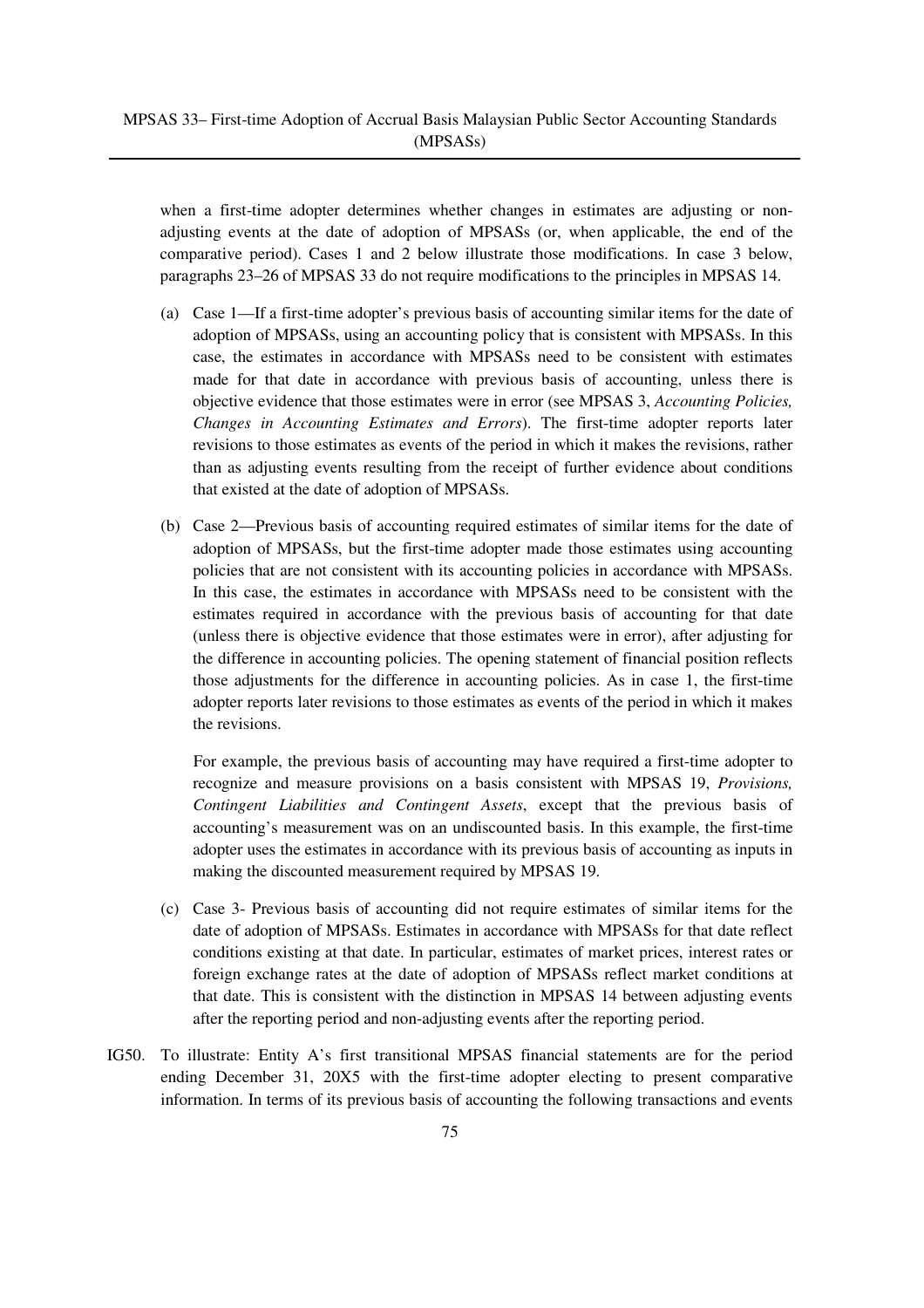when a first-time adopter determines whether changes in estimates are adjusting or non-adjusting events at the date of adoption of MPSASs (or, when applicable, the end of the comparative period). Cases 1 and 2 below illustrate those modifications. In case 3 below, paragraphs 23–26 of MPSAS 33 do not require modifications to the principles in MPSAS 14.

(a) Case 1—If a first-time adopter's previous basis of accounting similar items for the date of adoption of MPSASs, using an accounting policy that is consistent with MPSASs. In this case, the estimates in accordance with MPSASs need to be consistent with estimates made for that date in accordance with previous basis of accounting, unless there is objective evidence that those estimates were in error (see MPSAS 3, *Accounting Policies, Changes in Accounting Estimates and Errors*). The first-time adopter reports later revisions to those estimates as events of the period in which it makes the revisions, rather than as adjusting events resulting from the receipt of further evidence about conditions that existed at the date of adoption of MPSASs.

(b) Case 2—Previous basis of accounting required estimates of similar items for the date of adoption of MPSASs, but the first-time adopter made those estimates using accounting policies that are not consistent with its accounting policies in accordance with MPSASs. In this case, the estimates in accordance with MPSASs need to be consistent with the estimates required in accordance with the previous basis of accounting for that date (unless there is objective evidence that those estimates were in error), after adjusting for the difference in accounting policies. The opening statement of financial position reflects those adjustments for the difference in accounting policies. As in case 1, the first-time adopter reports later revisions to those estimates as events of the period in which it makes the revisions.

   For example, the previous basis of accounting may have required a first-time adopter to recognize and measure provisions on a basis consistent with MPSAS 19, *Provisions, Contingent Liabilities and Contingent Assets*, except that the previous basis of accounting's measurement was on an undiscounted basis. In this example, the first-time adopter uses the estimates in accordance with its previous basis of accounting as inputs in making the discounted measurement required by MPSAS 19.

(c) Case 3- Previous basis of accounting did not require estimates of similar items for the date of adoption of MPSASs. Estimates in accordance with MPSASs for that date reflect conditions existing at that date. In particular, estimates of market prices, interest rates or foreign exchange rates at the date of adoption of MPSASs reflect market conditions at that date. This is consistent with the distinction in MPSAS 14 between adjusting events after the reporting period and non-adjusting events after the reporting period.

IG50. To illustrate: Entity A's first transitional MPSAS financial statements are for the period ending December 31, 20X5 with the first-time adopter electing to present comparative information. In terms of its previous basis of accounting the following transactions and events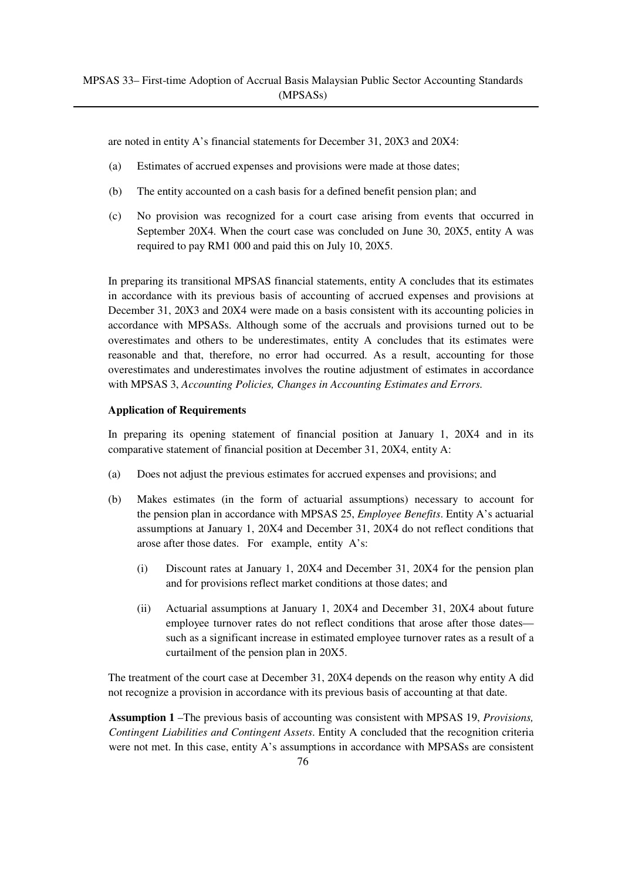are noted in entity A's financial statements for December 31, 20X3 and 20X4:

(a) Estimates of accrued expenses and provisions were made at those dates;

(b) The entity accounted on a cash basis for a defined benefit pension plan; and

(c) No provision was recognized for a court case arising from events that occurred in September 20X4. When the court case was concluded on June 30, 20X5, entity A was required to pay RM1 000 and paid this on July 10, 20X5.

In preparing its transitional MPSAS financial statements, entity A concludes that its estimates in accordance with its previous basis of accounting of accrued expenses and provisions at December 31, 20X3 and 20X4 were made on a basis consistent with its accounting policies in accordance with MPSASs. Although some of the accruals and provisions turned out to be overestimates and others to be underestimates, entity A concludes that its estimates were reasonable and that, therefore, no error had occurred. As a result, accounting for those overestimates and underestimates involves the routine adjustment of estimates in accordance with MPSAS 3, *Accounting Policies, Changes in Accounting Estimates and Errors.*

**Application of Requirements**

In preparing its opening statement of financial position at January 1, 20X4 and in its comparative statement of financial position at December 31, 20X4, entity A:

(a) Does not adjust the previous estimates for accrued expenses and provisions; and

(b) Makes estimates (in the form of actuarial assumptions) necessary to account for the pension plan in accordance with MPSAS 25, *Employee Benefits*. Entity A's actuarial assumptions at January 1, 20X4 and December 31, 20X4 do not reflect conditions that arose after those dates. For example, entity A's:

  (i) Discount rates at January 1, 20X4 and December 31, 20X4 for the pension plan and for provisions reflect market conditions at those dates; and

  (ii) Actuarial assumptions at January 1, 20X4 and December 31, 20X4 about future employee turnover rates do not reflect conditions that arose after those dates—such as a significant increase in estimated employee turnover rates as a result of a curtailment of the pension plan in 20X5.

The treatment of the court case at December 31, 20X4 depends on the reason why entity A did not recognize a provision in accordance with its previous basis of accounting at that date.

**Assumption 1** –The previous basis of accounting was consistent with MPSAS 19, *Provisions, Contingent Liabilities and Contingent Assets*. Entity A concluded that the recognition criteria were not met. In this case, entity A's assumptions in accordance with MPSASs are consistent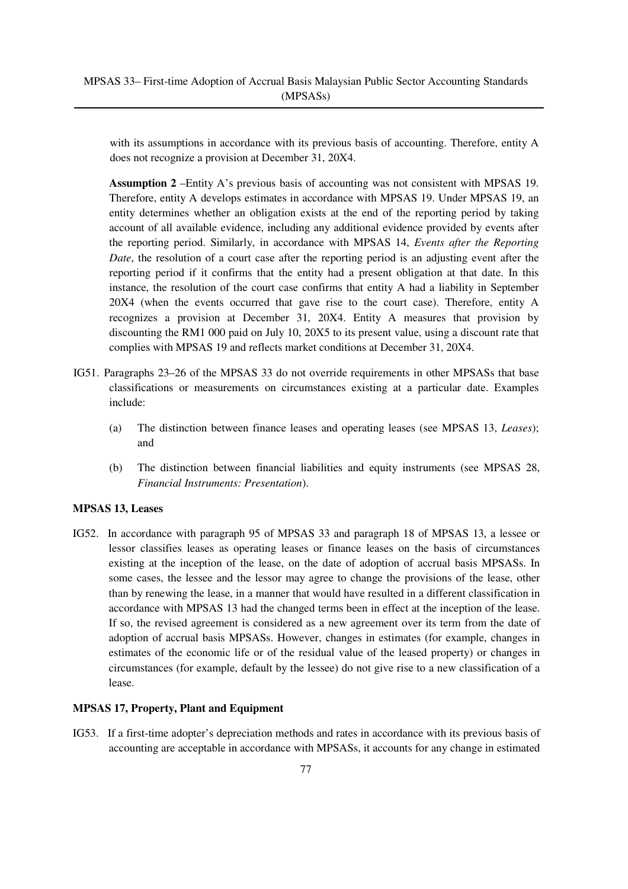with its assumptions in accordance with its previous basis of accounting. Therefore, entity A does not recognize a provision at December 31, 20X4.

**Assumption 2** –Entity A's previous basis of accounting was not consistent with MPSAS 19. Therefore, entity A develops estimates in accordance with MPSAS 19. Under MPSAS 19, an entity determines whether an obligation exists at the end of the reporting period by taking account of all available evidence, including any additional evidence provided by events after the reporting period. Similarly, in accordance with MPSAS 14, *Events after the Reporting Date*, the resolution of a court case after the reporting period is an adjusting event after the reporting period if it confirms that the entity had a present obligation at that date. In this instance, the resolution of the court case confirms that entity A had a liability in September 20X4 (when the events occurred that gave rise to the court case). Therefore, entity A recognizes a provision at December 31, 20X4. Entity A measures that provision by discounting the RM1 000 paid on July 10, 20X5 to its present value, using a discount rate that complies with MPSAS 19 and reflects market conditions at December 31, 20X4.

IG51. Paragraphs 23–26 of the MPSAS 33 do not override requirements in other MPSASs that base classifications or measurements on circumstances existing at a particular date. Examples include:

(a) The distinction between finance leases and operating leases (see MPSAS 13, *Leases*); and

(b) The distinction between financial liabilities and equity instruments (see MPSAS 28, *Financial Instruments: Presentation*).

**MPSAS 13, Leases**

IG52. In accordance with paragraph 95 of MPSAS 33 and paragraph 18 of MPSAS 13, a lessee or lessor classifies leases as operating leases or finance leases on the basis of circumstances existing at the inception of the lease, on the date of adoption of accrual basis MPSASs. In some cases, the lessee and the lessor may agree to change the provisions of the lease, other than by renewing the lease, in a manner that would have resulted in a different classification in accordance with MPSAS 13 had the changed terms been in effect at the inception of the lease. If so, the revised agreement is considered as a new agreement over its term from the date of adoption of accrual basis MPSASs. However, changes in estimates (for example, changes in estimates of the economic life or of the residual value of the leased property) or changes in circumstances (for example, default by the lessee) do not give rise to a new classification of a lease.

**MPSAS 17, Property, Plant and Equipment**

IG53. If a first-time adopter's depreciation methods and rates in accordance with its previous basis of accounting are acceptable in accordance with MPSASs, it accounts for any change in estimated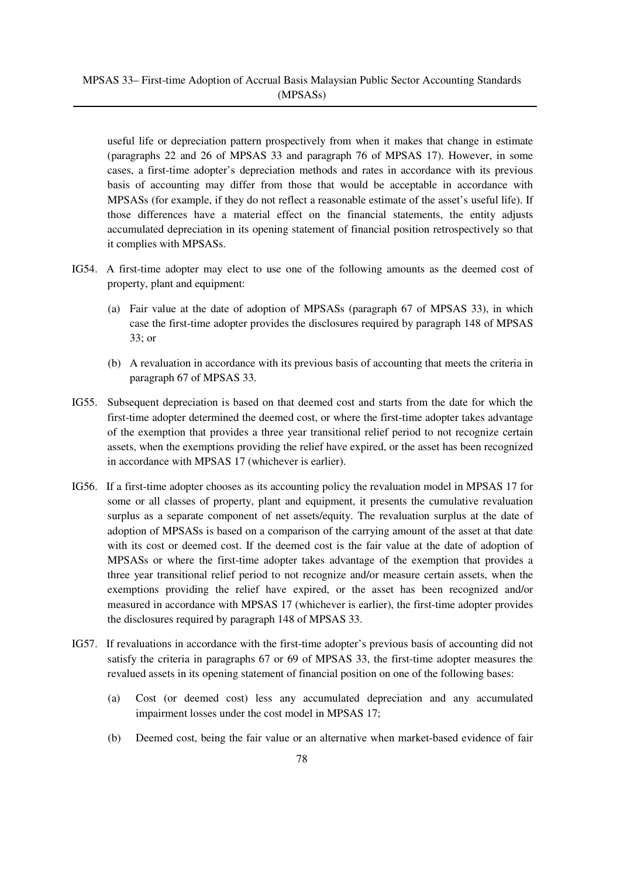useful life or depreciation pattern prospectively from when it makes that change in estimate (paragraphs 22 and 26 of MPSAS 33 and paragraph 76 of MPSAS 17). However, in some cases, a first-time adopter's depreciation methods and rates in accordance with its previous basis of accounting may differ from those that would be acceptable in accordance with MPSASs (for example, if they do not reflect a reasonable estimate of the asset's useful life). If those differences have a material effect on the financial statements, the entity adjusts accumulated depreciation in its opening statement of financial position retrospectively so that it complies with MPSASs.

IG54. A first-time adopter may elect to use one of the following amounts as the deemed cost of property, plant and equipment:

(a) Fair value at the date of adoption of MPSASs (paragraph 67 of MPSAS 33), in which case the first-time adopter provides the disclosures required by paragraph 148 of MPSAS 33; or

(b) A revaluation in accordance with its previous basis of accounting that meets the criteria in paragraph 67 of MPSAS 33.

IG55. Subsequent depreciation is based on that deemed cost and starts from the date for which the first-time adopter determined the deemed cost, or where the first-time adopter takes advantage of the exemption that provides a three year transitional relief period to not recognize certain assets, when the exemptions providing the relief have expired, or the asset has been recognized in accordance with MPSAS 17 (whichever is earlier).

IG56. If a first-time adopter chooses as its accounting policy the revaluation model in MPSAS 17 for some or all classes of property, plant and equipment, it presents the cumulative revaluation surplus as a separate component of net assets/equity. The revaluation surplus at the date of adoption of MPSASs is based on a comparison of the carrying amount of the asset at that date with its cost or deemed cost. If the deemed cost is the fair value at the date of adoption of MPSASs or where the first-time adopter takes advantage of the exemption that provides a three year transitional relief period to not recognize and/or measure certain assets, when the exemptions providing the relief have expired, or the asset has been recognized and/or measured in accordance with MPSAS 17 (whichever is earlier), the first-time adopter provides the disclosures required by paragraph 148 of MPSAS 33.

IG57. If revaluations in accordance with the first-time adopter's previous basis of accounting did not satisfy the criteria in paragraphs 67 or 69 of MPSAS 33, the first-time adopter measures the revalued assets in its opening statement of financial position on one of the following bases:

(a) Cost (or deemed cost) less any accumulated depreciation and any accumulated impairment losses under the cost model in MPSAS 17;

(b) Deemed cost, being the fair value or an alternative when market-based evidence of fair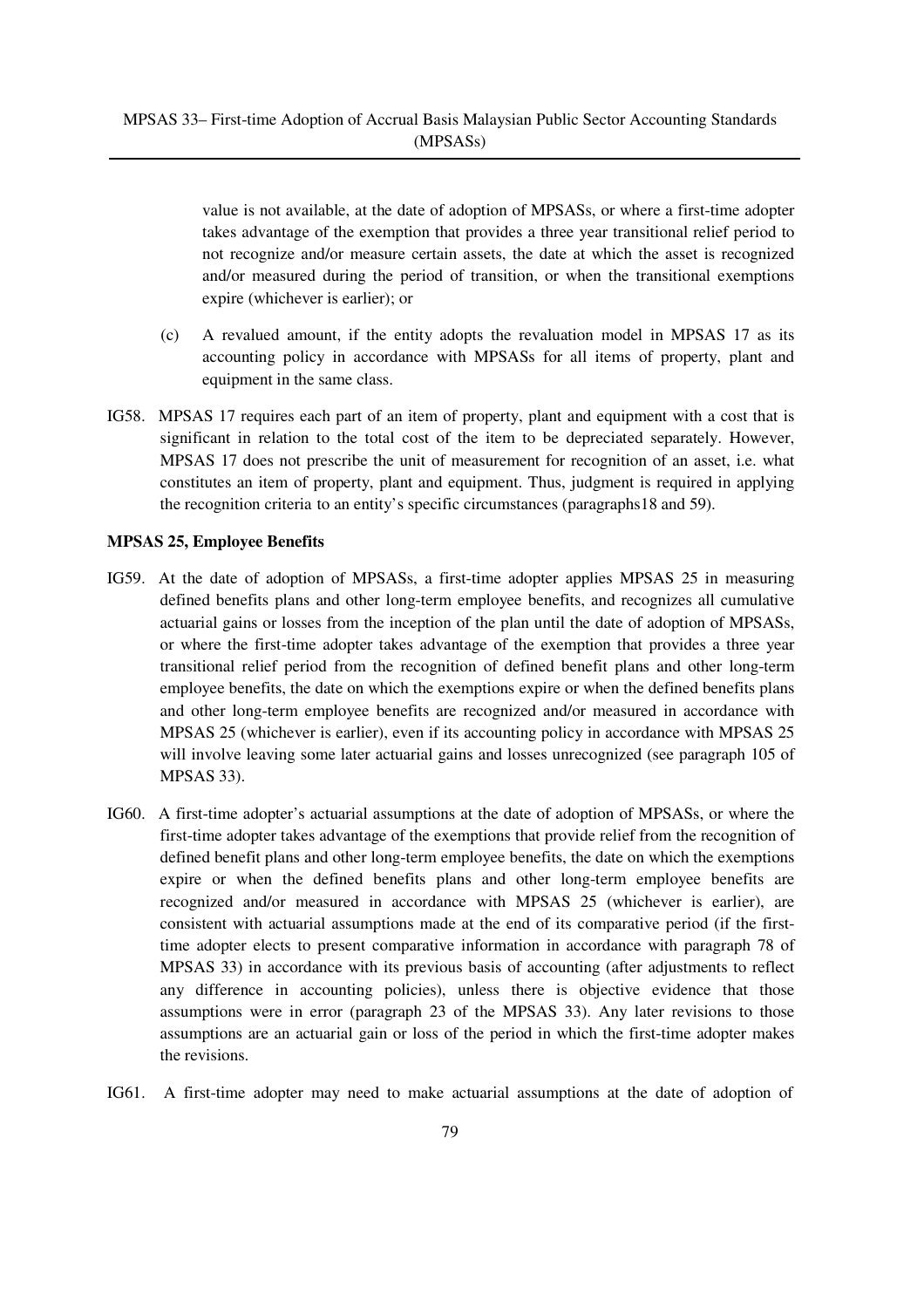value is not available, at the date of adoption of MPSASs, or where a first-time adopter takes advantage of the exemption that provides a three year transitional relief period to not recognize and/or measure certain assets, the date at which the asset is recognized and/or measured during the period of transition, or when the transitional exemptions expire (whichever is earlier); or

(c) A revalued amount, if the entity adopts the revaluation model in MPSAS 17 as its accounting policy in accordance with MPSASs for all items of property, plant and equipment in the same class.

IG58. MPSAS 17 requires each part of an item of property, plant and equipment with a cost that is significant in relation to the total cost of the item to be depreciated separately. However, MPSAS 17 does not prescribe the unit of measurement for recognition of an asset, i.e. what constitutes an item of property, plant and equipment. Thus, judgment is required in applying the recognition criteria to an entity's specific circumstances (paragraphs18 and 59).

**MPSAS 25, Employee Benefits**

IG59. At the date of adoption of MPSASs, a first-time adopter applies MPSAS 25 in measuring defined benefits plans and other long-term employee benefits, and recognizes all cumulative actuarial gains or losses from the inception of the plan until the date of adoption of MPSASs, or where the first-time adopter takes advantage of the exemption that provides a three year transitional relief period from the recognition of defined benefit plans and other long-term employee benefits, the date on which the exemptions expire or when the defined benefits plans and other long-term employee benefits are recognized and/or measured in accordance with MPSAS 25 (whichever is earlier), even if its accounting policy in accordance with MPSAS 25 will involve leaving some later actuarial gains and losses unrecognized (see paragraph 105 of MPSAS 33).

IG60. A first-time adopter's actuarial assumptions at the date of adoption of MPSASs, or where the first-time adopter takes advantage of the exemptions that provide relief from the recognition of defined benefit plans and other long-term employee benefits, the date on which the exemptions expire or when the defined benefits plans and other long-term employee benefits are recognized and/or measured in accordance with MPSAS 25 (whichever is earlier), are consistent with actuarial assumptions made at the end of its comparative period (if the first-time adopter elects to present comparative information in accordance with paragraph 78 of MPSAS 33) in accordance with its previous basis of accounting (after adjustments to reflect any difference in accounting policies), unless there is objective evidence that those assumptions were in error (paragraph 23 of the MPSAS 33). Any later revisions to those assumptions are an actuarial gain or loss of the period in which the first-time adopter makes the revisions.

IG61. A first-time adopter may need to make actuarial assumptions at the date of adoption of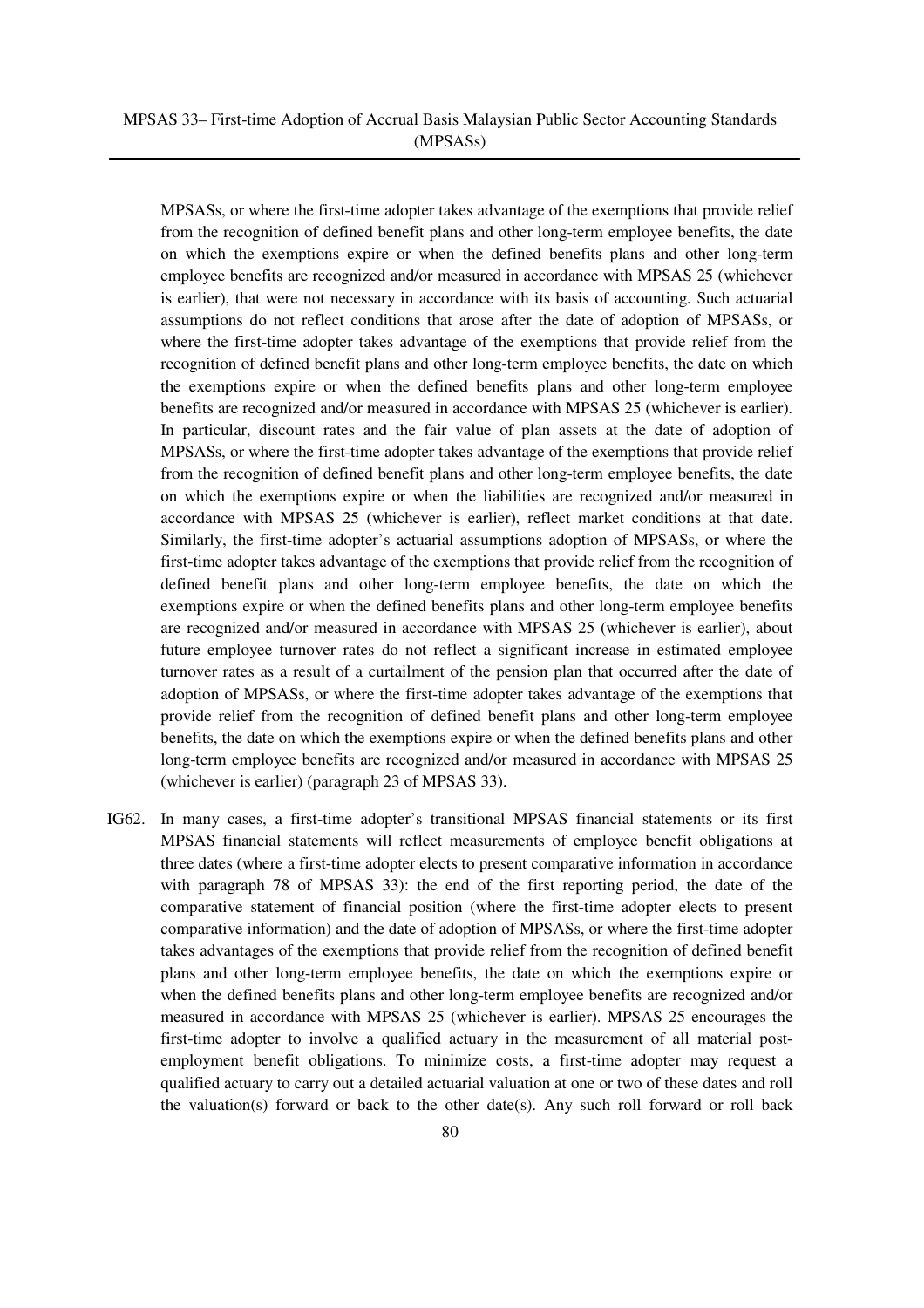MPSASs, or where the first-time adopter takes advantage of the exemptions that provide relief from the recognition of defined benefit plans and other long-term employee benefits, the date on which the exemptions expire or when the defined benefits plans and other long-term employee benefits are recognized and/or measured in accordance with MPSAS 25 (whichever is earlier), that were not necessary in accordance with its basis of accounting. Such actuarial assumptions do not reflect conditions that arose after the date of adoption of MPSASs, or where the first-time adopter takes advantage of the exemptions that provide relief from the recognition of defined benefit plans and other long-term employee benefits, the date on which the exemptions expire or when the defined benefits plans and other long-term employee benefits are recognized and/or measured in accordance with MPSAS 25 (whichever is earlier). In particular, discount rates and the fair value of plan assets at the date of adoption of MPSASs, or where the first-time adopter takes advantage of the exemptions that provide relief from the recognition of defined benefit plans and other long-term employee benefits, the date on which the exemptions expire or when the liabilities are recognized and/or measured in accordance with MPSAS 25 (whichever is earlier), reflect market conditions at that date. Similarly, the first-time adopter's actuarial assumptions adoption of MPSASs, or where the first-time adopter takes advantage of the exemptions that provide relief from the recognition of defined benefit plans and other long-term employee benefits, the date on which the exemptions expire or when the defined benefits plans and other long-term employee benefits are recognized and/or measured in accordance with MPSAS 25 (whichever is earlier), about future employee turnover rates do not reflect a significant increase in estimated employee turnover rates as a result of a curtailment of the pension plan that occurred after the date of adoption of MPSASs, or where the first-time adopter takes advantage of the exemptions that provide relief from the recognition of defined benefit plans and other long-term employee benefits, the date on which the exemptions expire or when the defined benefits plans and other long-term employee benefits are recognized and/or measured in accordance with MPSAS 25 (whichever is earlier) (paragraph 23 of MPSAS 33).

IG62. In many cases, a first-time adopter's transitional MPSAS financial statements or its first MPSAS financial statements will reflect measurements of employee benefit obligations at three dates (where a first-time adopter elects to present comparative information in accordance with paragraph 78 of MPSAS 33): the end of the first reporting period, the date of the comparative statement of financial position (where the first-time adopter elects to present comparative information) and the date of adoption of MPSASs, or where the first-time adopter takes advantages of the exemptions that provide relief from the recognition of defined benefit plans and other long-term employee benefits, the date on which the exemptions expire or when the defined benefits plans and other long-term employee benefits are recognized and/or measured in accordance with MPSAS 25 (whichever is earlier). MPSAS 25 encourages the first-time adopter to involve a qualified actuary in the measurement of all material post-employment benefit obligations. To minimize costs, a first-time adopter may request a qualified actuary to carry out a detailed actuarial valuation at one or two of these dates and roll the valuation(s) forward or back to the other date(s). Any such roll forward or roll back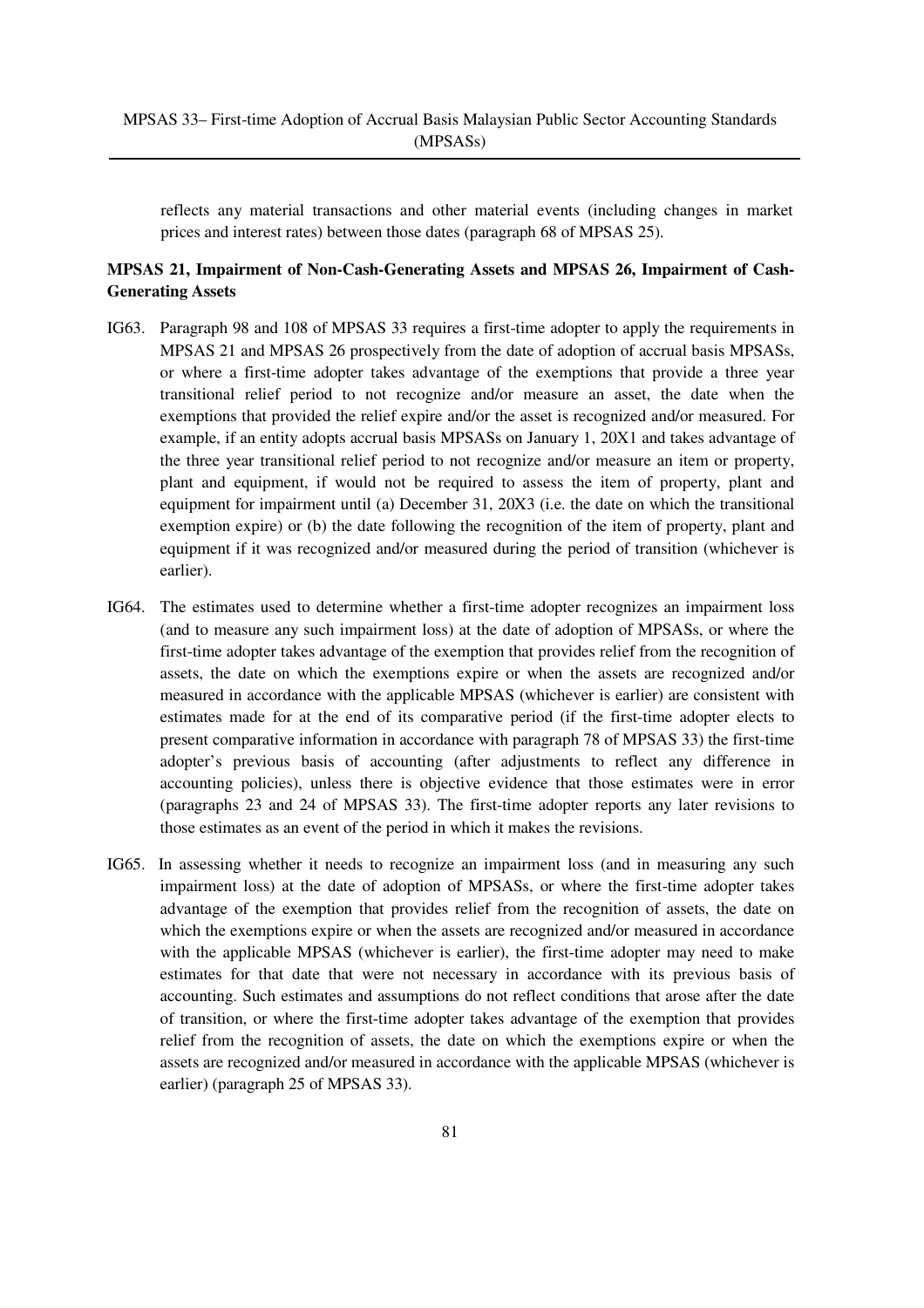reflects any material transactions and other material events (including changes in market prices and interest rates) between those dates (paragraph 68 of MPSAS 25).

**MPSAS 21, Impairment of Non-Cash-Generating Assets and MPSAS 26, Impairment of Cash-Generating Assets**

IG63. Paragraph 98 and 108 of MPSAS 33 requires a first-time adopter to apply the requirements in MPSAS 21 and MPSAS 26 prospectively from the date of adoption of accrual basis MPSASs, or where a first-time adopter takes advantage of the exemptions that provide a three year transitional relief period to not recognize and/or measure an asset, the date when the exemptions that provided the relief expire and/or the asset is recognized and/or measured. For example, if an entity adopts accrual basis MPSASs on January 1, 20X1 and takes advantage of the three year transitional relief period to not recognize and/or measure an item or property, plant and equipment, if would not be required to assess the item of property, plant and equipment for impairment until (a) December 31, 20X3 (i.e. the date on which the transitional exemption expire) or (b) the date following the recognition of the item of property, plant and equipment if it was recognized and/or measured during the period of transition (whichever is earlier).

IG64. The estimates used to determine whether a first-time adopter recognizes an impairment loss (and to measure any such impairment loss) at the date of adoption of MPSASs, or where the first-time adopter takes advantage of the exemption that provides relief from the recognition of assets, the date on which the exemptions expire or when the assets are recognized and/or measured in accordance with the applicable MPSAS (whichever is earlier) are consistent with estimates made for at the end of its comparative period (if the first-time adopter elects to present comparative information in accordance with paragraph 78 of MPSAS 33) the first-time adopter's previous basis of accounting (after adjustments to reflect any difference in accounting policies), unless there is objective evidence that those estimates were in error (paragraphs 23 and 24 of MPSAS 33). The first-time adopter reports any later revisions to those estimates as an event of the period in which it makes the revisions.

IG65. In assessing whether it needs to recognize an impairment loss (and in measuring any such impairment loss) at the date of adoption of MPSASs, or where the first-time adopter takes advantage of the exemption that provides relief from the recognition of assets, the date on which the exemptions expire or when the assets are recognized and/or measured in accordance with the applicable MPSAS (whichever is earlier), the first-time adopter may need to make estimates for that date that were not necessary in accordance with its previous basis of accounting. Such estimates and assumptions do not reflect conditions that arose after the date of transition, or where the first-time adopter takes advantage of the exemption that provides relief from the recognition of assets, the date on which the exemptions expire or when the assets are recognized and/or measured in accordance with the applicable MPSAS (whichever is earlier) (paragraph 25 of MPSAS 33).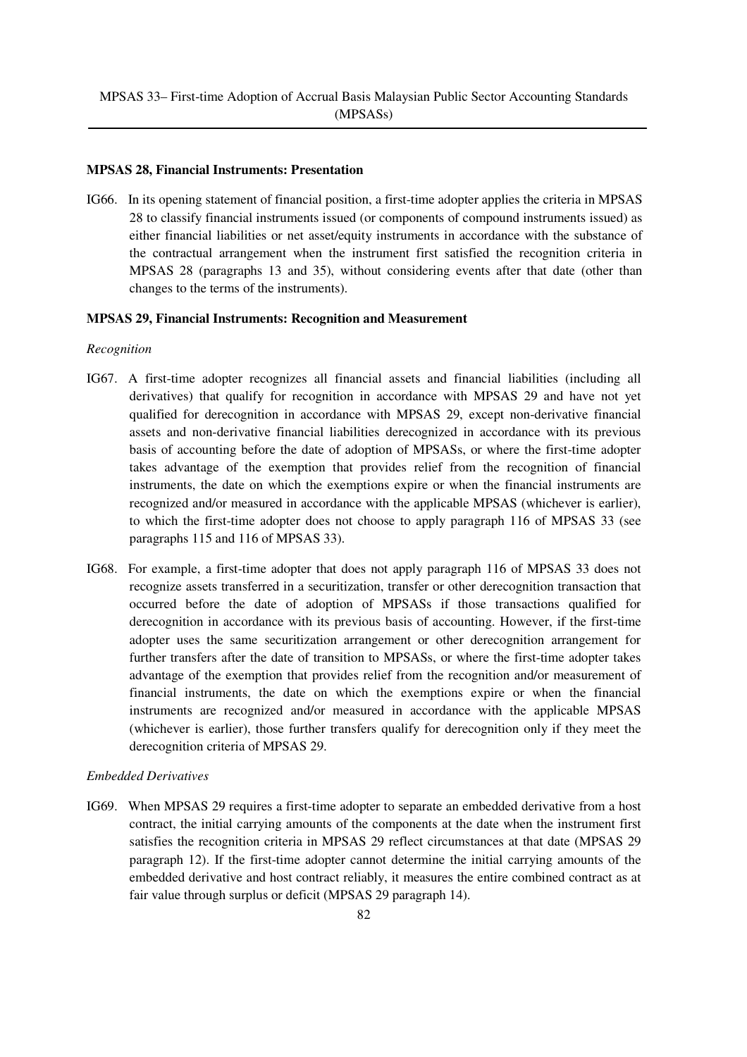### MPSAS 28, Financial Instruments: Presentation

IG66. In its opening statement of financial position, a first-time adopter applies the criteria in MPSAS 28 to classify financial instruments issued (or components of compound instruments issued) as either financial liabilities or net asset/equity instruments in accordance with the substance of the contractual arrangement when the instrument first satisfied the recognition criteria in MPSAS 28 (paragraphs 13 and 35), without considering events after that date (other than changes to the terms of the instruments).

### MPSAS 29, Financial Instruments: Recognition and Measurement

*Recognition*

IG67. A first-time adopter recognizes all financial assets and financial liabilities (including all derivatives) that qualify for recognition in accordance with MPSAS 29 and have not yet qualified for derecognition in accordance with MPSAS 29, except non-derivative financial assets and non-derivative financial liabilities derecognized in accordance with its previous basis of accounting before the date of adoption of MPSASs, or where the first-time adopter takes advantage of the exemption that provides relief from the recognition of financial instruments, the date on which the exemptions expire or when the financial instruments are recognized and/or measured in accordance with the applicable MPSAS (whichever is earlier), to which the first-time adopter does not choose to apply paragraph 116 of MPSAS 33 (see paragraphs 115 and 116 of MPSAS 33).

IG68. For example, a first-time adopter that does not apply paragraph 116 of MPSAS 33 does not recognize assets transferred in a securitization, transfer or other derecognition transaction that occurred before the date of adoption of MPSASs if those transactions qualified for derecognition in accordance with its previous basis of accounting. However, if the first-time adopter uses the same securitization arrangement or other derecognition arrangement for further transfers after the date of transition to MPSASs, or where the first-time adopter takes advantage of the exemption that provides relief from the recognition and/or measurement of financial instruments, the date on which the exemptions expire or when the financial instruments are recognized and/or measured in accordance with the applicable MPSAS (whichever is earlier), those further transfers qualify for derecognition only if they meet the derecognition criteria of MPSAS 29.

*Embedded Derivatives*

IG69. When MPSAS 29 requires a first-time adopter to separate an embedded derivative from a host contract, the initial carrying amounts of the components at the date when the instrument first satisfies the recognition criteria in MPSAS 29 reflect circumstances at that date (MPSAS 29 paragraph 12). If the first-time adopter cannot determine the initial carrying amounts of the embedded derivative and host contract reliably, it measures the entire combined contract as at fair value through surplus or deficit (MPSAS 29 paragraph 14).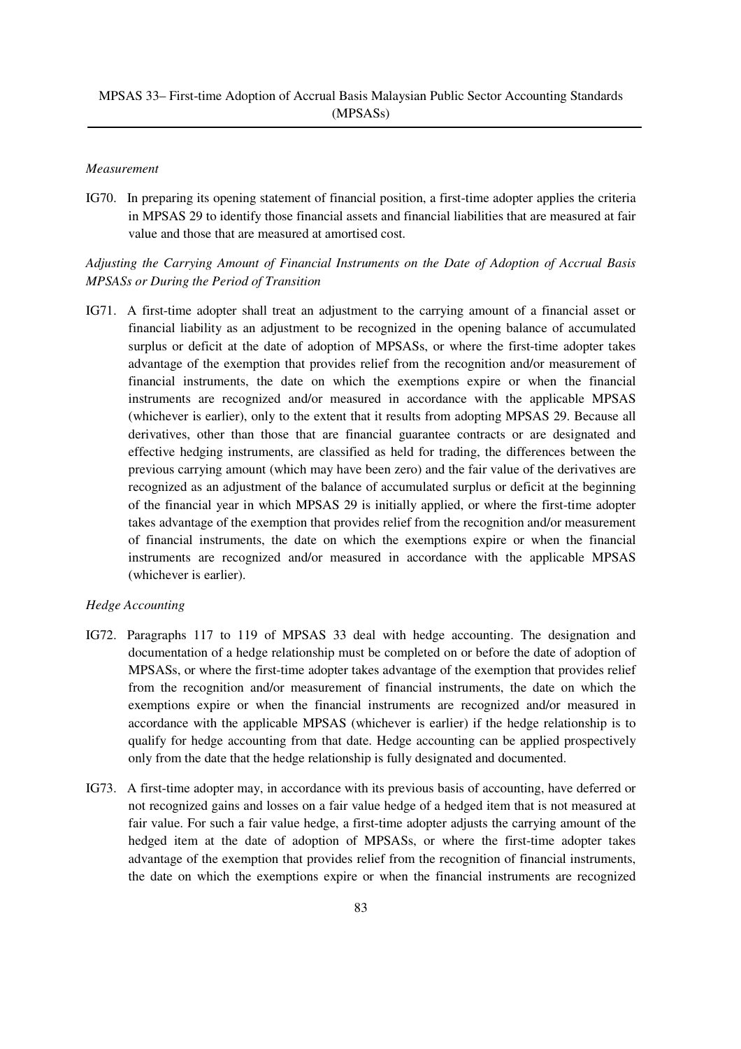*Measurement*

IG70. In preparing its opening statement of financial position, a first-time adopter applies the criteria in MPSAS 29 to identify those financial assets and financial liabilities that are measured at fair value and those that are measured at amortised cost.

*Adjusting the Carrying Amount of Financial Instruments on the Date of Adoption of Accrual Basis MPSASs or During the Period of Transition*

IG71. A first-time adopter shall treat an adjustment to the carrying amount of a financial asset or financial liability as an adjustment to be recognized in the opening balance of accumulated surplus or deficit at the date of adoption of MPSASs, or where the first-time adopter takes advantage of the exemption that provides relief from the recognition and/or measurement of financial instruments, the date on which the exemptions expire or when the financial instruments are recognized and/or measured in accordance with the applicable MPSAS (whichever is earlier), only to the extent that it results from adopting MPSAS 29. Because all derivatives, other than those that are financial guarantee contracts or are designated and effective hedging instruments, are classified as held for trading, the differences between the previous carrying amount (which may have been zero) and the fair value of the derivatives are recognized as an adjustment of the balance of accumulated surplus or deficit at the beginning of the financial year in which MPSAS 29 is initially applied, or where the first-time adopter takes advantage of the exemption that provides relief from the recognition and/or measurement of financial instruments, the date on which the exemptions expire or when the financial instruments are recognized and/or measured in accordance with the applicable MPSAS (whichever is earlier).

*Hedge Accounting*

IG72. Paragraphs 117 to 119 of MPSAS 33 deal with hedge accounting. The designation and documentation of a hedge relationship must be completed on or before the date of adoption of MPSASs, or where the first-time adopter takes advantage of the exemption that provides relief from the recognition and/or measurement of financial instruments, the date on which the exemptions expire or when the financial instruments are recognized and/or measured in accordance with the applicable MPSAS (whichever is earlier) if the hedge relationship is to qualify for hedge accounting from that date. Hedge accounting can be applied prospectively only from the date that the hedge relationship is fully designated and documented.

IG73. A first-time adopter may, in accordance with its previous basis of accounting, have deferred or not recognized gains and losses on a fair value hedge of a hedged item that is not measured at fair value. For such a fair value hedge, a first-time adopter adjusts the carrying amount of the hedged item at the date of adoption of MPSASs, or where the first-time adopter takes advantage of the exemption that provides relief from the recognition of financial instruments, the date on which the exemptions expire or when the financial instruments are recognized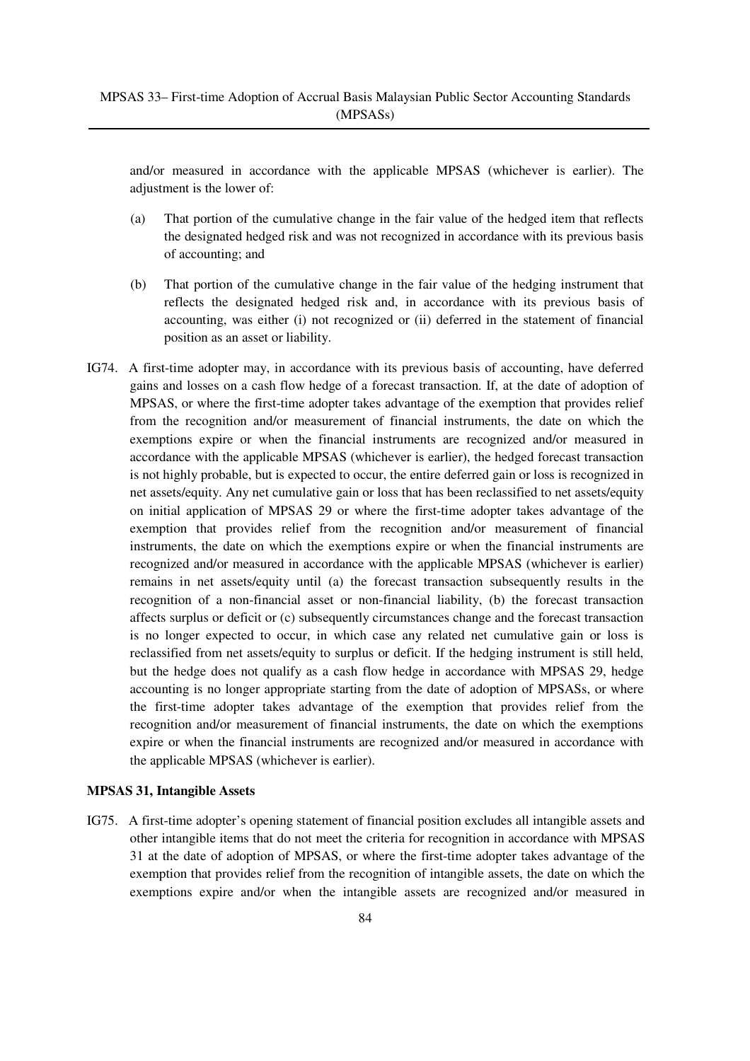and/or measured in accordance with the applicable MPSAS (whichever is earlier). The adjustment is the lower of:

(a) That portion of the cumulative change in the fair value of the hedged item that reflects the designated hedged risk and was not recognized in accordance with its previous basis of accounting; and

(b) That portion of the cumulative change in the fair value of the hedging instrument that reflects the designated hedged risk and, in accordance with its previous basis of accounting, was either (i) not recognized or (ii) deferred in the statement of financial position as an asset or liability.

IG74. A first-time adopter may, in accordance with its previous basis of accounting, have deferred gains and losses on a cash flow hedge of a forecast transaction. If, at the date of adoption of MPSAS, or where the first-time adopter takes advantage of the exemption that provides relief from the recognition and/or measurement of financial instruments, the date on which the exemptions expire or when the financial instruments are recognized and/or measured in accordance with the applicable MPSAS (whichever is earlier), the hedged forecast transaction is not highly probable, but is expected to occur, the entire deferred gain or loss is recognized in net assets/equity. Any net cumulative gain or loss that has been reclassified to net assets/equity on initial application of MPSAS 29 or where the first-time adopter takes advantage of the exemption that provides relief from the recognition and/or measurement of financial instruments, the date on which the exemptions expire or when the financial instruments are recognized and/or measured in accordance with the applicable MPSAS (whichever is earlier) remains in net assets/equity until (a) the forecast transaction subsequently results in the recognition of a non-financial asset or non-financial liability, (b) the forecast transaction affects surplus or deficit or (c) subsequently circumstances change and the forecast transaction is no longer expected to occur, in which case any related net cumulative gain or loss is reclassified from net assets/equity to surplus or deficit. If the hedging instrument is still held, but the hedge does not qualify as a cash flow hedge in accordance with MPSAS 29, hedge accounting is no longer appropriate starting from the date of adoption of MPSASs, or where the first-time adopter takes advantage of the exemption that provides relief from the recognition and/or measurement of financial instruments, the date on which the exemptions expire or when the financial instruments are recognized and/or measured in accordance with the applicable MPSAS (whichever is earlier).

**MPSAS 31, Intangible Assets**

IG75. A first-time adopter's opening statement of financial position excludes all intangible assets and other intangible items that do not meet the criteria for recognition in accordance with MPSAS 31 at the date of adoption of MPSAS, or where the first-time adopter takes advantage of the exemption that provides relief from the recognition of intangible assets, the date on which the exemptions expire and/or when the intangible assets are recognized and/or measured in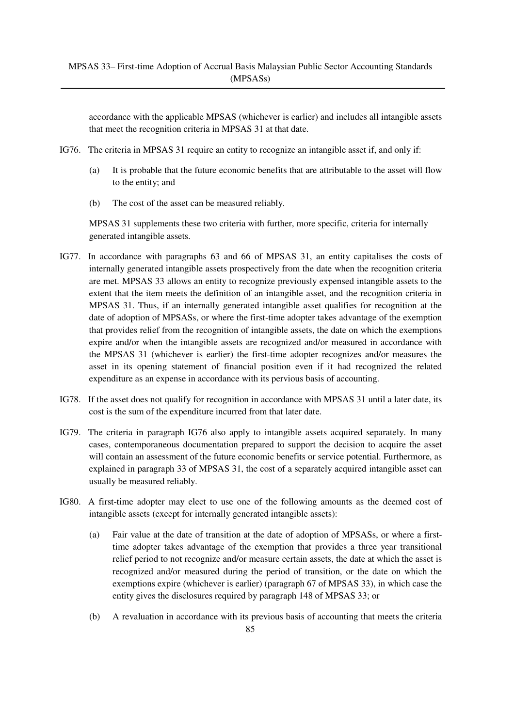accordance with the applicable MPSAS (whichever is earlier) and includes all intangible assets that meet the recognition criteria in MPSAS 31 at that date.

IG76. The criteria in MPSAS 31 require an entity to recognize an intangible asset if, and only if:

(a) It is probable that the future economic benefits that are attributable to the asset will flow to the entity; and

(b) The cost of the asset can be measured reliably.

MPSAS 31 supplements these two criteria with further, more specific, criteria for internally generated intangible assets.

IG77. In accordance with paragraphs 63 and 66 of MPSAS 31, an entity capitalises the costs of internally generated intangible assets prospectively from the date when the recognition criteria are met. MPSAS 33 allows an entity to recognize previously expensed intangible assets to the extent that the item meets the definition of an intangible asset, and the recognition criteria in MPSAS 31. Thus, if an internally generated intangible asset qualifies for recognition at the date of adoption of MPSASs, or where the first-time adopter takes advantage of the exemption that provides relief from the recognition of intangible assets, the date on which the exemptions expire and/or when the intangible assets are recognized and/or measured in accordance with the MPSAS 31 (whichever is earlier) the first-time adopter recognizes and/or measures the asset in its opening statement of financial position even if it had recognized the related expenditure as an expense in accordance with its pervious basis of accounting.

IG78. If the asset does not qualify for recognition in accordance with MPSAS 31 until a later date, its cost is the sum of the expenditure incurred from that later date.

IG79. The criteria in paragraph IG76 also apply to intangible assets acquired separately. In many cases, contemporaneous documentation prepared to support the decision to acquire the asset will contain an assessment of the future economic benefits or service potential. Furthermore, as explained in paragraph 33 of MPSAS 31, the cost of a separately acquired intangible asset can usually be measured reliably.

IG80. A first-time adopter may elect to use one of the following amounts as the deemed cost of intangible assets (except for internally generated intangible assets):

(a) Fair value at the date of transition at the date of adoption of MPSASs, or where a first-time adopter takes advantage of the exemption that provides a three year transitional relief period to not recognize and/or measure certain assets, the date at which the asset is recognized and/or measured during the period of transition, or the date on which the exemptions expire (whichever is earlier) (paragraph 67 of MPSAS 33), in which case the entity gives the disclosures required by paragraph 148 of MPSAS 33; or

(b) A revaluation in accordance with its previous basis of accounting that meets the criteria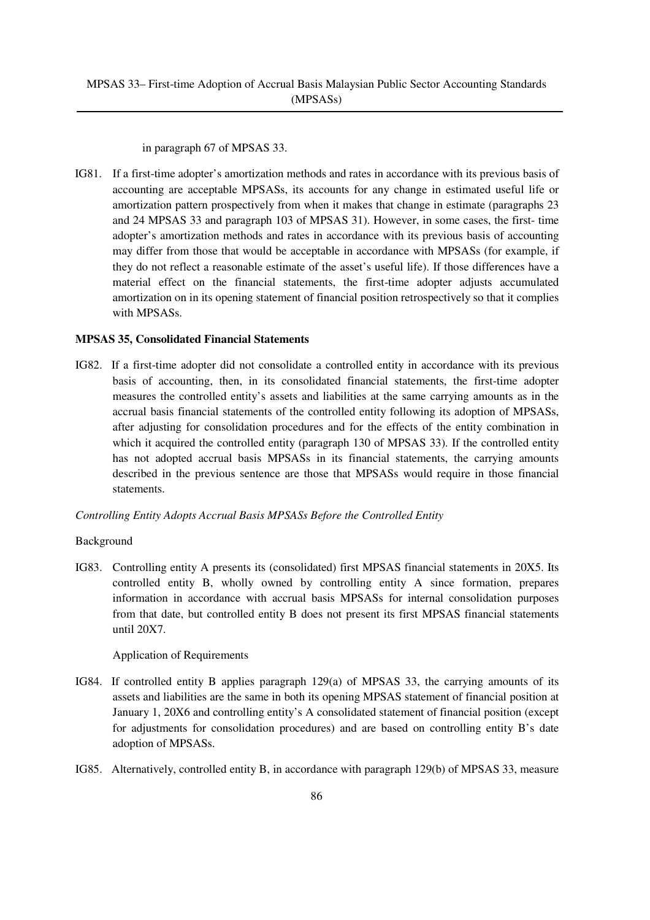in paragraph 67 of MPSAS 33.

IG81. If a first-time adopter's amortization methods and rates in accordance with its previous basis of accounting are acceptable MPSASs, its accounts for any change in estimated useful life or amortization pattern prospectively from when it makes that change in estimate (paragraphs 23 and 24 MPSAS 33 and paragraph 103 of MPSAS 31). However, in some cases, the first- time adopter's amortization methods and rates in accordance with its previous basis of accounting may differ from those that would be acceptable in accordance with MPSASs (for example, if they do not reflect a reasonable estimate of the asset's useful life). If those differences have a material effect on the financial statements, the first-time adopter adjusts accumulated amortization on in its opening statement of financial position retrospectively so that it complies with MPSASs.

**MPSAS 35, Consolidated Financial Statements**

IG82. If a first-time adopter did not consolidate a controlled entity in accordance with its previous basis of accounting, then, in its consolidated financial statements, the first-time adopter measures the controlled entity's assets and liabilities at the same carrying amounts as in the accrual basis financial statements of the controlled entity following its adoption of MPSASs, after adjusting for consolidation procedures and for the effects of the entity combination in which it acquired the controlled entity (paragraph 130 of MPSAS 33). If the controlled entity has not adopted accrual basis MPSASs in its financial statements, the carrying amounts described in the previous sentence are those that MPSASs would require in those financial statements.

*Controlling Entity Adopts Accrual Basis MPSASs Before the Controlled Entity*

Background

IG83. Controlling entity A presents its (consolidated) first MPSAS financial statements in 20X5. Its controlled entity B, wholly owned by controlling entity A since formation, prepares information in accordance with accrual basis MPSASs for internal consolidation purposes from that date, but controlled entity B does not present its first MPSAS financial statements until 20X7.

Application of Requirements

IG84. If controlled entity B applies paragraph 129(a) of MPSAS 33, the carrying amounts of its assets and liabilities are the same in both its opening MPSAS statement of financial position at January 1, 20X6 and controlling entity's A consolidated statement of financial position (except for adjustments for consolidation procedures) and are based on controlling entity B's date adoption of MPSASs.

IG85. Alternatively, controlled entity B, in accordance with paragraph 129(b) of MPSAS 33, measure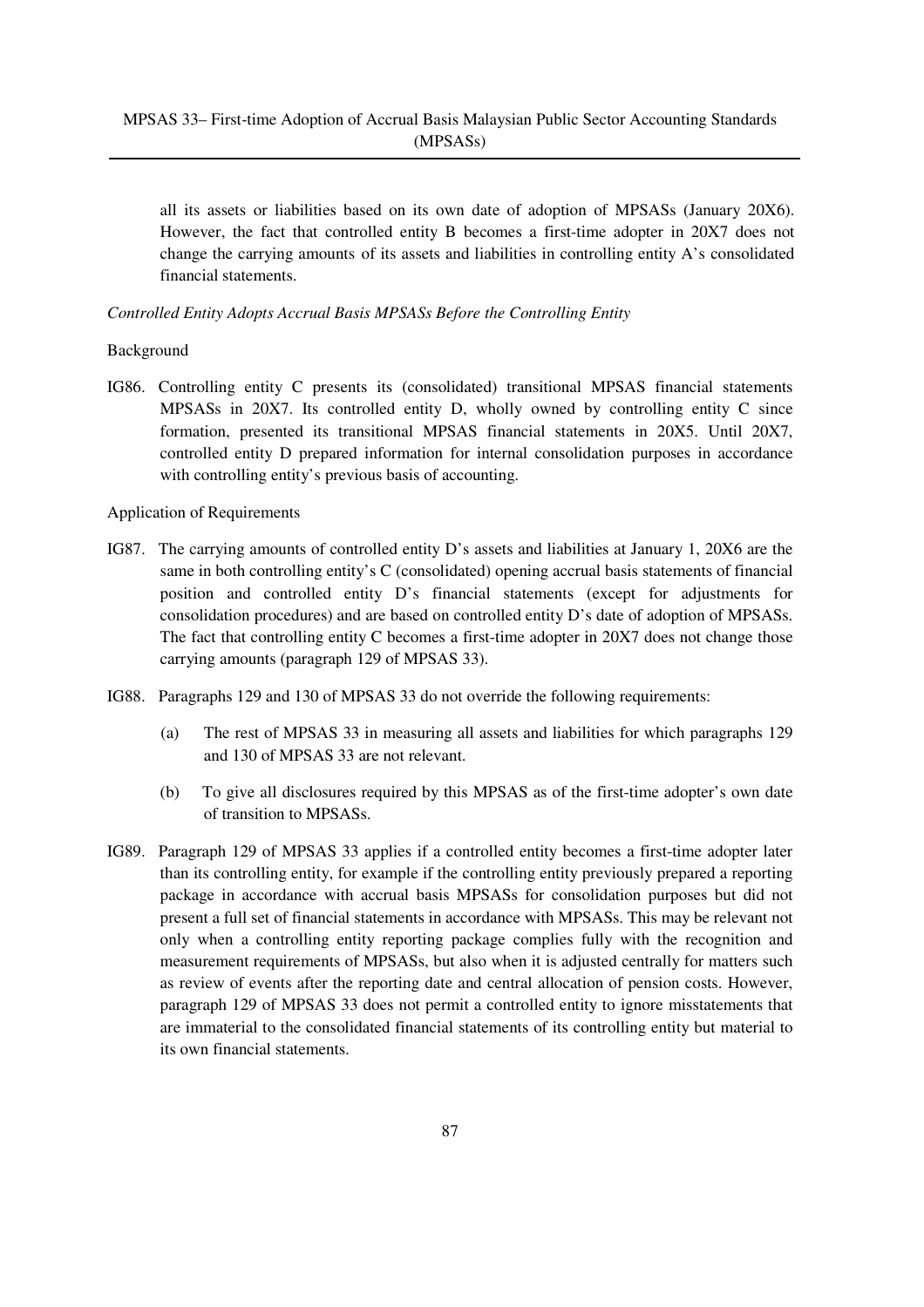all its assets or liabilities based on its own date of adoption of MPSASs (January 20X6). However, the fact that controlled entity B becomes a first-time adopter in 20X7 does not change the carrying amounts of its assets and liabilities in controlling entity A's consolidated financial statements.

*Controlled Entity Adopts Accrual Basis MPSASs Before the Controlling Entity*

Background

IG86. Controlling entity C presents its (consolidated) transitional MPSAS financial statements MPSASs in 20X7. Its controlled entity D, wholly owned by controlling entity C since formation, presented its transitional MPSAS financial statements in 20X5. Until 20X7, controlled entity D prepared information for internal consolidation purposes in accordance with controlling entity's previous basis of accounting.

Application of Requirements

IG87. The carrying amounts of controlled entity D's assets and liabilities at January 1, 20X6 are the same in both controlling entity's C (consolidated) opening accrual basis statements of financial position and controlled entity D's financial statements (except for adjustments for consolidation procedures) and are based on controlled entity D's date of adoption of MPSASs. The fact that controlling entity C becomes a first-time adopter in 20X7 does not change those carrying amounts (paragraph 129 of MPSAS 33).

IG88. Paragraphs 129 and 130 of MPSAS 33 do not override the following requirements:

(a) The rest of MPSAS 33 in measuring all assets and liabilities for which paragraphs 129 and 130 of MPSAS 33 are not relevant.

(b) To give all disclosures required by this MPSAS as of the first-time adopter's own date of transition to MPSASs.

IG89. Paragraph 129 of MPSAS 33 applies if a controlled entity becomes a first-time adopter later than its controlling entity, for example if the controlling entity previously prepared a reporting package in accordance with accrual basis MPSASs for consolidation purposes but did not present a full set of financial statements in accordance with MPSASs. This may be relevant not only when a controlling entity reporting package complies fully with the recognition and measurement requirements of MPSASs, but also when it is adjusted centrally for matters such as review of events after the reporting date and central allocation of pension costs. However, paragraph 129 of MPSAS 33 does not permit a controlled entity to ignore misstatements that are immaterial to the consolidated financial statements of its controlling entity but material to its own financial statements.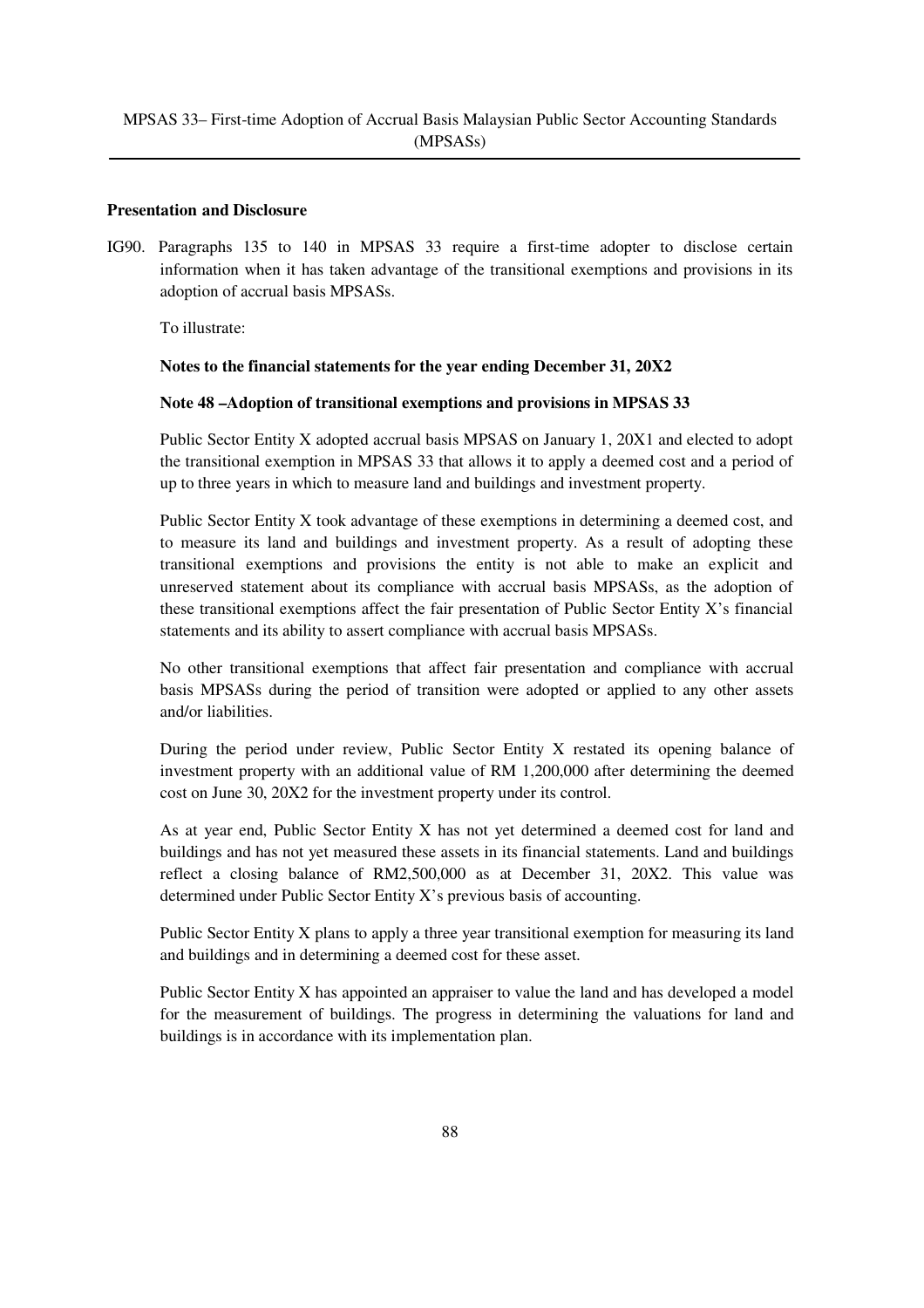**Presentation and Disclosure**

IG90. Paragraphs 135 to 140 in MPSAS 33 require a first-time adopter to disclose certain information when it has taken advantage of the transitional exemptions and provisions in its adoption of accrual basis MPSASs.

To illustrate:

**Notes to the financial statements for the year ending December 31, 20X2**

**Note 48 –Adoption of transitional exemptions and provisions in MPSAS 33**

Public Sector Entity X adopted accrual basis MPSAS on January 1, 20X1 and elected to adopt the transitional exemption in MPSAS 33 that allows it to apply a deemed cost and a period of up to three years in which to measure land and buildings and investment property.

Public Sector Entity X took advantage of these exemptions in determining a deemed cost, and to measure its land and buildings and investment property. As a result of adopting these transitional exemptions and provisions the entity is not able to make an explicit and unreserved statement about its compliance with accrual basis MPSASs, as the adoption of these transitional exemptions affect the fair presentation of Public Sector Entity X's financial statements and its ability to assert compliance with accrual basis MPSASs.

No other transitional exemptions that affect fair presentation and compliance with accrual basis MPSASs during the period of transition were adopted or applied to any other assets and/or liabilities.

During the period under review, Public Sector Entity X restated its opening balance of investment property with an additional value of RM 1,200,000 after determining the deemed cost on June 30, 20X2 for the investment property under its control.

As at year end, Public Sector Entity X has not yet determined a deemed cost for land and buildings and has not yet measured these assets in its financial statements. Land and buildings reflect a closing balance of RM2,500,000 as at December 31, 20X2. This value was determined under Public Sector Entity X's previous basis of accounting.

Public Sector Entity X plans to apply a three year transitional exemption for measuring its land and buildings and in determining a deemed cost for these asset.

Public Sector Entity X has appointed an appraiser to value the land and has developed a model for the measurement of buildings. The progress in determining the valuations for land and buildings is in accordance with its implementation plan.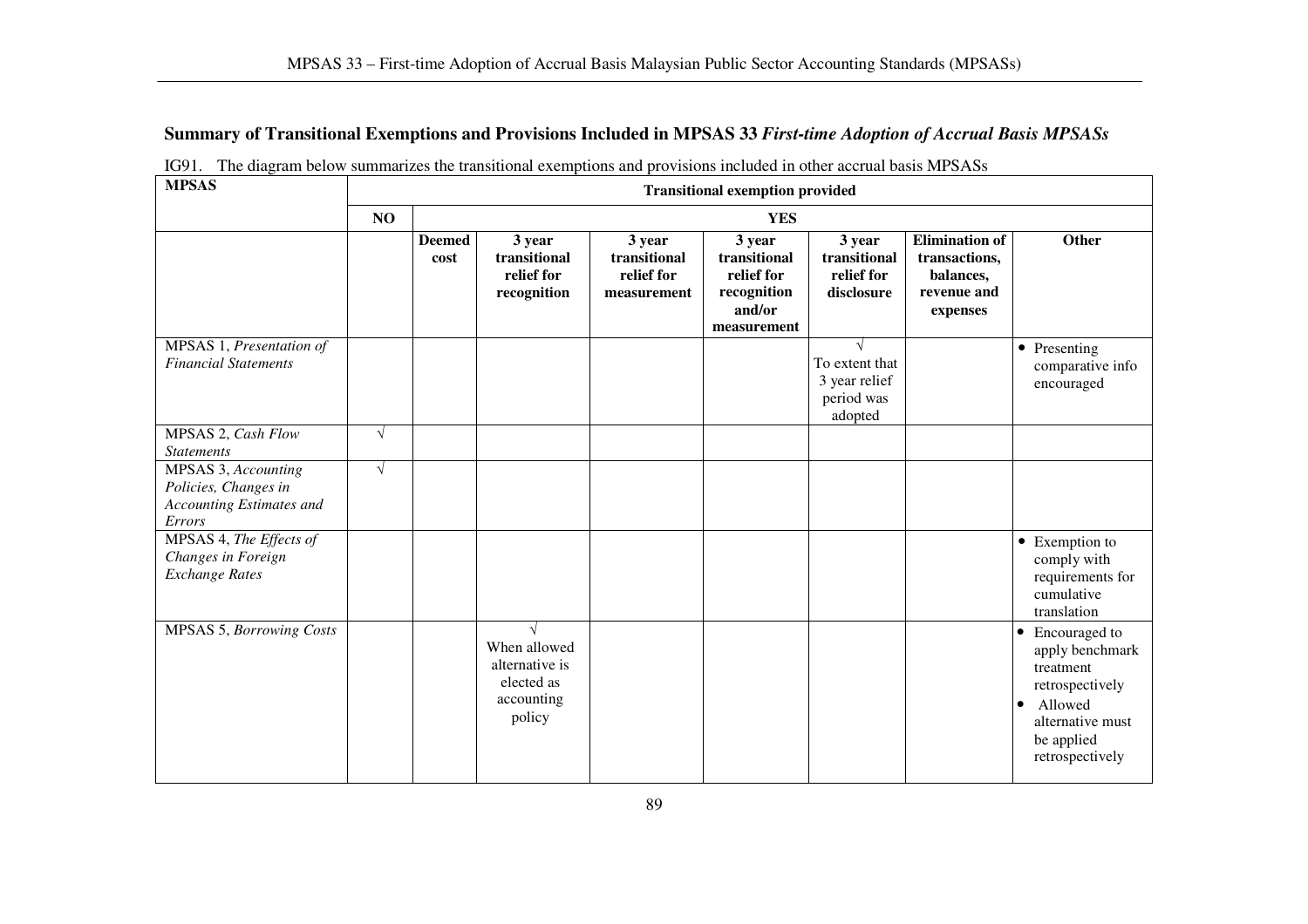## Summary of Transitional Exemptions and Provisions Included in MPSAS 33 *First-time Adoption of Accrual Basis MPSASs*

IG91. The diagram below summarizes the transitional exemptions and provisions included in other accrual basis MPSASs

| MPSAS | Transitional exemption provided | | | | | | | |
|---|---|---|---|---|---|---|---|---|
| | NO | YES | | | | | | |
| | | Deemed cost | 3 year transitional relief for recognition | 3 year transitional relief for measurement | 3 year transitional relief for recognition and/or measurement | 3 year transitional relief for disclosure | Elimination of transactions, balances, revenue and expenses | Other |
| MPSAS 1, *Presentation of Financial Statements* | | | | | | √ To extent that 3 year relief period was adopted | | • Presenting comparative info encouraged |
| MPSAS 2, *Cash Flow Statements* | √ | | | | | | | |
| MPSAS 3, *Accounting Policies, Changes in Accounting Estimates and Errors* | √ | | | | | | | |
| MPSAS 4, *The Effects of Changes in Foreign Exchange Rates* | | | | | | | | • Exemption to comply with requirements for cumulative translation |
| MPSAS 5, *Borrowing Costs* | | | √ When allowed alternative is elected as accounting policy | | | | | • Encouraged to apply benchmark treatment retrospectively<br>• Allowed alternative must be applied retrospectively |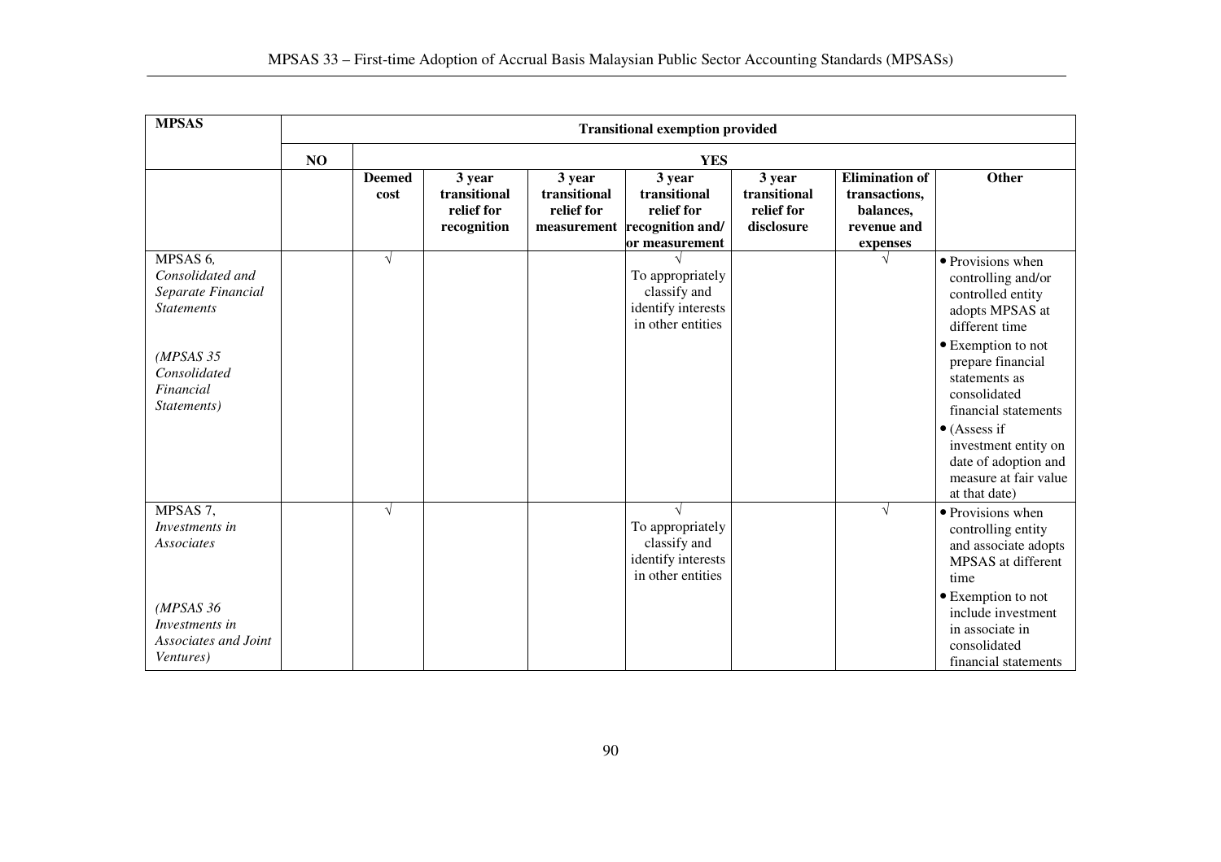| MPSAS | Transitional exemption provided | | | | | | | |
|---|---|---|---|---|---|---|---|---|
| | NO | YES | | | | | | |
| | | **Deemed cost** | **3 year transitional relief for recognition** | **3 year transitional relief for measurement** | **3 year transitional relief for recognition and/ or measurement** | **3 year transitional relief for disclosure** | **Elimination of transactions, balances, revenue and expenses** | **Other** |
| MPSAS 6, *Consolidated and Separate Financial Statements* <br><br> *(MPSAS 35 Consolidated Financial Statements)* | | √ | | | √ <br> To appropriately classify and identify interests in other entities | | √ | • Provisions when controlling and/or controlled entity adopts MPSAS at different time <br> • Exemption to not prepare financial statements as consolidated financial statements <br> • (Assess if investment entity on date of adoption and measure at fair value at that date) |
| MPSAS 7, *Investments in Associates* <br><br> *(MPSAS 36 Investments in Associates and Joint Ventures)* | | √ | | | √ <br> To appropriately classify and identify interests in other entities | | √ | • Provisions when controlling entity and associate adopts MPSAS at different time <br> • Exemption to not include investment in associate in consolidated financial statements |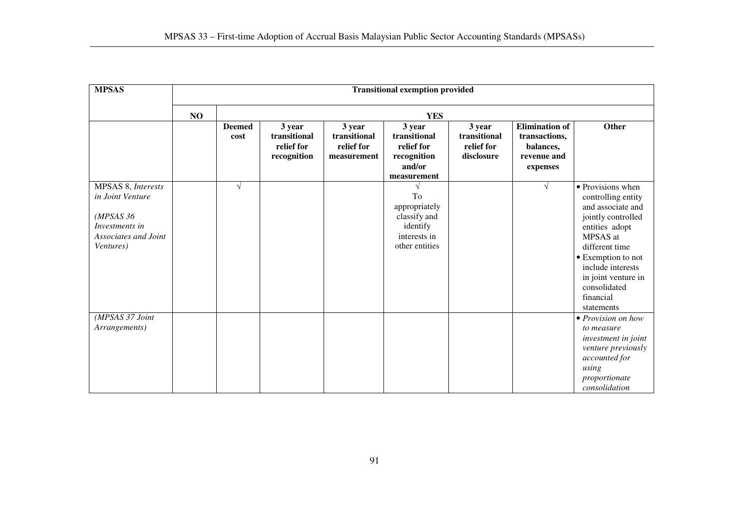| MPSAS | Transitional exemption provided | | | | | | | |
|---|---|---|---|---|---|---|---|---|
| | NO | YES | | | | | | |
| | | **Deemed cost** | **3 year transitional relief for recognition** | **3 year transitional relief for measurement** | **3 year transitional relief for recognition and/or measurement** | **3 year transitional relief for disclosure** | **Elimination of transactions, balances, revenue and expenses** | **Other** |
| MPSAS 8, *Interests in Joint Venture* <br><br> *(MPSAS 36 Investments in Associates and Joint Ventures)* | | √ | | | √ <br> To appropriately classify and identify interests in other entities | | √ | • Provisions when controlling entity and associate and jointly controlled entities adopt MPSAS at different time <br> • Exemption to not include interests in joint venture in consolidated financial statements |
| *(MPSAS 37 Joint Arrangements)* | | | | | | | | • *Provision on how to measure investment in joint venture previously accounted for using proportionate consolidation* |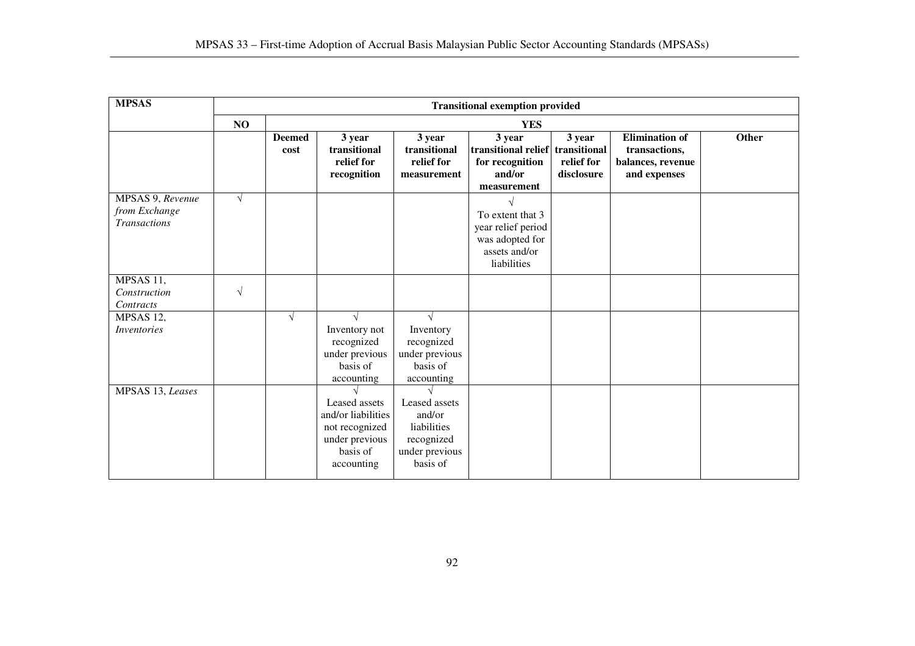| MPSAS | Transitional exemption provided | | | | | | | |
|---|---|---|---|---|---|---|---|---|
| | NO | YES | | | | | | |
| | | **Deemed cost** | **3 year transitional relief for recognition** | **3 year transitional relief for measurement** | **3 year transitional relief for recognition and/or measurement** | **3 year transitional relief for disclosure** | **Elimination of transactions, balances, revenue and expenses** | **Other** |
| MPSAS 9, *Revenue from Exchange Transactions* | √ | | | | √ To extent that 3 year relief period was adopted for assets and/or liabilities | | | |
| MPSAS 11, *Construction Contracts* | √ | | | | | | | |
| MPSAS 12, *Inventories* | | √ | √ Inventory not recognized under previous basis of accounting | √ Inventory recognized under previous basis of accounting | | | | |
| MPSAS 13, *Leases* | | | √ Leased assets and/or liabilities not recognized under previous basis of accounting | √ Leased assets and/or liabilities recognized under previous basis of | | | | |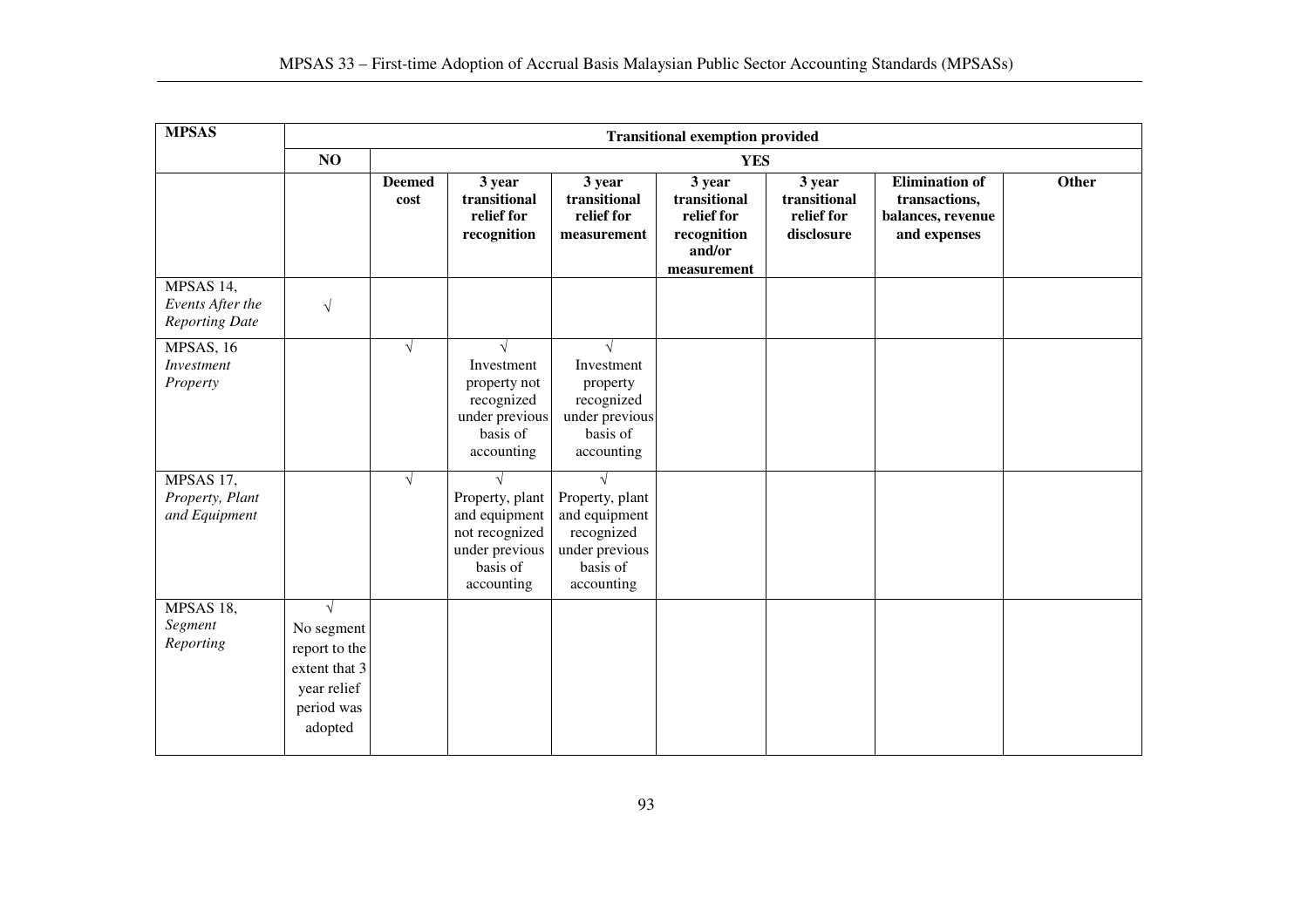| MPSAS | Transitional exemption provided | | | | | | | |
|---|---|---|---|---|---|---|---|---|
| | NO | YES | | | | | | |
| | | Deemed cost | 3 year transitional relief for recognition | 3 year transitional relief for measurement | 3 year transitional relief for recognition and/or measurement | 3 year transitional relief for disclosure | Elimination of transactions, balances, revenue and expenses | Other |
| MPSAS 14, *Events After the Reporting Date* | √ | | | | | | | |
| MPSAS, 16 *Investment Property* | | √ | √ Investment property not recognized under previous basis of accounting | √ Investment property recognized under previous basis of accounting | | | | |
| MPSAS 17, *Property, Plant and Equipment* | | √ | √ Property, plant and equipment not recognized under previous basis of accounting | √ Property, plant and equipment recognized under previous basis of accounting | | | | |
| MPSAS 18, *Segment Reporting* | √ No segment report to the extent that 3 year relief period was adopted | | | | | | | |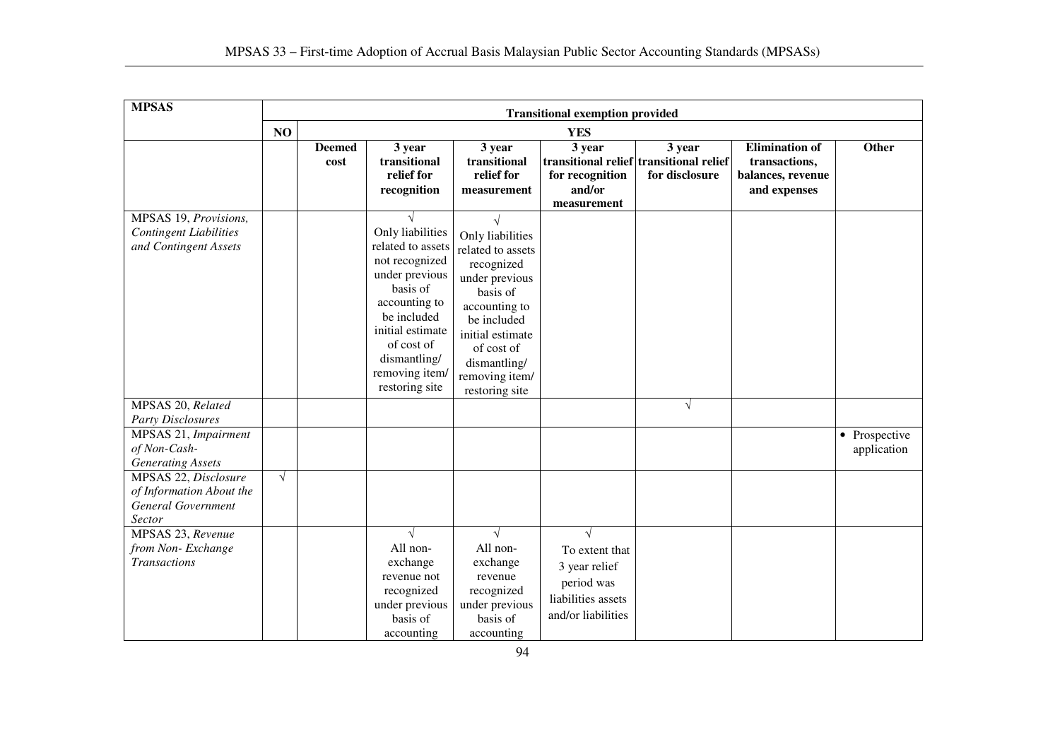| MPSAS | Transitional exemption provided | | | | | | | |
|---|---|---|---|---|---|---|---|---|
| | NO | YES | | | | | | |
| | | Deemed cost | 3 year transitional relief for recognition | 3 year transitional relief for measurement | 3 year transitional relief for recognition and/or measurement | 3 year transitional relief for disclosure | Elimination of transactions, balances, revenue and expenses | Other |
| MPSAS 19, *Provisions, Contingent Liabilities and Contingent Assets* | | | √ Only liabilities related to assets not recognized under previous basis of accounting to be included initial estimate of cost of dismantling/ removing item/ restoring site | √ Only liabilities related to assets recognized under previous basis of accounting to be included initial estimate of cost of dismantling/ removing item/ restoring site | | | | |
| MPSAS 20, *Related Party Disclosures* | | | | | | √ | | |
| MPSAS 21, *Impairment of Non-Cash-Generating Assets* | | | | | | | | • Prospective application |
| MPSAS 22, *Disclosure of Information About the General Government Sector* | √ | | | | | | | |
| MPSAS 23, *Revenue from Non- Exchange Transactions* | | | √ All non-exchange revenue not recognized under previous basis of accounting | √ All non-exchange revenue recognized under previous basis of accounting | √ To extent that 3 year relief period was liabilities assets and/or liabilities | | | |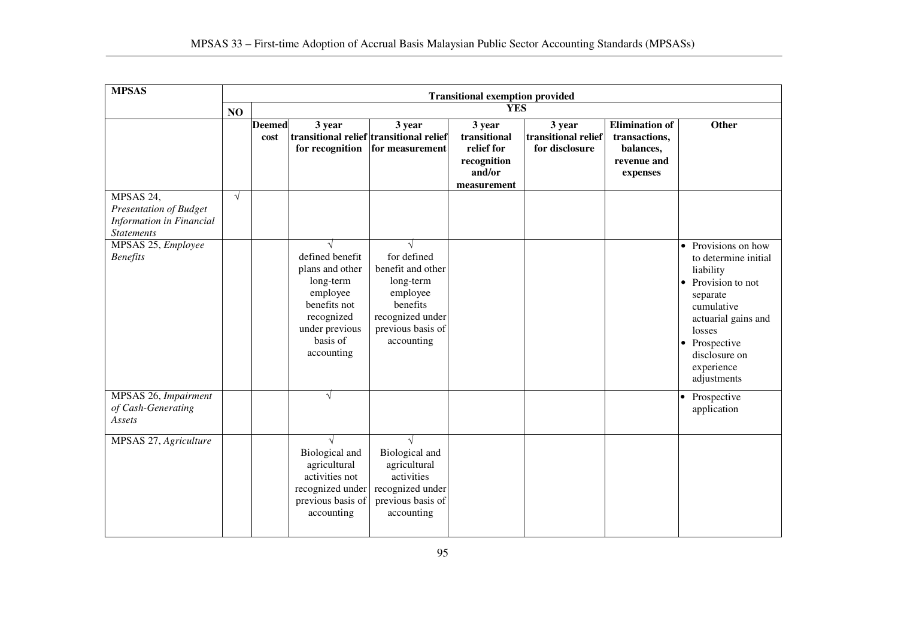| MPSAS | Transitional exemption provided | | | | | | | |
|---|---|---|---|---|---|---|---|---|
| | NO | YES | | | | | | |
| | | Deemed cost | 3 year transitional relief for recognition | 3 year transitional relief for measurement | 3 year transitional relief for recognition and/or measurement | 3 year transitional relief for disclosure | Elimination of transactions, balances, revenue and expenses | Other |
| MPSAS 24, *Presentation of Budget Information in Financial Statements* | √ | | | | | | | |
| MPSAS 25, *Employee Benefits* | | | √ defined benefit plans and other long-term employee benefits not recognized under previous basis of accounting | √ for defined benefit and other long-term employee benefits recognized under previous basis of accounting | | | | • Provisions on how to determine initial liability<br>• Provision to not separate cumulative actuarial gains and losses<br>• Prospective disclosure on experience adjustments |
| MPSAS 26, *Impairment of Cash-Generating Assets* | | | √ | | | | | • Prospective application |
| MPSAS 27, *Agriculture* | | | √ Biological and agricultural activities not recognized under previous basis of accounting | √ Biological and agricultural activities recognized under previous basis of accounting | | | | |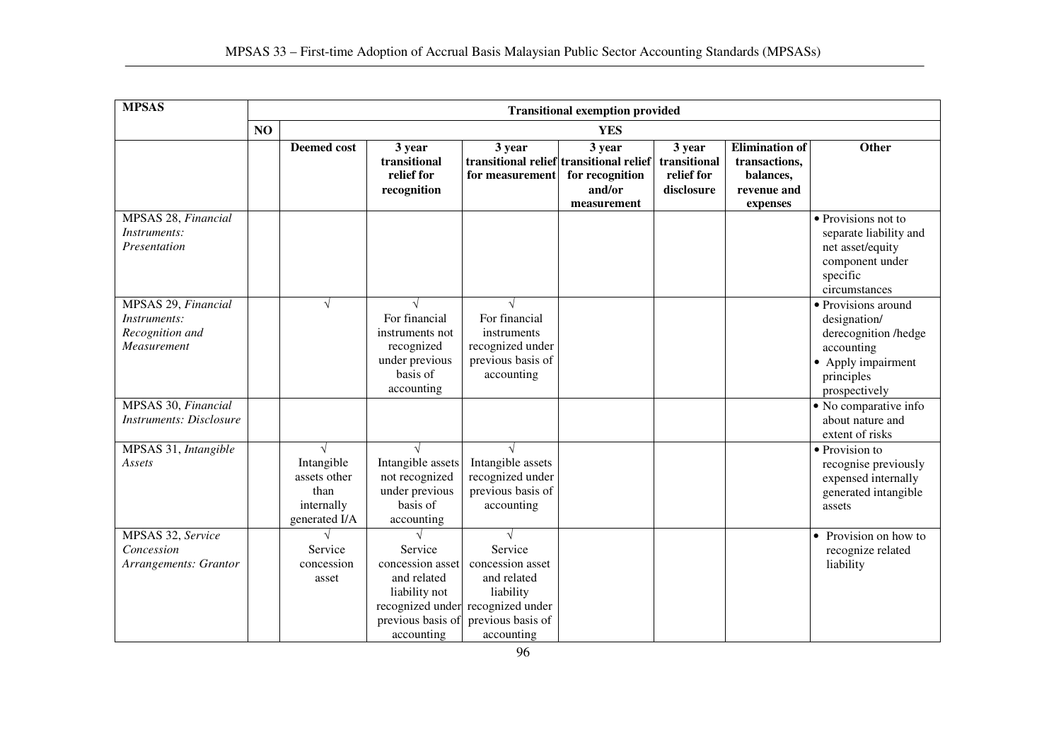| MPSAS | Transitional exemption provided | | | | | | | |
|---|---|---|---|---|---|---|---|---|
| | NO | YES | | | | | | |
| | | Deemed cost | 3 year transitional relief for recognition | 3 year transitional relief for measurement | 3 year transitional relief for recognition and/or measurement | 3 year transitional relief for disclosure | Elimination of transactions, balances, revenue and expenses | Other |
| MPSAS 28, *Financial Instruments: Presentation* | | | | | | | | • Provisions not to separate liability and net asset/equity component under specific circumstances |
| MPSAS 29, *Financial Instruments: Recognition and Measurement* | | √ | √ For financial instruments not recognized under previous basis of accounting | √ For financial instruments recognized under previous basis of accounting | | | | • Provisions around designation/ derecognition /hedge accounting • Apply impairment principles prospectively |
| MPSAS 30, *Financial Instruments: Disclosure* | | | | | | | | • No comparative info about nature and extent of risks |
| MPSAS 31, *Intangible Assets* | | √ Intangible assets other than internally generated I/A | √ Intangible assets not recognized under previous basis of accounting | √ Intangible assets recognized under previous basis of accounting | | | | • Provision to recognise previously expensed internally generated intangible assets |
| MPSAS 32, *Service Concession Arrangements: Grantor* | | √ Service concession asset | √ Service concession asset and related liability not recognized under previous basis of accounting | √ Service concession asset and related liability recognized under previous basis of accounting | | | | • Provision on how to recognize related liability |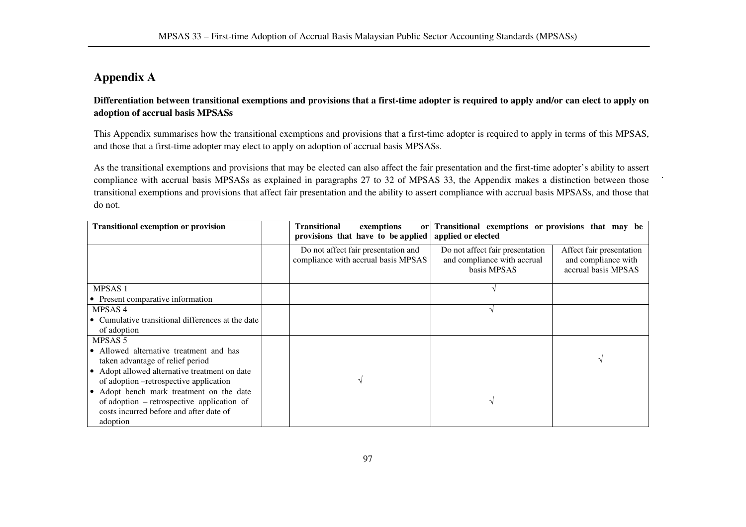## Appendix A

**Differentiation between transitional exemptions and provisions that a first-time adopter is required to apply and/or can elect to apply on adoption of accrual basis MPSASs**

This Appendix summarises how the transitional exemptions and provisions that a first-time adopter is required to apply in terms of this MPSAS, and those that a first-time adopter may elect to apply on adoption of accrual basis MPSASs.

As the transitional exemptions and provisions that may be elected can also affect the fair presentation and the first-time adopter's ability to assert compliance with accrual basis MPSASs as explained in paragraphs 27 to 32 of MPSAS 33, the Appendix makes a distinction between those transitional exemptions and provisions that affect fair presentation and the ability to assert compliance with accrual basis MPSASs, and those that do not.

| **Transitional exemption or provision** | | **Transitional exemptions or provisions that have to be applied** | **Transitional exemptions or provisions that may be applied or elected** | |
|---|---|---|---|---|
| | | Do not affect fair presentation and compliance with accrual basis MPSAS | Do not affect fair presentation and compliance with accrual basis MPSAS | Affect fair presentation and compliance with accrual basis MPSAS |
| MPSAS 1<br>• Present comparative information | | | √ | |
| MPSAS 4<br>• Cumulative transitional differences at the date of adoption | | | √ | |
| MPSAS 5<br>• Allowed alternative treatment and has taken advantage of relief period | | | | √ |
| • Adopt allowed alternative treatment on date of adoption –retrospective application | | √ | | |
| • Adopt bench mark treatment on the date of adoption – retrospective application of costs incurred before and after date of adoption | | | √ | |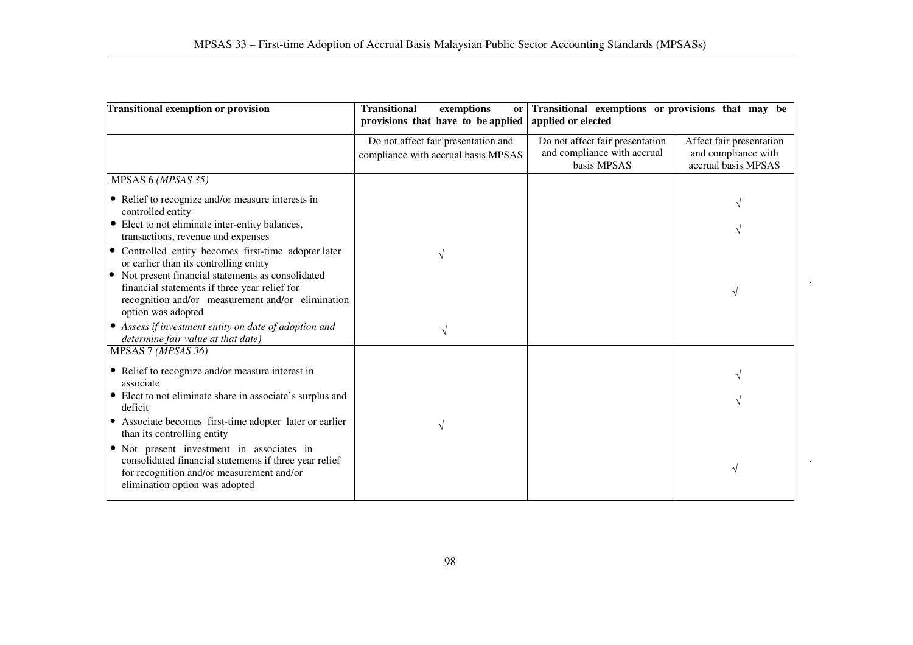| Transitional exemption or provision | Transitional exemptions or provisions that have to be applied | Transitional exemptions or provisions that may be applied or elected | |
|---|---|---|---|
| | Do not affect fair presentation and compliance with accrual basis MPSAS | Do not affect fair presentation and compliance with accrual basis MPSAS | Affect fair presentation and compliance with accrual basis MPSAS |
| MPSAS 6 *(MPSAS 35)* | | | |
| • Relief to recognize and/or measure interests in controlled entity | | | √ |
| • Elect to not eliminate inter-entity balances, transactions, revenue and expenses | | | √ |
| • Controlled entity becomes first-time adopter later or earlier than its controlling entity | √ | | |
| • Not present financial statements as consolidated financial statements if three year relief for recognition and/or measurement and/or elimination option was adopted | | | √ |
| • *Assess if investment entity on date of adoption and determine fair value at that date)* | √ | | |
| MPSAS 7 *(MPSAS 36)* | | | |
| • Relief to recognize and/or measure interest in associate | | | √ |
| • Elect to not eliminate share in associate's surplus and deficit | | | √ |
| • Associate becomes first-time adopter later or earlier than its controlling entity | √ | | |
| • Not present investment in associates in consolidated financial statements if three year relief for recognition and/or measurement and/or elimination option was adopted | | | √ |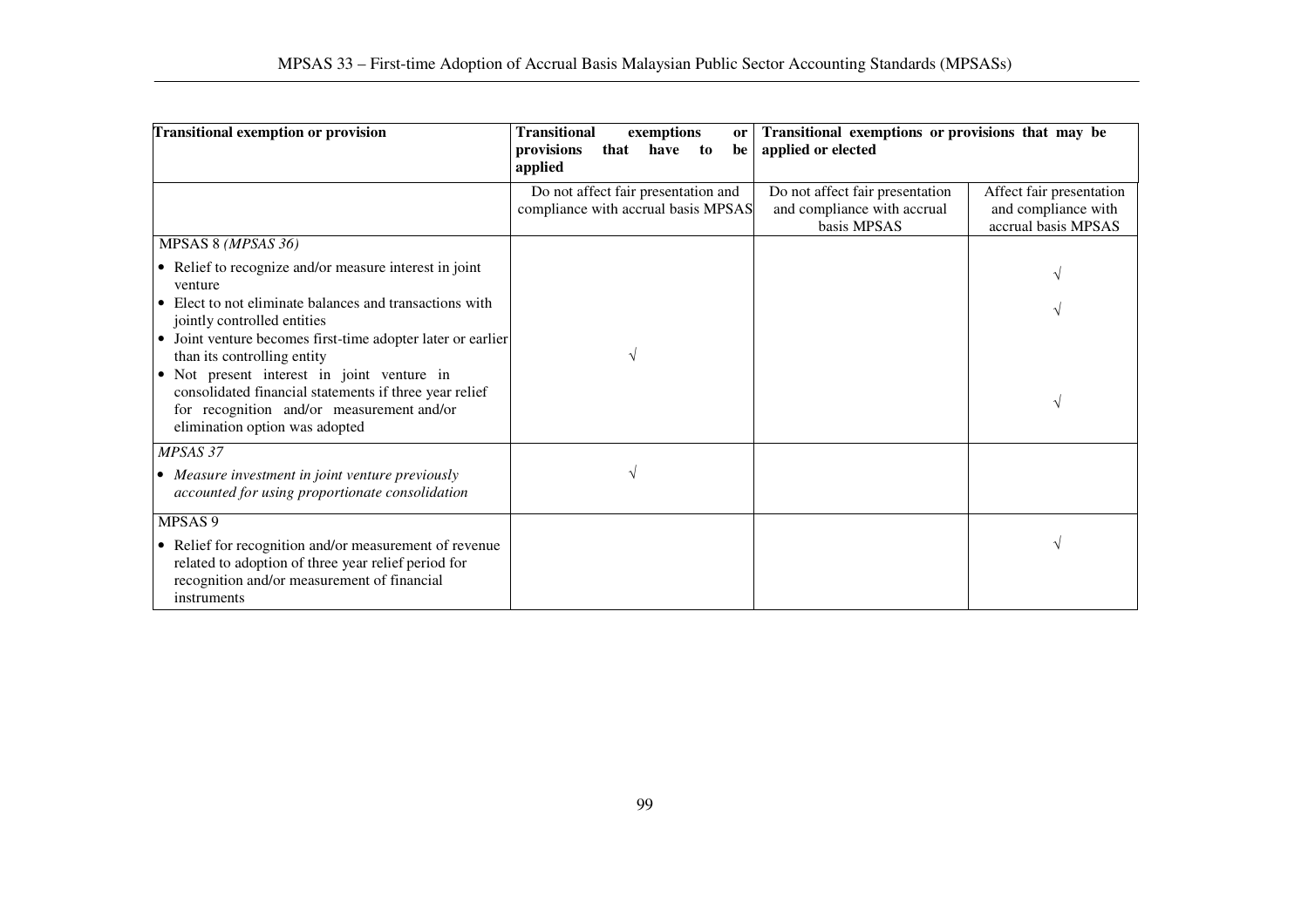| Transitional exemption or provision | Transitional exemptions or provisions that have to be applied | Transitional exemptions or provisions that may be applied or elected | |
|---|---|---|---|
| | Do not affect fair presentation and compliance with accrual basis MPSAS | Do not affect fair presentation and compliance with accrual basis MPSAS | Affect fair presentation and compliance with accrual basis MPSAS |
| MPSAS 8 *(MPSAS 36)* | | | |
| • Relief to recognize and/or measure interest in joint venture | | | √ |
| • Elect to not eliminate balances and transactions with jointly controlled entities | | | √ |
| • Joint venture becomes first-time adopter later or earlier than its controlling entity | √ | | |
| • Not present interest in joint venture in consolidated financial statements if three year relief for recognition and/or measurement and/or elimination option was adopted | | | √ |
| *MPSAS 37* | | | |
| • *Measure investment in joint venture previously accounted for using proportionate consolidation* | √ | | |
| MPSAS 9 | | | |
| • Relief for recognition and/or measurement of revenue related to adoption of three year relief period for recognition and/or measurement of financial instruments | | | √ |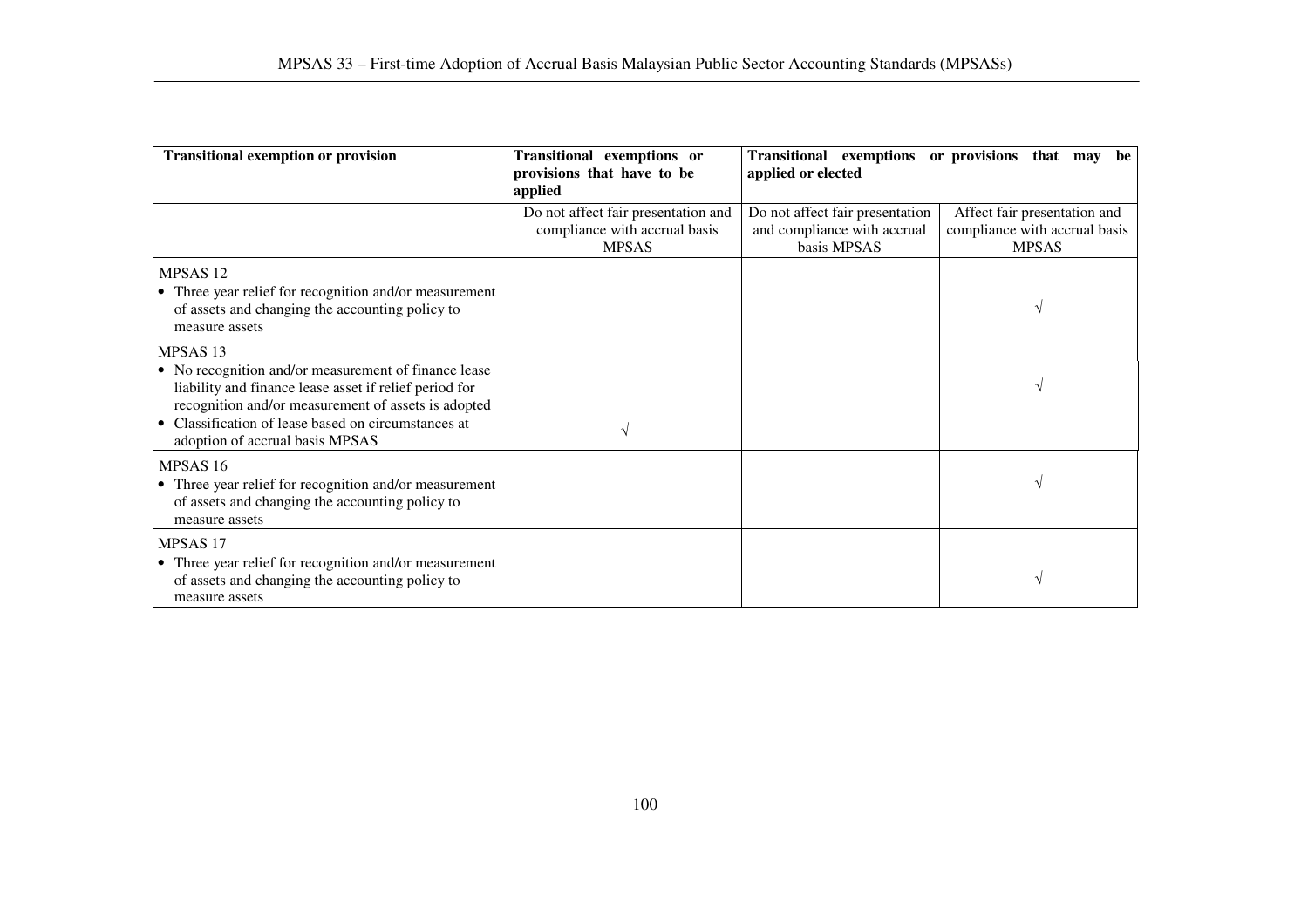| Transitional exemption or provision | Transitional exemptions or provisions that have to be applied | Transitional exemptions or provisions that may be applied or elected | |
|---|---|---|---|
| | Do not affect fair presentation and compliance with accrual basis MPSAS | Do not affect fair presentation and compliance with accrual basis MPSAS | Affect fair presentation and compliance with accrual basis MPSAS |
| MPSAS 12<br>• Three year relief for recognition and/or measurement of assets and changing the accounting policy to measure assets | | | √ |
| MPSAS 13<br>• No recognition and/or measurement of finance lease liability and finance lease asset if relief period for recognition and/or measurement of assets is adopted | | | √ |
| • Classification of lease based on circumstances at adoption of accrual basis MPSAS | √ | | |
| MPSAS 16<br>• Three year relief for recognition and/or measurement of assets and changing the accounting policy to measure assets | | | √ |
| MPSAS 17<br>• Three year relief for recognition and/or measurement of assets and changing the accounting policy to measure assets | | | √ |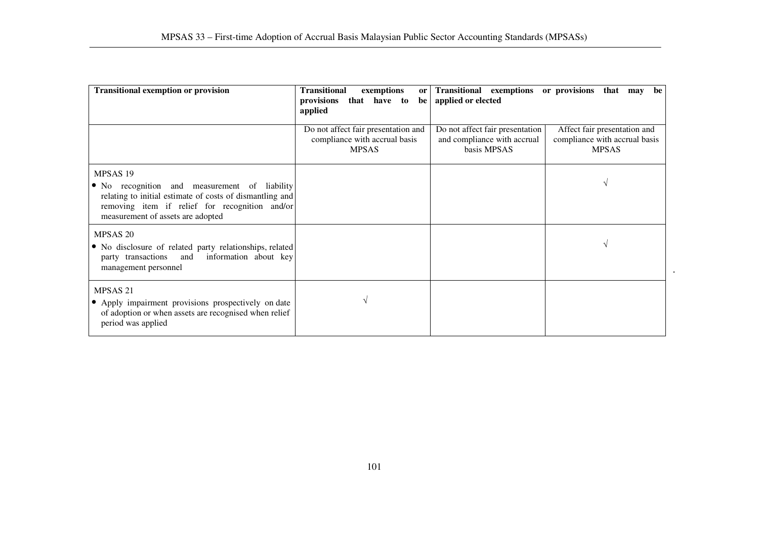| Transitional exemption or provision | Transitional exemptions or provisions that have to be applied | Transitional exemptions or provisions that may be applied or elected | |
|---|---|---|---|
| | Do not affect fair presentation and compliance with accrual basis MPSAS | Do not affect fair presentation and compliance with accrual basis MPSAS | Affect fair presentation and compliance with accrual basis MPSAS |
| MPSAS 19<br>• No recognition and measurement of liability relating to initial estimate of costs of dismantling and removing item if relief for recognition and/or measurement of assets are adopted | | | √ |
| MPSAS 20<br>• No disclosure of related party relationships, related party transactions and information about key management personnel | | | √ |
| MPSAS 21<br>• Apply impairment provisions prospectively on date of adoption or when assets are recognised when relief period was applied | √ | | |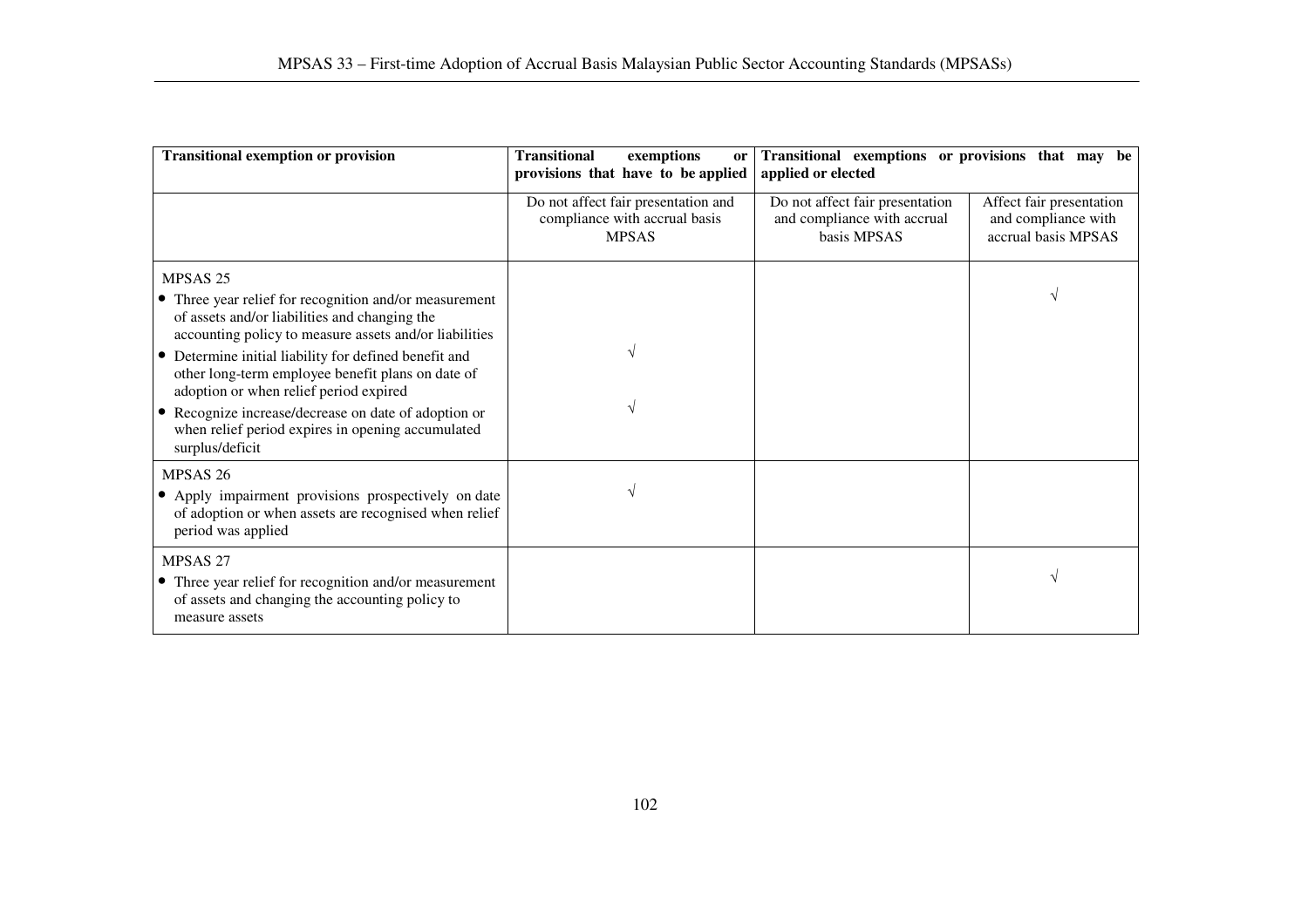| Transitional exemption or provision | Transitional exemptions or provisions that have to be applied | Transitional exemptions or provisions that may be applied or elected | |
|---|---|---|---|
| | Do not affect fair presentation and compliance with accrual basis MPSAS | Do not affect fair presentation and compliance with accrual basis MPSAS | Affect fair presentation and compliance with accrual basis MPSAS |
| MPSAS 25 | | | |
| • Three year relief for recognition and/or measurement of assets and/or liabilities and changing the accounting policy to measure assets and/or liabilities | | | √ |
| • Determine initial liability for defined benefit and other long-term employee benefit plans on date of adoption or when relief period expired | √ | | |
| • Recognize increase/decrease on date of adoption or when relief period expires in opening accumulated surplus/deficit | √ | | |
| MPSAS 26 | | | |
| • Apply impairment provisions prospectively on date of adoption or when assets are recognised when relief period was applied | √ | | |
| MPSAS 27 | | | |
| • Three year relief for recognition and/or measurement of assets and changing the accounting policy to measure assets | | | √ |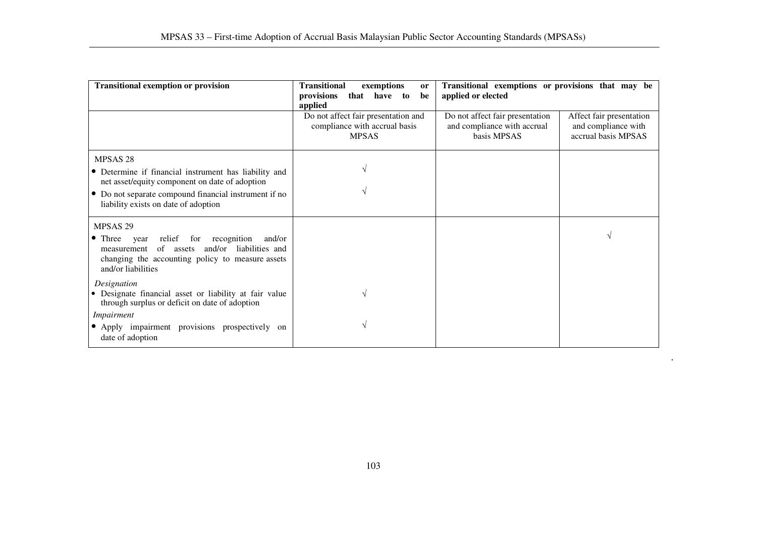| Transitional exemption or provision | Transitional exemptions or provisions that have to be applied | Transitional exemptions or provisions that may be applied or elected | |
|---|---|---|---|
| | Do not affect fair presentation and compliance with accrual basis MPSAS | Do not affect fair presentation and compliance with accrual basis MPSAS | Affect fair presentation and compliance with accrual basis MPSAS |
| MPSAS 28 | | | |
| • Determine if financial instrument has liability and net asset/equity component on date of adoption | √ | | |
| • Do not separate compound financial instrument if no liability exists on date of adoption | √ | | |
| MPSAS 29 | | | |
| • Three year relief for recognition and/or measurement of assets and/or liabilities and changing the accounting policy to measure assets and/or liabilities | | | √ |
| *Designation* | | | |
| • Designate financial asset or liability at fair value through surplus or deficit on date of adoption | √ | | |
| *Impairment* | | | |
| • Apply impairment provisions prospectively on date of adoption | √ | | |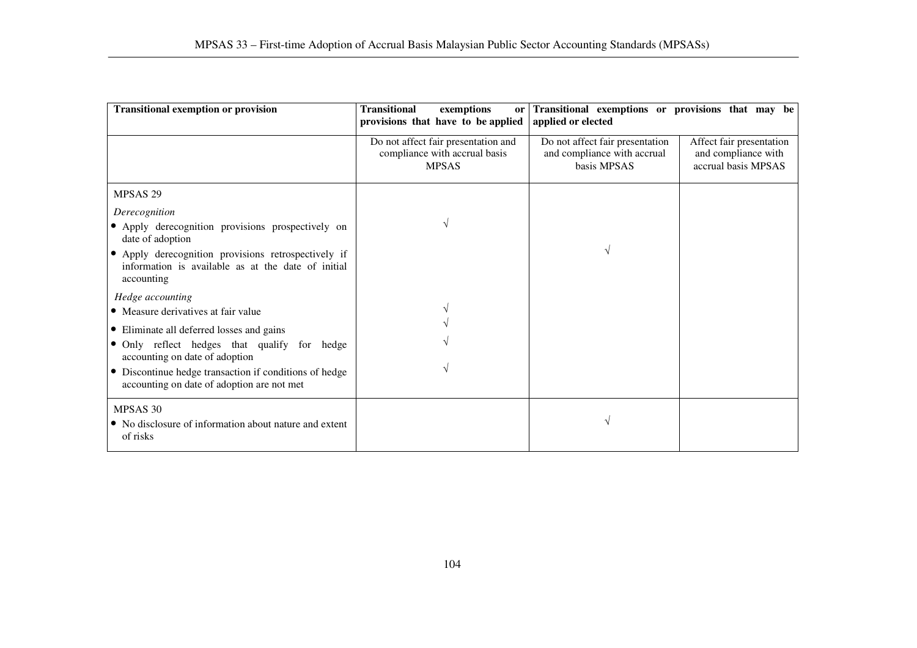| Transitional exemption or provision | Transitional exemptions or provisions that have to be applied | Transitional exemptions or provisions that may be applied or elected | |
|---|---|---|---|
| | Do not affect fair presentation and compliance with accrual basis MPSAS | Do not affect fair presentation and compliance with accrual basis MPSAS | Affect fair presentation and compliance with accrual basis MPSAS |
| MPSAS 29 | | | |
| *Derecognition* | | | |
| • Apply derecognition provisions prospectively on date of adoption | √ | | |
| • Apply derecognition provisions retrospectively if information is available as at the date of initial accounting | | √ | |
| *Hedge accounting* | | | |
| • Measure derivatives at fair value | √ | | |
| • Eliminate all deferred losses and gains | √ | | |
| • Only reflect hedges that qualify for hedge accounting on date of adoption | √ | | |
| • Discontinue hedge transaction if conditions of hedge accounting on date of adoption are not met | √ | | |
| MPSAS 30 | | | |
| • No disclosure of information about nature and extent of risks | | √ | |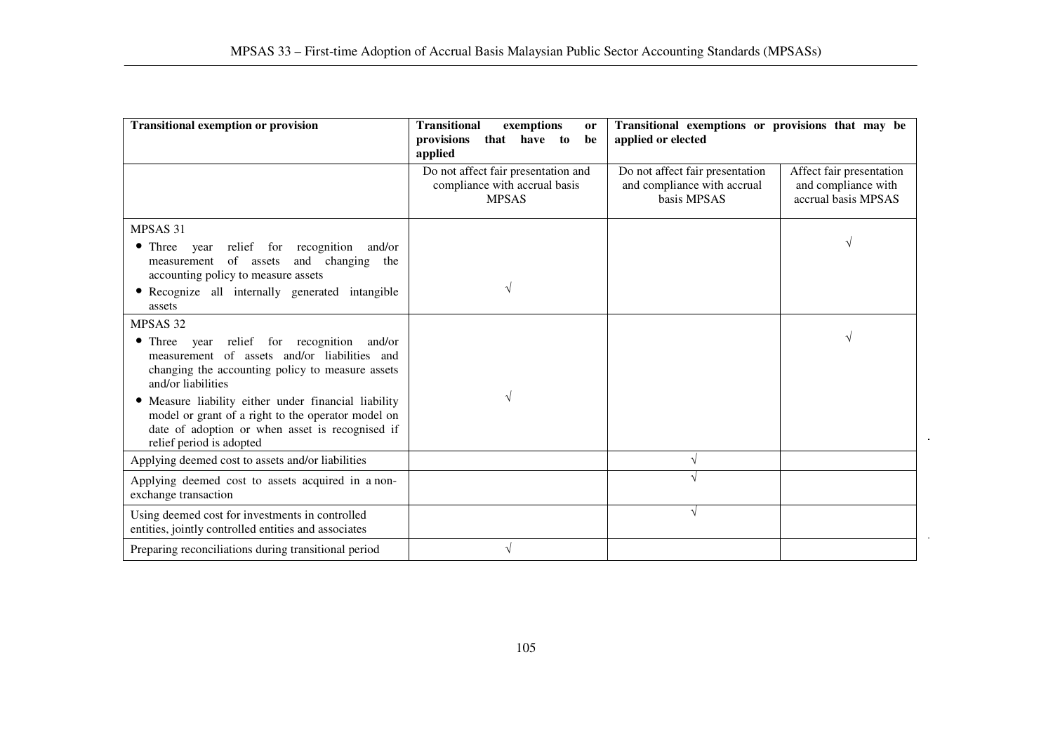| Transitional exemption or provision | Transitional exemptions or provisions that have to be applied | Transitional exemptions or provisions that may be applied or elected | |
|---|---|---|---|
| | Do not affect fair presentation and compliance with accrual basis MPSAS | Do not affect fair presentation and compliance with accrual basis MPSAS | Affect fair presentation and compliance with accrual basis MPSAS |
| MPSAS 31<br>• Three year relief for recognition and/or measurement of assets and changing the accounting policy to measure assets<br>• Recognize all internally generated intangible assets | √ | | √ |
| MPSAS 32<br>• Three year relief for recognition and/or measurement of assets and/or liabilities and changing the accounting policy to measure assets and/or liabilities<br>• Measure liability either under financial liability model or grant of a right to the operator model on date of adoption or when asset is recognised if relief period is adopted | √ | | √ |
| Applying deemed cost to assets and/or liabilities | | √ | |
| Applying deemed cost to assets acquired in a non-exchange transaction | | √ | |
| Using deemed cost for investments in controlled entities, jointly controlled entities and associates | | √ | |
| Preparing reconciliations during transitional period | √ | | |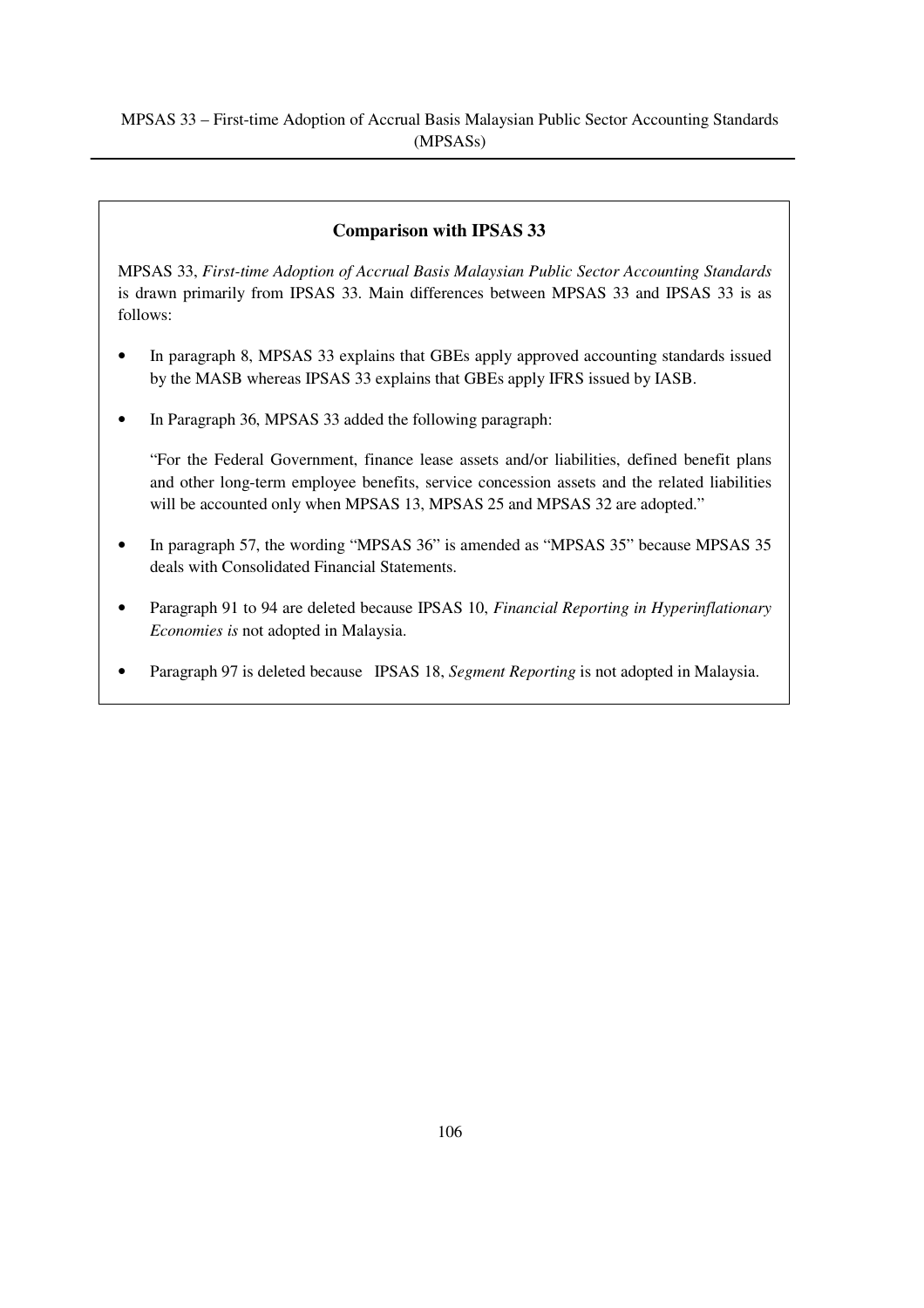## Comparison with IPSAS 33

MPSAS 33, *First-time Adoption of Accrual Basis Malaysian Public Sector Accounting Standards* is drawn primarily from IPSAS 33. Main differences between MPSAS 33 and IPSAS 33 is as follows:

- In paragraph 8, MPSAS 33 explains that GBEs apply approved accounting standards issued by the MASB whereas IPSAS 33 explains that GBEs apply IFRS issued by IASB.
- In Paragraph 36, MPSAS 33 added the following paragraph:

  "For the Federal Government, finance lease assets and/or liabilities, defined benefit plans and other long-term employee benefits, service concession assets and the related liabilities will be accounted only when MPSAS 13, MPSAS 25 and MPSAS 32 are adopted."

- In paragraph 57, the wording "MPSAS 36" is amended as "MPSAS 35" because MPSAS 35 deals with Consolidated Financial Statements.
- Paragraph 91 to 94 are deleted because IPSAS 10, *Financial Reporting in Hyperinflationary Economies is* not adopted in Malaysia.
- Paragraph 97 is deleted because IPSAS 18, *Segment Reporting* is not adopted in Malaysia.